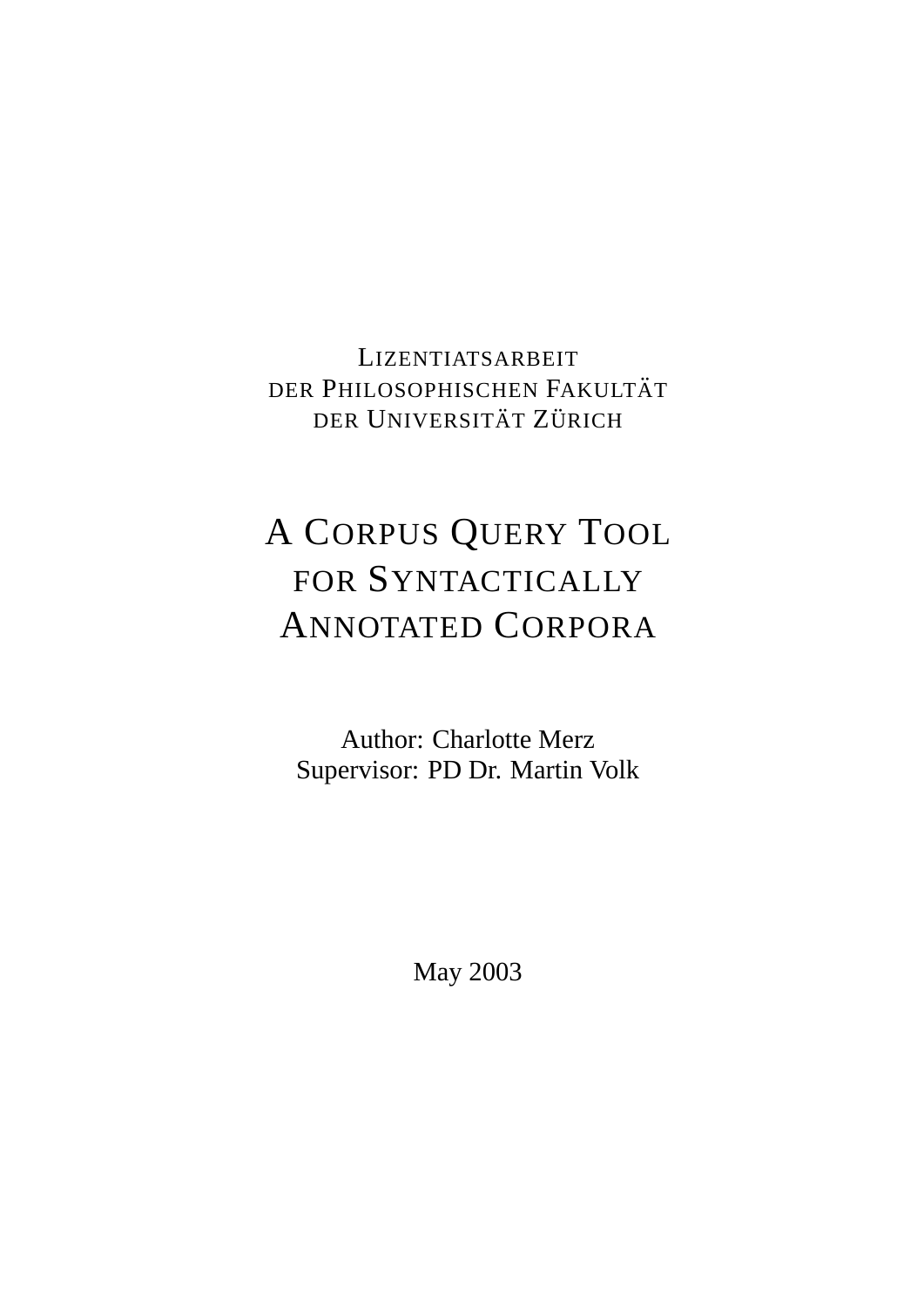LIZENTIATSARBEIT
DER PHILOSOPHISCHEN FAKULTÄT
DER UNIVERSITÄT ZÜRICH

# A CORPUS QUERY TOOL FOR SYNTACTICALLY ANNOTATED CORPORA

Author: Charlotte Merz
Supervisor: PD Dr. Martin Volk

May 2003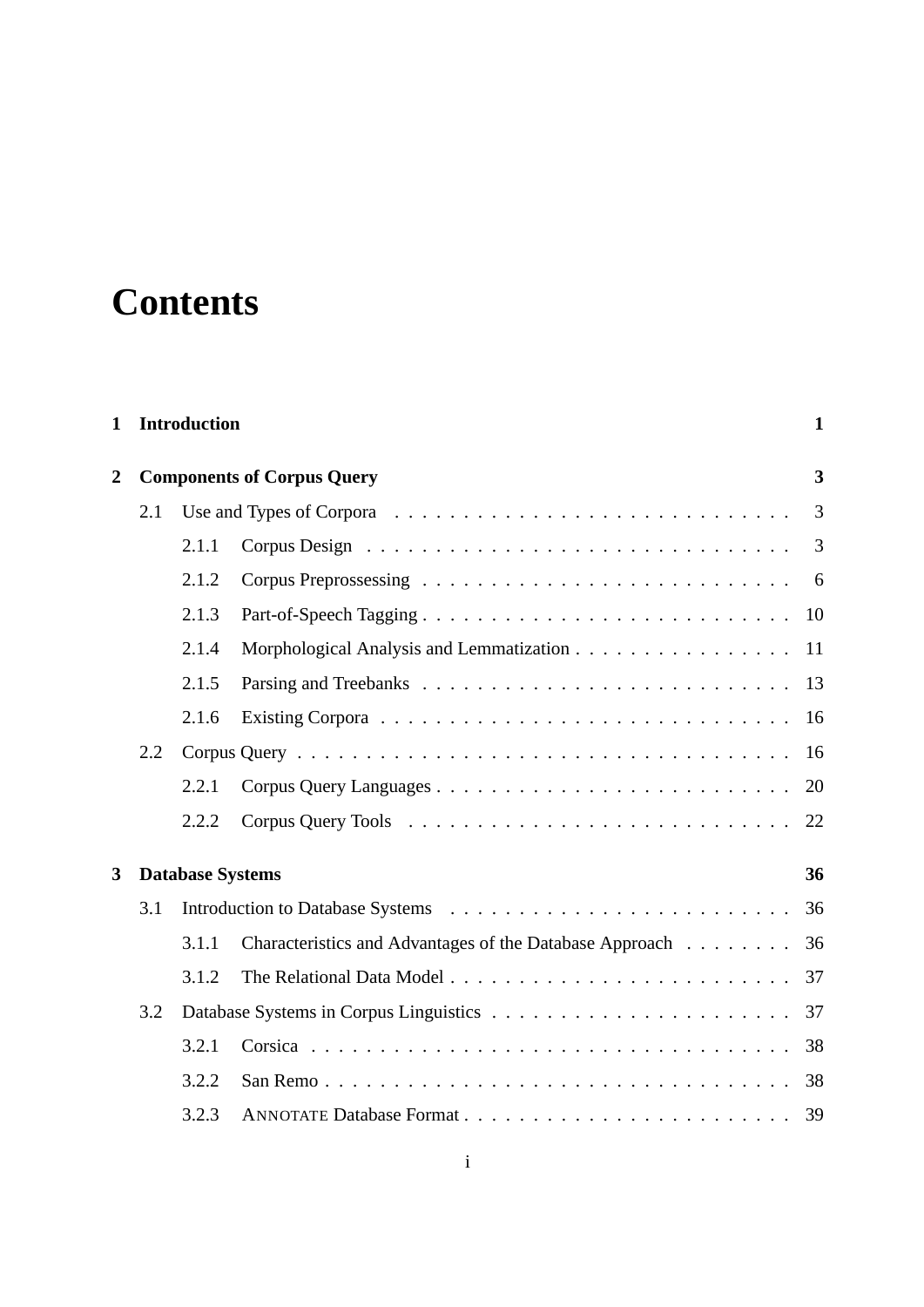# Contents

**1 Introduction** **1**

**2 Components of Corpus Query** **3**

- 2.1 Use and Types of Corpora . . . . . . . . . . . . . . . . . . . . . . . . . . . . . 3
  - 2.1.1 Corpus Design . . . . . . . . . . . . . . . . . . . . . . . . . . . . . . . 3
  - 2.1.2 Corpus Preprossessing . . . . . . . . . . . . . . . . . . . . . . . . . . . 6
  - 2.1.3 Part-of-Speech Tagging . . . . . . . . . . . . . . . . . . . . . . . . . . . 10
  - 2.1.4 Morphological Analysis and Lemmatization . . . . . . . . . . . . . . . . 11
  - 2.1.5 Parsing and Treebanks . . . . . . . . . . . . . . . . . . . . . . . . . . . 13
  - 2.1.6 Existing Corpora . . . . . . . . . . . . . . . . . . . . . . . . . . . . . . 16
- 2.2 Corpus Query . . . . . . . . . . . . . . . . . . . . . . . . . . . . . . . . . . . 16
  - 2.2.1 Corpus Query Languages . . . . . . . . . . . . . . . . . . . . . . . . . . 20
  - 2.2.2 Corpus Query Tools . . . . . . . . . . . . . . . . . . . . . . . . . . . . 22

**3 Database Systems** **36**

- 3.1 Introduction to Database Systems . . . . . . . . . . . . . . . . . . . . . . . . . 36
  - 3.1.1 Characteristics and Advantages of the Database Approach . . . . . . . . 36
  - 3.1.2 The Relational Data Model . . . . . . . . . . . . . . . . . . . . . . . . . 37
- 3.2 Database Systems in Corpus Linguistics . . . . . . . . . . . . . . . . . . . . . 37
  - 3.2.1 Corsica . . . . . . . . . . . . . . . . . . . . . . . . . . . . . . . . . . . 38
  - 3.2.2 San Remo . . . . . . . . . . . . . . . . . . . . . . . . . . . . . . . . . . 38
  - 3.2.3 ANNOTATE Database Format . . . . . . . . . . . . . . . . . . . . . . . . 39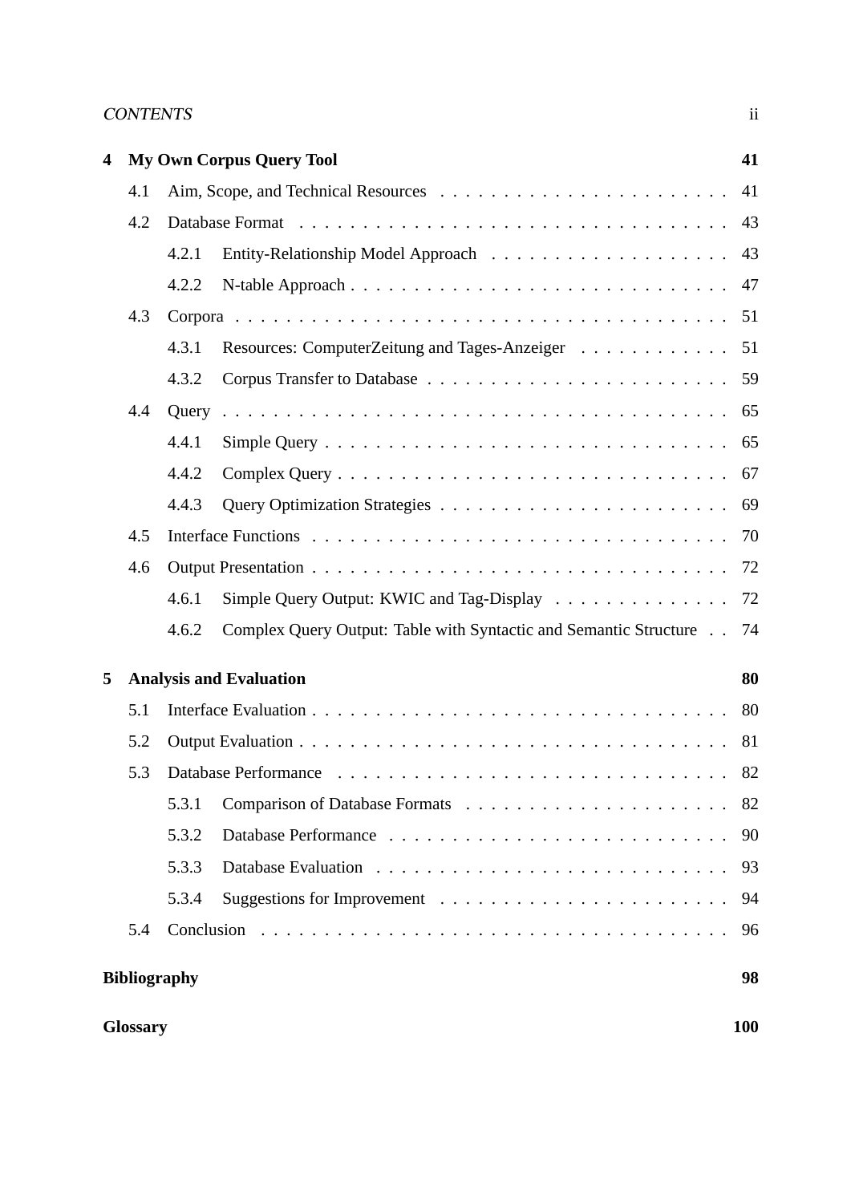| | | |
|---|---|---|
| **4** | **My Own Corpus Query Tool** | **41** |
| 4.1 | Aim, Scope, and Technical Resources | 41 |
| 4.2 | Database Format | 43 |
| 4.2.1 | Entity-Relationship Model Approach | 43 |
| 4.2.2 | N-table Approach | 47 |
| 4.3 | Corpora | 51 |
| 4.3.1 | Resources: ComputerZeitung and Tages-Anzeiger | 51 |
| 4.3.2 | Corpus Transfer to Database | 59 |
| 4.4 | Query | 65 |
| 4.4.1 | Simple Query | 65 |
| 4.4.2 | Complex Query | 67 |
| 4.4.3 | Query Optimization Strategies | 69 |
| 4.5 | Interface Functions | 70 |
| 4.6 | Output Presentation | 72 |
| 4.6.1 | Simple Query Output: KWIC and Tag-Display | 72 |
| 4.6.2 | Complex Query Output: Table with Syntactic and Semantic Structure | 74 |
| **5** | **Analysis and Evaluation** | **80** |
| 5.1 | Interface Evaluation | 80 |
| 5.2 | Output Evaluation | 81 |
| 5.3 | Database Performance | 82 |
| 5.3.1 | Comparison of Database Formats | 82 |
| 5.3.2 | Database Performance | 90 |
| 5.3.3 | Database Evaluation | 93 |
| 5.3.4 | Suggestions for Improvement | 94 |
| 5.4 | Conclusion | 96 |
| | **Bibliography** | **98** |
| | **Glossary** | **100** |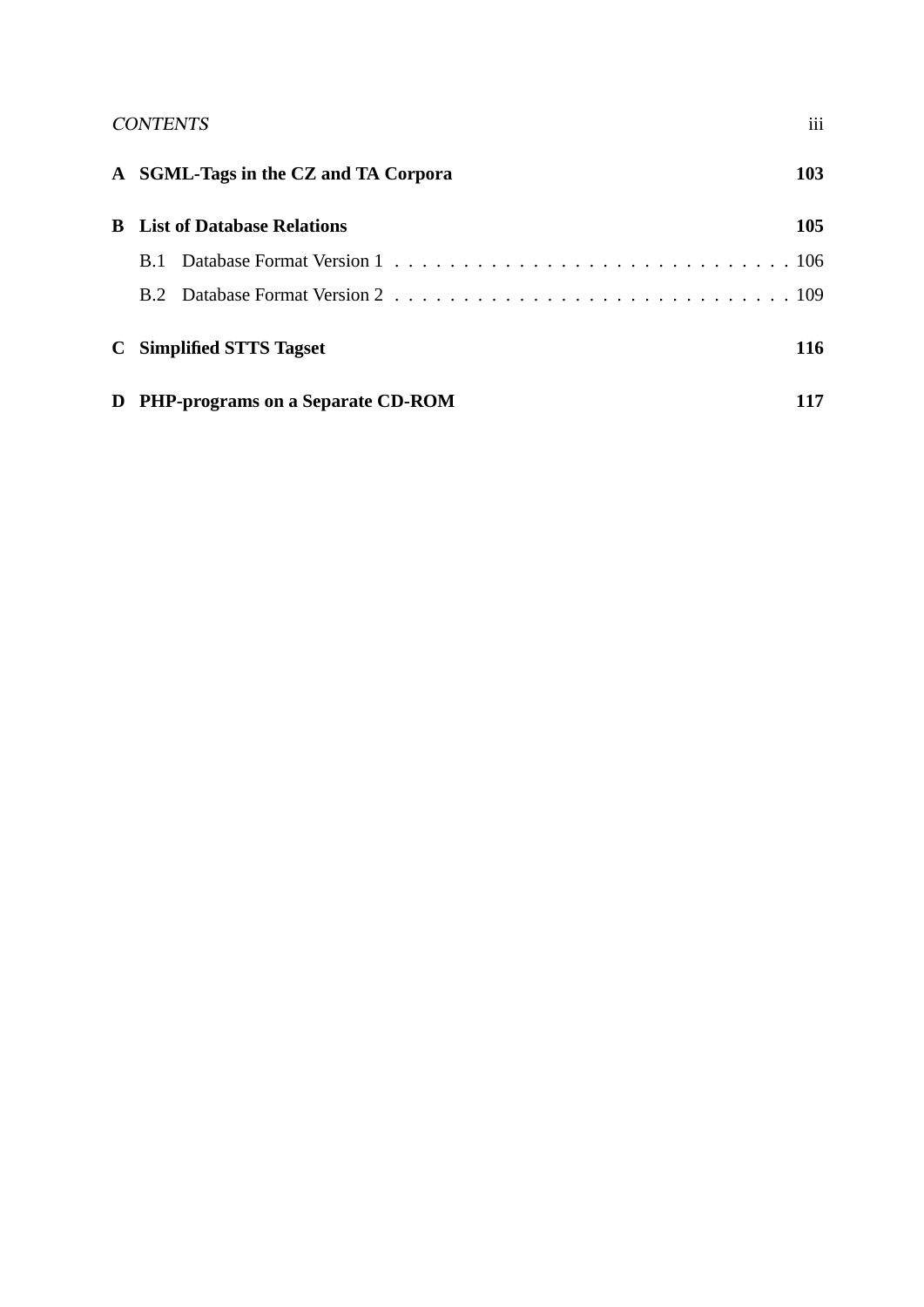**A SGML-Tags in the CZ and TA Corpora** **103**

**B List of Database Relations** **105**

B.1 Database Format Version 1 . . . . . . . . . . . . . . . . . . . . . . . . . . . . . 106

B.2 Database Format Version 2 . . . . . . . . . . . . . . . . . . . . . . . . . . . . . 109

**C Simplified STTS Tagset** **116**

**D PHP-programs on a Separate CD-ROM** **117**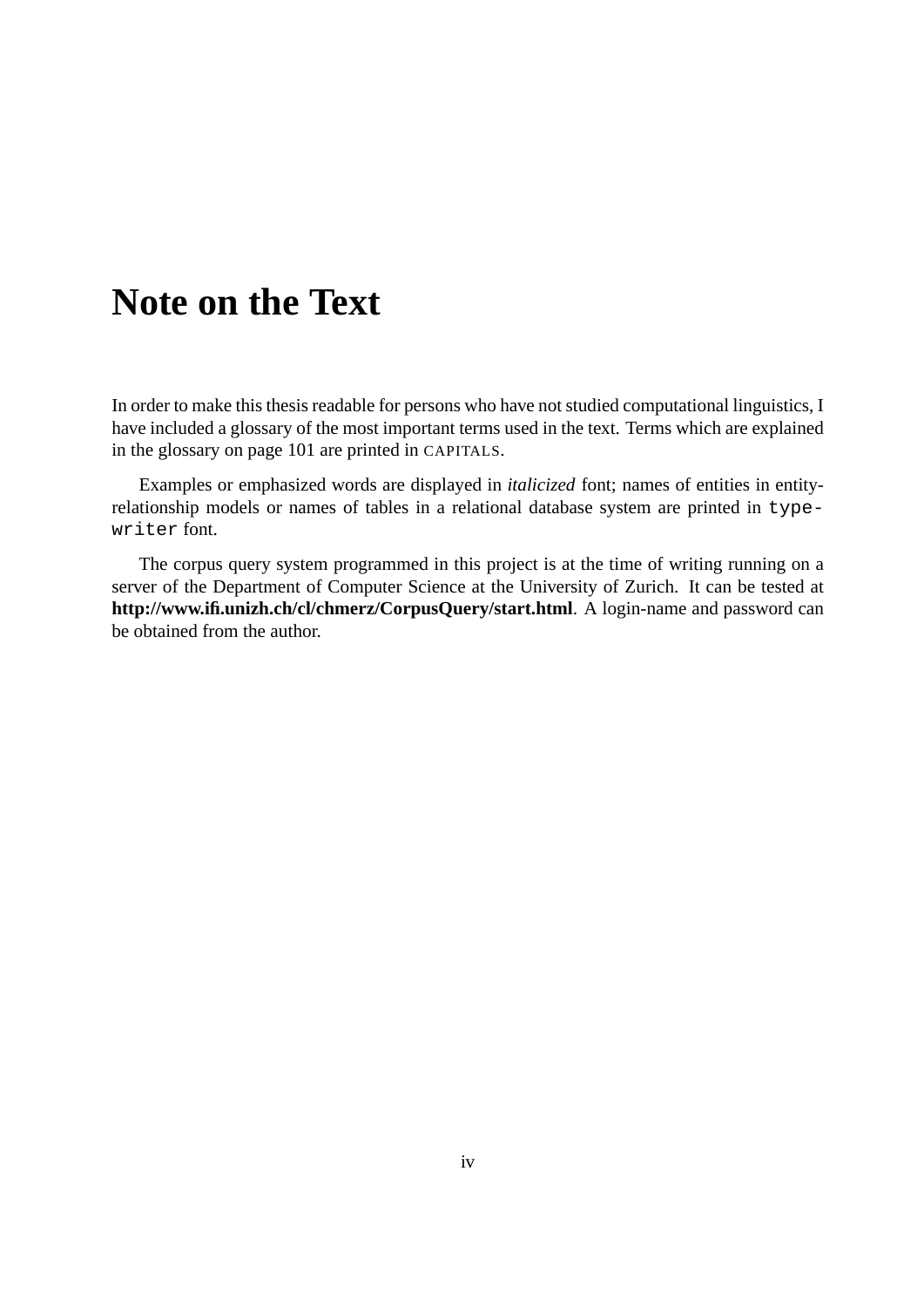# Note on the Text

In order to make this thesis readable for persons who have not studied computational linguistics, I have included a glossary of the most important terms used in the text. Terms which are explained in the glossary on page 101 are printed in CAPITALS.

Examples or emphasized words are displayed in *italicized* font; names of entities in entity-relationship models or names of tables in a relational database system are printed in `typewriter` font.

The corpus query system programmed in this project is at the time of writing running on a server of the Department of Computer Science at the University of Zurich. It can be tested at **http://www.ifi.unizh.ch/cl/chmerz/CorpusQuery/start.html**. A login-name and password can be obtained from the author.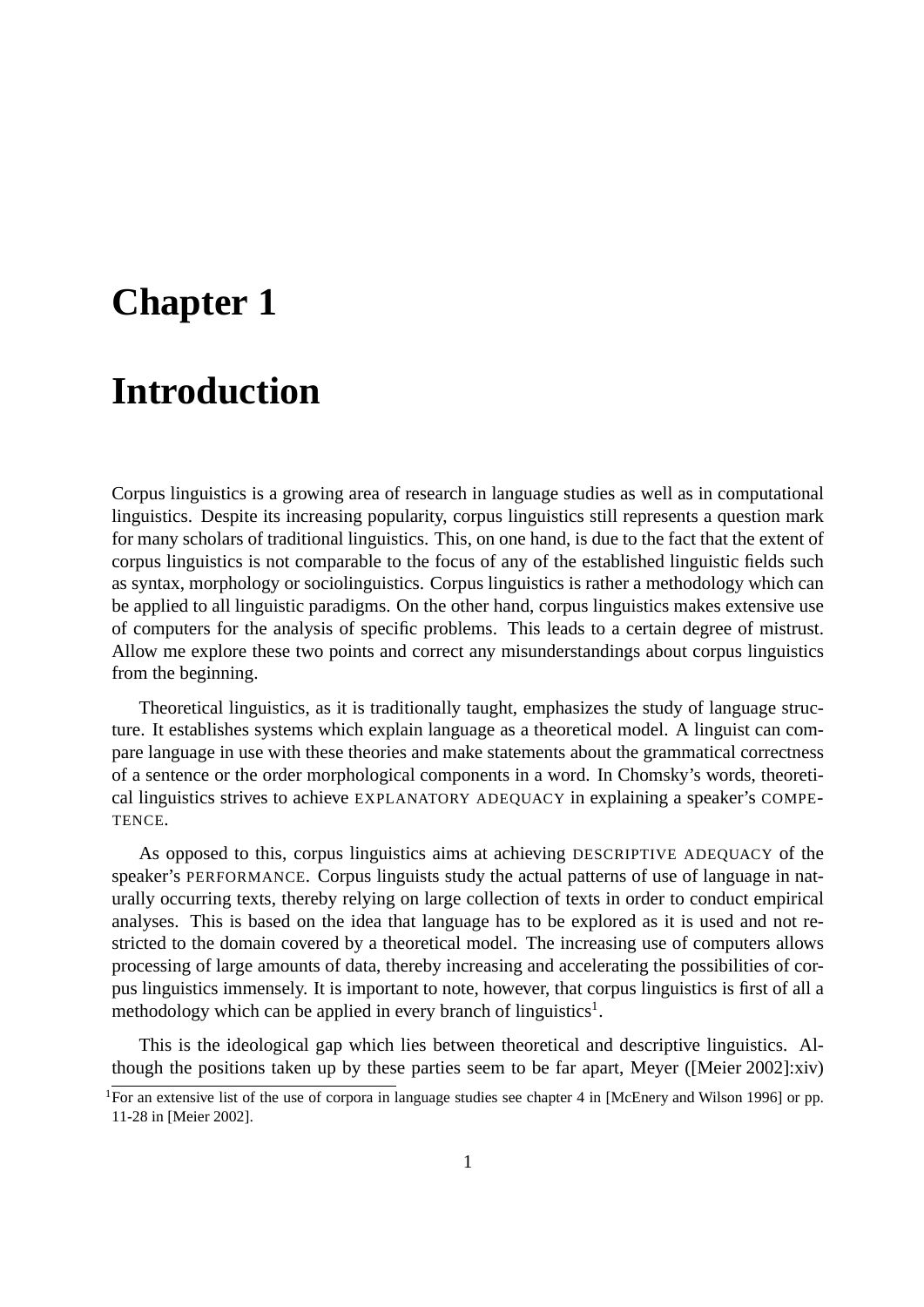# Chapter 1

# Introduction

Corpus linguistics is a growing area of research in language studies as well as in computational linguistics. Despite its increasing popularity, corpus linguistics still represents a question mark for many scholars of traditional linguistics. This, on one hand, is due to the fact that the extent of corpus linguistics is not comparable to the focus of any of the established linguistic fields such as syntax, morphology or sociolinguistics. Corpus linguistics is rather a methodology which can be applied to all linguistic paradigms. On the other hand, corpus linguistics makes extensive use of computers for the analysis of specific problems. This leads to a certain degree of mistrust. Allow me explore these two points and correct any misunderstandings about corpus linguistics from the beginning.

Theoretical linguistics, as it is traditionally taught, emphasizes the study of language structure. It establishes systems which explain language as a theoretical model. A linguist can compare language in use with these theories and make statements about the grammatical correctness of a sentence or the order morphological components in a word. In Chomsky's words, theoretical linguistics strives to achieve EXPLANATORY ADEQUACY in explaining a speaker's COMPETENCE.

As opposed to this, corpus linguistics aims at achieving DESCRIPTIVE ADEQUACY of the speaker's PERFORMANCE. Corpus linguists study the actual patterns of use of language in naturally occurring texts, thereby relying on large collection of texts in order to conduct empirical analyses. This is based on the idea that language has to be explored as it is used and not restricted to the domain covered by a theoretical model. The increasing use of computers allows processing of large amounts of data, thereby increasing and accelerating the possibilities of corpus linguistics immensely. It is important to note, however, that corpus linguistics is first of all a methodology which can be applied in every branch of linguistics[1].

This is the ideological gap which lies between theoretical and descriptive linguistics. Although the positions taken up by these parties seem to be far apart, Meyer ([Meier 2002]:xiv)

[1]For an extensive list of the use of corpora in language studies see chapter 4 in [McEnery and Wilson 1996] or pp. 11-28 in [Meier 2002].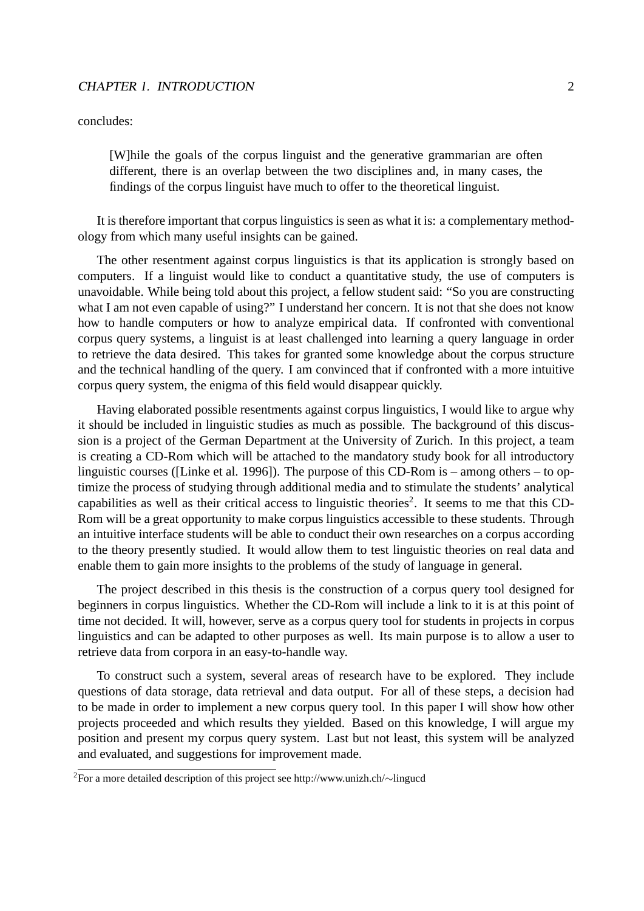concludes:

> [W]hile the goals of the corpus linguist and the generative grammarian are often different, there is an overlap between the two disciplines and, in many cases, the findings of the corpus linguist have much to offer to the theoretical linguist.

It is therefore important that corpus linguistics is seen as what it is: a complementary methodology from which many useful insights can be gained.

The other resentment against corpus linguistics is that its application is strongly based on computers. If a linguist would like to conduct a quantitative study, the use of computers is unavoidable. While being told about this project, a fellow student said: "So you are constructing what I am not even capable of using?" I understand her concern. It is not that she does not know how to handle computers or how to analyze empirical data. If confronted with conventional corpus query systems, a linguist is at least challenged into learning a query language in order to retrieve the data desired. This takes for granted some knowledge about the corpus structure and the technical handling of the query. I am convinced that if confronted with a more intuitive corpus query system, the enigma of this field would disappear quickly.

Having elaborated possible resentments against corpus linguistics, I would like to argue why it should be included in linguistic studies as much as possible. The background of this discussion is a project of the German Department at the University of Zurich. In this project, a team is creating a CD-Rom which will be attached to the mandatory study book for all introductory linguistic courses ([Linke et al. 1996]). The purpose of this CD-Rom is – among others – to optimize the process of studying through additional media and to stimulate the students' analytical capabilities as well as their critical access to linguistic theories[2]. It seems to me that this CD-Rom will be a great opportunity to make corpus linguistics accessible to these students. Through an intuitive interface students will be able to conduct their own researches on a corpus according to the theory presently studied. It would allow them to test linguistic theories on real data and enable them to gain more insights to the problems of the study of language in general.

The project described in this thesis is the construction of a corpus query tool designed for beginners in corpus linguistics. Whether the CD-Rom will include a link to it is at this point of time not decided. It will, however, serve as a corpus query tool for students in projects in corpus linguistics and can be adapted to other purposes as well. Its main purpose is to allow a user to retrieve data from corpora in an easy-to-handle way.

To construct such a system, several areas of research have to be explored. They include questions of data storage, data retrieval and data output. For all of these steps, a decision had to be made in order to implement a new corpus query tool. In this paper I will show how other projects proceeded and which results they yielded. Based on this knowledge, I will argue my position and present my corpus query system. Last but not least, this system will be analyzed and evaluated, and suggestions for improvement made.

[2] For a more detailed description of this project see http://www.unizh.ch/~lingucd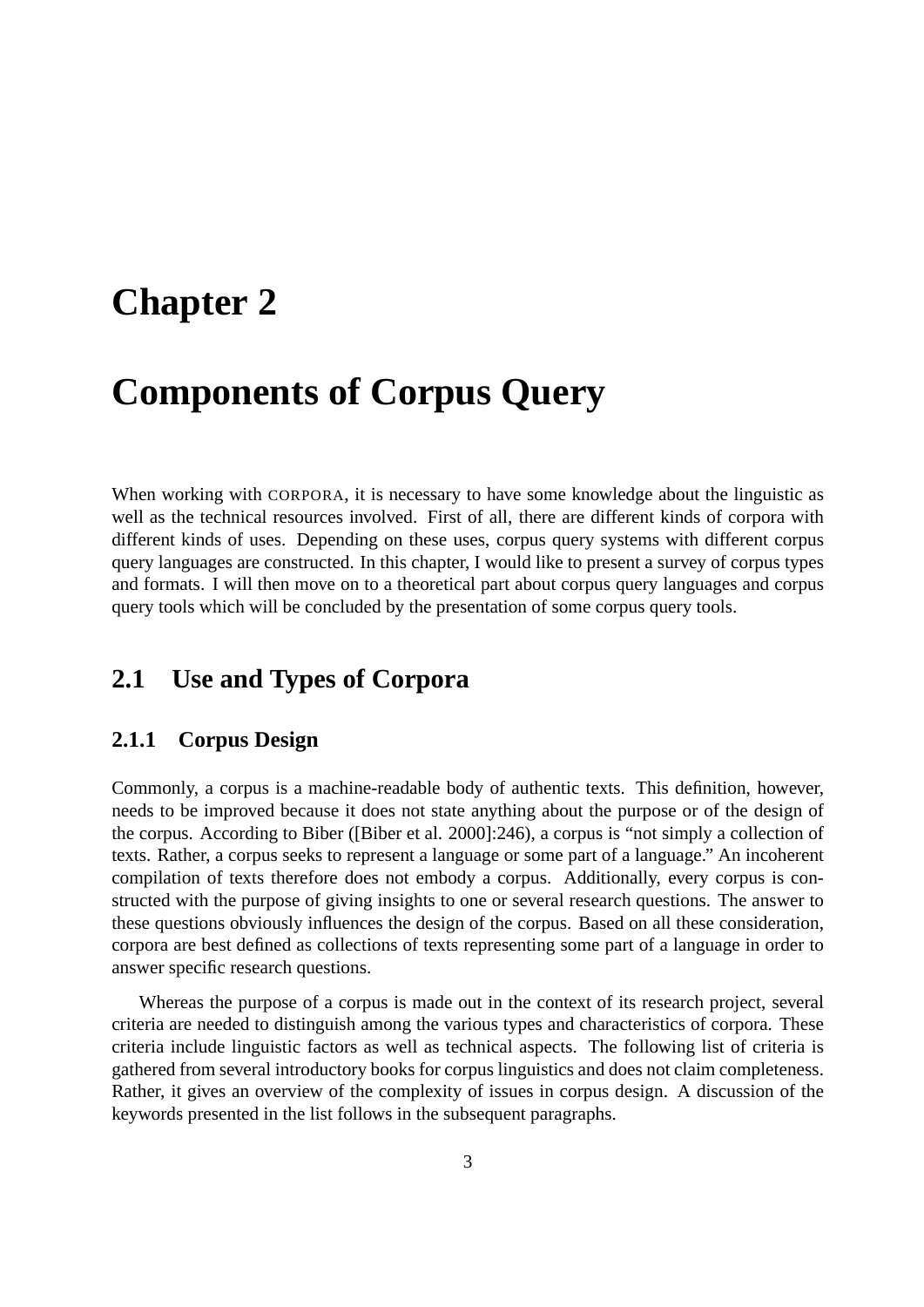# Chapter 2

# Components of Corpus Query

When working with CORPORA, it is necessary to have some knowledge about the linguistic as well as the technical resources involved. First of all, there are different kinds of corpora with different kinds of uses. Depending on these uses, corpus query systems with different corpus query languages are constructed. In this chapter, I would like to present a survey of corpus types and formats. I will then move on to a theoretical part about corpus query languages and corpus query tools which will be concluded by the presentation of some corpus query tools.

## 2.1 Use and Types of Corpora

### 2.1.1 Corpus Design

Commonly, a corpus is a machine-readable body of authentic texts. This definition, however, needs to be improved because it does not state anything about the purpose or of the design of the corpus. According to Biber ([Biber et al. 2000]:246), a corpus is "not simply a collection of texts. Rather, a corpus seeks to represent a language or some part of a language." An incoherent compilation of texts therefore does not embody a corpus. Additionally, every corpus is constructed with the purpose of giving insights to one or several research questions. The answer to these questions obviously influences the design of the corpus. Based on all these consideration, corpora are best defined as collections of texts representing some part of a language in order to answer specific research questions.

Whereas the purpose of a corpus is made out in the context of its research project, several criteria are needed to distinguish among the various types and characteristics of corpora. These criteria include linguistic factors as well as technical aspects. The following list of criteria is gathered from several introductory books for corpus linguistics and does not claim completeness. Rather, it gives an overview of the complexity of issues in corpus design. A discussion of the keywords presented in the list follows in the subsequent paragraphs.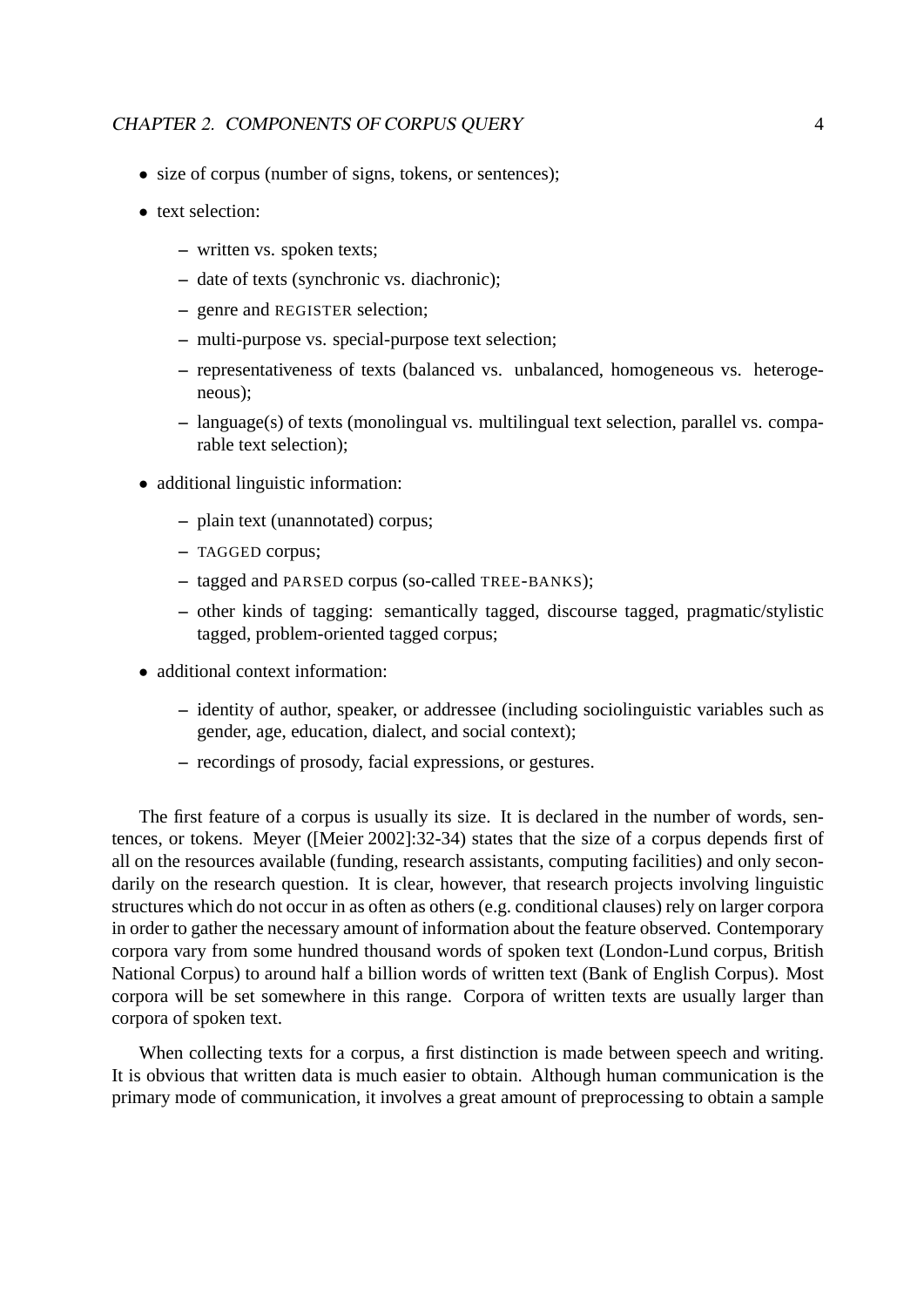- size of corpus (number of signs, tokens, or sentences);
- text selection:
  - written vs. spoken texts;
  - date of texts (synchronic vs. diachronic);
  - genre and REGISTER selection;
  - multi-purpose vs. special-purpose text selection;
  - representativeness of texts (balanced vs. unbalanced, homogeneous vs. heterogeneous);
  - language(s) of texts (monolingual vs. multilingual text selection, parallel vs. comparable text selection);
- additional linguistic information:
  - plain text (unannotated) corpus;
  - TAGGED corpus;
  - tagged and PARSED corpus (so-called TREE-BANKS);
  - other kinds of tagging: semantically tagged, discourse tagged, pragmatic/stylistic tagged, problem-oriented tagged corpus;
- additional context information:
  - identity of author, speaker, or addressee (including sociolinguistic variables such as gender, age, education, dialect, and social context);
  - recordings of prosody, facial expressions, or gestures.

The first feature of a corpus is usually its size. It is declared in the number of words, sentences, or tokens. Meyer ([Meier 2002]:32-34) states that the size of a corpus depends first of all on the resources available (funding, research assistants, computing facilities) and only secondarily on the research question. It is clear, however, that research projects involving linguistic structures which do not occur in as often as others (e.g. conditional clauses) rely on larger corpora in order to gather the necessary amount of information about the feature observed. Contemporary corpora vary from some hundred thousand words of spoken text (London-Lund corpus, British National Corpus) to around half a billion words of written text (Bank of English Corpus). Most corpora will be set somewhere in this range. Corpora of written texts are usually larger than corpora of spoken text.

When collecting texts for a corpus, a first distinction is made between speech and writing. It is obvious that written data is much easier to obtain. Although human communication is the primary mode of communication, it involves a great amount of preprocessing to obtain a sample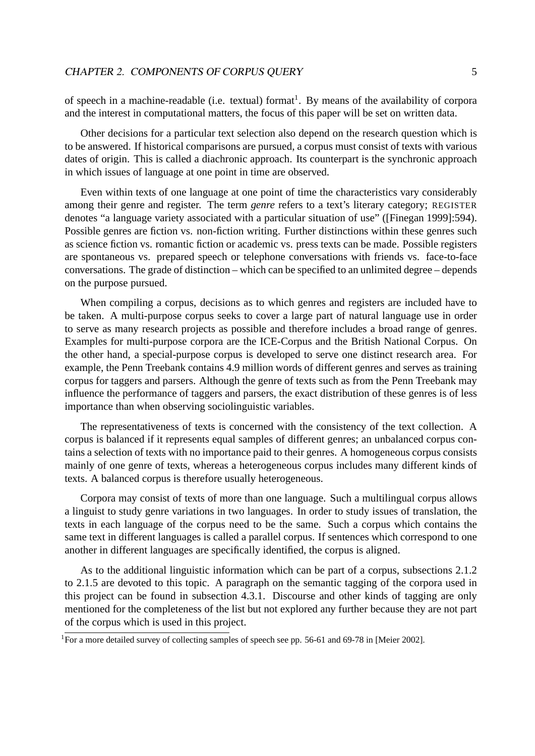of speech in a machine-readable (i.e. textual) format[1]. By means of the availability of corpora and the interest in computational matters, the focus of this paper will be set on written data.

Other decisions for a particular text selection also depend on the research question which is to be answered. If historical comparisons are pursued, a corpus must consist of texts with various dates of origin. This is called a diachronic approach. Its counterpart is the synchronic approach in which issues of language at one point in time are observed.

Even within texts of one language at one point of time the characteristics vary considerably among their genre and register. The term *genre* refers to a text's literary category; REGISTER denotes "a language variety associated with a particular situation of use" ([Finegan 1999]:594). Possible genres are fiction vs. non-fiction writing. Further distinctions within these genres such as science fiction vs. romantic fiction or academic vs. press texts can be made. Possible registers are spontaneous vs. prepared speech or telephone conversations with friends vs. face-to-face conversations. The grade of distinction – which can be specified to an unlimited degree – depends on the purpose pursued.

When compiling a corpus, decisions as to which genres and registers are included have to be taken. A multi-purpose corpus seeks to cover a large part of natural language use in order to serve as many research projects as possible and therefore includes a broad range of genres. Examples for multi-purpose corpora are the ICE-Corpus and the British National Corpus. On the other hand, a special-purpose corpus is developed to serve one distinct research area. For example, the Penn Treebank contains 4.9 million words of different genres and serves as training corpus for taggers and parsers. Although the genre of texts such as from the Penn Treebank may influence the performance of taggers and parsers, the exact distribution of these genres is of less importance than when observing sociolinguistic variables.

The representativeness of texts is concerned with the consistency of the text collection. A corpus is balanced if it represents equal samples of different genres; an unbalanced corpus contains a selection of texts with no importance paid to their genres. A homogeneous corpus consists mainly of one genre of texts, whereas a heterogeneous corpus includes many different kinds of texts. A balanced corpus is therefore usually heterogeneous.

Corpora may consist of texts of more than one language. Such a multilingual corpus allows a linguist to study genre variations in two languages. In order to study issues of translation, the texts in each language of the corpus need to be the same. Such a corpus which contains the same text in different languages is called a parallel corpus. If sentences which correspond to one another in different languages are specifically identified, the corpus is aligned.

As to the additional linguistic information which can be part of a corpus, subsections 2.1.2 to 2.1.5 are devoted to this topic. A paragraph on the semantic tagging of the corpora used in this project can be found in subsection 4.3.1. Discourse and other kinds of tagging are only mentioned for the completeness of the list but not explored any further because they are not part of the corpus which is used in this project.

[1] For a more detailed survey of collecting samples of speech see pp. 56-61 and 69-78 in [Meier 2002].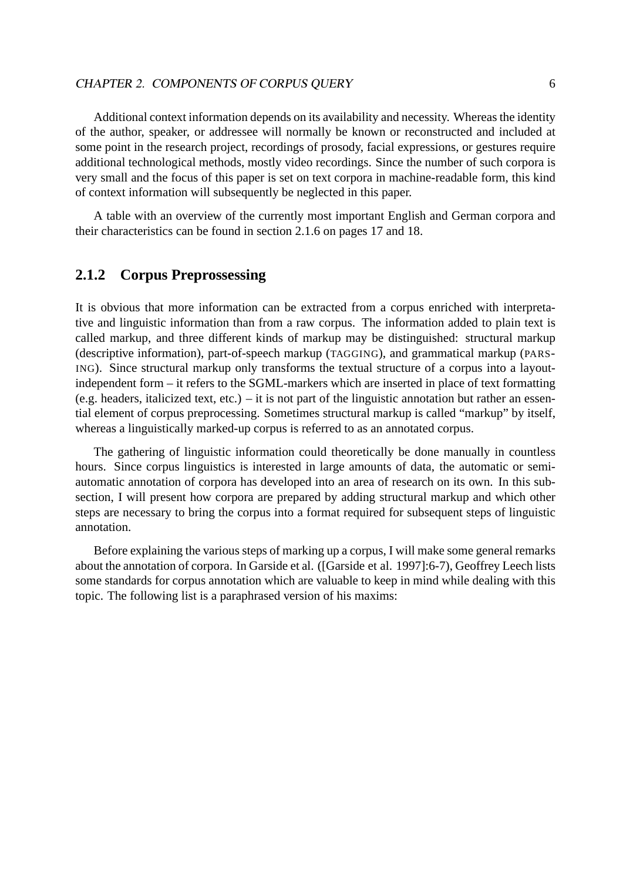Additional context information depends on its availability and necessity. Whereas the identity of the author, speaker, or addressee will normally be known or reconstructed and included at some point in the research project, recordings of prosody, facial expressions, or gestures require additional technological methods, mostly video recordings. Since the number of such corpora is very small and the focus of this paper is set on text corpora in machine-readable form, this kind of context information will subsequently be neglected in this paper.

A table with an overview of the currently most important English and German corpora and their characteristics can be found in section 2.1.6 on pages 17 and 18.

### 2.1.2 Corpus Preprossessing

It is obvious that more information can be extracted from a corpus enriched with interpretative and linguistic information than from a raw corpus. The information added to plain text is called markup, and three different kinds of markup may be distinguished: structural markup (descriptive information), part-of-speech markup (TAGGING), and grammatical markup (PARSING). Since structural markup only transforms the textual structure of a corpus into a layout-independent form – it refers to the SGML-markers which are inserted in place of text formatting (e.g. headers, italicized text, etc.) – it is not part of the linguistic annotation but rather an essential element of corpus preprocessing. Sometimes structural markup is called "markup" by itself, whereas a linguistically marked-up corpus is referred to as an annotated corpus.

The gathering of linguistic information could theoretically be done manually in countless hours. Since corpus linguistics is interested in large amounts of data, the automatic or semi-automatic annotation of corpora has developed into an area of research on its own. In this subsection, I will present how corpora are prepared by adding structural markup and which other steps are necessary to bring the corpus into a format required for subsequent steps of linguistic annotation.

Before explaining the various steps of marking up a corpus, I will make some general remarks about the annotation of corpora. In Garside et al. ([Garside et al. 1997]:6-7), Geoffrey Leech lists some standards for corpus annotation which are valuable to keep in mind while dealing with this topic. The following list is a paraphrased version of his maxims: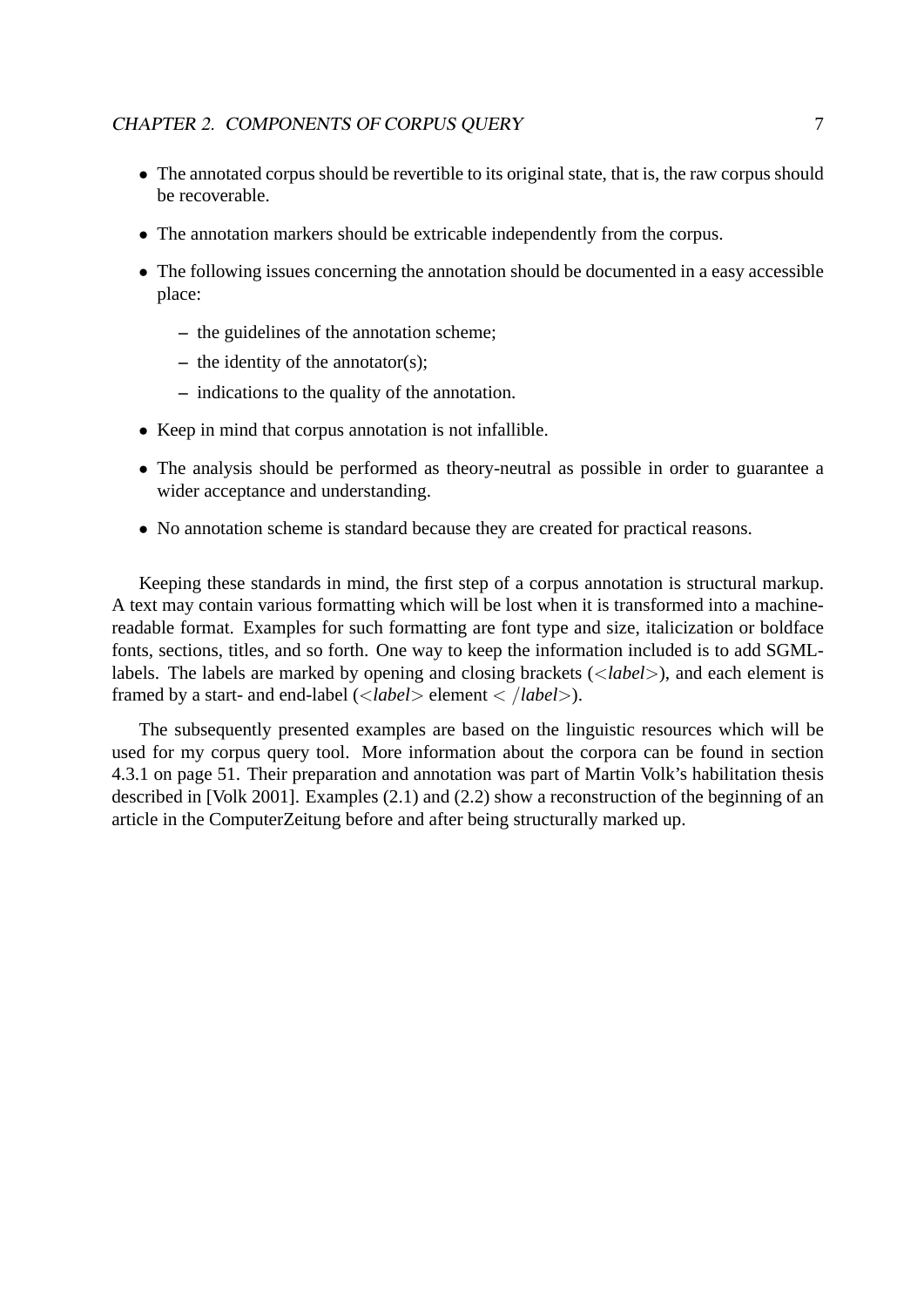- The annotated corpus should be revertible to its original state, that is, the raw corpus should be recoverable.
- The annotation markers should be extricable independently from the corpus.
- The following issues concerning the annotation should be documented in a easy accessible place:
  - the guidelines of the annotation scheme;
  - the identity of the annotator(s);
  - indications to the quality of the annotation.
- Keep in mind that corpus annotation is not infallible.
- The analysis should be performed as theory-neutral as possible in order to guarantee a wider acceptance and understanding.
- No annotation scheme is standard because they are created for practical reasons.

Keeping these standards in mind, the first step of a corpus annotation is structural markup. A text may contain various formatting which will be lost when it is transformed into a machine-readable format. Examples for such formatting are font type and size, italicization or boldface fonts, sections, titles, and so forth. One way to keep the information included is to add SGML-labels. The labels are marked by opening and closing brackets (<*label*>), and each element is framed by a start- and end-label (<*label*> element < /*label*>).

The subsequently presented examples are based on the linguistic resources which will be used for my corpus query tool. More information about the corpora can be found in section 4.3.1 on page 51. Their preparation and annotation was part of Martin Volk's habilitation thesis described in [Volk 2001]. Examples (2.1) and (2.2) show a reconstruction of the beginning of an article in the ComputerZeitung before and after being structurally marked up.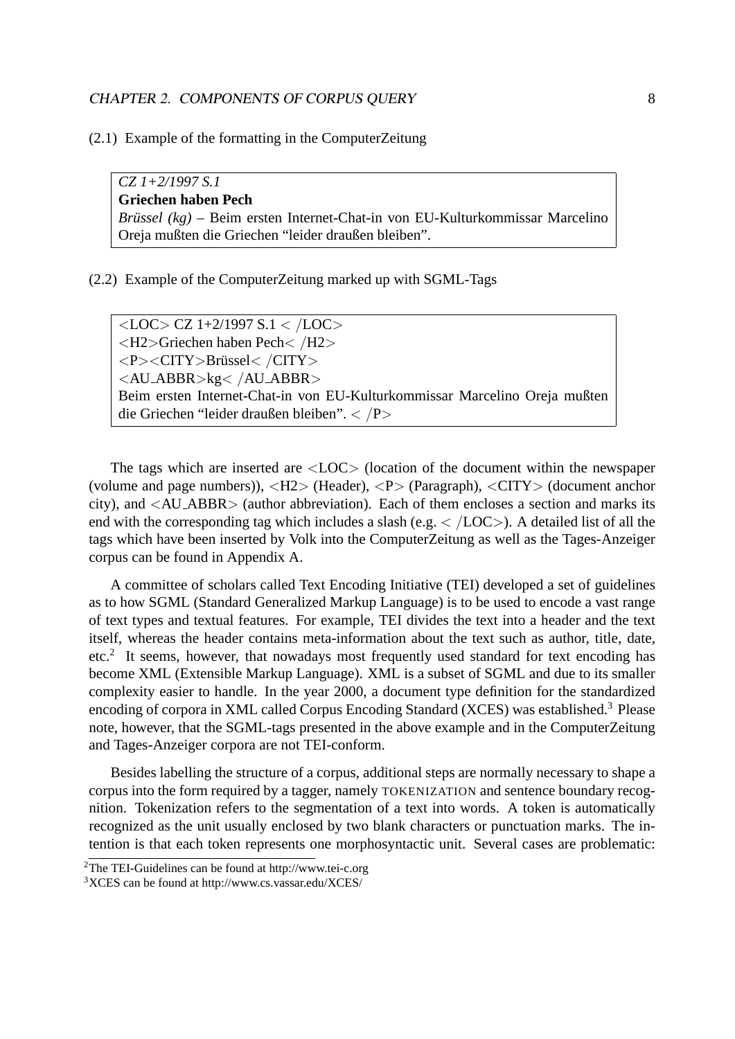(2.1) Example of the formatting in the ComputerZeitung

> *CZ 1+2/1997 S.1*
> **Griechen haben Pech**
> *Brüssel (kg)* – Beim ersten Internet-Chat-in von EU-Kulturkommissar Marcelino Oreja mußten die Griechen “leider draußen bleiben”.

(2.2) Example of the ComputerZeitung marked up with SGML-Tags

```
<LOC> CZ 1+2/1997 S.1 < /LOC>
<H2>Griechen haben Pech< /H2>
<P><CITY>Brüssel< /CITY>
<AU_ABBR>kg< /AU_ABBR>
Beim ersten Internet-Chat-in von EU-Kulturkommissar Marcelino Oreja mußten
die Griechen “leider draußen bleiben”. < /P>
```

The tags which are inserted are <LOC> (location of the document within the newspaper (volume and page numbers)), <H2> (Header), <P> (Paragraph), <CITY> (document anchor city), and <AU_ABBR> (author abbreviation). Each of them encloses a section and marks its end with the corresponding tag which includes a slash (e.g. < /LOC>). A detailed list of all the tags which have been inserted by Volk into the ComputerZeitung as well as the Tages-Anzeiger corpus can be found in Appendix A.

A committee of scholars called Text Encoding Initiative (TEI) developed a set of guidelines as to how SGML (Standard Generalized Markup Language) is to be used to encode a vast range of text types and textual features. For example, TEI divides the text into a header and the text itself, whereas the header contains meta-information about the text such as author, title, date, etc.[2] It seems, however, that nowadays most frequently used standard for text encoding has become XML (Extensible Markup Language). XML is a subset of SGML and due to its smaller complexity easier to handle. In the year 2000, a document type definition for the standardized encoding of corpora in XML called Corpus Encoding Standard (XCES) was established.[3] Please note, however, that the SGML-tags presented in the above example and in the ComputerZeitung and Tages-Anzeiger corpora are not TEI-conform.

Besides labelling the structure of a corpus, additional steps are normally necessary to shape a corpus into the form required by a tagger, namely TOKENIZATION and sentence boundary recognition. Tokenization refers to the segmentation of a text into words. A token is automatically recognized as the unit usually enclosed by two blank characters or punctuation marks. The intention is that each token represents one morphosyntactic unit. Several cases are problematic:

[2] The TEI-Guidelines can be found at http://www.tei-c.org

[3] XCES can be found at http://www.cs.vassar.edu/XCES/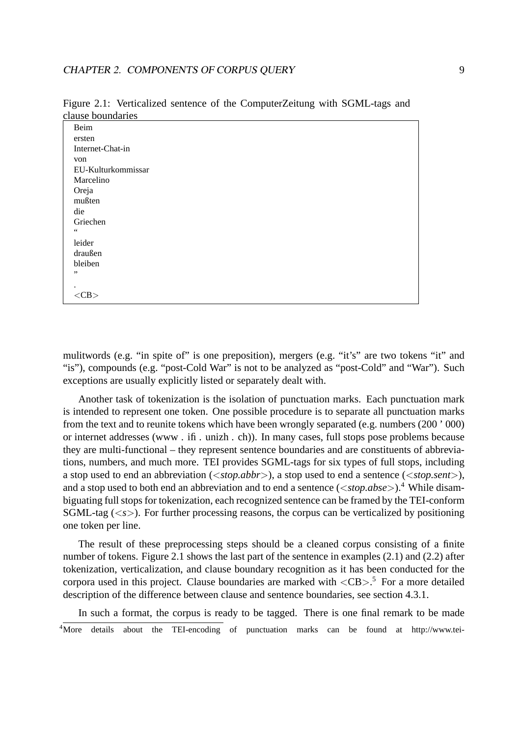Figure 2.1: Verticalized sentence of the ComputerZeitung with SGML-tags and clause boundaries

```
Beim
ersten
Internet-Chat-in
von
EU-Kulturkommissar
Marcelino
Oreja
mußten
die
Griechen
“
leider
draußen
bleiben
”
.
<CB>
```

mulitwords (e.g. “in spite of” is one preposition), mergers (e.g. “it’s” are two tokens “it” and “is”), compounds (e.g. “post-Cold War” is not to be analyzed as “post-Cold” and “War”). Such exceptions are usually explicitly listed or separately dealt with.

Another task of tokenization is the isolation of punctuation marks. Each punctuation mark is intended to represent one token. One possible procedure is to separate all punctuation marks from the text and to reunite tokens which have been wrongly separated (e.g. numbers (200 ’ 000) or internet addresses (www . ifi . unizh . ch)). In many cases, full stops pose problems because they are multi-functional – they represent sentence boundaries and are constituents of abbreviations, numbers, and much more. TEI provides SGML-tags for six types of full stops, including a stop used to end an abbreviation (<*stop.abbr*>), a stop used to end a sentence (<*stop.sent*>), and a stop used to both end an abbreviation and to end a sentence (<*stop.abse*>).[4] While disambiguating full stops for tokenization, each recognized sentence can be framed by the TEI-conform SGML-tag (<*s*>). For further processing reasons, the corpus can be verticalized by positioning one token per line.

The result of these preprocessing steps should be a cleaned corpus consisting of a finite number of tokens. Figure 2.1 shows the last part of the sentence in examples (2.1) and (2.2) after tokenization, verticalization, and clause boundary recognition as it has been conducted for the corpora used in this project. Clause boundaries are marked with <CB>.[5] For a more detailed description of the difference between clause and sentence boundaries, see section 4.3.1.

In such a format, the corpus is ready to be tagged. There is one final remark to be made

[4] More details about the TEI-encoding of punctuation marks can be found at http://www.tei-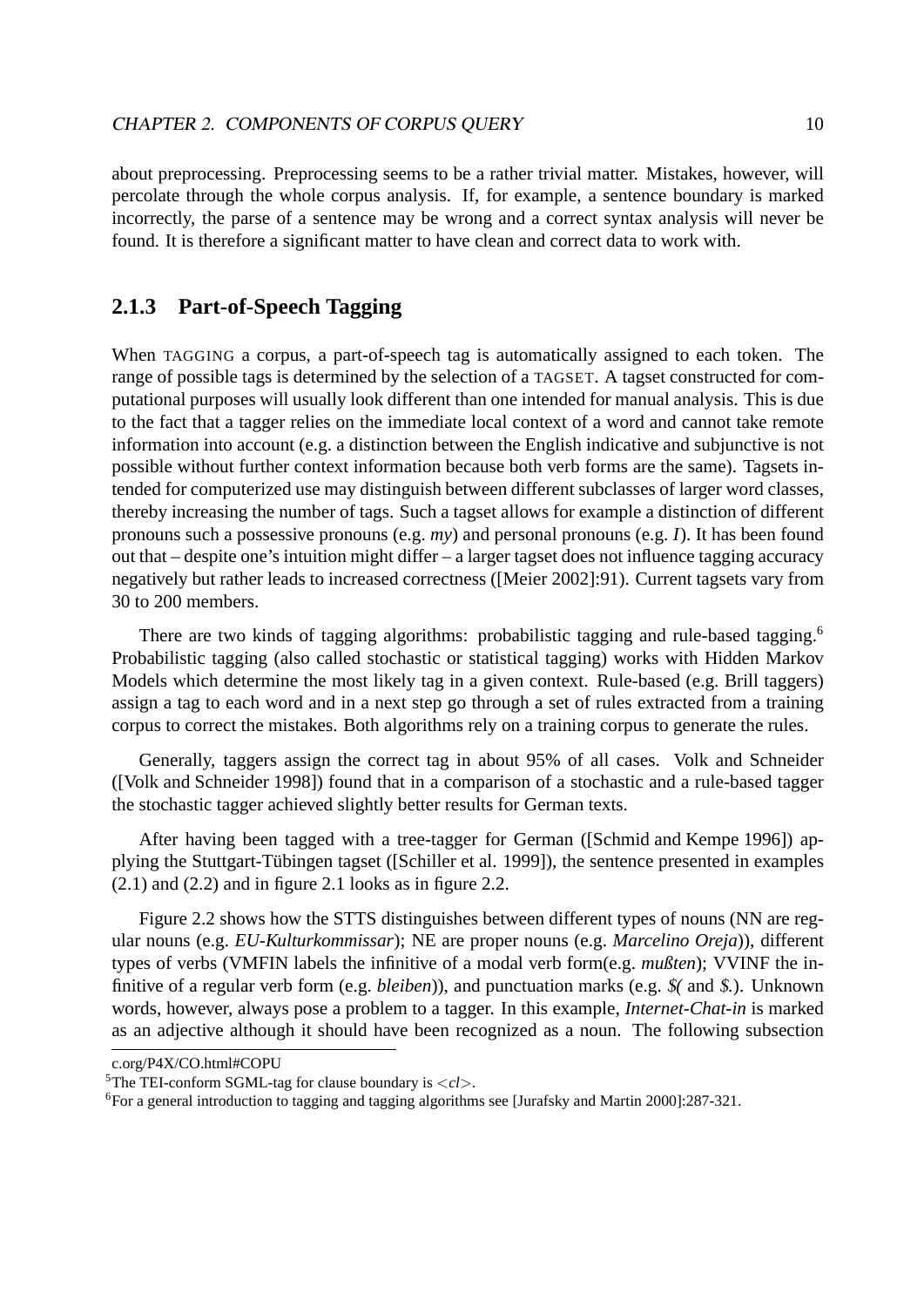about preprocessing. Preprocessing seems to be a rather trivial matter. Mistakes, however, will percolate through the whole corpus analysis. If, for example, a sentence boundary is marked incorrectly, the parse of a sentence may be wrong and a correct syntax analysis will never be found. It is therefore a significant matter to have clean and correct data to work with.

### 2.1.3 Part-of-Speech Tagging

When TAGGING a corpus, a part-of-speech tag is automatically assigned to each token. The range of possible tags is determined by the selection of a TAGSET. A tagset constructed for computational purposes will usually look different than one intended for manual analysis. This is due to the fact that a tagger relies on the immediate local context of a word and cannot take remote information into account (e.g. a distinction between the English indicative and subjunctive is not possible without further context information because both verb forms are the same). Tagsets intended for computerized use may distinguish between different subclasses of larger word classes, thereby increasing the number of tags. Such a tagset allows for example a distinction of different pronouns such a possessive pronouns (e.g. *my*) and personal pronouns (e.g. *I*). It has been found out that – despite one's intuition might differ – a larger tagset does not influence tagging accuracy negatively but rather leads to increased correctness ([Meier 2002]:91). Current tagsets vary from 30 to 200 members.

There are two kinds of tagging algorithms: probabilistic tagging and rule-based tagging.[6] Probabilistic tagging (also called stochastic or statistical tagging) works with Hidden Markov Models which determine the most likely tag in a given context. Rule-based (e.g. Brill taggers) assign a tag to each word and in a next step go through a set of rules extracted from a training corpus to correct the mistakes. Both algorithms rely on a training corpus to generate the rules.

Generally, taggers assign the correct tag in about 95% of all cases. Volk and Schneider ([Volk and Schneider 1998]) found that in a comparison of a stochastic and a rule-based tagger the stochastic tagger achieved slightly better results for German texts.

After having been tagged with a tree-tagger for German ([Schmid and Kempe 1996]) applying the Stuttgart-Tübingen tagset ([Schiller et al. 1999]), the sentence presented in examples (2.1) and (2.2) and in figure 2.1 looks as in figure 2.2.

Figure 2.2 shows how the STTS distinguishes between different types of nouns (NN are regular nouns (e.g. *EU-Kulturkommissar*); NE are proper nouns (e.g. *Marcelino Oreja*)), different types of verbs (VMFIN labels the infinitive of a modal verb form(e.g. *mußten*); VVINF the infinitive of a regular verb form (e.g. *bleiben*)), and punctuation marks (e.g. *$(* and *$.*). Unknown words, however, always pose a problem to a tagger. In this example, *Internet-Chat-in* is marked as an adjective although it should have been recognized as a noun. The following subsection

c.org/P4X/CO.html#COPU

[5]The TEI-conform SGML-tag for clause boundary is <*cl*>.

[6]For a general introduction to tagging and tagging algorithms see [Jurafsky and Martin 2000]:287-321.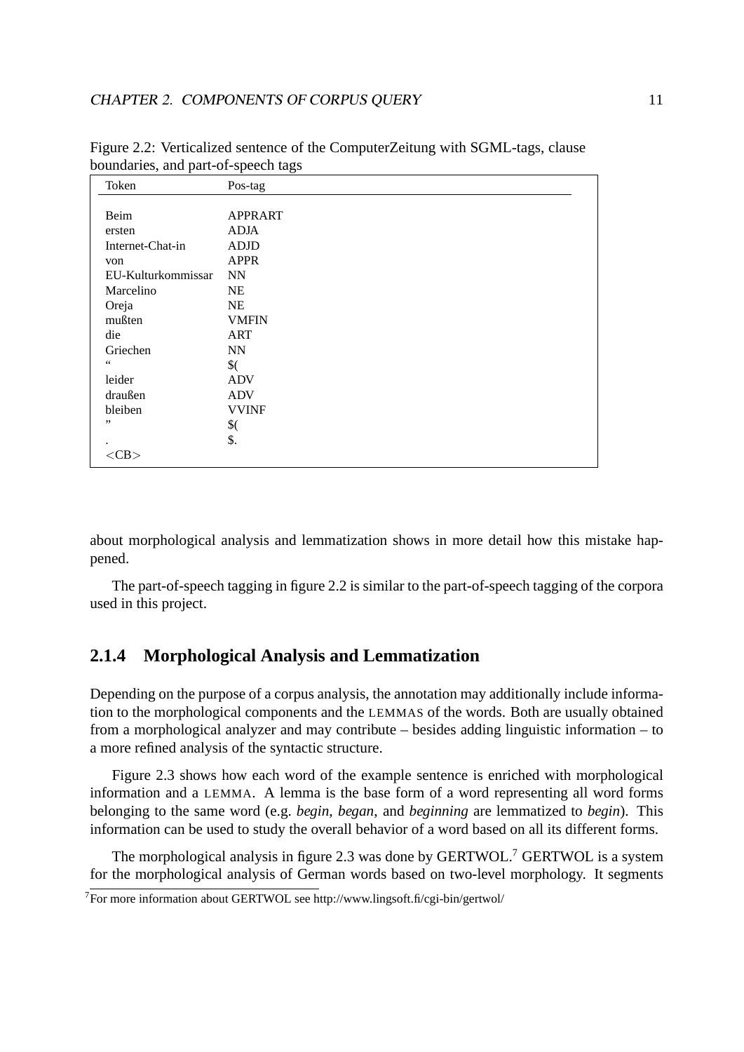Figure 2.2: Verticalized sentence of the ComputerZeitung with SGML-tags, clause boundaries, and part-of-speech tags

| Token | Pos-tag |
|---|---|
| Beim | APPRART |
| ersten | ADJA |
| Internet-Chat-in | ADJD |
| von | APPR |
| EU-Kulturkommissar | NN |
| Marcelino | NE |
| Oreja | NE |
| mußten | VMFIN |
| die | ART |
| Griechen | NN |
| “ | $( |
| leider | ADV |
| draußen | ADV |
| bleiben | VVINF |
| ” | $( |
| . | $. |
| <CB> | |

about morphological analysis and lemmatization shows in more detail how this mistake happened.

The part-of-speech tagging in figure 2.2 is similar to the part-of-speech tagging of the corpora used in this project.

### 2.1.4 Morphological Analysis and Lemmatization

Depending on the purpose of a corpus analysis, the annotation may additionally include information to the morphological components and the LEMMAS of the words. Both are usually obtained from a morphological analyzer and may contribute – besides adding linguistic information – to a more refined analysis of the syntactic structure.

Figure 2.3 shows how each word of the example sentence is enriched with morphological information and a LEMMA. A lemma is the base form of a word representing all word forms belonging to the same word (e.g. *begin*, *began*, and *beginning* are lemmatized to *begin*). This information can be used to study the overall behavior of a word based on all its different forms.

The morphological analysis in figure 2.3 was done by GERTWOL.[7] GERTWOL is a system for the morphological analysis of German words based on two-level morphology. It segments

[7] For more information about GERTWOL see http://www.lingsoft.fi/cgi-bin/gertwol/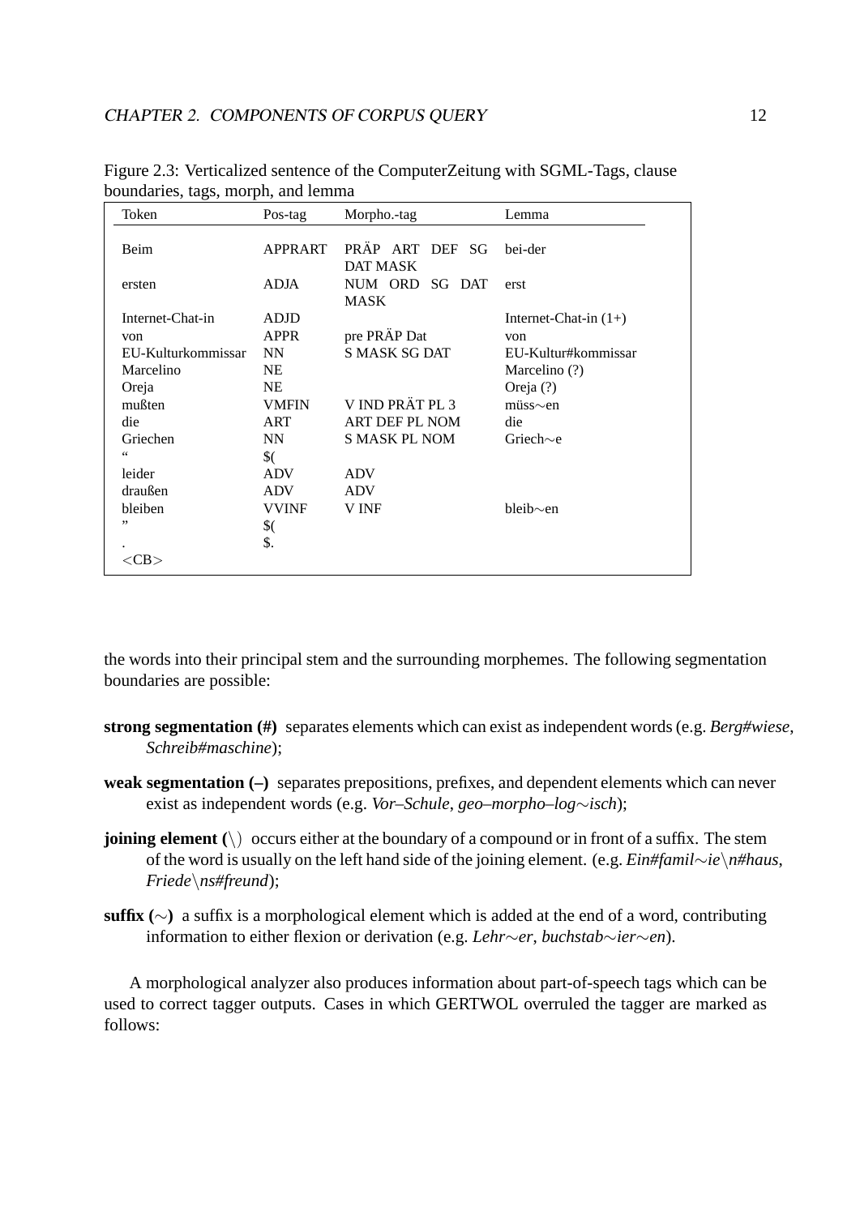Figure 2.3: Verticalized sentence of the ComputerZeitung with SGML-Tags, clause boundaries, tags, morph, and lemma

| Token | Pos-tag | Morpho.-tag | Lemma |
|---|---|---|---|
| Beim | APPRART | PRÄP ART DEF SG DAT MASK | bei-der |
| ersten | ADJA | NUM ORD SG DAT MASK | erst |
| Internet-Chat-in | ADJD | | Internet-Chat-in (1+) |
| von | APPR | pre PRÄP Dat | von |
| EU-Kulturkommissar | NN | S MASK SG DAT | EU-Kultur#kommissar |
| Marcelino | NE | | Marcelino (?) |
| Oreja | NE | | Oreja (?) |
| mußten | VMFIN | V IND PRÄT PL 3 | müss∼en |
| die | ART | ART DEF PL NOM | die |
| Griechen | NN | S MASK PL NOM | Griech∼e |
| “ | $( | | |
| leider | ADV | ADV | |
| draußen | ADV | ADV | |
| bleiben | VVINF | V INF | bleib∼en |
| ” | $( | | |
| . | $. | | |
| <CB> | | | |

the words into their principal stem and the surrounding morphemes. The following segmentation boundaries are possible:

**strong segmentation (#)** separates elements which can exist as independent words (e.g. *Berg#wiese*, *Schreib#maschine*);

**weak segmentation (–)** separates prepositions, prefixes, and dependent elements which can never exist as independent words (e.g. *Vor–Schule*, *geo–morpho–log∼isch*);

**joining element (\)** occurs either at the boundary of a compound or in front of a suffix. The stem of the word is usually on the left hand side of the joining element. (e.g. *Ein#famil∼ie\n#haus*, *Friede\ns#freund*);

**suffix (∼)** a suffix is a morphological element which is added at the end of a word, contributing information to either flexion or derivation (e.g. *Lehr∼er*, *buchstab∼ier∼en*).

A morphological analyzer also produces information about part-of-speech tags which can be used to correct tagger outputs. Cases in which GERTWOL overruled the tagger are marked as follows: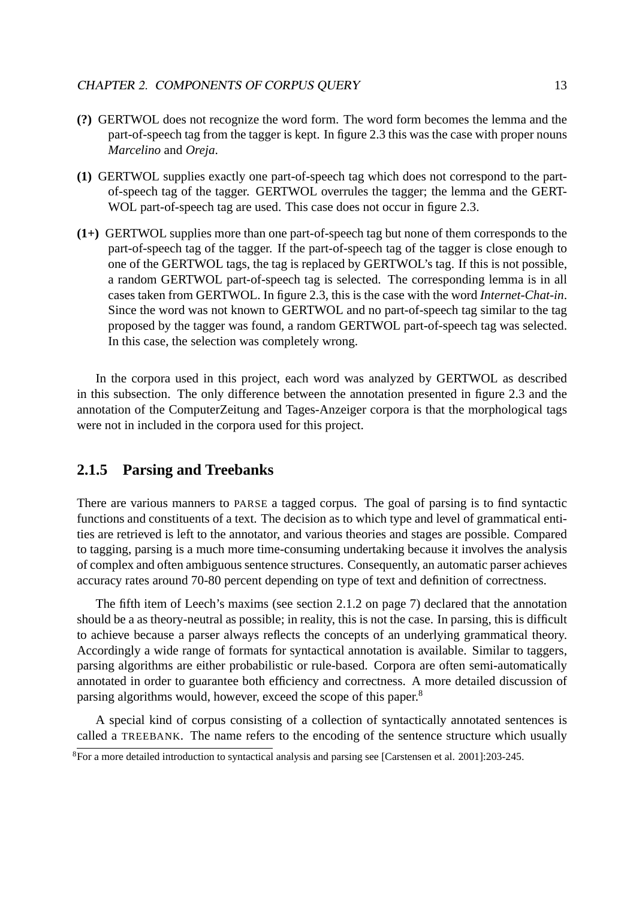- **(?)** GERTWOL does not recognize the word form. The word form becomes the lemma and the part-of-speech tag from the tagger is kept. In figure 2.3 this was the case with proper nouns *Marcelino* and *Oreja*.

- **(1)** GERTWOL supplies exactly one part-of-speech tag which does not correspond to the part-of-speech tag of the tagger. GERTWOL overrules the tagger; the lemma and the GERTWOL part-of-speech tag are used. This case does not occur in figure 2.3.

- **(1+)** GERTWOL supplies more than one part-of-speech tag but none of them corresponds to the part-of-speech tag of the tagger. If the part-of-speech tag of the tagger is close enough to one of the GERTWOL tags, the tag is replaced by GERTWOL's tag. If this is not possible, a random GERTWOL part-of-speech tag is selected. The corresponding lemma is in all cases taken from GERTWOL. In figure 2.3, this is the case with the word *Internet-Chat-in*. Since the word was not known to GERTWOL and no part-of-speech tag similar to the tag proposed by the tagger was found, a random GERTWOL part-of-speech tag was selected. In this case, the selection was completely wrong.

In the corpora used in this project, each word was analyzed by GERTWOL as described in this subsection. The only difference between the annotation presented in figure 2.3 and the annotation of the ComputerZeitung and Tages-Anzeiger corpora is that the morphological tags were not in included in the corpora used for this project.

### 2.1.5 Parsing and Treebanks

There are various manners to PARSE a tagged corpus. The goal of parsing is to find syntactic functions and constituents of a text. The decision as to which type and level of grammatical entities are retrieved is left to the annotator, and various theories and stages are possible. Compared to tagging, parsing is a much more time-consuming undertaking because it involves the analysis of complex and often ambiguous sentence structures. Consequently, an automatic parser achieves accuracy rates around 70-80 percent depending on type of text and definition of correctness.

The fifth item of Leech's maxims (see section 2.1.2 on page 7) declared that the annotation should be a as theory-neutral as possible; in reality, this is not the case. In parsing, this is difficult to achieve because a parser always reflects the concepts of an underlying grammatical theory. Accordingly a wide range of formats for syntactical annotation is available. Similar to taggers, parsing algorithms are either probabilistic or rule-based. Corpora are often semi-automatically annotated in order to guarantee both efficiency and correctness. A more detailed discussion of parsing algorithms would, however, exceed the scope of this paper.[8]

A special kind of corpus consisting of a collection of syntactically annotated sentences is called a TREEBANK. The name refers to the encoding of the sentence structure which usually

[8]For a more detailed introduction to syntactical analysis and parsing see [Carstensen et al. 2001]:203-245.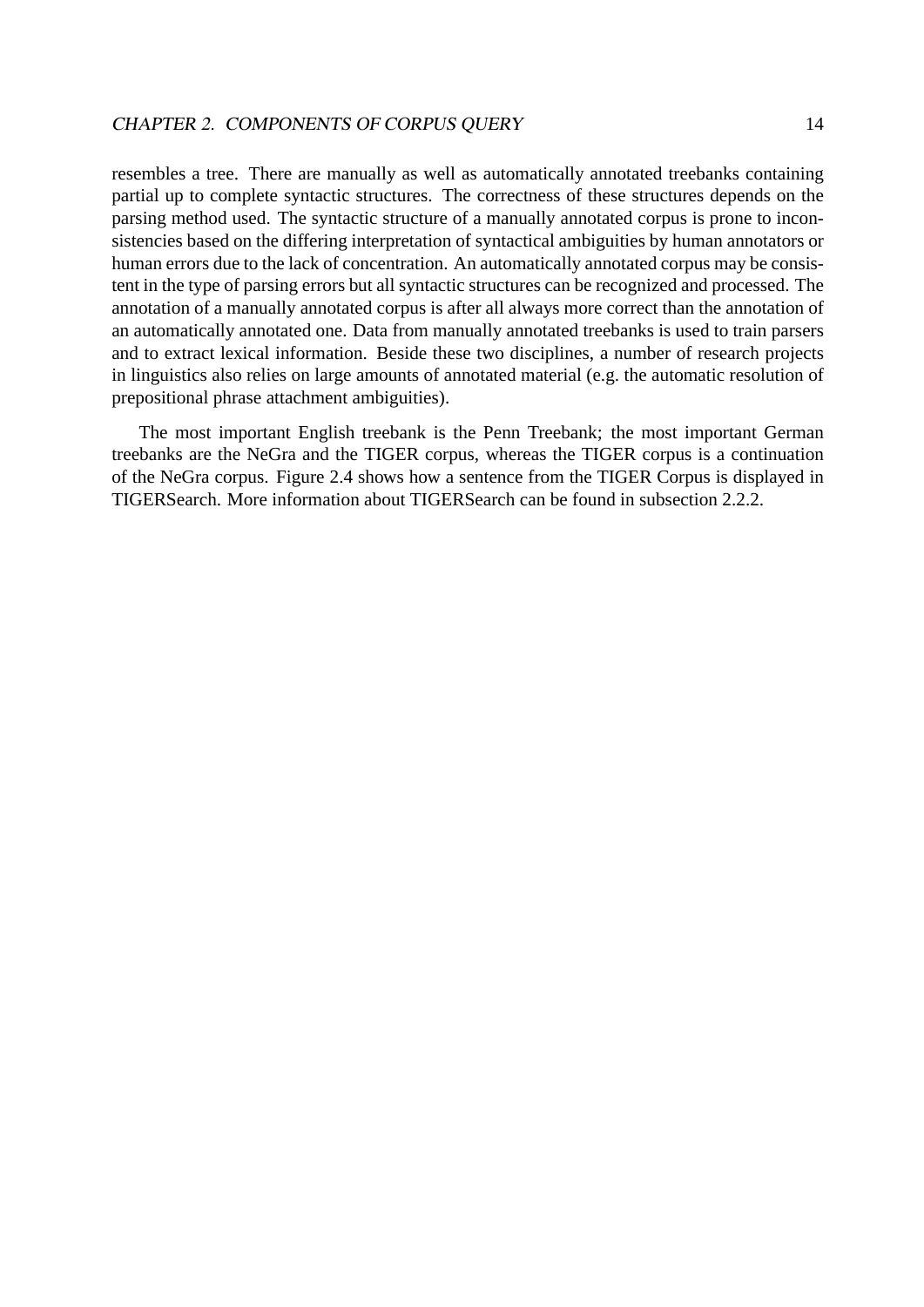resembles a tree. There are manually as well as automatically annotated treebanks containing partial up to complete syntactic structures. The correctness of these structures depends on the parsing method used. The syntactic structure of a manually annotated corpus is prone to inconsistencies based on the differing interpretation of syntactical ambiguities by human annotators or human errors due to the lack of concentration. An automatically annotated corpus may be consistent in the type of parsing errors but all syntactic structures can be recognized and processed. The annotation of a manually annotated corpus is after all always more correct than the annotation of an automatically annotated one. Data from manually annotated treebanks is used to train parsers and to extract lexical information. Beside these two disciplines, a number of research projects in linguistics also relies on large amounts of annotated material (e.g. the automatic resolution of prepositional phrase attachment ambiguities).

The most important English treebank is the Penn Treebank; the most important German treebanks are the NeGra and the TIGER corpus, whereas the TIGER corpus is a continuation of the NeGra corpus. Figure 2.4 shows how a sentence from the TIGER Corpus is displayed in TIGERSearch. More information about TIGERSearch can be found in subsection 2.2.2.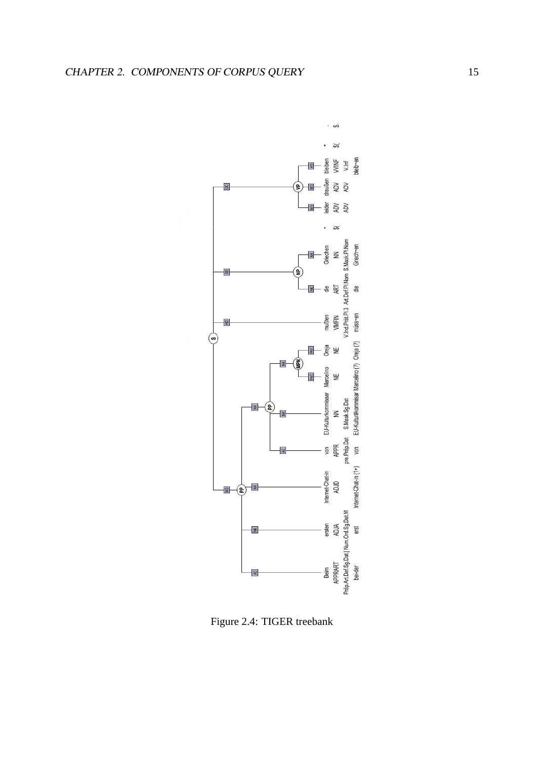Figure 2.4: TIGER treebank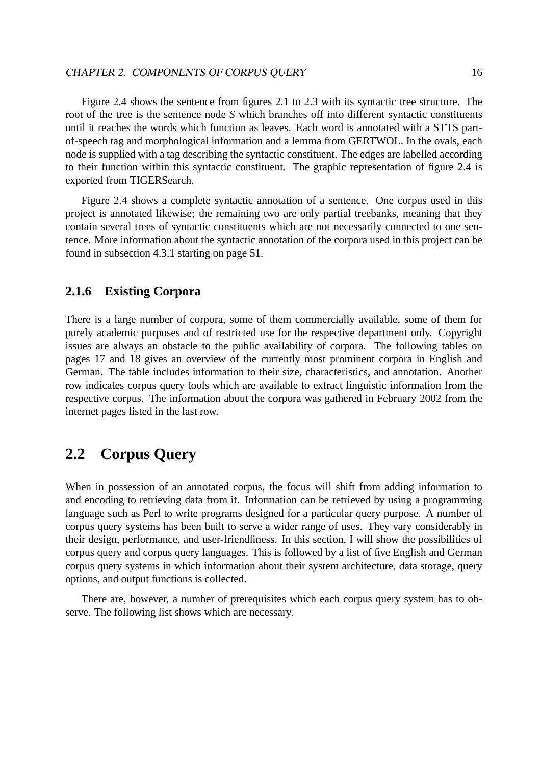Figure 2.4 shows the sentence from figures 2.1 to 2.3 with its syntactic tree structure. The root of the tree is the sentence node *S* which branches off into different syntactic constituents until it reaches the words which function as leaves. Each word is annotated with a STTS part-of-speech tag and morphological information and a lemma from GERTWOL. In the ovals, each node is supplied with a tag describing the syntactic constituent. The edges are labelled according to their function within this syntactic constituent. The graphic representation of figure 2.4 is exported from TIGERSearch.

Figure 2.4 shows a complete syntactic annotation of a sentence. One corpus used in this project is annotated likewise; the remaining two are only partial treebanks, meaning that they contain several trees of syntactic constituents which are not necessarily connected to one sentence. More information about the syntactic annotation of the corpora used in this project can be found in subsection 4.3.1 starting on page 51.

### 2.1.6 Existing Corpora

There is a large number of corpora, some of them commercially available, some of them for purely academic purposes and of restricted use for the respective department only. Copyright issues are always an obstacle to the public availability of corpora. The following tables on pages 17 and 18 gives an overview of the currently most prominent corpora in English and German. The table includes information to their size, characteristics, and annotation. Another row indicates corpus query tools which are available to extract linguistic information from the respective corpus. The information about the corpora was gathered in February 2002 from the internet pages listed in the last row.

## 2.2 Corpus Query

When in possession of an annotated corpus, the focus will shift from adding information to and encoding to retrieving data from it. Information can be retrieved by using a programming language such as Perl to write programs designed for a particular query purpose. A number of corpus query systems has been built to serve a wider range of uses. They vary considerably in their design, performance, and user-friendliness. In this section, I will show the possibilities of corpus query and corpus query languages. This is followed by a list of five English and German corpus query systems in which information about their system architecture, data storage, query options, and output functions is collected.

There are, however, a number of prerequisites which each corpus query system has to observe. The following list shows which are necessary.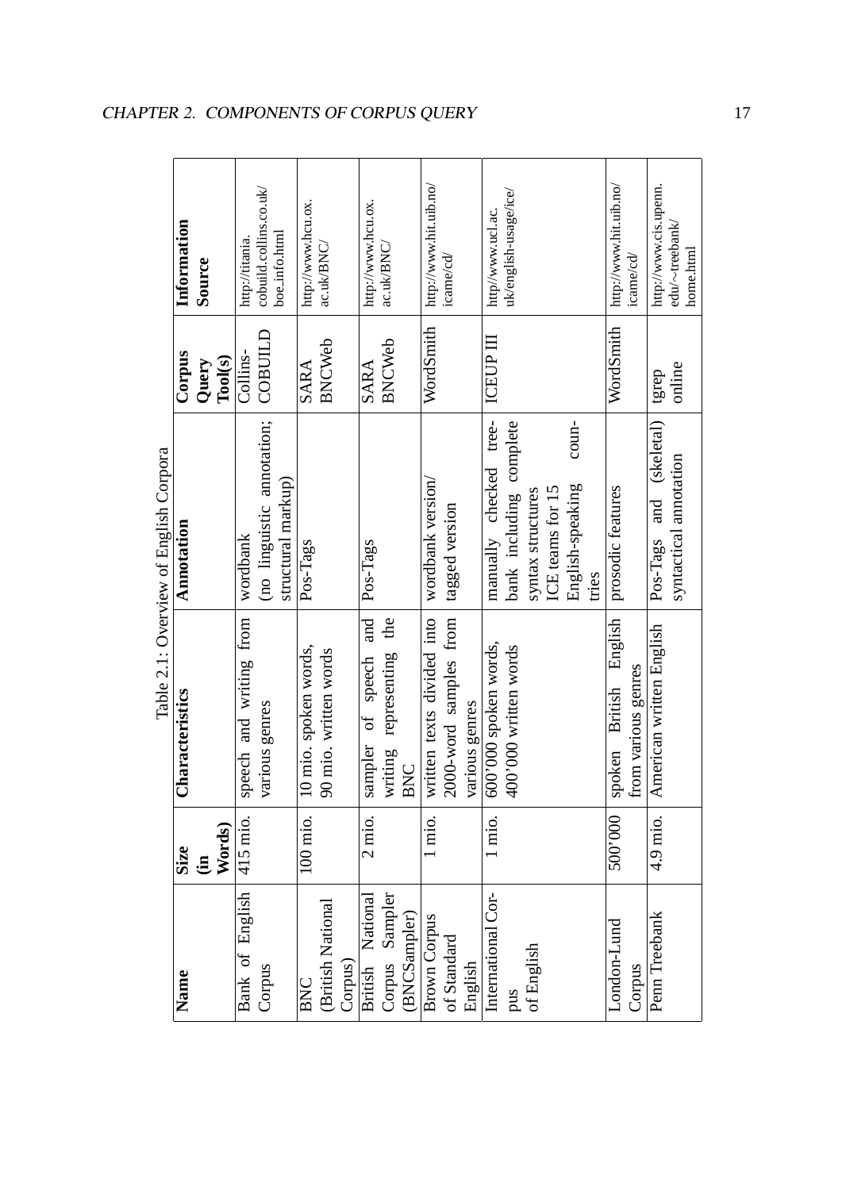Table 2.1: Overview of English Corpora

| Name | Size (in Words) | Characteristics | Annotation | Corpus Query Tool(s) | Information Source |
|---|---|---|---|---|---|
| Bank of English Corpus | 415 mio. | speech and writing from various genres | wordbank (no linguistic annotation; structural markup) | Collins-COBUILD | http://titania.cobuild.collins.co.uk/boe_info.html |
| BNC (British National Corpus) | 100 mio. | 10 mio. spoken words, 90 mio. written words | Pos-Tags | SARA BNCWeb | http://www.hcu.ox.ac.uk/BNC/ |
| British National Corpus Sampler (BNCSampler) | 2 mio. | sampler of speech and writing representing the BNC | Pos-Tags | SARA BNCWeb | http://www.hcu.ox.ac.uk/BNC/ |
| Brown Corpus of Standard English | 1 mio. | written texts divided into 2000-word samples from various genres | wordbank version/ tagged version | WordSmith | http://www.hit.uib.no/icame/cd/ |
| International Corpus of English | 1 mio. | 600'000 spoken words, 400'000 written words | manually checked treebank including complete syntax structures ICE teams for 15 English-speaking countries | ICEUP III | http//www.ucl.ac.uk/english-usage/ice/ |
| London-Lund Corpus | 500'000 | spoken British English from various genres | prosodic features | WordSmith | http://www.hit.uib.no/icame/cd/ |
| Penn Treebank | 4.9 mio. | American written English | Pos-Tags and (skeletal) syntactical annotation | tgrep online | http://www.cis.upenn.edu/~treebank/home.html |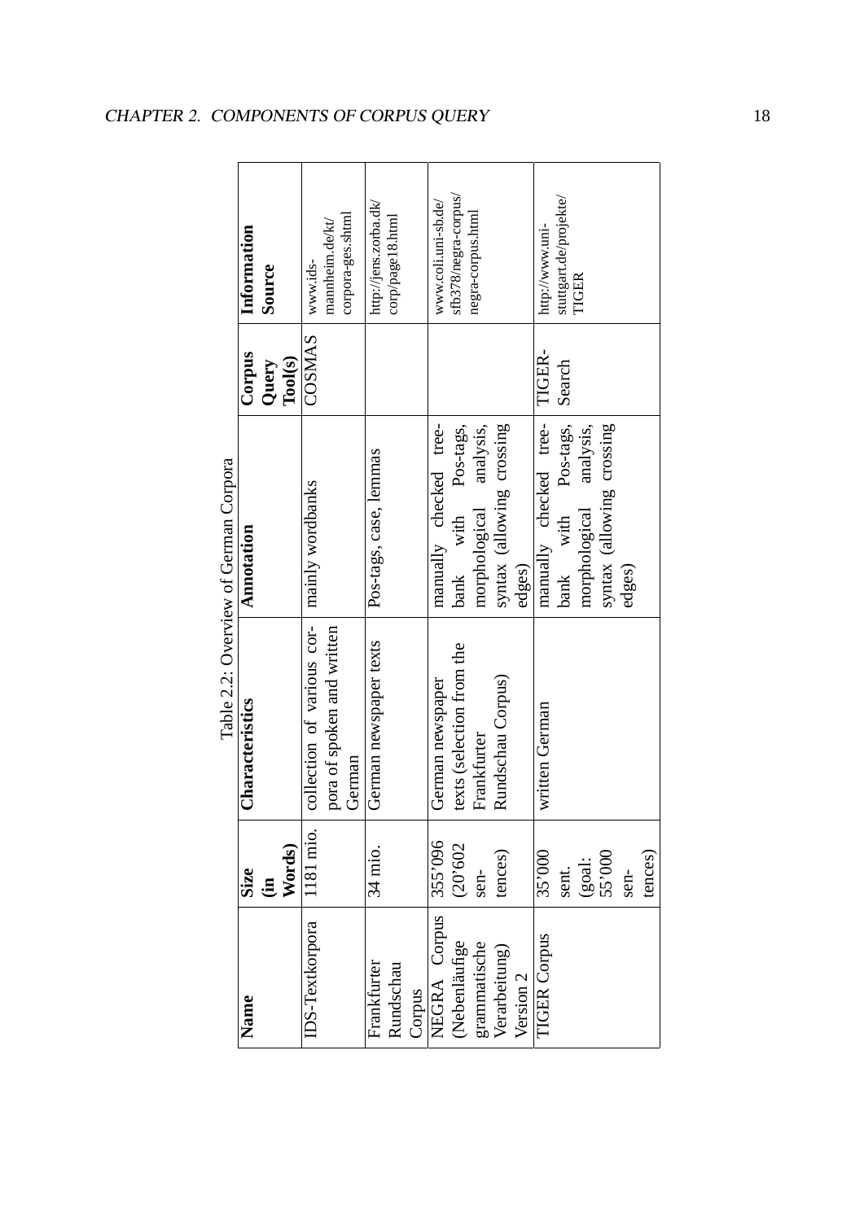Table 2.2: Overview of German Corpora

| Name | Size (in Words) | Characteristics | Annotation | Corpus Query Tool(s) | Information Source |
|---|---|---|---|---|---|
| IDS-Textkorpora | 1181 mio. | collection of various corpora of spoken and written German | mainly wordbanks | COSMAS | www.ids-mannheim.de/kt/corpora-ges.shtml |
| Frankfurter Rundschau Corpus | 34 mio. | German newspaper texts | Pos-tags, case, lemmas | | http://jens.zorba.dk/corp/page18.html |
| NEGRA Corpus (Nebenläufige grammatische Verarbeitung) Version 2 | 355'096 (20'602 sentences) | German newspaper texts (selection from the Frankfurter Rundschau Corpus) | manually checked treebank with Pos-tags, morphological analysis, syntax (allowing crossing edges) | | www.coli.uni-sb.de/sfb378/negra-corpus/negra-corpus.html |
| TIGER Corpus | 35'000 sent. (goal: 55'000 sentences) | written German | manually checked treebank with Pos-tags, morphological analysis, syntax (allowing crossing edges) | TIGER-Search | http://www.uni-stuttgart.de/projekte/TIGER |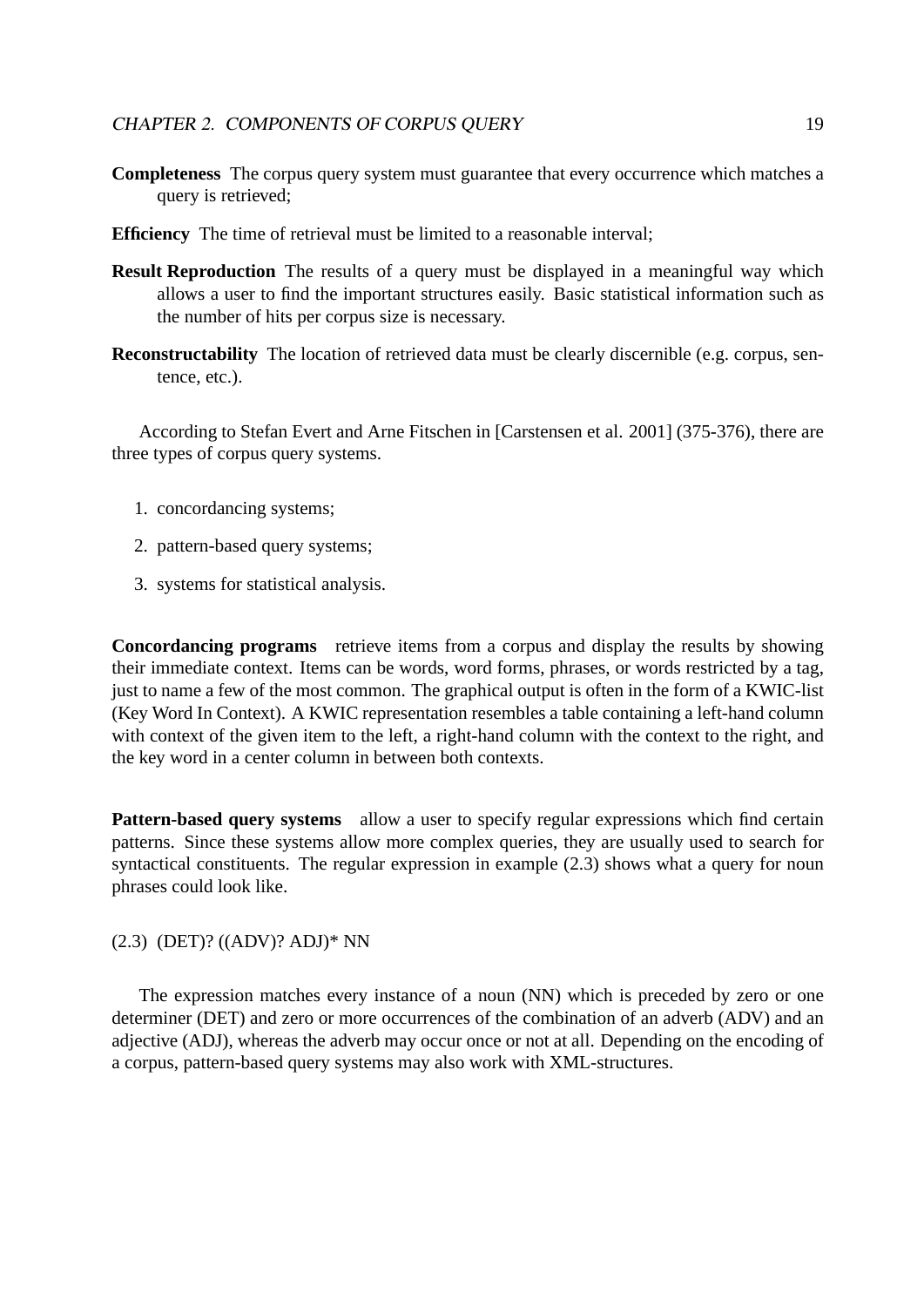**Completeness** The corpus query system must guarantee that every occurrence which matches a query is retrieved;

**Efficiency** The time of retrieval must be limited to a reasonable interval;

**Result Reproduction** The results of a query must be displayed in a meaningful way which allows a user to find the important structures easily. Basic statistical information such as the number of hits per corpus size is necessary.

**Reconstructability** The location of retrieved data must be clearly discernible (e.g. corpus, sentence, etc.).

According to Stefan Evert and Arne Fitschen in [Carstensen et al. 2001] (375-376), there are three types of corpus query systems.

1. concordancing systems;
2. pattern-based query systems;
3. systems for statistical analysis.

**Concordancing programs** retrieve items from a corpus and display the results by showing their immediate context. Items can be words, word forms, phrases, or words restricted by a tag, just to name a few of the most common. The graphical output is often in the form of a KWIC-list (Key Word In Context). A KWIC representation resembles a table containing a left-hand column with context of the given item to the left, a right-hand column with the context to the right, and the key word in a center column in between both contexts.

**Pattern-based query systems** allow a user to specify regular expressions which find certain patterns. Since these systems allow more complex queries, they are usually used to search for syntactical constituents. The regular expression in example (2.3) shows what a query for noun phrases could look like.

(2.3) (DET)? ((ADV)? ADJ)* NN

The expression matches every instance of a noun (NN) which is preceded by zero or one determiner (DET) and zero or more occurrences of the combination of an adverb (ADV) and an adjective (ADJ), whereas the adverb may occur once or not at all. Depending on the encoding of a corpus, pattern-based query systems may also work with XML-structures.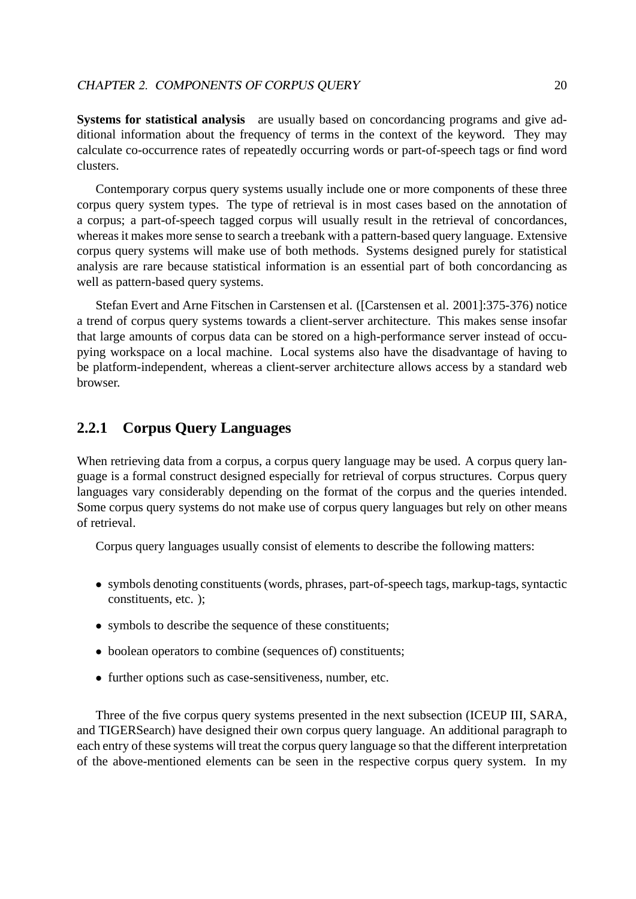**Systems for statistical analysis** are usually based on concordancing programs and give additional information about the frequency of terms in the context of the keyword. They may calculate co-occurrence rates of repeatedly occurring words or part-of-speech tags or find word clusters.

Contemporary corpus query systems usually include one or more components of these three corpus query system types. The type of retrieval is in most cases based on the annotation of a corpus; a part-of-speech tagged corpus will usually result in the retrieval of concordances, whereas it makes more sense to search a treebank with a pattern-based query language. Extensive corpus query systems will make use of both methods. Systems designed purely for statistical analysis are rare because statistical information is an essential part of both concordancing as well as pattern-based query systems.

Stefan Evert and Arne Fitschen in Carstensen et al. ([Carstensen et al. 2001]:375-376) notice a trend of corpus query systems towards a client-server architecture. This makes sense insofar that large amounts of corpus data can be stored on a high-performance server instead of occupying workspace on a local machine. Local systems also have the disadvantage of having to be platform-independent, whereas a client-server architecture allows access by a standard web browser.

### 2.2.1 Corpus Query Languages

When retrieving data from a corpus, a corpus query language may be used. A corpus query language is a formal construct designed especially for retrieval of corpus structures. Corpus query languages vary considerably depending on the format of the corpus and the queries intended. Some corpus query systems do not make use of corpus query languages but rely on other means of retrieval.

Corpus query languages usually consist of elements to describe the following matters:

- symbols denoting constituents (words, phrases, part-of-speech tags, markup-tags, syntactic constituents, etc. );
- symbols to describe the sequence of these constituents;
- boolean operators to combine (sequences of) constituents;
- further options such as case-sensitiveness, number, etc.

Three of the five corpus query systems presented in the next subsection (ICEUP III, SARA, and TIGERSearch) have designed their own corpus query language. An additional paragraph to each entry of these systems will treat the corpus query language so that the different interpretation of the above-mentioned elements can be seen in the respective corpus query system. In my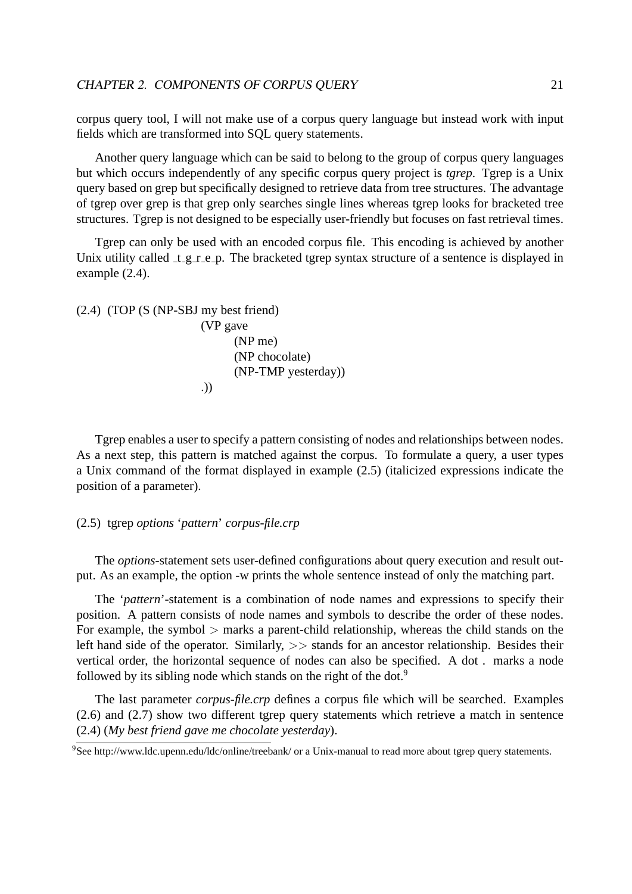corpus query tool, I will not make use of a corpus query language but instead work with input fields which are transformed into SQL query statements.

Another query language which can be said to belong to the group of corpus query languages but which occurs independently of any specific corpus query project is *tgrep*. Tgrep is a Unix query based on grep but specifically designed to retrieve data from tree structures. The advantage of tgrep over grep is that grep only searches single lines whereas tgrep looks for bracketed tree structures. Tgrep is not designed to be especially user-friendly but focuses on fast retrieval times.

Tgrep can only be used with an encoded corpus file. This encoding is achieved by another Unix utility called _t_g_r_e_p. The bracketed tgrep syntax structure of a sentence is displayed in example (2.4).

```
(2.4)  (TOP (S (NP-SBJ my best friend)
                  (VP gave
                       (NP me)
                       (NP chocolate)
                       (NP-TMP yesterday))
                  .))
```

Tgrep enables a user to specify a pattern consisting of nodes and relationships between nodes. As a next step, this pattern is matched against the corpus. To formulate a query, a user types a Unix command of the format displayed in example (2.5) (italicized expressions indicate the position of a parameter).

(2.5) tgrep *options* '*pattern*' *corpus-file.crp*

The *options*-statement sets user-defined configurations about query execution and result output. As an example, the option -w prints the whole sentence instead of only the matching part.

The '*pattern*'-statement is a combination of node names and expressions to specify their position. A pattern consists of node names and symbols to describe the order of these nodes. For example, the symbol > marks a parent-child relationship, whereas the child stands on the left hand side of the operator. Similarly, >> stands for an ancestor relationship. Besides their vertical order, the horizontal sequence of nodes can also be specified. A dot . marks a node followed by its sibling node which stands on the right of the dot.[9]

The last parameter *corpus-file.crp* defines a corpus file which will be searched. Examples (2.6) and (2.7) show two different tgrep query statements which retrieve a match in sentence (2.4) (*My best friend gave me chocolate yesterday*).

[9]See http://www.ldc.upenn.edu/ldc/online/treebank/ or a Unix-manual to read more about tgrep query statements.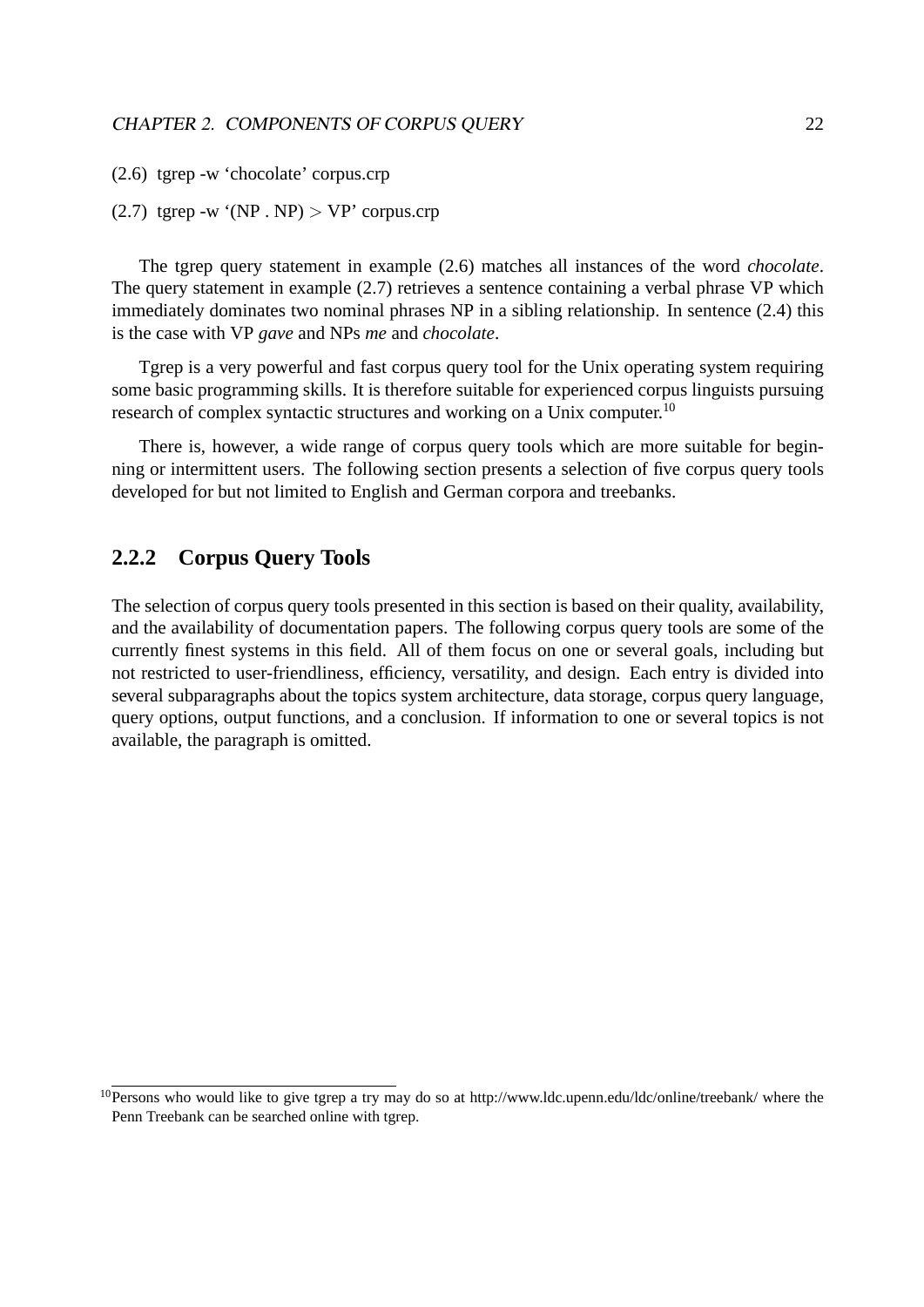(2.6) tgrep -w 'chocolate' corpus.crp

(2.7) tgrep -w '(NP . NP) > VP' corpus.crp

The tgrep query statement in example (2.6) matches all instances of the word *chocolate*. The query statement in example (2.7) retrieves a sentence containing a verbal phrase VP which immediately dominates two nominal phrases NP in a sibling relationship. In sentence (2.4) this is the case with VP *gave* and NPs *me* and *chocolate*.

Tgrep is a very powerful and fast corpus query tool for the Unix operating system requiring some basic programming skills. It is therefore suitable for experienced corpus linguists pursuing research of complex syntactic structures and working on a Unix computer.[10]

There is, however, a wide range of corpus query tools which are more suitable for beginning or intermittent users. The following section presents a selection of five corpus query tools developed for but not limited to English and German corpora and treebanks.

### 2.2.2 Corpus Query Tools

The selection of corpus query tools presented in this section is based on their quality, availability, and the availability of documentation papers. The following corpus query tools are some of the currently finest systems in this field. All of them focus on one or several goals, including but not restricted to user-friendliness, efficiency, versatility, and design. Each entry is divided into several subparagraphs about the topics system architecture, data storage, corpus query language, query options, output functions, and a conclusion. If information to one or several topics is not available, the paragraph is omitted.

---

[10] Persons who would like to give tgrep a try may do so at http://www.ldc.upenn.edu/ldc/online/treebank/ where the Penn Treebank can be searched online with tgrep.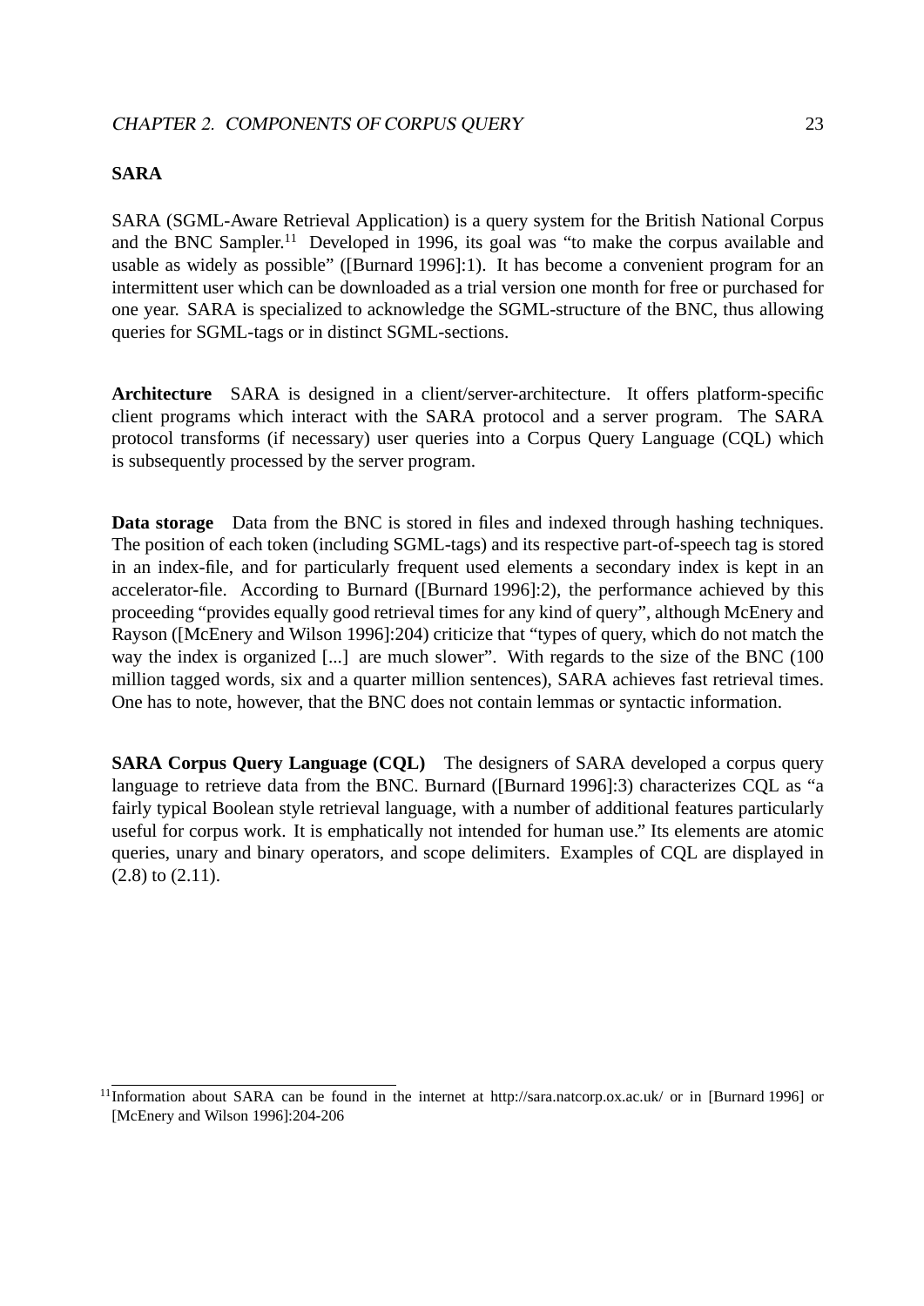### SARA

SARA (SGML-Aware Retrieval Application) is a query system for the British National Corpus and the BNC Sampler.[11] Developed in 1996, its goal was "to make the corpus available and usable as widely as possible" ([Burnard 1996]:1). It has become a convenient program for an intermittent user which can be downloaded as a trial version one month for free or purchased for one year. SARA is specialized to acknowledge the SGML-structure of the BNC, thus allowing queries for SGML-tags or in distinct SGML-sections.

**Architecture** SARA is designed in a client/server-architecture. It offers platform-specific client programs which interact with the SARA protocol and a server program. The SARA protocol transforms (if necessary) user queries into a Corpus Query Language (CQL) which is subsequently processed by the server program.

**Data storage** Data from the BNC is stored in files and indexed through hashing techniques. The position of each token (including SGML-tags) and its respective part-of-speech tag is stored in an index-file, and for particularly frequent used elements a secondary index is kept in an accelerator-file. According to Burnard ([Burnard 1996]:2), the performance achieved by this proceeding "provides equally good retrieval times for any kind of query", although McEnery and Rayson ([McEnery and Wilson 1996]:204) criticize that "types of query, which do not match the way the index is organized [...] are much slower". With regards to the size of the BNC (100 million tagged words, six and a quarter million sentences), SARA achieves fast retrieval times. One has to note, however, that the BNC does not contain lemmas or syntactic information.

**SARA Corpus Query Language (CQL)** The designers of SARA developed a corpus query language to retrieve data from the BNC. Burnard ([Burnard 1996]:3) characterizes CQL as "a fairly typical Boolean style retrieval language, with a number of additional features particularly useful for corpus work. It is emphatically not intended for human use." Its elements are atomic queries, unary and binary operators, and scope delimiters. Examples of CQL are displayed in (2.8) to (2.11).

---

[11] Information about SARA can be found in the internet at http://sara.natcorp.ox.ac.uk/ or in [Burnard 1996] or [McEnery and Wilson 1996]:204-206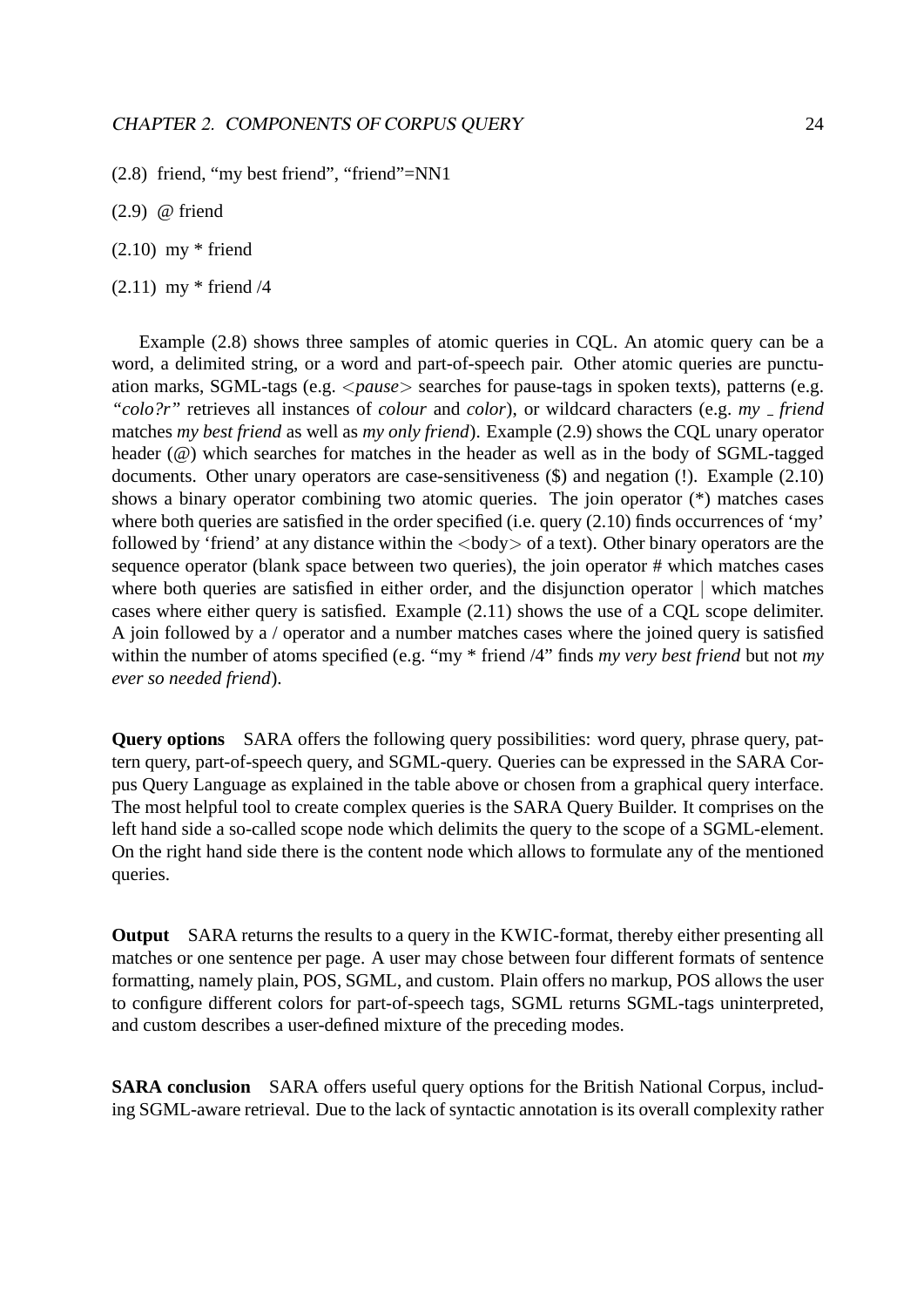(2.8) friend, “my best friend”, “friend”=NN1

(2.9) @ friend

(2.10) my * friend

(2.11) my * friend /4

Example (2.8) shows three samples of atomic queries in CQL. An atomic query can be a word, a delimited string, or a word and part-of-speech pair. Other atomic queries are punctuation marks, SGML-tags (e.g. <*pause*> searches for pause-tags in spoken texts), patterns (e.g. *“colo?r”* retrieves all instances of *colour* and *color*), or wildcard characters (e.g. *my _ friend* matches *my best friend* as well as *my only friend*). Example (2.9) shows the CQL unary operator header (@) which searches for matches in the header as well as in the body of SGML-tagged documents. Other unary operators are case-sensitiveness ($) and negation (!). Example (2.10) shows a binary operator combining two atomic queries. The join operator (*) matches cases where both queries are satisfied in the order specified (i.e. query (2.10) finds occurrences of ‘my’ followed by ‘friend’ at any distance within the <body> of a text). Other binary operators are the sequence operator (blank space between two queries), the join operator # which matches cases where both queries are satisfied in either order, and the disjunction operator | which matches cases where either query is satisfied. Example (2.11) shows the use of a CQL scope delimiter. A join followed by a / operator and a number matches cases where the joined query is satisfied within the number of atoms specified (e.g. “my * friend /4” finds *my very best friend* but not *my ever so needed friend*).

**Query options** SARA offers the following query possibilities: word query, phrase query, pattern query, part-of-speech query, and SGML-query. Queries can be expressed in the SARA Corpus Query Language as explained in the table above or chosen from a graphical query interface. The most helpful tool to create complex queries is the SARA Query Builder. It comprises on the left hand side a so-called scope node which delimits the query to the scope of a SGML-element. On the right hand side there is the content node which allows to formulate any of the mentioned queries.

**Output** SARA returns the results to a query in the KWIC-format, thereby either presenting all matches or one sentence per page. A user may chose between four different formats of sentence formatting, namely plain, POS, SGML, and custom. Plain offers no markup, POS allows the user to configure different colors for part-of-speech tags, SGML returns SGML-tags uninterpreted, and custom describes a user-defined mixture of the preceding modes.

**SARA conclusion** SARA offers useful query options for the British National Corpus, including SGML-aware retrieval. Due to the lack of syntactic annotation is its overall complexity rather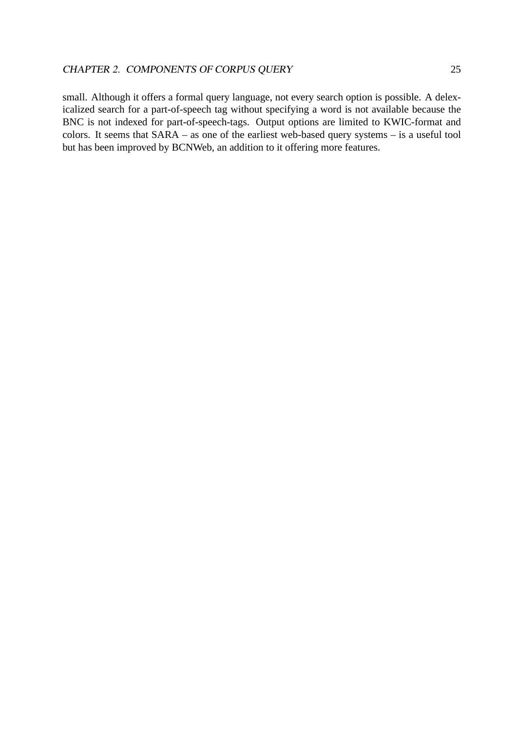small. Although it offers a formal query language, not every search option is possible. A delexicalized search for a part-of-speech tag without specifying a word is not available because the BNC is not indexed for part-of-speech-tags. Output options are limited to KWIC-format and colors. It seems that SARA – as one of the earliest web-based query systems – is a useful tool but has been improved by BCNWeb, an addition to it offering more features.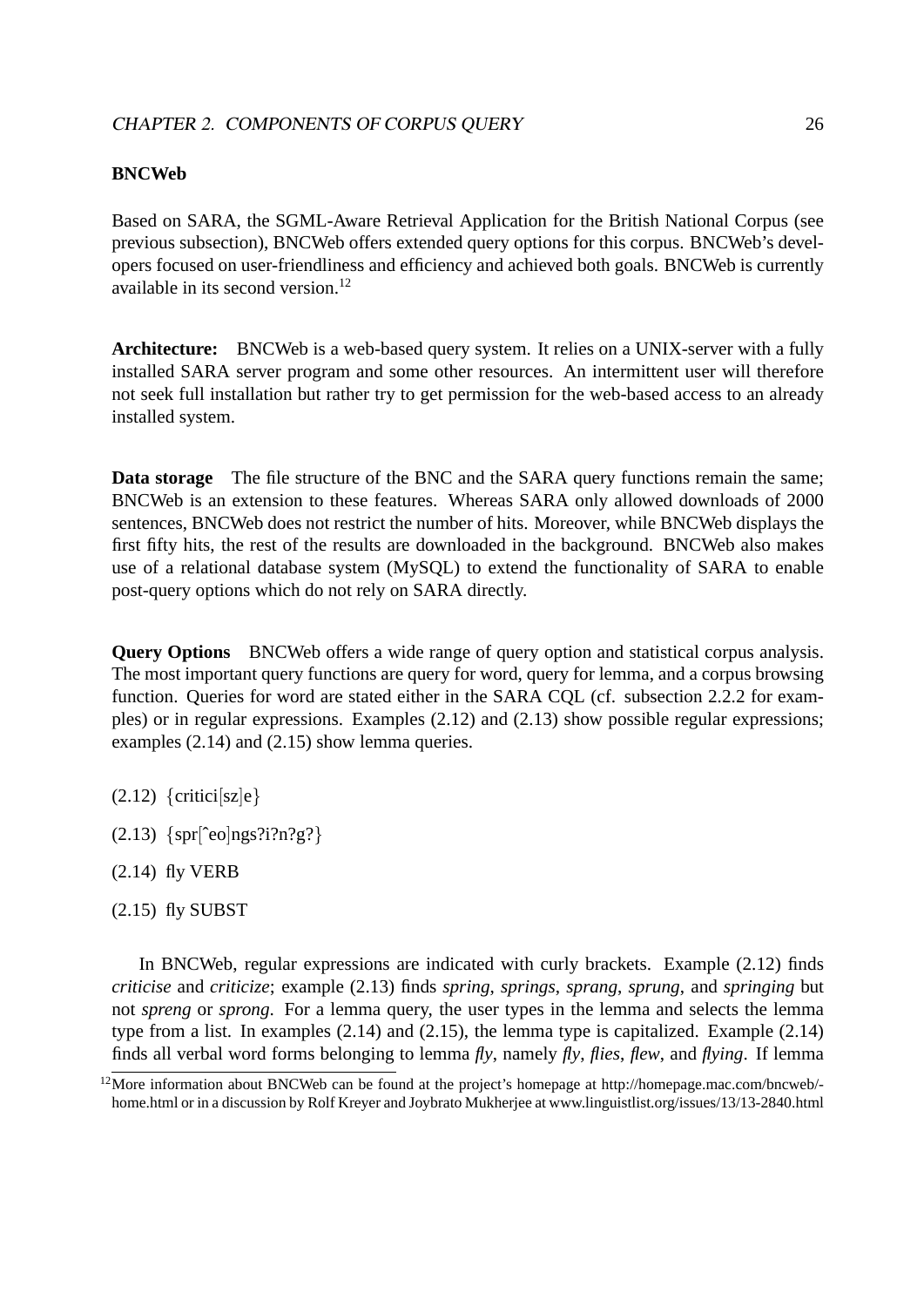### BNCWeb

Based on SARA, the SGML-Aware Retrieval Application for the British National Corpus (see previous subsection), BNCWeb offers extended query options for this corpus. BNCWeb's developers focused on user-friendliness and efficiency and achieved both goals. BNCWeb is currently available in its second version.[12]

**Architecture:** BNCWeb is a web-based query system. It relies on a UNIX-server with a fully installed SARA server program and some other resources. An intermittent user will therefore not seek full installation but rather try to get permission for the web-based access to an already installed system.

**Data storage** The file structure of the BNC and the SARA query functions remain the same; BNCWeb is an extension to these features. Whereas SARA only allowed downloads of 2000 sentences, BNCWeb does not restrict the number of hits. Moreover, while BNCWeb displays the first fifty hits, the rest of the results are downloaded in the background. BNCWeb also makes use of a relational database system (MySQL) to extend the functionality of SARA to enable post-query options which do not rely on SARA directly.

**Query Options** BNCWeb offers a wide range of query option and statistical corpus analysis. The most important query functions are query for word, query for lemma, and a corpus browsing function. Queries for word are stated either in the SARA CQL (cf. subsection 2.2.2 for examples) or in regular expressions. Examples (2.12) and (2.13) show possible regular expressions; examples (2.14) and (2.15) show lemma queries.

(2.12) {critici[sz]e}

(2.13) {spr[^eo]ngs?i?n?g?}

(2.14) fly VERB

(2.15) fly SUBST

In BNCWeb, regular expressions are indicated with curly brackets. Example (2.12) finds *criticise* and *criticize*; example (2.13) finds *spring*, *springs*, *sprang*, *sprung*, and *springing* but not *spreng* or *sprong*. For a lemma query, the user types in the lemma and selects the lemma type from a list. In examples (2.14) and (2.15), the lemma type is capitalized. Example (2.14) finds all verbal word forms belonging to lemma *fly*, namely *fly*, *flies*, *flew*, and *flying*. If lemma

[12] More information about BNCWeb can be found at the project's homepage at http://homepage.mac.com/bncweb/home.html or in a discussion by Rolf Kreyer and Joybrato Mukherjee at www.linguistlist.org/issues/13/13-2840.html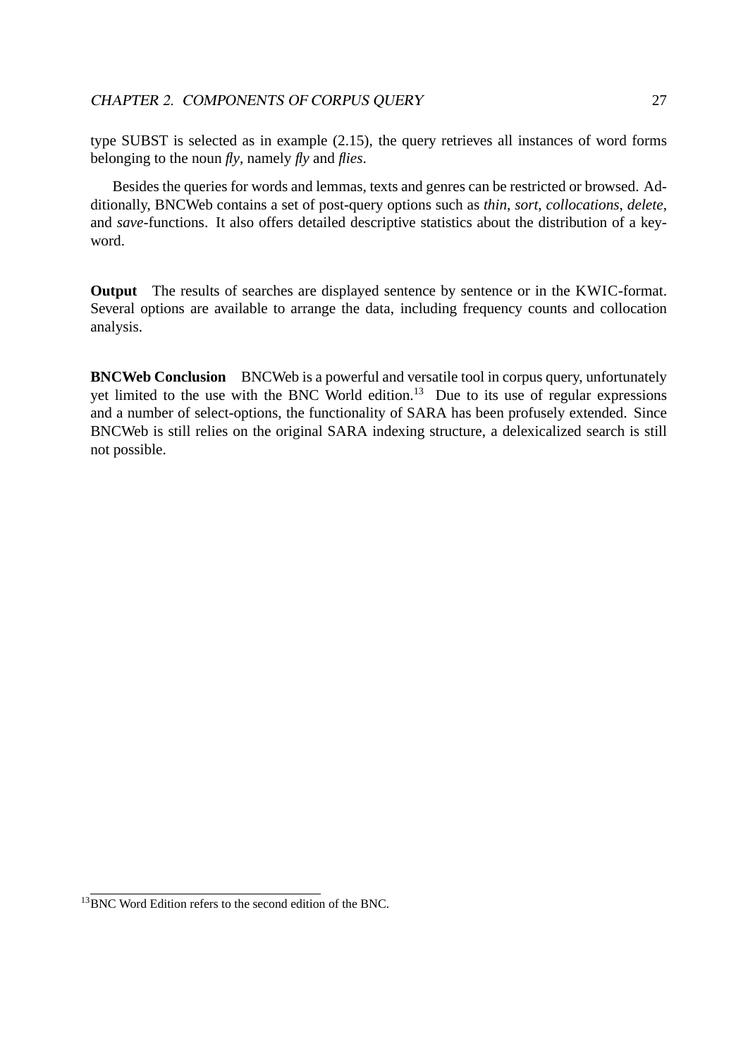type SUBST is selected as in example (2.15), the query retrieves all instances of word forms belonging to the noun *fly*, namely *fly* and *flies*.

Besides the queries for words and lemmas, texts and genres can be restricted or browsed. Additionally, BNCWeb contains a set of post-query options such as *thin*, *sort*, *collocations*, *delete*, and *save*-functions. It also offers detailed descriptive statistics about the distribution of a keyword.

**Output** The results of searches are displayed sentence by sentence or in the KWIC-format. Several options are available to arrange the data, including frequency counts and collocation analysis.

**BNCWeb Conclusion** BNCWeb is a powerful and versatile tool in corpus query, unfortunately yet limited to the use with the BNC World edition.[13] Due to its use of regular expressions and a number of select-options, the functionality of SARA has been profusely extended. Since BNCWeb is still relies on the original SARA indexing structure, a delexicalized search is still not possible.

[13] BNC Word Edition refers to the second edition of the BNC.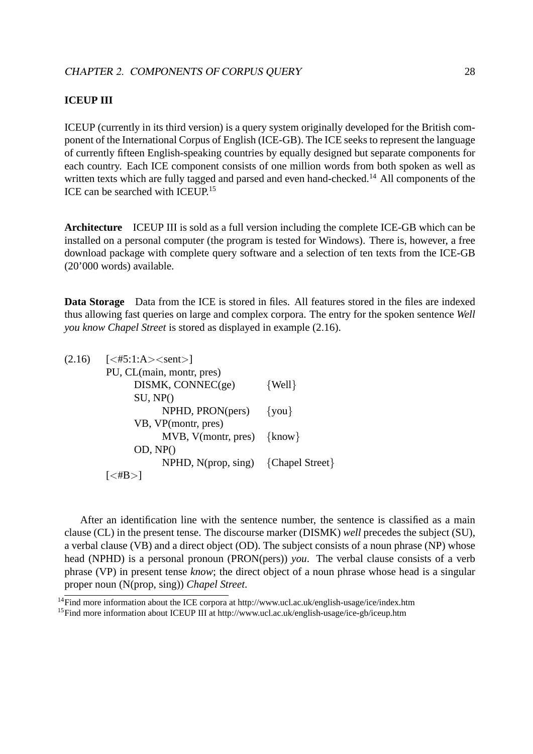### ICEUP III

ICEUP (currently in its third version) is a query system originally developed for the British component of the International Corpus of English (ICE-GB). The ICE seeks to represent the language of currently fifteen English-speaking countries by equally designed but separate components for each country. Each ICE component consists of one million words from both spoken as well as written texts which are fully tagged and parsed and even hand-checked.[14] All components of the ICE can be searched with ICEUP.[15]

**Architecture** ICEUP III is sold as a full version including the complete ICE-GB which can be installed on a personal computer (the program is tested for Windows). There is, however, a free download package with complete query software and a selection of ten texts from the ICE-GB (20'000 words) available.

**Data Storage** Data from the ICE is stored in files. All features stored in the files are indexed thus allowing fast queries on large and complex corpora. The entry for the spoken sentence *Well you know Chapel Street* is stored as displayed in example (2.16).

```
(2.16)  [<#5:1:A><sent>]
        PU, CL(main, montr, pres)
              DISMK, CONNEC(ge)          {Well}
              SU, NP()
                    NPHD, PRON(pers)     {you}
              VB, VP(montr, pres)
                    MVB, V(montr, pres)  {know}
              OD, NP()
                    NPHD, N(prop, sing)  {Chapel Street}
        [<#B>]
```

After an identification line with the sentence number, the sentence is classified as a main clause (CL) in the present tense. The discourse marker (DISMK) *well* precedes the subject (SU), a verbal clause (VB) and a direct object (OD). The subject consists of a noun phrase (NP) whose head (NPHD) is a personal pronoun (PRON(pers)) *you*. The verbal clause consists of a verb phrase (VP) in present tense *know*; the direct object of a noun phrase whose head is a singular proper noun (N(prop, sing)) *Chapel Street*.

[14] Find more information about the ICE corpora at http://www.ucl.ac.uk/english-usage/ice/index.htm

[15] Find more information about ICEUP III at http://www.ucl.ac.uk/english-usage/ice-gb/iceup.htm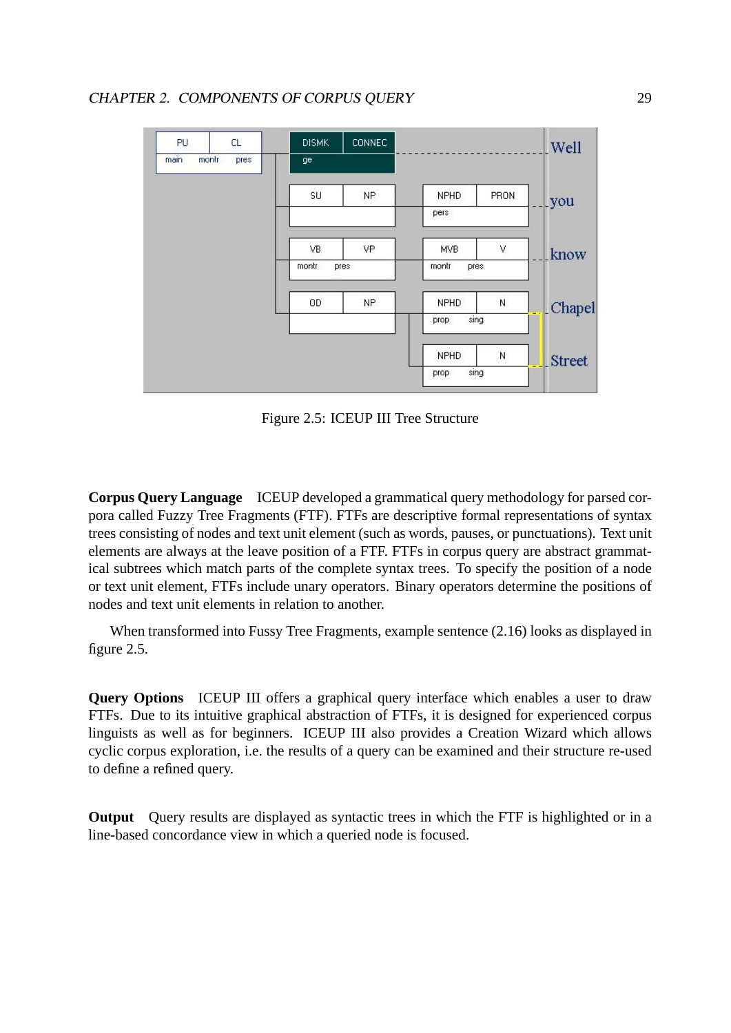Figure 2.5: ICEUP III Tree Structure

**Corpus Query Language** ICEUP developed a grammatical query methodology for parsed corpora called Fuzzy Tree Fragments (FTF). FTFs are descriptive formal representations of syntax trees consisting of nodes and text unit element (such as words, pauses, or punctuations). Text unit elements are always at the leave position of a FTF. FTFs in corpus query are abstract grammatical subtrees which match parts of the complete syntax trees. To specify the position of a node or text unit element, FTFs include unary operators. Binary operators determine the positions of nodes and text unit elements in relation to another.

When transformed into Fussy Tree Fragments, example sentence (2.16) looks as displayed in figure 2.5.

**Query Options** ICEUP III offers a graphical query interface which enables a user to draw FTFs. Due to its intuitive graphical abstraction of FTFs, it is designed for experienced corpus linguists as well as for beginners. ICEUP III also provides a Creation Wizard which allows cyclic corpus exploration, i.e. the results of a query can be examined and their structure re-used to define a refined query.

**Output** Query results are displayed as syntactic trees in which the FTF is highlighted or in a line-based concordance view in which a queried node is focused.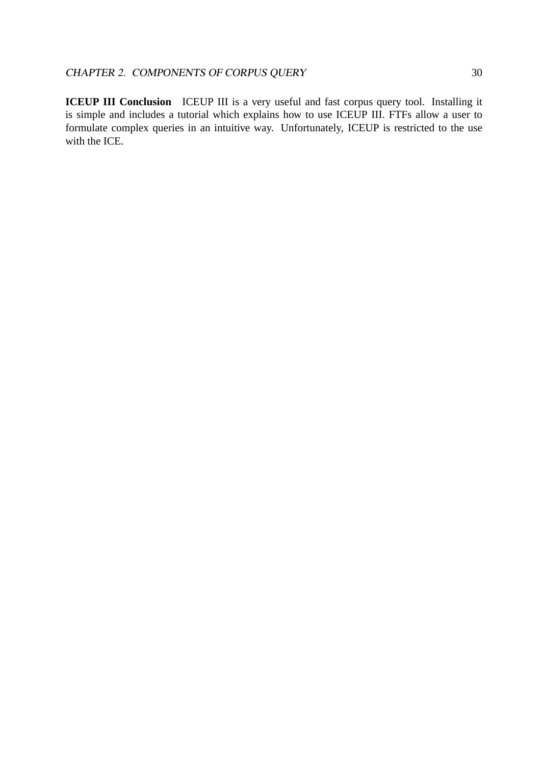**ICEUP III Conclusion** ICEUP III is a very useful and fast corpus query tool. Installing it is simple and includes a tutorial which explains how to use ICEUP III. FTFs allow a user to formulate complex queries in an intuitive way. Unfortunately, ICEUP is restricted to the use with the ICE.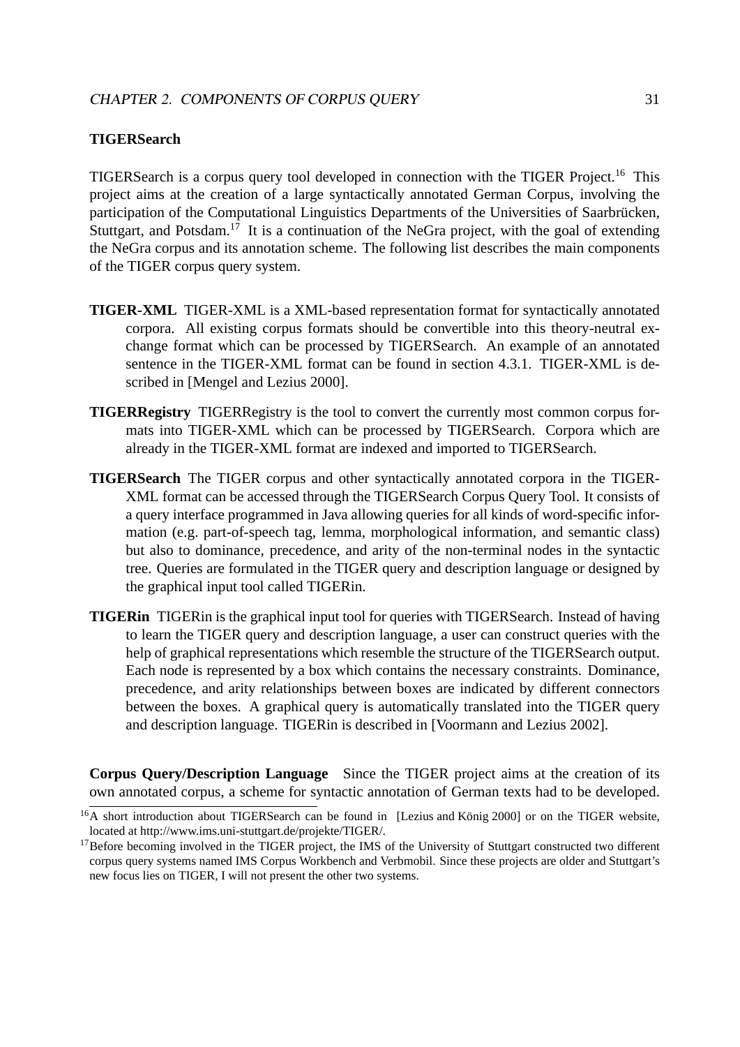### TIGERSearch

TIGERSearch is a corpus query tool developed in connection with the TIGER Project.[16] This project aims at the creation of a large syntactically annotated German Corpus, involving the participation of the Computational Linguistics Departments of the Universities of Saarbrücken, Stuttgart, and Potsdam.[17] It is a continuation of the NeGra project, with the goal of extending the NeGra corpus and its annotation scheme. The following list describes the main components of the TIGER corpus query system.

**TIGER-XML** TIGER-XML is a XML-based representation format for syntactically annotated corpora. All existing corpus formats should be convertible into this theory-neutral exchange format which can be processed by TIGERSearch. An example of an annotated sentence in the TIGER-XML format can be found in section 4.3.1. TIGER-XML is described in [Mengel and Lezius 2000].

**TIGERRegistry** TIGERRegistry is the tool to convert the currently most common corpus formats into TIGER-XML which can be processed by TIGERSearch. Corpora which are already in the TIGER-XML format are indexed and imported to TIGERSearch.

**TIGERSearch** The TIGER corpus and other syntactically annotated corpora in the TIGER-XML format can be accessed through the TIGERSearch Corpus Query Tool. It consists of a query interface programmed in Java allowing queries for all kinds of word-specific information (e.g. part-of-speech tag, lemma, morphological information, and semantic class) but also to dominance, precedence, and arity of the non-terminal nodes in the syntactic tree. Queries are formulated in the TIGER query and description language or designed by the graphical input tool called TIGERin.

**TIGERin** TIGERin is the graphical input tool for queries with TIGERSearch. Instead of having to learn the TIGER query and description language, a user can construct queries with the help of graphical representations which resemble the structure of the TIGERSearch output. Each node is represented by a box which contains the necessary constraints. Dominance, precedence, and arity relationships between boxes are indicated by different connectors between the boxes. A graphical query is automatically translated into the TIGER query and description language. TIGERin is described in [Voormann and Lezius 2002].

**Corpus Query/Description Language** Since the TIGER project aims at the creation of its own annotated corpus, a scheme for syntactic annotation of German texts had to be developed.

[16] A short introduction about TIGERSearch can be found in [Lezius and König 2000] or on the TIGER website, located at http://www.ims.uni-stuttgart.de/projekte/TIGER/.

[17] Before becoming involved in the TIGER project, the IMS of the University of Stuttgart constructed two different corpus query systems named IMS Corpus Workbench and Verbmobil. Since these projects are older and Stuttgart's new focus lies on TIGER, I will not present the other two systems.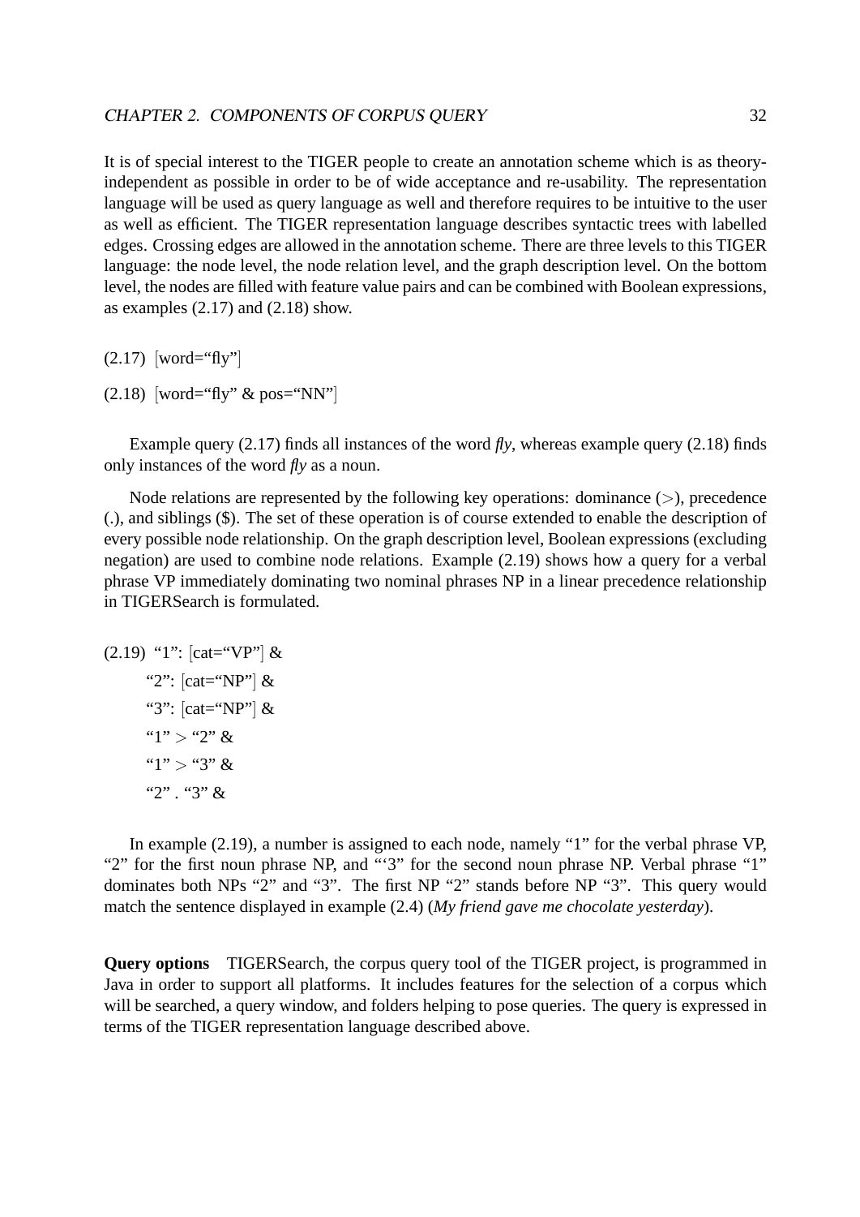It is of special interest to the TIGER people to create an annotation scheme which is as theory-independent as possible in order to be of wide acceptance and re-usability. The representation language will be used as query language as well and therefore requires to be intuitive to the user as well as efficient. The TIGER representation language describes syntactic trees with labelled edges. Crossing edges are allowed in the annotation scheme. There are three levels to this TIGER language: the node level, the node relation level, and the graph description level. On the bottom level, the nodes are filled with feature value pairs and can be combined with Boolean expressions, as examples (2.17) and (2.18) show.

(2.17) [word="fly"]

(2.18) [word="fly" & pos="NN"]

Example query (2.17) finds all instances of the word *fly*, whereas example query (2.18) finds only instances of the word *fly* as a noun.

Node relations are represented by the following key operations: dominance (>), precedence (.), and siblings ($). The set of these operation is of course extended to enable the description of every possible node relationship. On the graph description level, Boolean expressions (excluding negation) are used to combine node relations. Example (2.19) shows how a query for a verbal phrase VP immediately dominating two nominal phrases NP in a linear precedence relationship in TIGERSearch is formulated.

(2.19) "1": [cat="VP"] &
"2": [cat="NP"] &
"3": [cat="NP"] &
"1" > "2" &
"1" > "3" &
"2" . "3" &

In example (2.19), a number is assigned to each node, namely "1" for the verbal phrase VP, "2" for the first noun phrase NP, and "'3" for the second noun phrase NP. Verbal phrase "1" dominates both NPs "2" and "3". The first NP "2" stands before NP "3". This query would match the sentence displayed in example (2.4) (*My friend gave me chocolate yesterday*).

**Query options** TIGERSearch, the corpus query tool of the TIGER project, is programmed in Java in order to support all platforms. It includes features for the selection of a corpus which will be searched, a query window, and folders helping to pose queries. The query is expressed in terms of the TIGER representation language described above.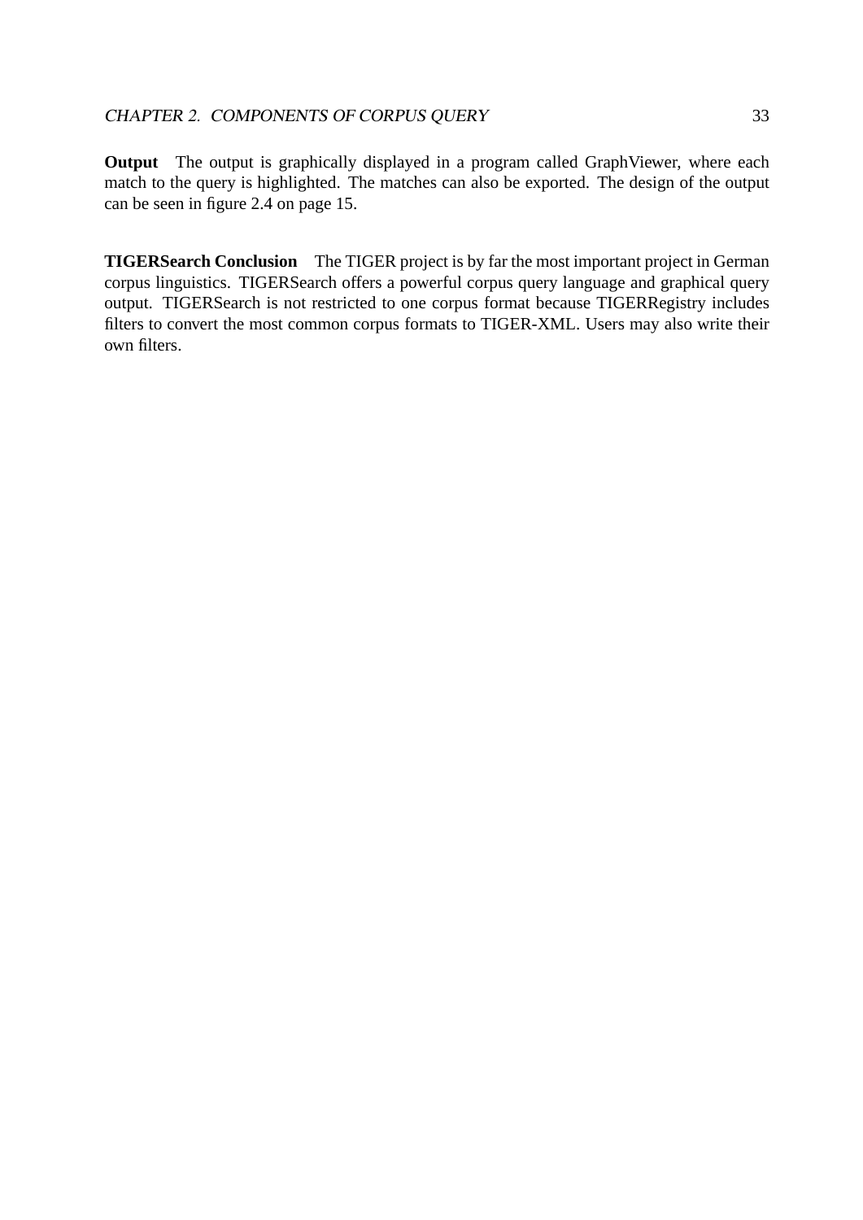**Output** The output is graphically displayed in a program called GraphViewer, where each match to the query is highlighted. The matches can also be exported. The design of the output can be seen in figure 2.4 on page 15.

**TIGERSearch Conclusion** The TIGER project is by far the most important project in German corpus linguistics. TIGERSearch offers a powerful corpus query language and graphical query output. TIGERSearch is not restricted to one corpus format because TIGERRegistry includes filters to convert the most common corpus formats to TIGER-XML. Users may also write their own filters.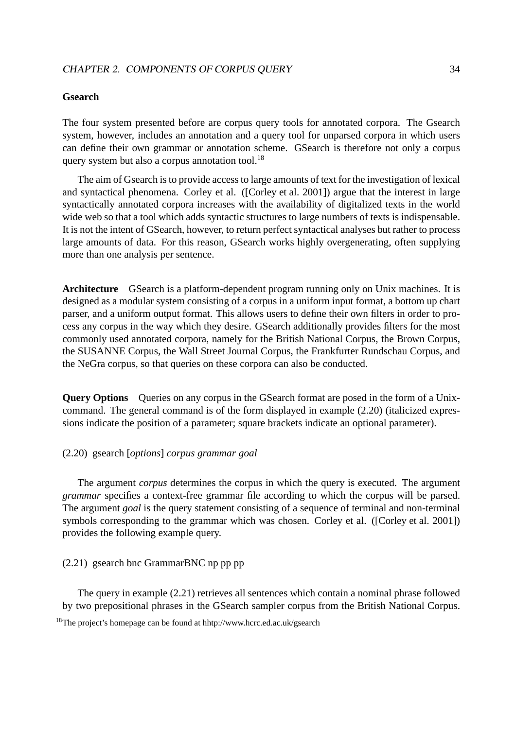#### Gsearch

The four system presented before are corpus query tools for annotated corpora. The Gsearch system, however, includes an annotation and a query tool for unparsed corpora in which users can define their own grammar or annotation scheme. GSearch is therefore not only a corpus query system but also a corpus annotation tool.[18]

The aim of Gsearch is to provide access to large amounts of text for the investigation of lexical and syntactical phenomena. Corley et al. ([Corley et al. 2001]) argue that the interest in large syntactically annotated corpora increases with the availability of digitalized texts in the world wide web so that a tool which adds syntactic structures to large numbers of texts is indispensable. It is not the intent of GSearch, however, to return perfect syntactical analyses but rather to process large amounts of data. For this reason, GSearch works highly overgenerating, often supplying more than one analysis per sentence.

**Architecture** GSearch is a platform-dependent program running only on Unix machines. It is designed as a modular system consisting of a corpus in a uniform input format, a bottom up chart parser, and a uniform output format. This allows users to define their own filters in order to process any corpus in the way which they desire. GSearch additionally provides filters for the most commonly used annotated corpora, namely for the British National Corpus, the Brown Corpus, the SUSANNE Corpus, the Wall Street Journal Corpus, the Frankfurter Rundschau Corpus, and the NeGra corpus, so that queries on these corpora can also be conducted.

**Query Options** Queries on any corpus in the GSearch format are posed in the form of a Unix-command. The general command is of the form displayed in example (2.20) (italicized expressions indicate the position of a parameter; square brackets indicate an optional parameter).

(2.20) gsearch [*options*] *corpus grammar goal*

The argument *corpus* determines the corpus in which the query is executed. The argument *grammar* specifies a context-free grammar file according to which the corpus will be parsed. The argument *goal* is the query statement consisting of a sequence of terminal and non-terminal symbols corresponding to the grammar which was chosen. Corley et al. ([Corley et al. 2001]) provides the following example query.

(2.21) gsearch bnc GrammarBNC np pp pp

The query in example (2.21) retrieves all sentences which contain a nominal phrase followed by two prepositional phrases in the GSearch sampler corpus from the British National Corpus.

[18] The project's homepage can be found at hhtp://www.hcrc.ed.ac.uk/gsearch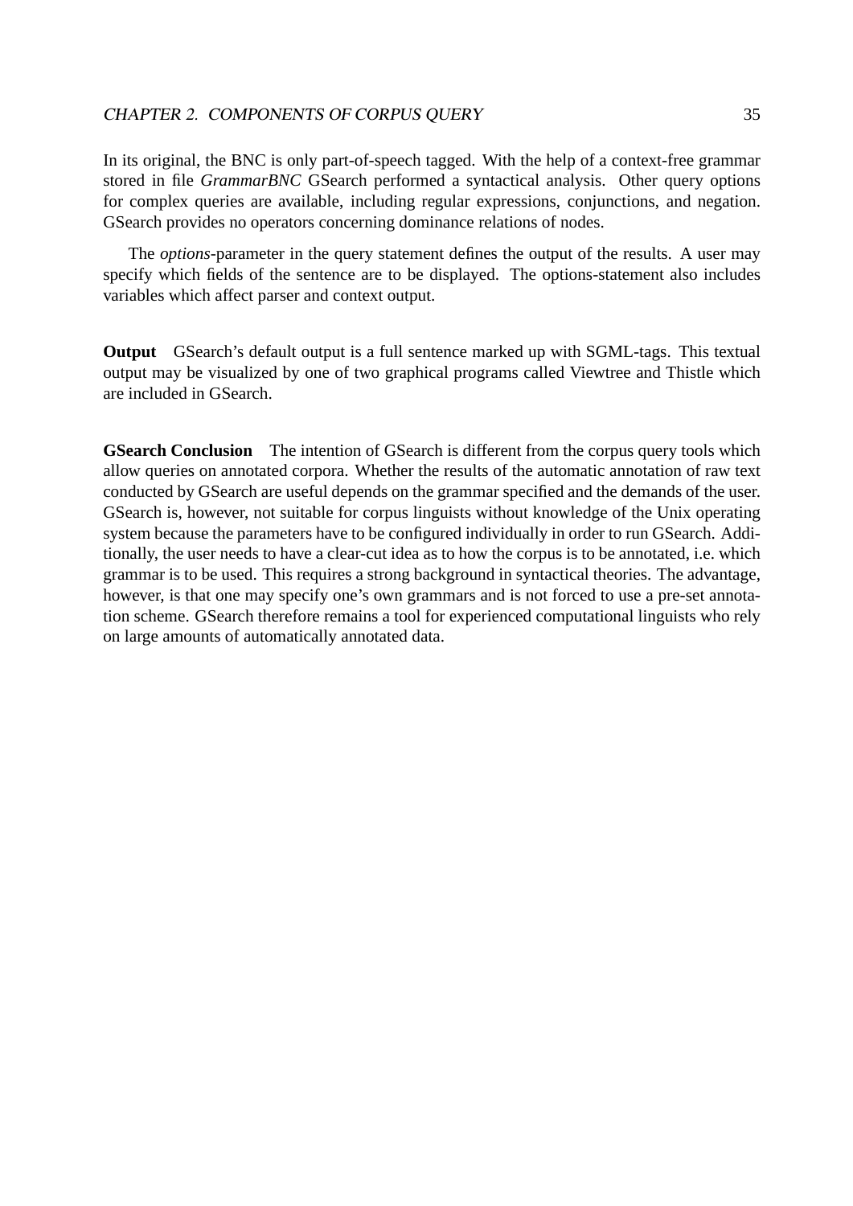In its original, the BNC is only part-of-speech tagged. With the help of a context-free grammar stored in file *GrammarBNC* GSearch performed a syntactical analysis. Other query options for complex queries are available, including regular expressions, conjunctions, and negation. GSearch provides no operators concerning dominance relations of nodes.

The *options*-parameter in the query statement defines the output of the results. A user may specify which fields of the sentence are to be displayed. The options-statement also includes variables which affect parser and context output.

**Output** GSearch's default output is a full sentence marked up with SGML-tags. This textual output may be visualized by one of two graphical programs called Viewtree and Thistle which are included in GSearch.

**GSearch Conclusion** The intention of GSearch is different from the corpus query tools which allow queries on annotated corpora. Whether the results of the automatic annotation of raw text conducted by GSearch are useful depends on the grammar specified and the demands of the user. GSearch is, however, not suitable for corpus linguists without knowledge of the Unix operating system because the parameters have to be configured individually in order to run GSearch. Additionally, the user needs to have a clear-cut idea as to how the corpus is to be annotated, i.e. which grammar is to be used. This requires a strong background in syntactical theories. The advantage, however, is that one may specify one's own grammars and is not forced to use a pre-set annotation scheme. GSearch therefore remains a tool for experienced computational linguists who rely on large amounts of automatically annotated data.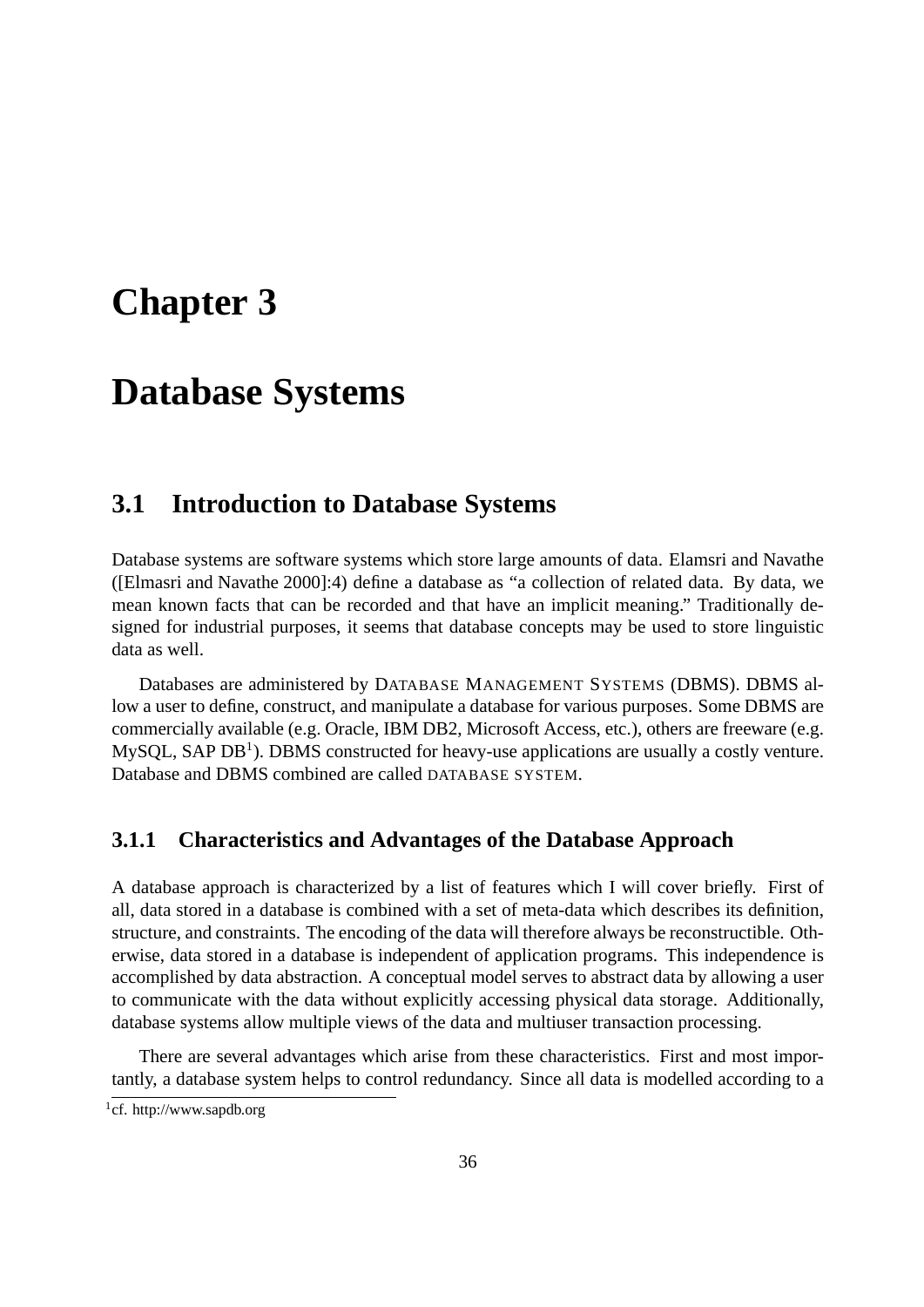# Chapter 3

# Database Systems

## 3.1 Introduction to Database Systems

Database systems are software systems which store large amounts of data. Elamsri and Navathe ([Elmasri and Navathe 2000]:4) define a database as "a collection of related data. By data, we mean known facts that can be recorded and that have an implicit meaning." Traditionally designed for industrial purposes, it seems that database concepts may be used to store linguistic data as well.

Databases are administered by DATABASE MANAGEMENT SYSTEMS (DBMS). DBMS allow a user to define, construct, and manipulate a database for various purposes. Some DBMS are commercially available (e.g. Oracle, IBM DB2, Microsoft Access, etc.), others are freeware (e.g. MySQL, SAP DB[1]). DBMS constructed for heavy-use applications are usually a costly venture. Database and DBMS combined are called DATABASE SYSTEM.

### 3.1.1 Characteristics and Advantages of the Database Approach

A database approach is characterized by a list of features which I will cover briefly. First of all, data stored in a database is combined with a set of meta-data which describes its definition, structure, and constraints. The encoding of the data will therefore always be reconstructible. Otherwise, data stored in a database is independent of application programs. This independence is accomplished by data abstraction. A conceptual model serves to abstract data by allowing a user to communicate with the data without explicitly accessing physical data storage. Additionally, database systems allow multiple views of the data and multiuser transaction processing.

There are several advantages which arise from these characteristics. First and most importantly, a database system helps to control redundancy. Since all data is modelled according to a

[1] cf. http://www.sapdb.org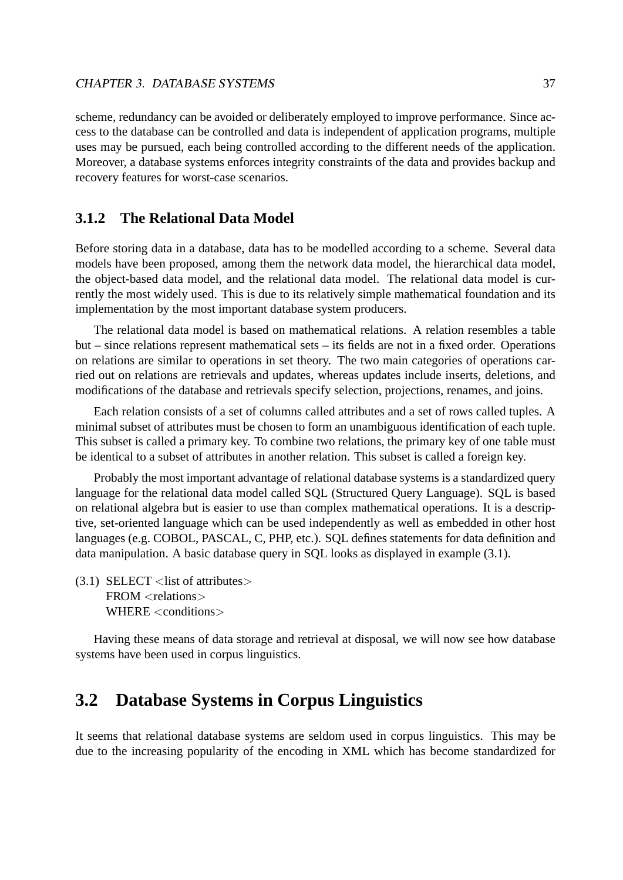scheme, redundancy can be avoided or deliberately employed to improve performance. Since access to the database can be controlled and data is independent of application programs, multiple uses may be pursued, each being controlled according to the different needs of the application. Moreover, a database systems enforces integrity constraints of the data and provides backup and recovery features for worst-case scenarios.

### 3.1.2 The Relational Data Model

Before storing data in a database, data has to be modelled according to a scheme. Several data models have been proposed, among them the network data model, the hierarchical data model, the object-based data model, and the relational data model. The relational data model is currently the most widely used. This is due to its relatively simple mathematical foundation and its implementation by the most important database system producers.

The relational data model is based on mathematical relations. A relation resembles a table but – since relations represent mathematical sets – its fields are not in a fixed order. Operations on relations are similar to operations in set theory. The two main categories of operations carried out on relations are retrievals and updates, whereas updates include inserts, deletions, and modifications of the database and retrievals specify selection, projections, renames, and joins.

Each relation consists of a set of columns called attributes and a set of rows called tuples. A minimal subset of attributes must be chosen to form an unambiguous identification of each tuple. This subset is called a primary key. To combine two relations, the primary key of one table must be identical to a subset of attributes in another relation. This subset is called a foreign key.

Probably the most important advantage of relational database systems is a standardized query language for the relational data model called SQL (Structured Query Language). SQL is based on relational algebra but is easier to use than complex mathematical operations. It is a descriptive, set-oriented language which can be used independently as well as embedded in other host languages (e.g. COBOL, PASCAL, C, PHP, etc.). SQL defines statements for data definition and data manipulation. A basic database query in SQL looks as displayed in example (3.1).

(3.1)
```
SELECT <list of attributes>
FROM <relations>
WHERE <conditions>
```

Having these means of data storage and retrieval at disposal, we will now see how database systems have been used in corpus linguistics.

## 3.2 Database Systems in Corpus Linguistics

It seems that relational database systems are seldom used in corpus linguistics. This may be due to the increasing popularity of the encoding in XML which has become standardized for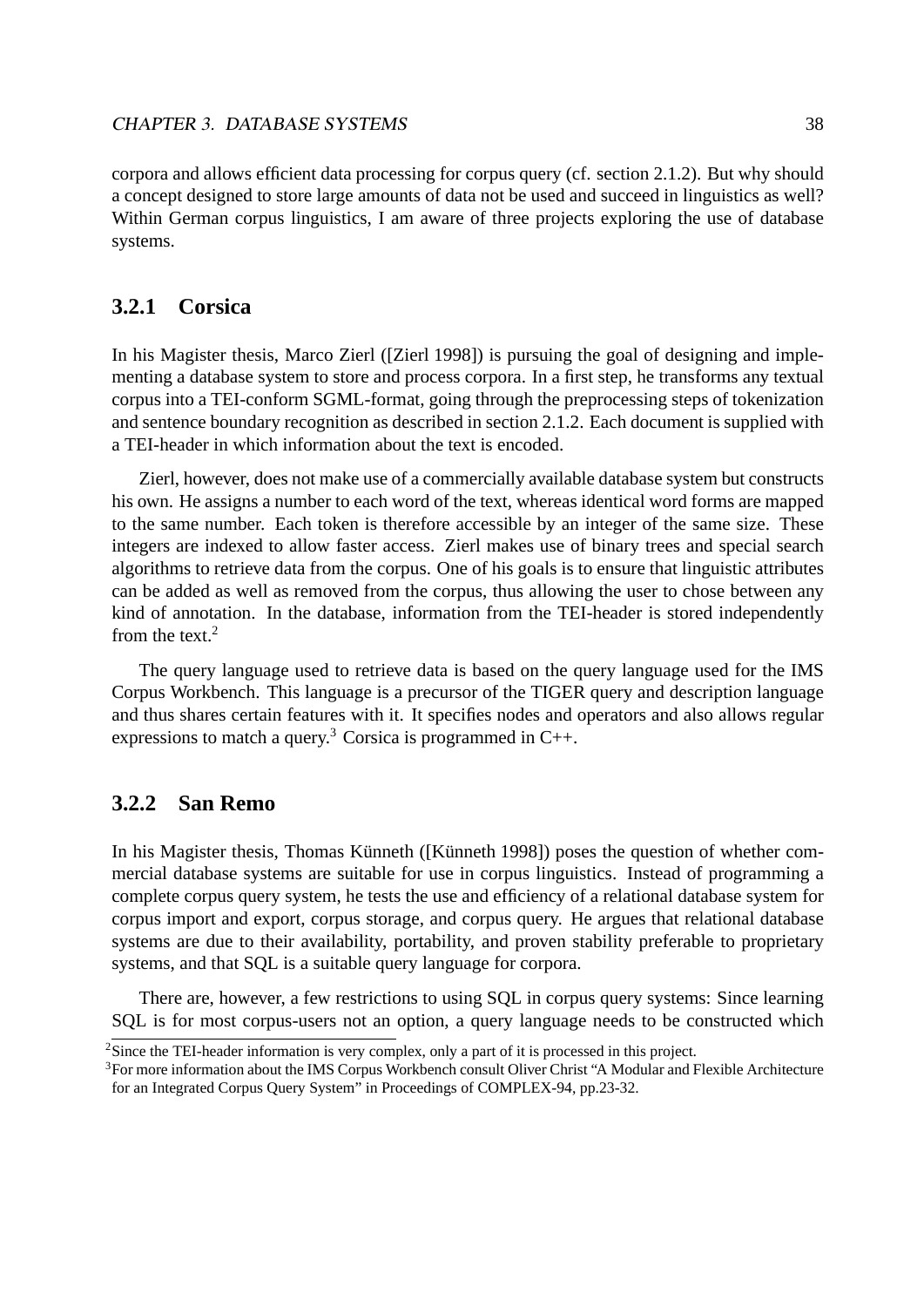corpora and allows efficient data processing for corpus query (cf. section 2.1.2). But why should a concept designed to store large amounts of data not be used and succeed in linguistics as well? Within German corpus linguistics, I am aware of three projects exploring the use of database systems.

### 3.2.1 Corsica

In his Magister thesis, Marco Zierl ([Zierl 1998]) is pursuing the goal of designing and implementing a database system to store and process corpora. In a first step, he transforms any textual corpus into a TEI-conform SGML-format, going through the preprocessing steps of tokenization and sentence boundary recognition as described in section 2.1.2. Each document is supplied with a TEI-header in which information about the text is encoded.

Zierl, however, does not make use of a commercially available database system but constructs his own. He assigns a number to each word of the text, whereas identical word forms are mapped to the same number. Each token is therefore accessible by an integer of the same size. These integers are indexed to allow faster access. Zierl makes use of binary trees and special search algorithms to retrieve data from the corpus. One of his goals is to ensure that linguistic attributes can be added as well as removed from the corpus, thus allowing the user to chose between any kind of annotation. In the database, information from the TEI-header is stored independently from the text.[2]

The query language used to retrieve data is based on the query language used for the IMS Corpus Workbench. This language is a precursor of the TIGER query and description language and thus shares certain features with it. It specifies nodes and operators and also allows regular expressions to match a query.[3] Corsica is programmed in C++.

### 3.2.2 San Remo

In his Magister thesis, Thomas Künneth ([Künneth 1998]) poses the question of whether commercial database systems are suitable for use in corpus linguistics. Instead of programming a complete corpus query system, he tests the use and efficiency of a relational database system for corpus import and export, corpus storage, and corpus query. He argues that relational database systems are due to their availability, portability, and proven stability preferable to proprietary systems, and that SQL is a suitable query language for corpora.

There are, however, a few restrictions to using SQL in corpus query systems: Since learning SQL is for most corpus-users not an option, a query language needs to be constructed which

[2] Since the TEI-header information is very complex, only a part of it is processed in this project.

[3] For more information about the IMS Corpus Workbench consult Oliver Christ "A Modular and Flexible Architecture for an Integrated Corpus Query System" in Proceedings of COMPLEX-94, pp.23-32.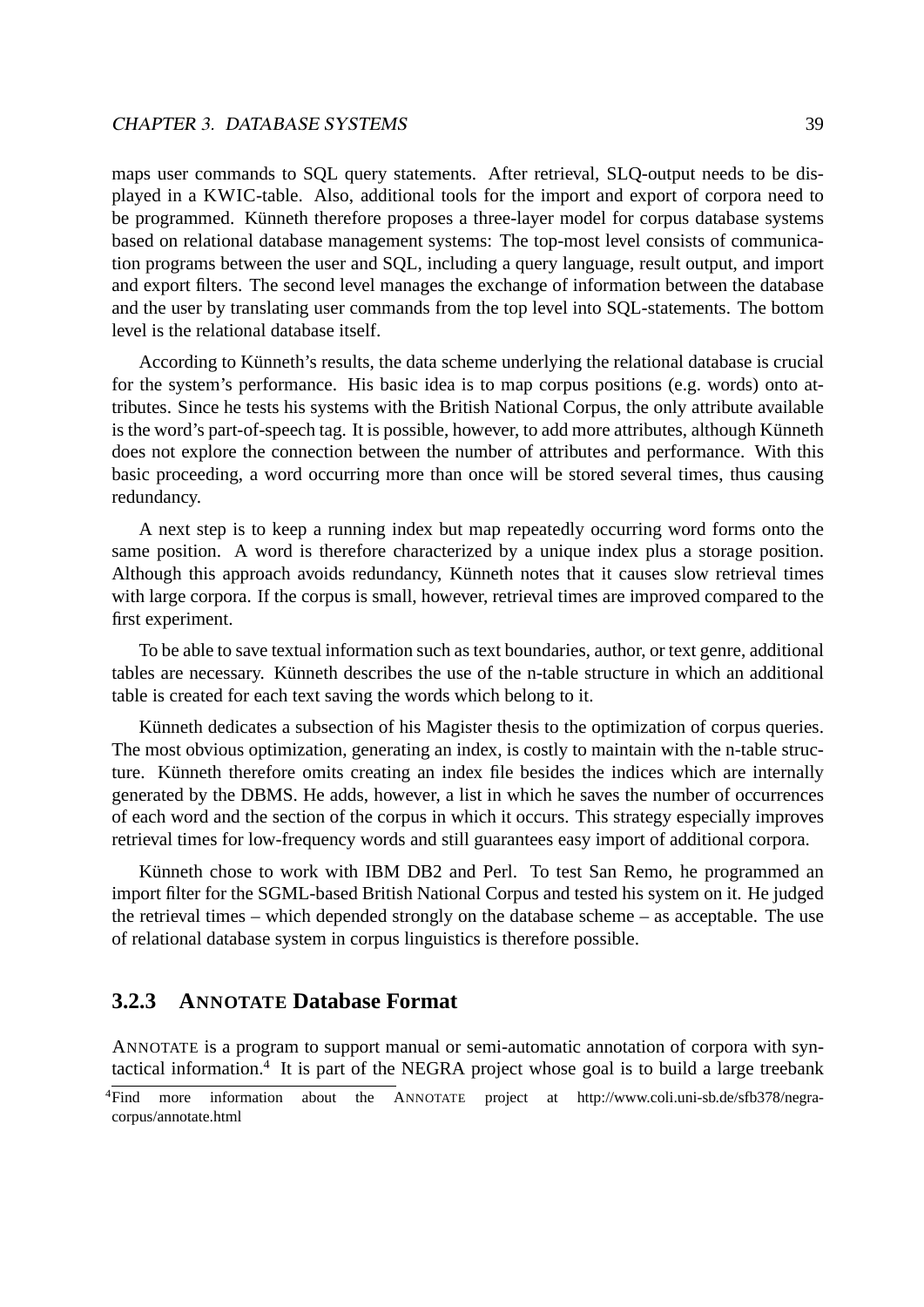maps user commands to SQL query statements. After retrieval, SLQ-output needs to be displayed in a KWIC-table. Also, additional tools for the import and export of corpora need to be programmed. Künneth therefore proposes a three-layer model for corpus database systems based on relational database management systems: The top-most level consists of communication programs between the user and SQL, including a query language, result output, and import and export filters. The second level manages the exchange of information between the database and the user by translating user commands from the top level into SQL-statements. The bottom level is the relational database itself.

According to Künneth's results, the data scheme underlying the relational database is crucial for the system's performance. His basic idea is to map corpus positions (e.g. words) onto attributes. Since he tests his systems with the British National Corpus, the only attribute available is the word's part-of-speech tag. It is possible, however, to add more attributes, although Künneth does not explore the connection between the number of attributes and performance. With this basic proceeding, a word occurring more than once will be stored several times, thus causing redundancy.

A next step is to keep a running index but map repeatedly occurring word forms onto the same position. A word is therefore characterized by a unique index plus a storage position. Although this approach avoids redundancy, Künneth notes that it causes slow retrieval times with large corpora. If the corpus is small, however, retrieval times are improved compared to the first experiment.

To be able to save textual information such as text boundaries, author, or text genre, additional tables are necessary. Künneth describes the use of the n-table structure in which an additional table is created for each text saving the words which belong to it.

Künneth dedicates a subsection of his Magister thesis to the optimization of corpus queries. The most obvious optimization, generating an index, is costly to maintain with the n-table structure. Künneth therefore omits creating an index file besides the indices which are internally generated by the DBMS. He adds, however, a list in which he saves the number of occurrences of each word and the section of the corpus in which it occurs. This strategy especially improves retrieval times for low-frequency words and still guarantees easy import of additional corpora.

Künneth chose to work with IBM DB2 and Perl. To test San Remo, he programmed an import filter for the SGML-based British National Corpus and tested his system on it. He judged the retrieval times – which depended strongly on the database scheme – as acceptable. The use of relational database system in corpus linguistics is therefore possible.

### 3.2.3 ANNOTATE Database Format

ANNOTATE is a program to support manual or semi-automatic annotation of corpora with syntactical information.[4] It is part of the NEGRA project whose goal is to build a large treebank

[4]Find more information about the ANNOTATE project at http://www.coli.uni-sb.de/sfb378/negra-corpus/annotate.html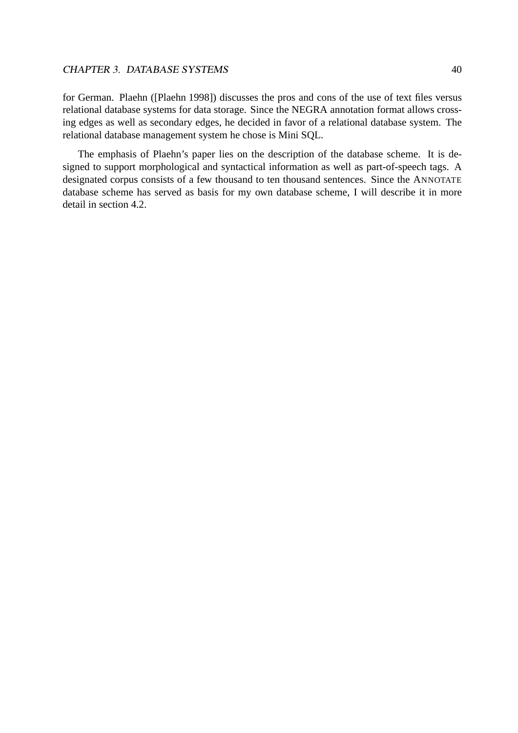for German. Plaehn ([Plaehn 1998]) discusses the pros and cons of the use of text files versus relational database systems for data storage. Since the NEGRA annotation format allows crossing edges as well as secondary edges, he decided in favor of a relational database system. The relational database management system he chose is Mini SQL.

The emphasis of Plaehn's paper lies on the description of the database scheme. It is designed to support morphological and syntactical information as well as part-of-speech tags. A designated corpus consists of a few thousand to ten thousand sentences. Since the ANNOTATE database scheme has served as basis for my own database scheme, I will describe it in more detail in section 4.2.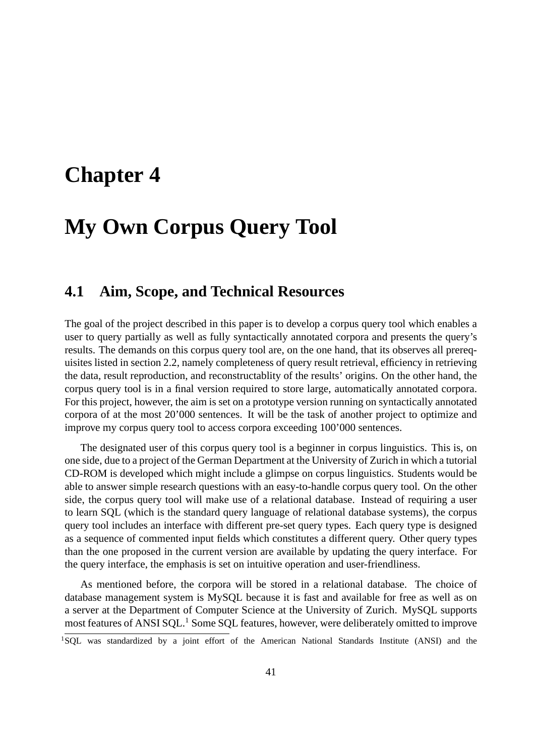# Chapter 4

# My Own Corpus Query Tool

## 4.1 Aim, Scope, and Technical Resources

The goal of the project described in this paper is to develop a corpus query tool which enables a user to query partially as well as fully syntactically annotated corpora and presents the query's results. The demands on this corpus query tool are, on the one hand, that its observes all prerequisites listed in section 2.2, namely completeness of query result retrieval, efficiency in retrieving the data, result reproduction, and reconstructablity of the results' origins. On the other hand, the corpus query tool is in a final version required to store large, automatically annotated corpora. For this project, however, the aim is set on a prototype version running on syntactically annotated corpora of at the most 20'000 sentences. It will be the task of another project to optimize and improve my corpus query tool to access corpora exceeding 100'000 sentences.

The designated user of this corpus query tool is a beginner in corpus linguistics. This is, on one side, due to a project of the German Department at the University of Zurich in which a tutorial CD-ROM is developed which might include a glimpse on corpus linguistics. Students would be able to answer simple research questions with an easy-to-handle corpus query tool. On the other side, the corpus query tool will make use of a relational database. Instead of requiring a user to learn SQL (which is the standard query language of relational database systems), the corpus query tool includes an interface with different pre-set query types. Each query type is designed as a sequence of commented input fields which constitutes a different query. Other query types than the one proposed in the current version are available by updating the query interface. For the query interface, the emphasis is set on intuitive operation and user-friendliness.

As mentioned before, the corpora will be stored in a relational database. The choice of database management system is MySQL because it is fast and available for free as well as on a server at the Department of Computer Science at the University of Zurich. MySQL supports most features of ANSI SQL.[1] Some SQL features, however, were deliberately omitted to improve

[1]SQL was standardized by a joint effort of the American National Standards Institute (ANSI) and the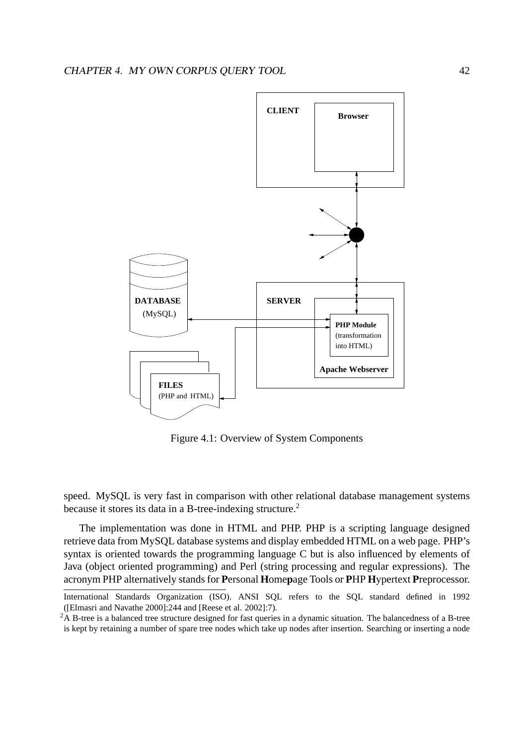CLIENT

Browser

DATABASE
(MySQL)

SERVER

PHP Module
(transformation
into HTML)

Apache Webserver

FILES
(PHP and HTML)

Figure 4.1: Overview of System Components

speed. MySQL is very fast in comparison with other relational database management systems because it stores its data in a B-tree-indexing structure.[2]

The implementation was done in HTML and PHP. PHP is a scripting language designed retrieve data from MySQL database systems and display embedded HTML on a web page. PHP's syntax is oriented towards the programming language C but is also influenced by elements of Java (object oriented programming) and Perl (string processing and regular expressions). The acronym PHP alternatively stands for **P**ersonal **H**ome**p**age Tools or **P**HP **H**ypertext **P**reprocessor.

---

International Standards Organization (ISO). ANSI SQL refers to the SQL standard defined in 1992 ([Elmasri and Navathe 2000]:244 and [Reese et al. 2002]:7).

[2] A B-tree is a balanced tree structure designed for fast queries in a dynamic situation. The balancedness of a B-tree is kept by retaining a number of spare tree nodes which take up nodes after insertion. Searching or inserting a node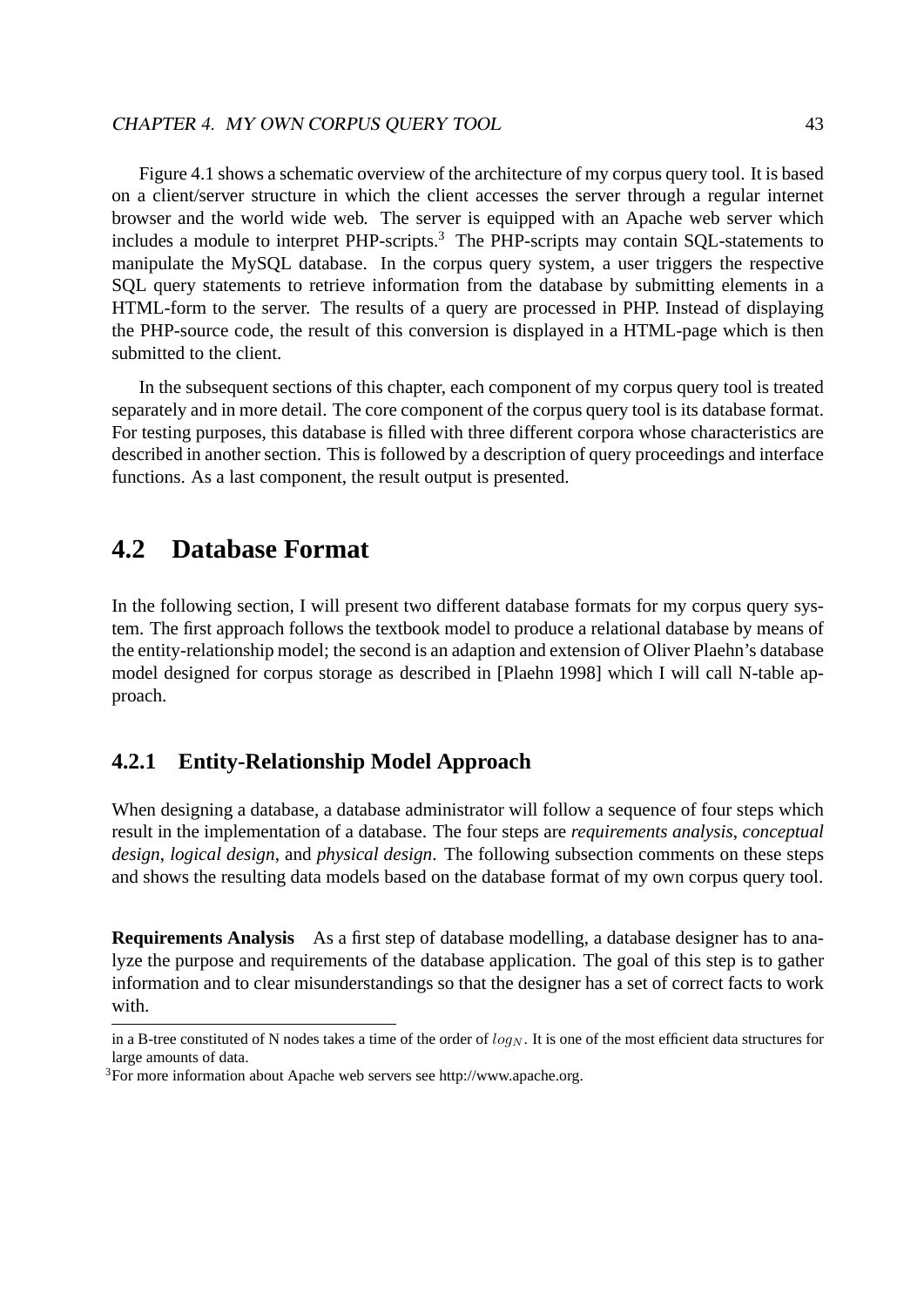Figure 4.1 shows a schematic overview of the architecture of my corpus query tool. It is based on a client/server structure in which the client accesses the server through a regular internet browser and the world wide web. The server is equipped with an Apache web server which includes a module to interpret PHP-scripts.[3] The PHP-scripts may contain SQL-statements to manipulate the MySQL database. In the corpus query system, a user triggers the respective SQL query statements to retrieve information from the database by submitting elements in a HTML-form to the server. The results of a query are processed in PHP. Instead of displaying the PHP-source code, the result of this conversion is displayed in a HTML-page which is then submitted to the client.

In the subsequent sections of this chapter, each component of my corpus query tool is treated separately and in more detail. The core component of the corpus query tool is its database format. For testing purposes, this database is filled with three different corpora whose characteristics are described in another section. This is followed by a description of query proceedings and interface functions. As a last component, the result output is presented.

## 4.2 Database Format

In the following section, I will present two different database formats for my corpus query system. The first approach follows the textbook model to produce a relational database by means of the entity-relationship model; the second is an adaption and extension of Oliver Plaehn's database model designed for corpus storage as described in [Plaehn 1998] which I will call N-table approach.

### 4.2.1 Entity-Relationship Model Approach

When designing a database, a database administrator will follow a sequence of four steps which result in the implementation of a database. The four steps are *requirements analysis*, *conceptual design*, *logical design*, and *physical design*. The following subsection comments on these steps and shows the resulting data models based on the database format of my own corpus query tool.

**Requirements Analysis** As a first step of database modelling, a database designer has to analyze the purpose and requirements of the database application. The goal of this step is to gather information and to clear misunderstandings so that the designer has a set of correct facts to work with.

---

in a B-tree constituted of N nodes takes a time of the order of $log_N$. It is one of the most efficient data structures for large amounts of data.

[3] For more information about Apache web servers see http://www.apache.org.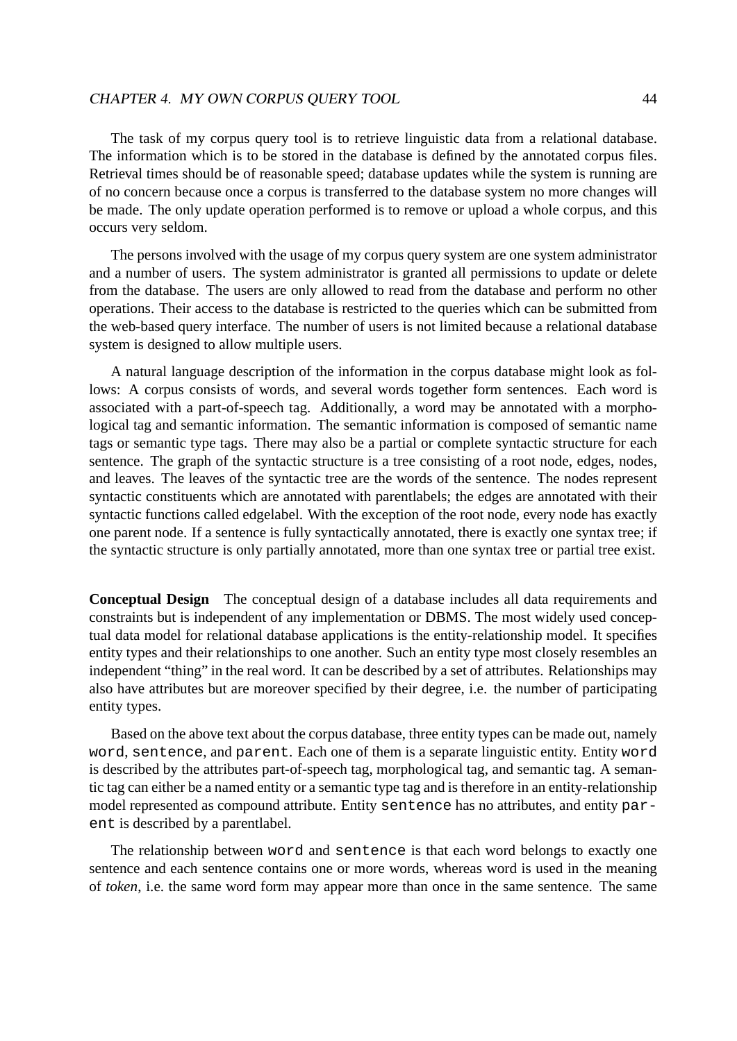The task of my corpus query tool is to retrieve linguistic data from a relational database. The information which is to be stored in the database is defined by the annotated corpus files. Retrieval times should be of reasonable speed; database updates while the system is running are of no concern because once a corpus is transferred to the database system no more changes will be made. The only update operation performed is to remove or upload a whole corpus, and this occurs very seldom.

The persons involved with the usage of my corpus query system are one system administrator and a number of users. The system administrator is granted all permissions to update or delete from the database. The users are only allowed to read from the database and perform no other operations. Their access to the database is restricted to the queries which can be submitted from the web-based query interface. The number of users is not limited because a relational database system is designed to allow multiple users.

A natural language description of the information in the corpus database might look as follows: A corpus consists of words, and several words together form sentences. Each word is associated with a part-of-speech tag. Additionally, a word may be annotated with a morphological tag and semantic information. The semantic information is composed of semantic name tags or semantic type tags. There may also be a partial or complete syntactic structure for each sentence. The graph of the syntactic structure is a tree consisting of a root node, edges, nodes, and leaves. The leaves of the syntactic tree are the words of the sentence. The nodes represent syntactic constituents which are annotated with parentlabels; the edges are annotated with their syntactic functions called edgelabel. With the exception of the root node, every node has exactly one parent node. If a sentence is fully syntactically annotated, there is exactly one syntax tree; if the syntactic structure is only partially annotated, more than one syntax tree or partial tree exist.

**Conceptual Design** The conceptual design of a database includes all data requirements and constraints but is independent of any implementation or DBMS. The most widely used conceptual data model for relational database applications is the entity-relationship model. It specifies entity types and their relationships to one another. Such an entity type most closely resembles an independent "thing" in the real word. It can be described by a set of attributes. Relationships may also have attributes but are moreover specified by their degree, i.e. the number of participating entity types.

Based on the above text about the corpus database, three entity types can be made out, namely `word`, `sentence`, and `parent`. Each one of them is a separate linguistic entity. Entity `word` is described by the attributes part-of-speech tag, morphological tag, and semantic tag. A semantic tag can either be a named entity or a semantic type tag and is therefore in an entity-relationship model represented as compound attribute. Entity `sentence` has no attributes, and entity `parent` is described by a parentlabel.

The relationship between `word` and `sentence` is that each word belongs to exactly one sentence and each sentence contains one or more words, whereas word is used in the meaning of *token*, i.e. the same word form may appear more than once in the same sentence. The same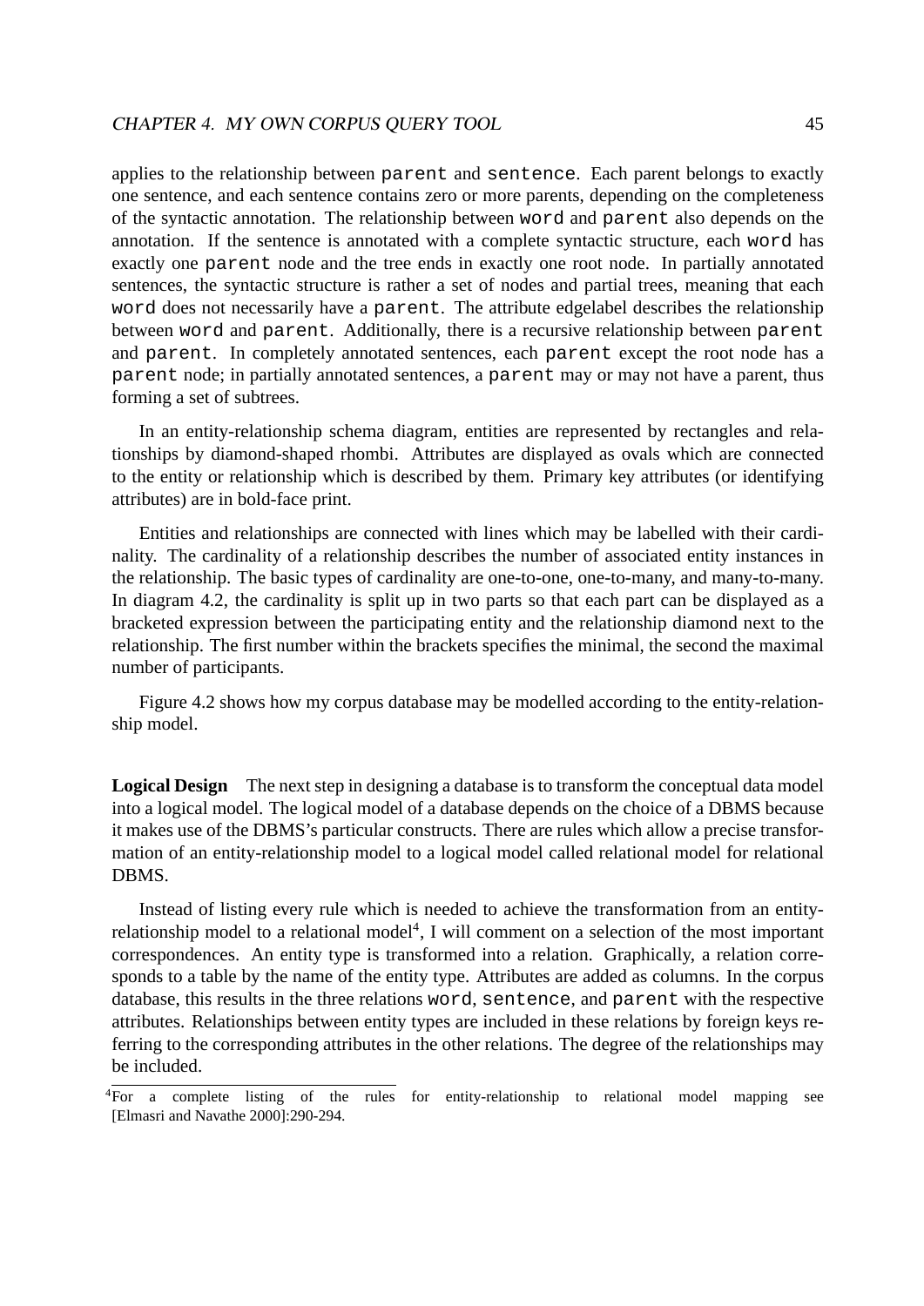applies to the relationship between `parent` and `sentence`. Each parent belongs to exactly one sentence, and each sentence contains zero or more parents, depending on the completeness of the syntactic annotation. The relationship between `word` and `parent` also depends on the annotation. If the sentence is annotated with a complete syntactic structure, each `word` has exactly one `parent` node and the tree ends in exactly one root node. In partially annotated sentences, the syntactic structure is rather a set of nodes and partial trees, meaning that each `word` does not necessarily have a `parent`. The attribute edgelabel describes the relationship between `word` and `parent`. Additionally, there is a recursive relationship between `parent` and `parent`. In completely annotated sentences, each `parent` except the root node has a `parent` node; in partially annotated sentences, a `parent` may or may not have a parent, thus forming a set of subtrees.

In an entity-relationship schema diagram, entities are represented by rectangles and relationships by diamond-shaped rhombi. Attributes are displayed as ovals which are connected to the entity or relationship which is described by them. Primary key attributes (or identifying attributes) are in bold-face print.

Entities and relationships are connected with lines which may be labelled with their cardinality. The cardinality of a relationship describes the number of associated entity instances in the relationship. The basic types of cardinality are one-to-one, one-to-many, and many-to-many. In diagram 4.2, the cardinality is split up in two parts so that each part can be displayed as a bracketed expression between the participating entity and the relationship diamond next to the relationship. The first number within the brackets specifies the minimal, the second the maximal number of participants.

Figure 4.2 shows how my corpus database may be modelled according to the entity-relationship model.

**Logical Design** The next step in designing a database is to transform the conceptual data model into a logical model. The logical model of a database depends on the choice of a DBMS because it makes use of the DBMS's particular constructs. There are rules which allow a precise transformation of an entity-relationship model to a logical model called relational model for relational DBMS.

Instead of listing every rule which is needed to achieve the transformation from an entity-relationship model to a relational model[4], I will comment on a selection of the most important correspondences. An entity type is transformed into a relation. Graphically, a relation corresponds to a table by the name of the entity type. Attributes are added as columns. In the corpus database, this results in the three relations `word`, `sentence`, and `parent` with the respective attributes. Relationships between entity types are included in these relations by foreign keys referring to the corresponding attributes in the other relations. The degree of the relationships may be included.

[4]For a complete listing of the rules for entity-relationship to relational model mapping see [Elmasri and Navathe 2000]:290-294.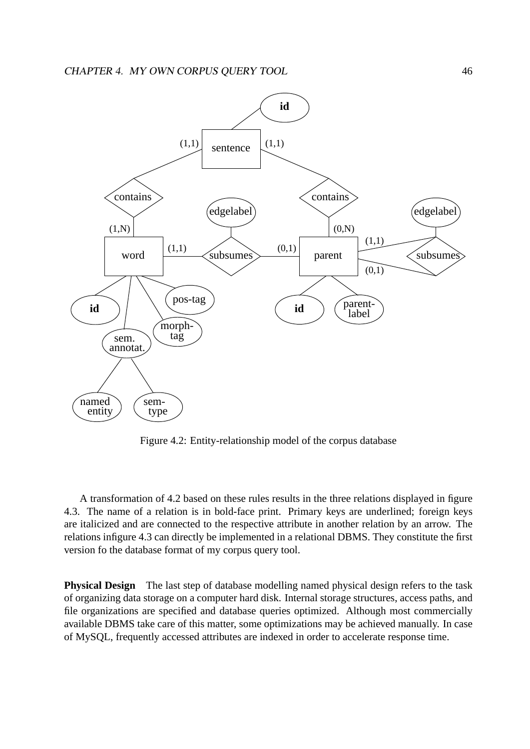Figure 4.2: Entity-relationship model of the corpus database

A transformation of 4.2 based on these rules results in the three relations displayed in figure 4.3. The name of a relation is in bold-face print. Primary keys are underlined; foreign keys are italicized and are connected to the respective attribute in another relation by an arrow. The relations infigure 4.3 can directly be implemented in a relational DBMS. They constitute the first version fo the database format of my corpus query tool.

**Physical Design** The last step of database modelling named physical design refers to the task of organizing data storage on a computer hard disk. Internal storage structures, access paths, and file organizations are specified and database queries optimized. Although most commercially available DBMS take care of this matter, some optimizations may be achieved manually. In case of MySQL, frequently accessed attributes are indexed in order to accelerate response time.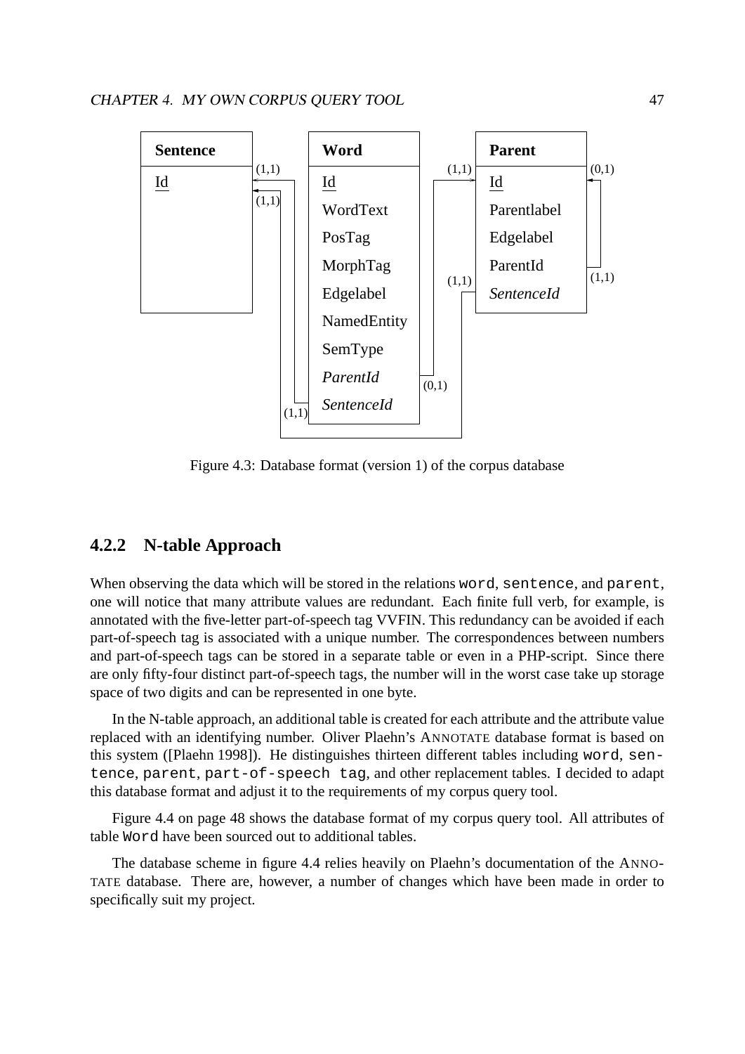| Sentence | Word | Parent |
| --- | --- | --- |
| Id | Id | Id |
| | WordText | Parentlabel |
| | PosTag | Edgelabel |
| | MorphTag | ParentId |
| | Edgelabel | *SentenceId* |
| | NamedEntity | |
| | SemType | |
| | *ParentId* | |
| | *SentenceId* | |

Figure 4.3: Database format (version 1) of the corpus database

### 4.2.2 N-table Approach

When observing the data which will be stored in the relations `word`, `sentence`, and `parent`, one will notice that many attribute values are redundant. Each finite full verb, for example, is annotated with the five-letter part-of-speech tag VVFIN. This redundancy can be avoided if each part-of-speech tag is associated with a unique number. The correspondences between numbers and part-of-speech tags can be stored in a separate table or even in a PHP-script. Since there are only fifty-four distinct part-of-speech tags, the number will in the worst case take up storage space of two digits and can be represented in one byte.

In the N-table approach, an additional table is created for each attribute and the attribute value replaced with an identifying number. Oliver Plaehn's ANNOTATE database format is based on this system ([Plaehn 1998]). He distinguishes thirteen different tables including `word`, `sentence`, `parent`, `part-of-speech tag`, and other replacement tables. I decided to adapt this database format and adjust it to the requirements of my corpus query tool.

Figure 4.4 on page 48 shows the database format of my corpus query tool. All attributes of table `Word` have been sourced out to additional tables.

The database scheme in figure 4.4 relies heavily on Plaehn's documentation of the ANNOTATE database. There are, however, a number of changes which have been made in order to specifically suit my project.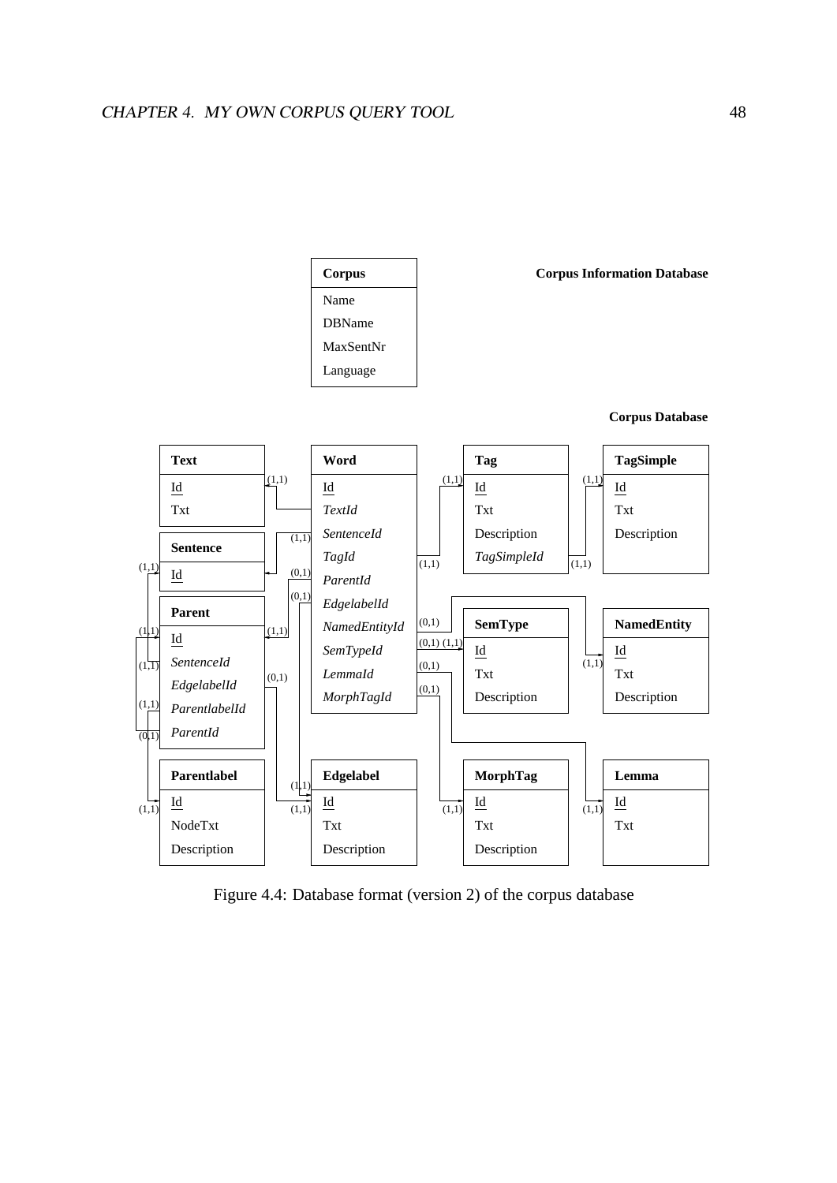**Corpus Information Database**

| Corpus |
|---|
| Name |
| DBName |
| MaxSentNr |
| Language |

**Corpus Database**

| Text |
|---|
| Id |
| Txt |

| Sentence |
|---|
| Id |

| Parent |
|---|
| Id |
| *SentenceId* |
| *EdgelabelId* |
| *ParentlabelId* |
| *ParentId* |

| Parentlabel |
|---|
| Id |
| NodeTxt |
| Description |

| Word |
|---|
| Id |
| *TextId* |
| *SentenceId* |
| *TagId* |
| *ParentId* |
| *EdgelabelId* |
| *NamedEntityId* |
| *SemTypeId* |
| *LemmaId* |
| *MorphTagId* |

| Edgelabel |
|---|
| Id |
| Txt |
| Description |

| Tag |
|---|
| Id |
| Txt |
| Description |
| *TagSimpleId* |

| SemType |
|---|
| Id |
| Txt |
| Description |

| MorphTag |
|---|
| Id |
| Txt |
| Description |

| TagSimple |
|---|
| Id |
| Txt |
| Description |

| NamedEntity |
|---|
| Id |
| Txt |
| Description |

| Lemma |
|---|
| Id |
| Txt |

Figure 4.4: Database format (version 2) of the corpus database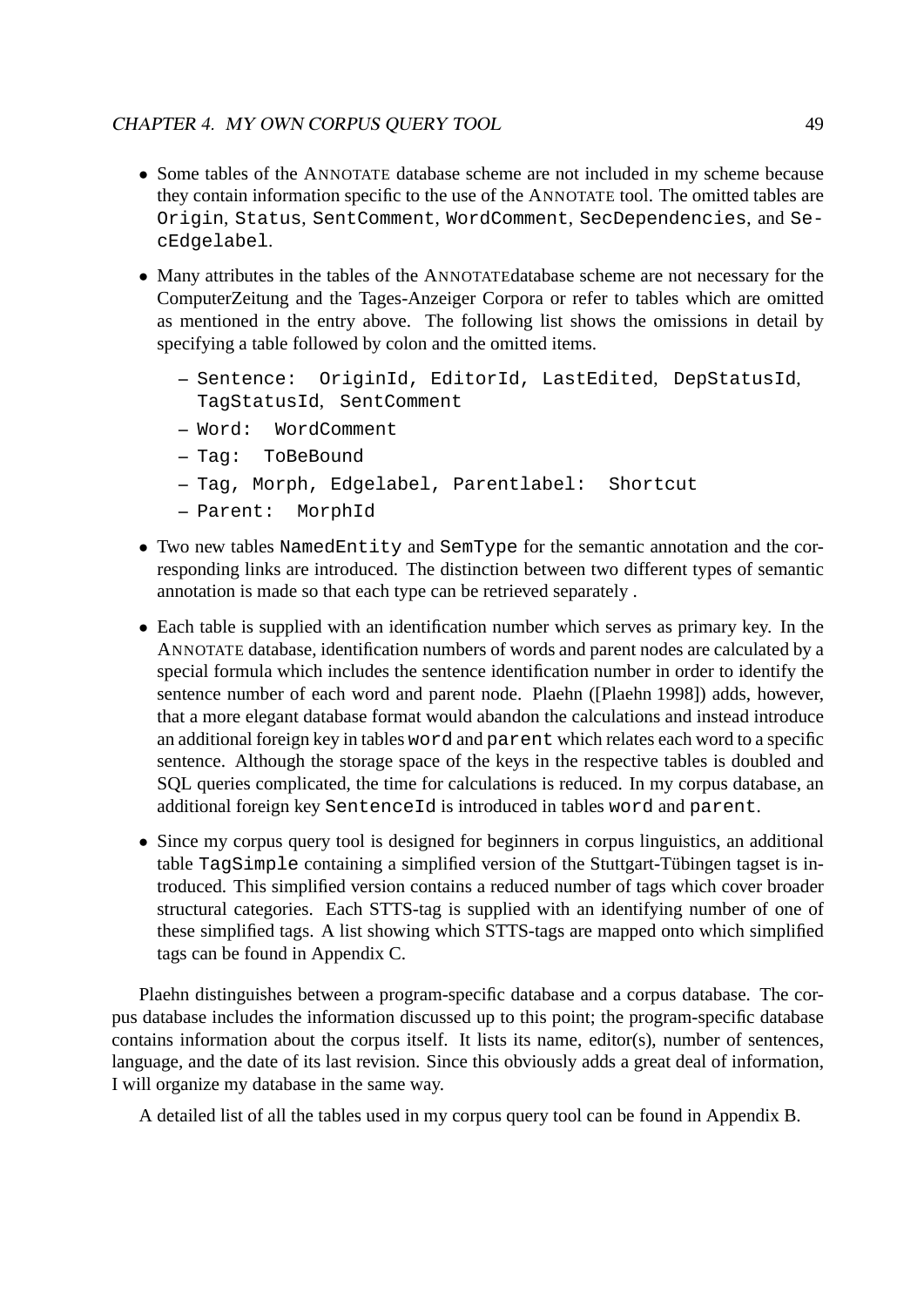- Some tables of the ANNOTATE database scheme are not included in my scheme because they contain information specific to the use of the ANNOTATE tool. The omitted tables are `Origin`, `Status`, `SentComment`, `WordComment`, `SecDependencies`, and `SecEdgelabel`.
- Many attributes in the tables of the ANNOTATEdatabase scheme are not necessary for the ComputerZeitung and the Tages-Anzeiger Corpora or refer to tables which are omitted as mentioned in the entry above. The following list shows the omissions in detail by specifying a table followed by colon and the omitted items.
  - `Sentence: OriginId, EditorId, LastEdited`, `DepStatusId`, `TagStatusId`, `SentComment`
  - `Word: WordComment`
  - `Tag: ToBeBound`
  - `Tag, Morph, Edgelabel, Parentlabel: Shortcut`
  - `Parent: MorphId`
- Two new tables `NamedEntity` and `SemType` for the semantic annotation and the corresponding links are introduced. The distinction between two different types of semantic annotation is made so that each type can be retrieved separately .
- Each table is supplied with an identification number which serves as primary key. In the ANNOTATE database, identification numbers of words and parent nodes are calculated by a special formula which includes the sentence identification number in order to identify the sentence number of each word and parent node. Plaehn ([Plaehn 1998]) adds, however, that a more elegant database format would abandon the calculations and instead introduce an additional foreign key in tables `word` and `parent` which relates each word to a specific sentence. Although the storage space of the keys in the respective tables is doubled and SQL queries complicated, the time for calculations is reduced. In my corpus database, an additional foreign key `SentenceId` is introduced in tables `word` and `parent`.
- Since my corpus query tool is designed for beginners in corpus linguistics, an additional table `TagSimple` containing a simplified version of the Stuttgart-Tübingen tagset is introduced. This simplified version contains a reduced number of tags which cover broader structural categories. Each STTS-tag is supplied with an identifying number of one of these simplified tags. A list showing which STTS-tags are mapped onto which simplified tags can be found in Appendix C.

Plaehn distinguishes between a program-specific database and a corpus database. The corpus database includes the information discussed up to this point; the program-specific database contains information about the corpus itself. It lists its name, editor(s), number of sentences, language, and the date of its last revision. Since this obviously adds a great deal of information, I will organize my database in the same way.

A detailed list of all the tables used in my corpus query tool can be found in Appendix B.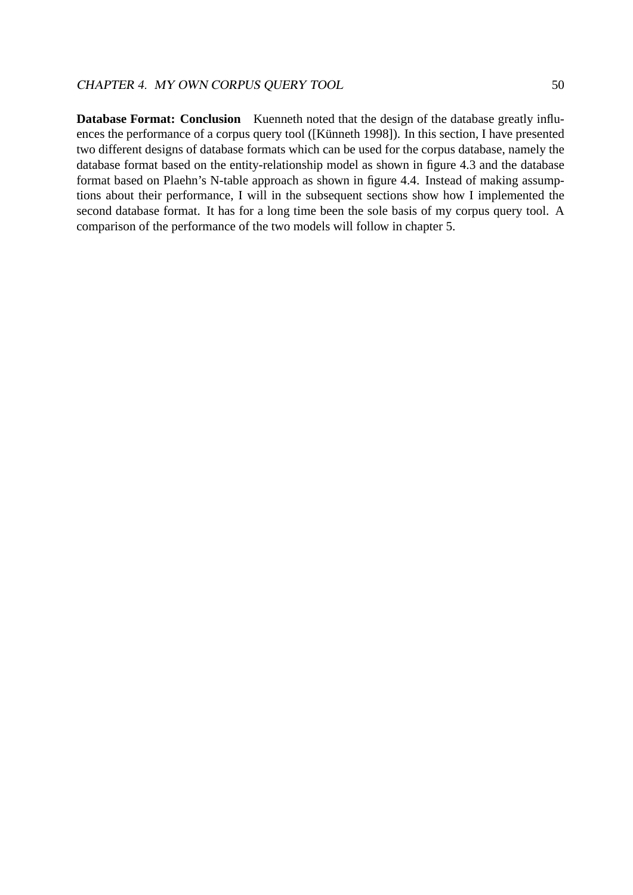**Database Format: Conclusion** Kuenneth noted that the design of the database greatly influences the performance of a corpus query tool ([Künneth 1998]). In this section, I have presented two different designs of database formats which can be used for the corpus database, namely the database format based on the entity-relationship model as shown in figure 4.3 and the database format based on Plaehn's N-table approach as shown in figure 4.4. Instead of making assumptions about their performance, I will in the subsequent sections show how I implemented the second database format. It has for a long time been the sole basis of my corpus query tool. A comparison of the performance of the two models will follow in chapter 5.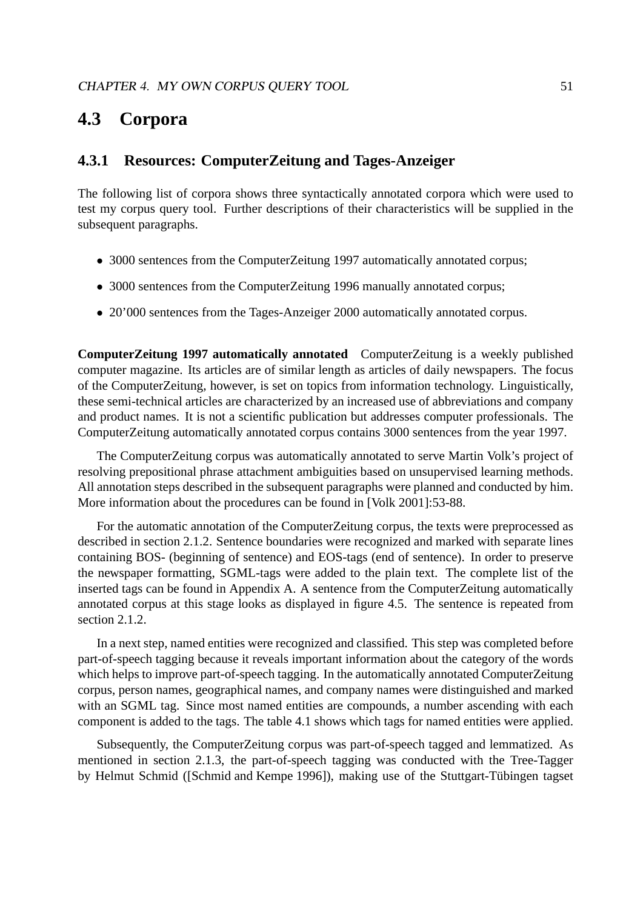## 4.3 Corpora

### 4.3.1 Resources: ComputerZeitung and Tages-Anzeiger

The following list of corpora shows three syntactically annotated corpora which were used to test my corpus query tool. Further descriptions of their characteristics will be supplied in the subsequent paragraphs.

- 3000 sentences from the ComputerZeitung 1997 automatically annotated corpus;
- 3000 sentences from the ComputerZeitung 1996 manually annotated corpus;
- 20’000 sentences from the Tages-Anzeiger 2000 automatically annotated corpus.

**ComputerZeitung 1997 automatically annotated** ComputerZeitung is a weekly published computer magazine. Its articles are of similar length as articles of daily newspapers. The focus of the ComputerZeitung, however, is set on topics from information technology. Linguistically, these semi-technical articles are characterized by an increased use of abbreviations and company and product names. It is not a scientific publication but addresses computer professionals. The ComputerZeitung automatically annotated corpus contains 3000 sentences from the year 1997.

The ComputerZeitung corpus was automatically annotated to serve Martin Volk’s project of resolving prepositional phrase attachment ambiguities based on unsupervised learning methods. All annotation steps described in the subsequent paragraphs were planned and conducted by him. More information about the procedures can be found in [Volk 2001]:53-88.

For the automatic annotation of the ComputerZeitung corpus, the texts were preprocessed as described in section 2.1.2. Sentence boundaries were recognized and marked with separate lines containing BOS- (beginning of sentence) and EOS-tags (end of sentence). In order to preserve the newspaper formatting, SGML-tags were added to the plain text. The complete list of the inserted tags can be found in Appendix A. A sentence from the ComputerZeitung automatically annotated corpus at this stage looks as displayed in figure 4.5. The sentence is repeated from section 2.1.2.

In a next step, named entities were recognized and classified. This step was completed before part-of-speech tagging because it reveals important information about the category of the words which helps to improve part-of-speech tagging. In the automatically annotated ComputerZeitung corpus, person names, geographical names, and company names were distinguished and marked with an SGML tag. Since most named entities are compounds, a number ascending with each component is added to the tags. The table 4.1 shows which tags for named entities were applied.

Subsequently, the ComputerZeitung corpus was part-of-speech tagged and lemmatized. As mentioned in section 2.1.3, the part-of-speech tagging was conducted with the Tree-Tagger by Helmut Schmid ([Schmid and Kempe 1996]), making use of the Stuttgart-Tübingen tagset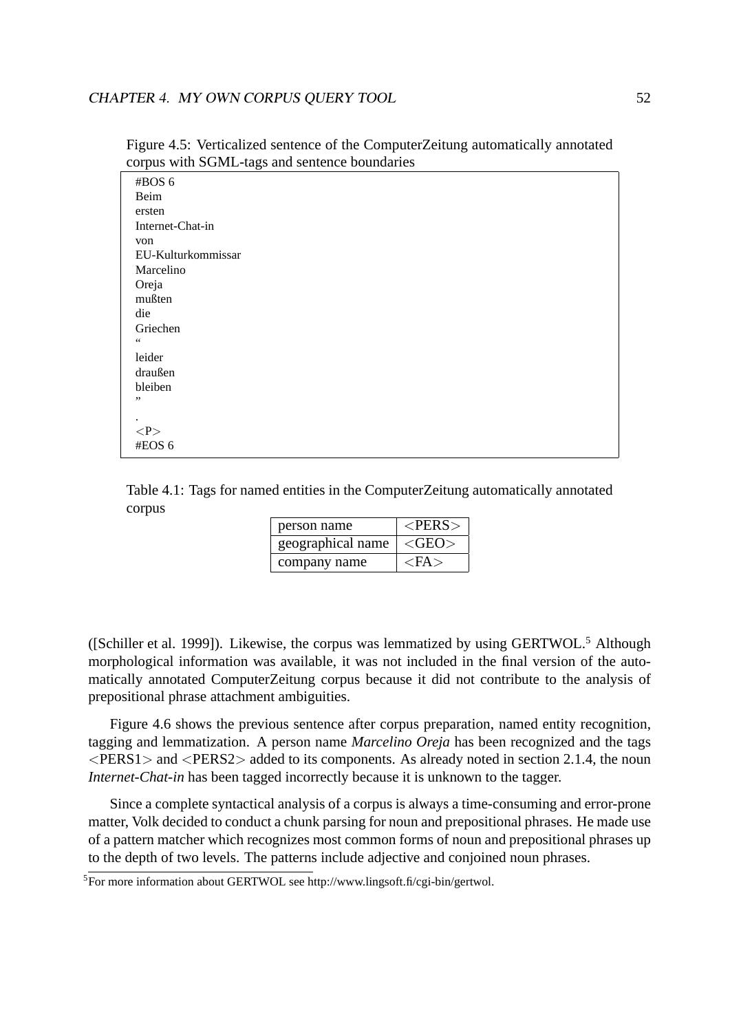Figure 4.5: Verticalized sentence of the ComputerZeitung automatically annotated corpus with SGML-tags and sentence boundaries

```
#BOS 6
Beim
ersten
Internet-Chat-in
von
EU-Kulturkommissar
Marcelino
Oreja
mußten
die
Griechen
“
leider
draußen
bleiben
”
.
<P>
#EOS 6
```

Table 4.1: Tags for named entities in the ComputerZeitung automatically annotated corpus

| person name | <PERS> |
|---|---|
| geographical name | <GEO> |
| company name | <FA> |

([Schiller et al. 1999]). Likewise, the corpus was lemmatized by using GERTWOL.[5] Although morphological information was available, it was not included in the final version of the automatically annotated ComputerZeitung corpus because it did not contribute to the analysis of prepositional phrase attachment ambiguities.

Figure 4.6 shows the previous sentence after corpus preparation, named entity recognition, tagging and lemmatization. A person name *Marcelino Oreja* has been recognized and the tags <PERS1> and <PERS2> added to its components. As already noted in section 2.1.4, the noun *Internet-Chat-in* has been tagged incorrectly because it is unknown to the tagger.

Since a complete syntactical analysis of a corpus is always a time-consuming and error-prone matter, Volk decided to conduct a chunk parsing for noun and prepositional phrases. He made use of a pattern matcher which recognizes most common forms of noun and prepositional phrases up to the depth of two levels. The patterns include adjective and conjoined noun phrases.

[5] For more information about GERTWOL see http://www.lingsoft.fi/cgi-bin/gertwol.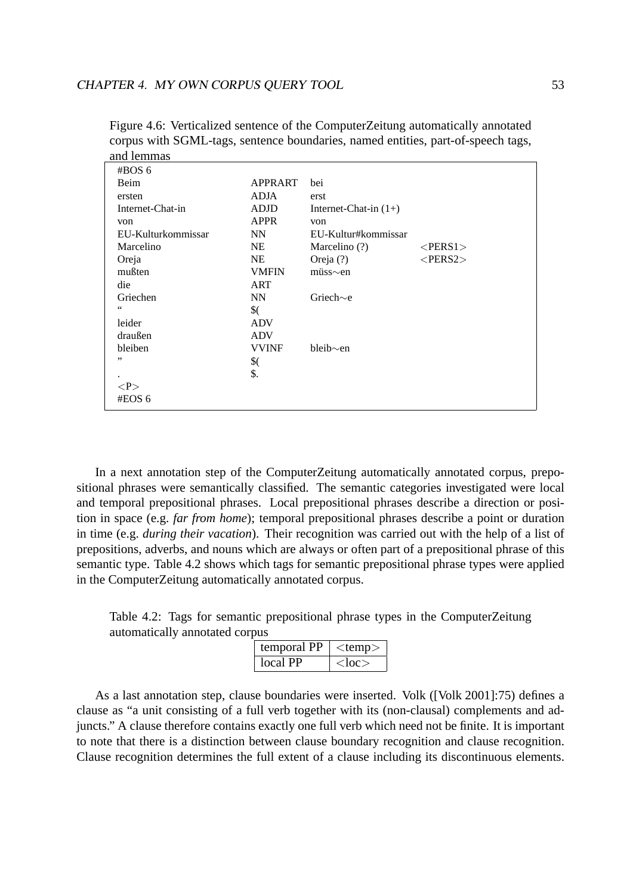Figure 4.6: Verticalized sentence of the ComputerZeitung automatically annotated corpus with SGML-tags, sentence boundaries, named entities, part-of-speech tags, and lemmas

```
#BOS 6
Beim                  APPRART   bei
ersten                ADJA      erst
Internet-Chat-in      ADJD      Internet-Chat-in (1+)
von                   APPR      von
EU-Kulturkommissar    NN        EU-Kultur#kommissar
Marcelino             NE        Marcelino (?)          <PERS1>
Oreja                 NE        Oreja (?)              <PERS2>
mußten                VMFIN     müss~en
die                   ART
Griechen              NN        Griech~e
“                     $(
leider                ADV
draußen               ADV
bleiben               VVINF     bleib~en
”                     $(
.                     $.
<P>
#EOS 6
```

In a next annotation step of the ComputerZeitung automatically annotated corpus, prepositional phrases were semantically classified. The semantic categories investigated were local and temporal prepositional phrases. Local prepositional phrases describe a direction or position in space (e.g. *far from home*); temporal prepositional phrases describe a point or duration in time (e.g. *during their vacation*). Their recognition was carried out with the help of a list of prepositions, adverbs, and nouns which are always or often part of a prepositional phrase of this semantic type. Table 4.2 shows which tags for semantic prepositional phrase types were applied in the ComputerZeitung automatically annotated corpus.

Table 4.2: Tags for semantic prepositional phrase types in the ComputerZeitung automatically annotated corpus

| | |
|---|---|
| temporal PP | <temp> |
| local PP | <loc> |

As a last annotation step, clause boundaries were inserted. Volk ([Volk 2001]:75) defines a clause as “a unit consisting of a full verb together with its (non-clausal) complements and adjuncts.” A clause therefore contains exactly one full verb which need not be finite. It is important to note that there is a distinction between clause boundary recognition and clause recognition. Clause recognition determines the full extent of a clause including its discontinuous elements.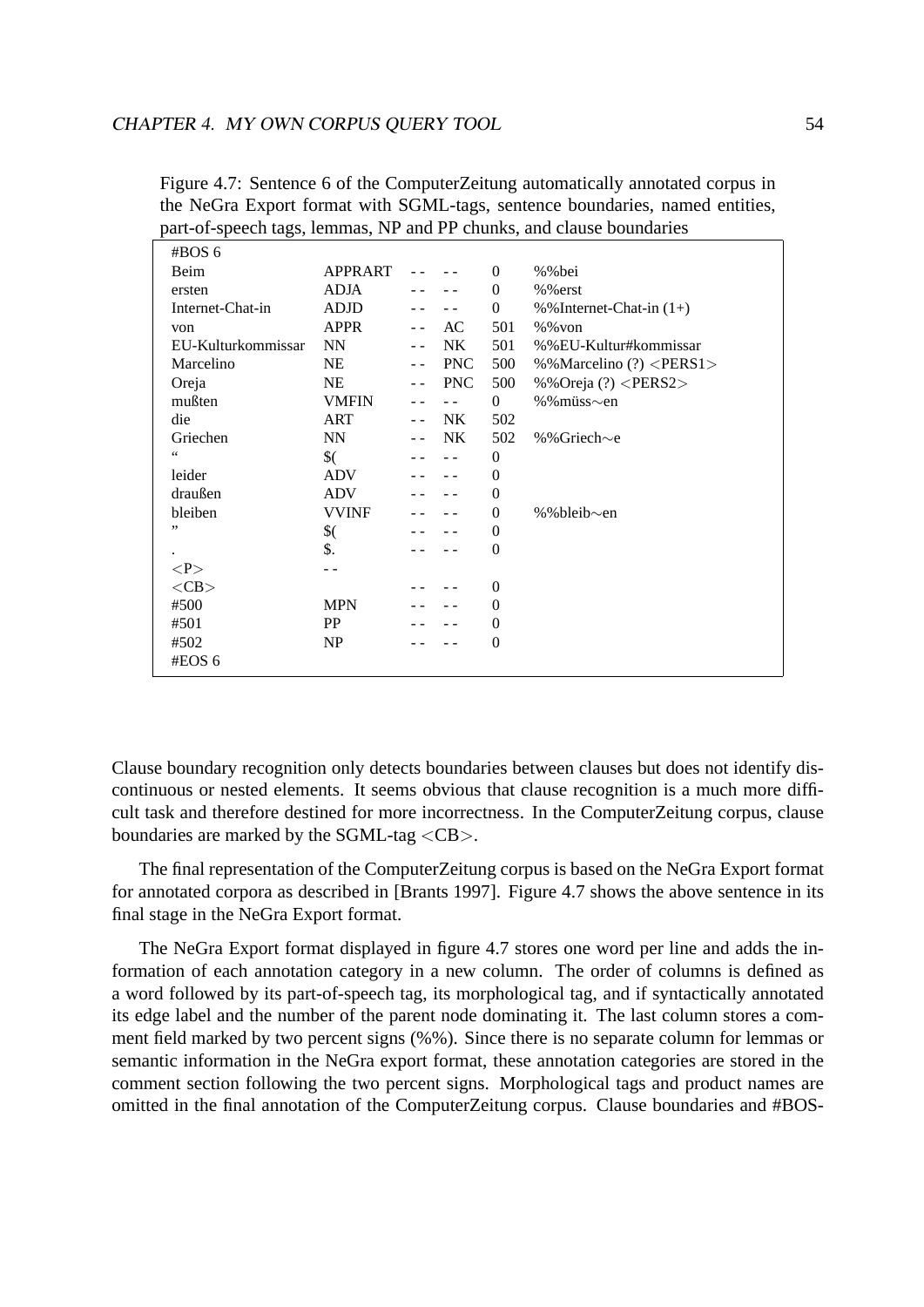Figure 4.7: Sentence 6 of the ComputerZeitung automatically annotated corpus in the NeGra Export format with SGML-tags, sentence boundaries, named entities, part-of-speech tags, lemmas, NP and PP chunks, and clause boundaries

```
#BOS 6
Beim                APPRART   --  --   0     %%bei
ersten              ADJA      --  --   0     %%erst
Internet-Chat-in    ADJD      --  --   0     %%Internet-Chat-in (1+)
von                 APPR      --  AC   501   %%von
EU-Kulturkommissar  NN        --  NK   501   %%EU-Kultur#kommissar
Marcelino           NE        --  PNC  500   %%Marcelino (?) <PERS1>
Oreja               NE        --  PNC  500   %%Oreja (?) <PERS2>
mußten              VMFIN     --  --   0     %%müss~en
die                 ART       --  NK   502
Griechen            NN        --  NK   502   %%Griech~e
“                   $(        --  --   0
leider              ADV       --  --   0
draußen             ADV       --  --   0
bleiben             VVINF     --  --   0     %%bleib~en
”                   $(        --  --   0
.                   $.        --  --   0
<P>                 --
<CB>                          --  --   0
#500                MPN       --  --   0
#501                PP        --  --   0
#502                NP        --  --   0
#EOS 6
```

Clause boundary recognition only detects boundaries between clauses but does not identify discontinuous or nested elements. It seems obvious that clause recognition is a much more difficult task and therefore destined for more incorrectness. In the ComputerZeitung corpus, clause boundaries are marked by the SGML-tag <CB>.

The final representation of the ComputerZeitung corpus is based on the NeGra Export format for annotated corpora as described in [Brants 1997]. Figure 4.7 shows the above sentence in its final stage in the NeGra Export format.

The NeGra Export format displayed in figure 4.7 stores one word per line and adds the information of each annotation category in a new column. The order of columns is defined as a word followed by its part-of-speech tag, its morphological tag, and if syntactically annotated its edge label and the number of the parent node dominating it. The last column stores a comment field marked by two percent signs (%%). Since there is no separate column for lemmas or semantic information in the NeGra export format, these annotation categories are stored in the comment section following the two percent signs. Morphological tags and product names are omitted in the final annotation of the ComputerZeitung corpus. Clause boundaries and #BOS-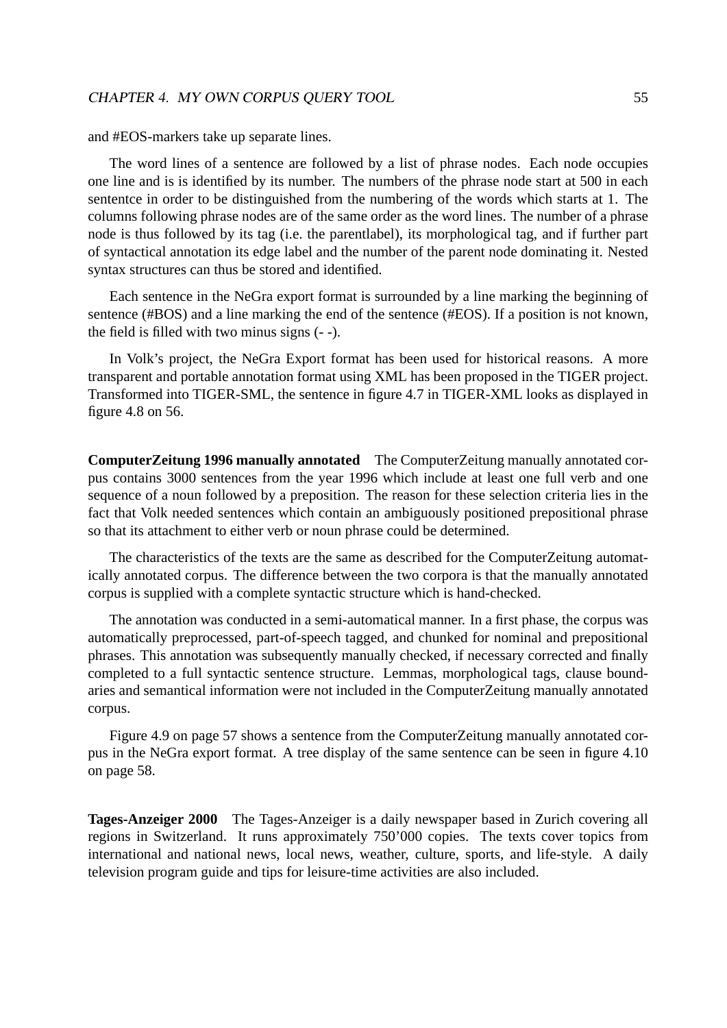and #EOS-markers take up separate lines.

The word lines of a sentence are followed by a list of phrase nodes. Each node occupies one line and is is identified by its number. The numbers of the phrase node start at 500 in each sententce in order to be distinguished from the numbering of the words which starts at 1. The columns following phrase nodes are of the same order as the word lines. The number of a phrase node is thus followed by its tag (i.e. the parentlabel), its morphological tag, and if further part of syntactical annotation its edge label and the number of the parent node dominating it. Nested syntax structures can thus be stored and identified.

Each sentence in the NeGra export format is surrounded by a line marking the beginning of sentence (#BOS) and a line marking the end of the sentence (#EOS). If a position is not known, the field is filled with two minus signs (- -).

In Volk's project, the NeGra Export format has been used for historical reasons. A more transparent and portable annotation format using XML has been proposed in the TIGER project. Transformed into TIGER-SML, the sentence in figure 4.7 in TIGER-XML looks as displayed in figure 4.8 on 56.

**ComputerZeitung 1996 manually annotated** The ComputerZeitung manually annotated corpus contains 3000 sentences from the year 1996 which include at least one full verb and one sequence of a noun followed by a preposition. The reason for these selection criteria lies in the fact that Volk needed sentences which contain an ambiguously positioned prepositional phrase so that its attachment to either verb or noun phrase could be determined.

The characteristics of the texts are the same as described for the ComputerZeitung automatically annotated corpus. The difference between the two corpora is that the manually annotated corpus is supplied with a complete syntactic structure which is hand-checked.

The annotation was conducted in a semi-automatical manner. In a first phase, the corpus was automatically preprocessed, part-of-speech tagged, and chunked for nominal and prepositional phrases. This annotation was subsequently manually checked, if necessary corrected and finally completed to a full syntactic sentence structure. Lemmas, morphological tags, clause boundaries and semantical information were not included in the ComputerZeitung manually annotated corpus.

Figure 4.9 on page 57 shows a sentence from the ComputerZeitung manually annotated corpus in the NeGra export format. A tree display of the same sentence can be seen in figure 4.10 on page 58.

**Tages-Anzeiger 2000** The Tages-Anzeiger is a daily newspaper based in Zurich covering all regions in Switzerland. It runs approximately 750'000 copies. The texts cover topics from international and national news, local news, weather, culture, sports, and life-style. A daily television program guide and tips for leisure-time activities are also included.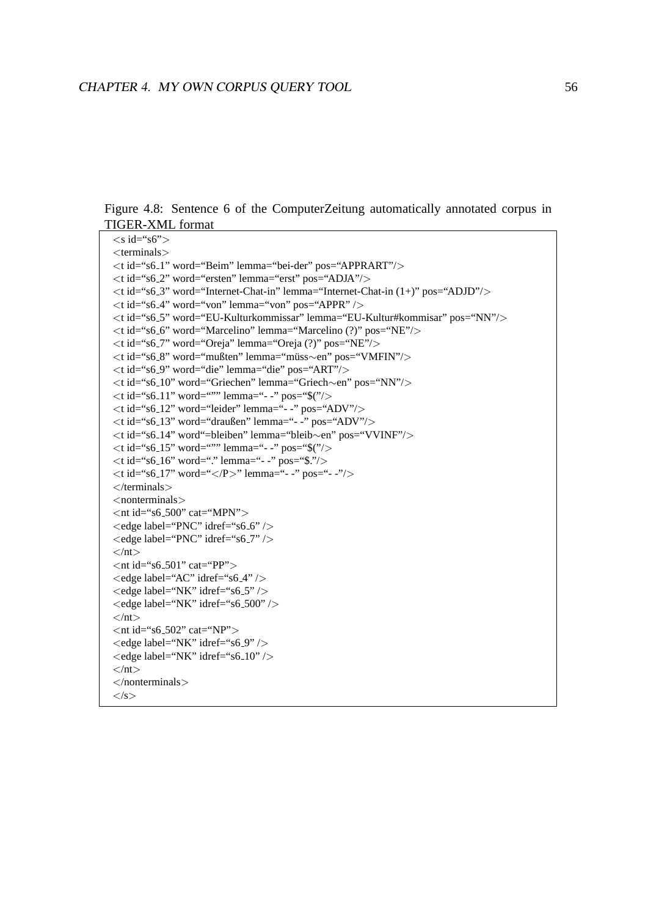Figure 4.8: Sentence 6 of the ComputerZeitung automatically annotated corpus in TIGER-XML format

```
<s id="s6">
<terminals>
<t id="s6_1" word="Beim" lemma="bei-der" pos="APPRART"/>
<t id="s6_2" word="ersten" lemma="erst" pos="ADJA"/>
<t id="s6_3" word="Internet-Chat-in" lemma="Internet-Chat-in (1+)" pos="ADJD"/>
<t id="s6_4" word="von" lemma="von" pos="APPR" />
<t id="s6_5" word="EU-Kulturkommissar" lemma="EU-Kultur#kommisar" pos="NN"/>
<t id="s6_6" word="Marcelino" lemma="Marcelino (?)" pos="NE"/>
<t id="s6_7" word="Oreja" lemma="Oreja (?)" pos="NE"/>
<t id="s6_8" word="mußten" lemma="müss∼en" pos="VMFIN"/>
<t id="s6_9" word="die" lemma="die" pos="ART"/>
<t id="s6_10" word="Griechen" lemma="Griech∼en" pos="NN"/>
<t id="s6_11" word=""" lemma="- -" pos="$("/>
<t id="s6_12" word="leider" lemma="- -" pos="ADV"/>
<t id="s6_13" word="draußen" lemma="- -" pos="ADV"/>
<t id="s6_14" word"=bleiben" lemma="bleib∼en" pos="VVINF"/>
<t id="s6_15" word=""" lemma="- -" pos="$("/>
<t id="s6_16" word="." lemma="- -" pos="$."/>
<t id="s6_17" word="</P>" lemma="- -" pos="- -"/>
</terminals>
<nonterminals>
<nt id="s6_500" cat="MPN">
<edge label="PNC" idref="s6_6" />
<edge label="PNC" idref="s6_7" />
</nt>
<nt id="s6_501" cat="PP">
<edge label="AC" idref="s6_4" />
<edge label="NK" idref="s6_5" />
<edge label="NK" idref="s6_500" />
</nt>
<nt id="s6_502" cat="NP">
<edge label="NK" idref="s6_9" />
<edge label="NK" idref="s6_10" />
</nt>
</nonterminals>
</s>
```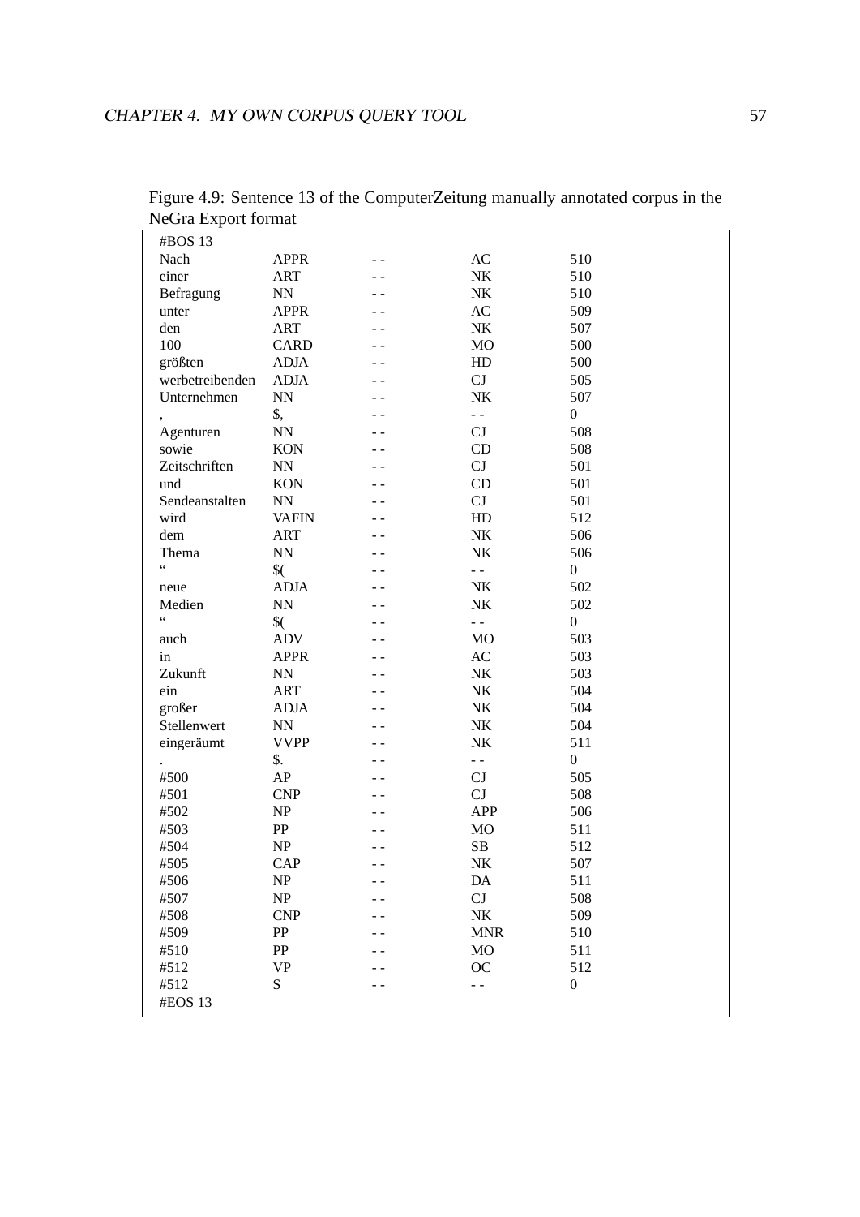Figure 4.9: Sentence 13 of the ComputerZeitung manually annotated corpus in the NeGra Export format

```
#BOS 13
Nach            APPR     --    AC     510
einer           ART      --    NK     510
Befragung       NN       --    NK     510
unter           APPR     --    AC     509
den             ART      --    NK     507
100             CARD     --    MO     500
größten         ADJA     --    HD     500
werbetreibenden ADJA     --    CJ     505
Unternehmen     NN       --    NK     507
,               $,       --    --     0
Agenturen       NN       --    CJ     508
sowie           KON      --    CD     508
Zeitschriften   NN       --    CJ     501
und             KON      --    CD     501
Sendeanstalten  NN       --    CJ     501
wird            VAFIN    --    HD     512
dem             ART      --    NK     506
Thema           NN       --    NK     506
“               $(       --    --     0
neue            ADJA     --    NK     502
Medien          NN       --    NK     502
“               $(       --    --     0
auch            ADV      --    MO     503
in              APPR     --    AC     503
Zukunft         NN       --    NK     503
ein             ART      --    NK     504
großer          ADJA     --    NK     504
Stellenwert     NN       --    NK     504
eingeräumt      VVPP     --    NK     511
.               $.       --    --     0
#500            AP       --    CJ     505
#501            CNP      --    CJ     508
#502            NP       --    APP    506
#503            PP       --    MO     511
#504            NP       --    SB     512
#505            CAP      --    NK     507
#506            NP       --    DA     511
#507            NP       --    CJ     508
#508            CNP      --    NK     509
#509            PP       --    MNR    510
#510            PP       --    MO     511
#512            VP       --    OC     512
#512            S        --    --     0
#EOS 13
```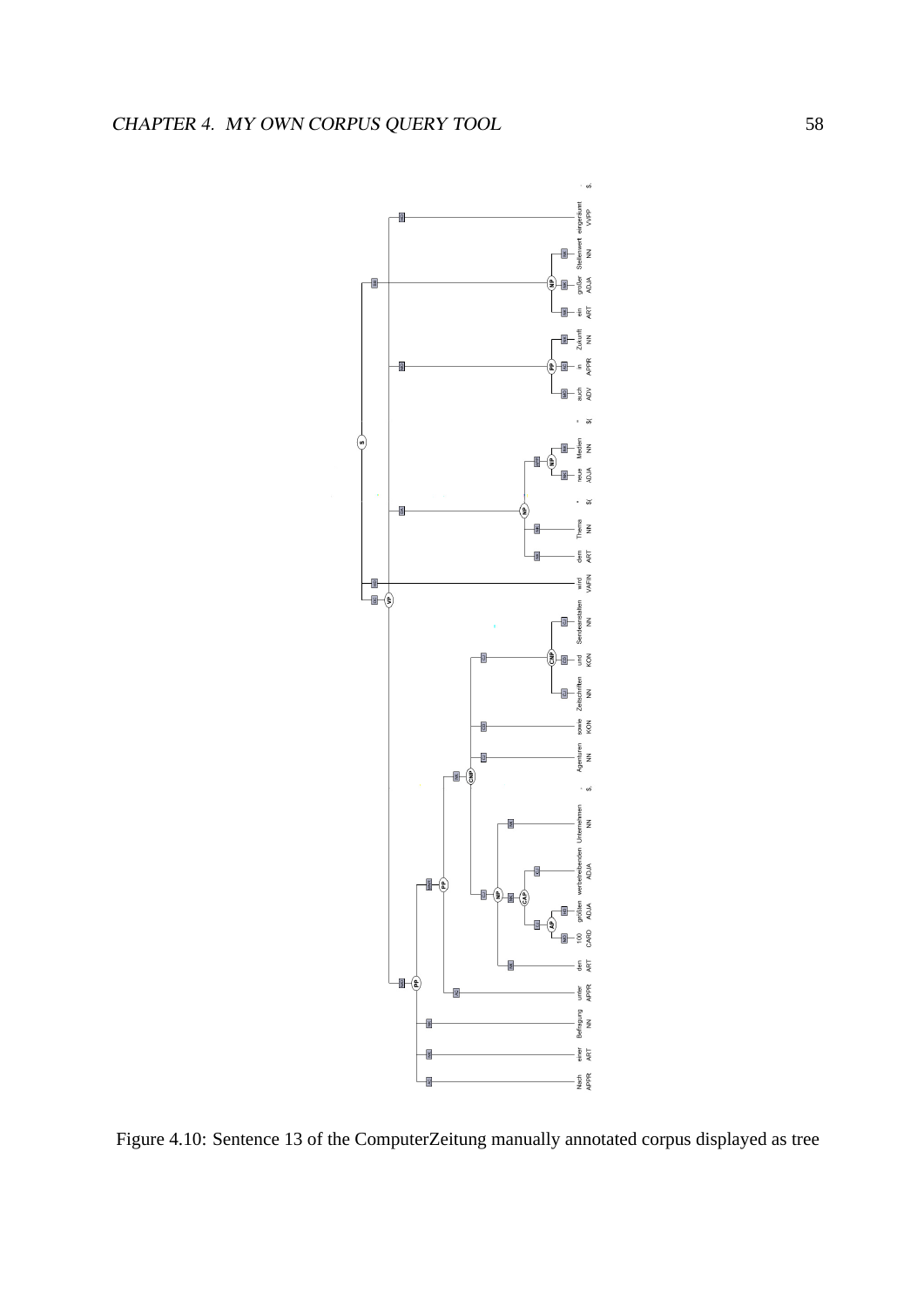Figure 4.10: Sentence 13 of the ComputerZeitung manually annotated corpus displayed as tree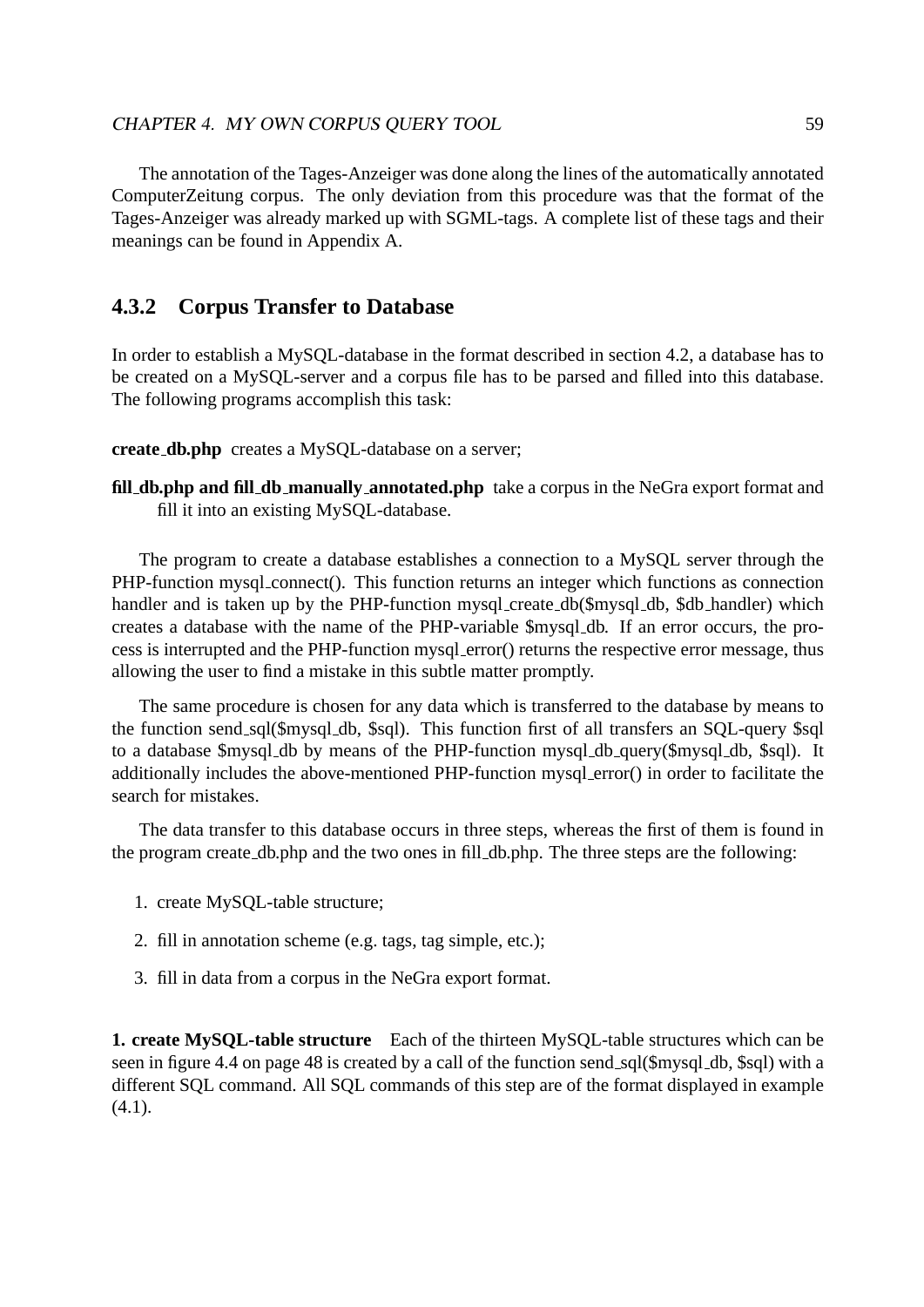The annotation of the Tages-Anzeiger was done along the lines of the automatically annotated ComputerZeitung corpus. The only deviation from this procedure was that the format of the Tages-Anzeiger was already marked up with SGML-tags. A complete list of these tags and their meanings can be found in Appendix A.

### 4.3.2 Corpus Transfer to Database

In order to establish a MySQL-database in the format described in section 4.2, a database has to be created on a MySQL-server and a corpus file has to be parsed and filled into this database. The following programs accomplish this task:

**create_db.php** creates a MySQL-database on a server;

**fill_db.php and fill_db_manually_annotated.php** take a corpus in the NeGra export format and fill it into an existing MySQL-database.

The program to create a database establishes a connection to a MySQL server through the PHP-function mysql_connect(). This function returns an integer which functions as connection handler and is taken up by the PHP-function mysql_create_db($mysql_db, $db_handler) which creates a database with the name of the PHP-variable $mysql_db. If an error occurs, the process is interrupted and the PHP-function mysql_error() returns the respective error message, thus allowing the user to find a mistake in this subtle matter promptly.

The same procedure is chosen for any data which is transferred to the database by means to the function send_sql($mysql_db, $sql). This function first of all transfers an SQL-query $sql to a database $mysql_db by means of the PHP-function mysql_db_query($mysql_db, $sql). It additionally includes the above-mentioned PHP-function mysql_error() in order to facilitate the search for mistakes.

The data transfer to this database occurs in three steps, whereas the first of them is found in the program create_db.php and the two ones in fill_db.php. The three steps are the following:

1. create MySQL-table structure;
2. fill in annotation scheme (e.g. tags, tag simple, etc.);
3. fill in data from a corpus in the NeGra export format.

**1. create MySQL-table structure** Each of the thirteen MySQL-table structures which can be seen in figure 4.4 on page 48 is created by a call of the function send_sql($mysql_db, $sql) with a different SQL command. All SQL commands of this step are of the format displayed in example (4.1).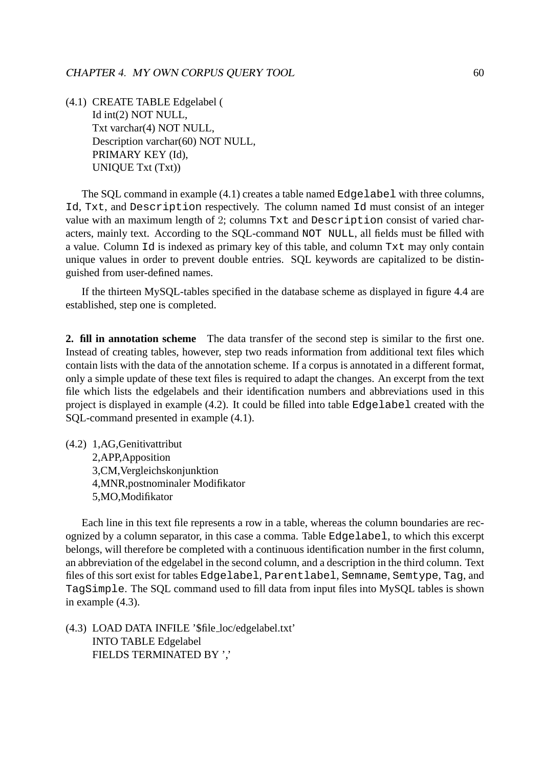(4.1) CREATE TABLE Edgelabel (
Id int(2) NOT NULL,
Txt varchar(4) NOT NULL,
Description varchar(60) NOT NULL,
PRIMARY KEY (Id),
UNIQUE Txt (Txt))

The SQL command in example (4.1) creates a table named `Edgelabel` with three columns, `Id`, `Txt`, and `Description` respectively. The column named `Id` must consist of an integer value with an maximum length of 2; columns `Txt` and `Description` consist of varied characters, mainly text. According to the SQL-command `NOT NULL`, all fields must be filled with a value. Column `Id` is indexed as primary key of this table, and column `Txt` may only contain unique values in order to prevent double entries. SQL keywords are capitalized to be distinguished from user-defined names.

If the thirteen MySQL-tables specified in the database scheme as displayed in figure 4.4 are established, step one is completed.

**2. fill in annotation scheme** The data transfer of the second step is similar to the first one. Instead of creating tables, however, step two reads information from additional text files which contain lists with the data of the annotation scheme. If a corpus is annotated in a different format, only a simple update of these text files is required to adapt the changes. An excerpt from the text file which lists the edgelabels and their identification numbers and abbreviations used in this project is displayed in example (4.2). It could be filled into table `Edgelabel` created with the SQL-command presented in example (4.1).

(4.2) 1,AG,Genitivattribut
2,APP,Apposition
3,CM,Vergleichskonjunktion
4,MNR,postnominaler Modifikator
5,MO,Modifikator

Each line in this text file represents a row in a table, whereas the column boundaries are recognized by a column separator, in this case a comma. Table `Edgelabel`, to which this excerpt belongs, will therefore be completed with a continuous identification number in the first column, an abbreviation of the edgelabel in the second column, and a description in the third column. Text files of this sort exist for tables `Edgelabel`, `Parentlabel`, `Semname`, `Semtype`, `Tag`, and `TagSimple`. The SQL command used to fill data from input files into MySQL tables is shown in example (4.3).

(4.3) LOAD DATA INFILE '$file_loc/edgelabel.txt'
INTO TABLE Edgelabel
FIELDS TERMINATED BY ','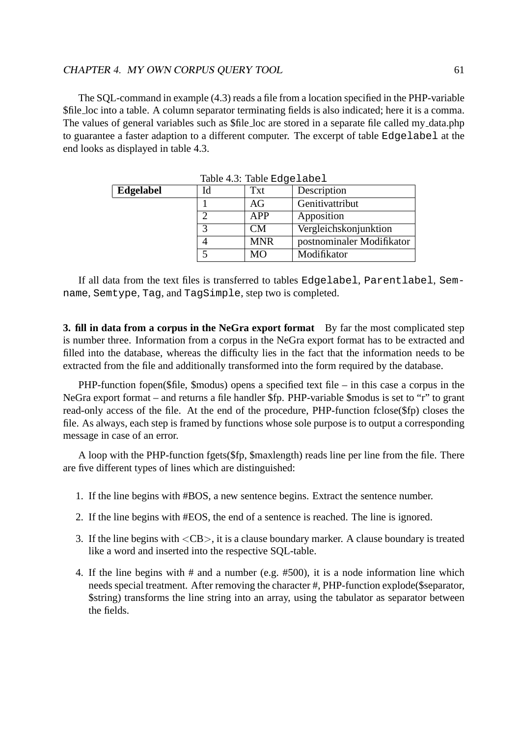The SQL-command in example (4.3) reads a file from a location specified in the PHP-variable $file_loc into a table. A column separator terminating fields is also indicated; here it is a comma. The values of general variables such as $file_loc are stored in a separate file called my_data.php to guarantee a faster adaption to a different computer. The excerpt of table `Edgelabel` at the end looks as displayed in table 4.3.

Table 4.3: Table `Edgelabel`

| **Edgelabel** | Id | Txt | Description |
|---|---|---|---|
| | 1 | AG | Genitivattribut |
| | 2 | APP | Apposition |
| | 3 | CM | Vergleichskonjunktion |
| | 4 | MNR | postnominaler Modifikator |
| | 5 | MO | Modifikator |

If all data from the text files is transferred to tables `Edgelabel`, `Parentlabel`, `Semname`, `Semtype`, `Tag`, and `TagSimple`, step two is completed.

**3. fill in data from a corpus in the NeGra export format** By far the most complicated step is number three. Information from a corpus in the NeGra export format has to be extracted and filled into the database, whereas the difficulty lies in the fact that the information needs to be extracted from the file and additionally transformed into the form required by the database.

PHP-function fopen($file, $modus) opens a specified text file – in this case a corpus in the NeGra export format – and returns a file handler $fp. PHP-variable $modus is set to "r" to grant read-only access of the file. At the end of the procedure, PHP-function fclose($fp) closes the file. As always, each step is framed by functions whose sole purpose is to output a corresponding message in case of an error.

A loop with the PHP-function fgets($fp, $maxlength) reads line per line from the file. There are five different types of lines which are distinguished:

1. If the line begins with #BOS, a new sentence begins. Extract the sentence number.
2. If the line begins with #EOS, the end of a sentence is reached. The line is ignored.
3. If the line begins with <CB>, it is a clause boundary marker. A clause boundary is treated like a word and inserted into the respective SQL-table.
4. If the line begins with # and a number (e.g. #500), it is a node information line which needs special treatment. After removing the character #, PHP-function explode($separator, $string) transforms the line string into an array, using the tabulator as separator between the fields.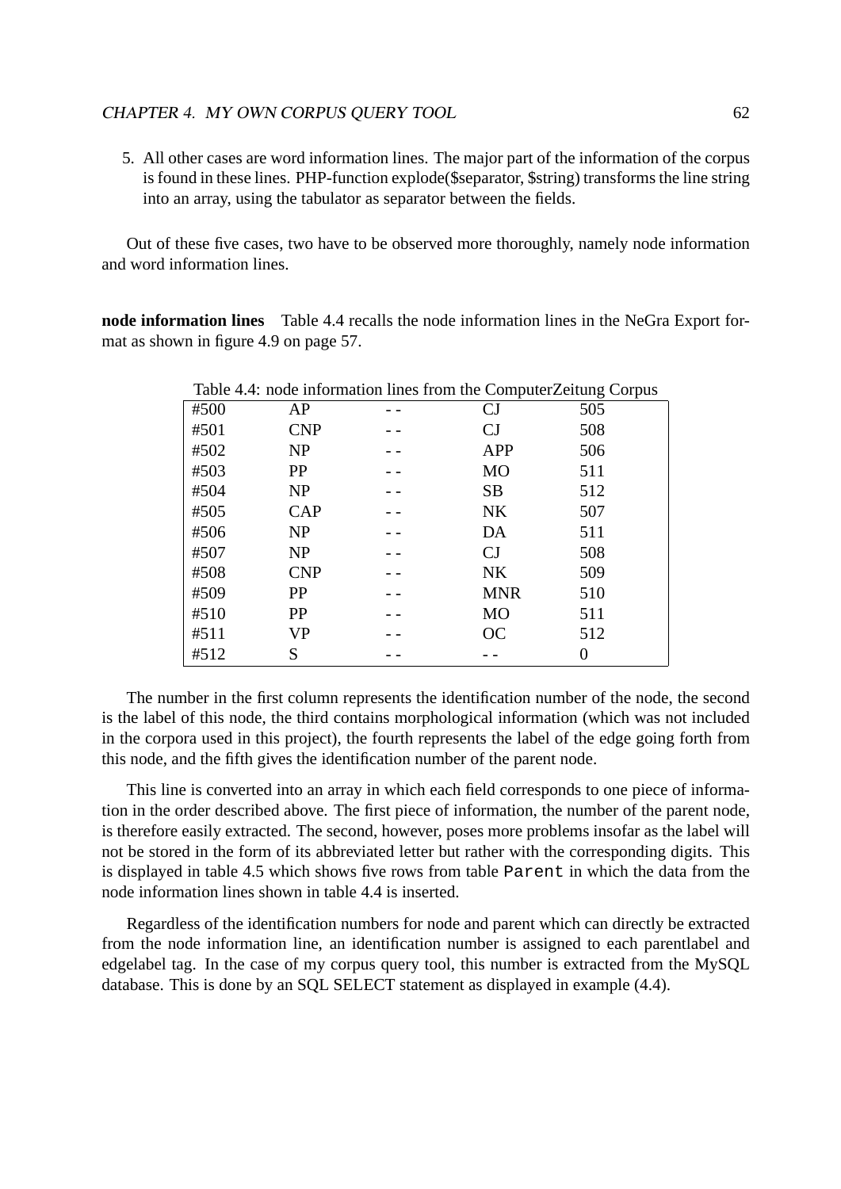5. All other cases are word information lines. The major part of the information of the corpus is found in these lines. PHP-function explode($separator, $string) transforms the line string into an array, using the tabulator as separator between the fields.

Out of these five cases, two have to be observed more thoroughly, namely node information and word information lines.

**node information lines** Table 4.4 recalls the node information lines in the NeGra Export format as shown in figure 4.9 on page 57.

Table 4.4: node information lines from the ComputerZeitung Corpus

| | | | | |
|---|---|---|---|---|
| #500 | AP | -- | CJ | 505 |
| #501 | CNP | -- | CJ | 508 |
| #502 | NP | -- | APP | 506 |
| #503 | PP | -- | MO | 511 |
| #504 | NP | -- | SB | 512 |
| #505 | CAP | -- | NK | 507 |
| #506 | NP | -- | DA | 511 |
| #507 | NP | -- | CJ | 508 |
| #508 | CNP | -- | NK | 509 |
| #509 | PP | -- | MNR | 510 |
| #510 | PP | -- | MO | 511 |
| #511 | VP | -- | OC | 512 |
| #512 | S | -- | -- | 0 |

The number in the first column represents the identification number of the node, the second is the label of this node, the third contains morphological information (which was not included in the corpora used in this project), the fourth represents the label of the edge going forth from this node, and the fifth gives the identification number of the parent node.

This line is converted into an array in which each field corresponds to one piece of information in the order described above. The first piece of information, the number of the parent node, is therefore easily extracted. The second, however, poses more problems insofar as the label will not be stored in the form of its abbreviated letter but rather with the corresponding digits. This is displayed in table 4.5 which shows five rows from table `Parent` in which the data from the node information lines shown in table 4.4 is inserted.

Regardless of the identification numbers for node and parent which can directly be extracted from the node information line, an identification number is assigned to each parentlabel and edgelabel tag. In the case of my corpus query tool, this number is extracted from the MySQL database. This is done by an SQL SELECT statement as displayed in example (4.4).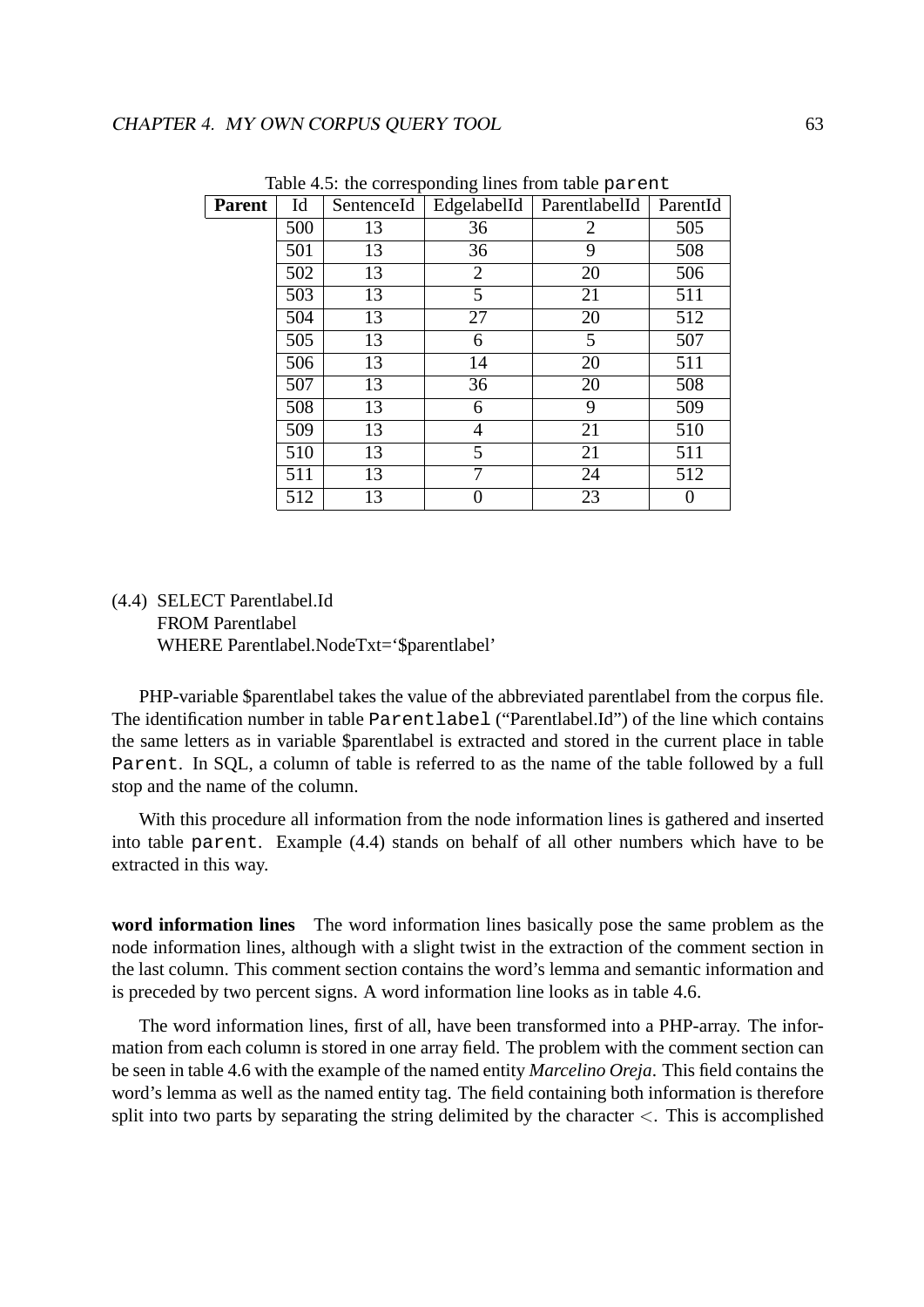Table 4.5: the corresponding lines from table `parent`

| Parent | Id | SentenceId | EdgelabelId | ParentlabelId | ParentId |
|---|---|---|---|---|---|
| | 500 | 13 | 36 | 2 | 505 |
| | 501 | 13 | 36 | 9 | 508 |
| | 502 | 13 | 2 | 20 | 506 |
| | 503 | 13 | 5 | 21 | 511 |
| | 504 | 13 | 27 | 20 | 512 |
| | 505 | 13 | 6 | 5 | 507 |
| | 506 | 13 | 14 | 20 | 511 |
| | 507 | 13 | 36 | 20 | 508 |
| | 508 | 13 | 6 | 9 | 509 |
| | 509 | 13 | 4 | 21 | 510 |
| | 510 | 13 | 5 | 21 | 511 |
| | 511 | 13 | 7 | 24 | 512 |
| | 512 | 13 | 0 | 23 | 0 |

(4.4) SELECT Parentlabel.Id
FROM Parentlabel
WHERE Parentlabel.NodeTxt='$parentlabel'

PHP-variable $parentlabel takes the value of the abbreviated parentlabel from the corpus file. The identification number in table `Parentlabel` ("Parentlabel.Id") of the line which contains the same letters as in variable $parentlabel is extracted and stored in the current place in table `Parent`. In SQL, a column of table is referred to as the name of the table followed by a full stop and the name of the column.

With this procedure all information from the node information lines is gathered and inserted into table `parent`. Example (4.4) stands on behalf of all other numbers which have to be extracted in this way.

**word information lines** The word information lines basically pose the same problem as the node information lines, although with a slight twist in the extraction of the comment section in the last column. This comment section contains the word's lemma and semantic information and is preceded by two percent signs. A word information line looks as in table 4.6.

The word information lines, first of all, have been transformed into a PHP-array. The information from each column is stored in one array field. The problem with the comment section can be seen in table 4.6 with the example of the named entity *Marcelino Oreja*. This field contains the word's lemma as well as the named entity tag. The field containing both information is therefore split into two parts by separating the string delimited by the character $<$. This is accomplished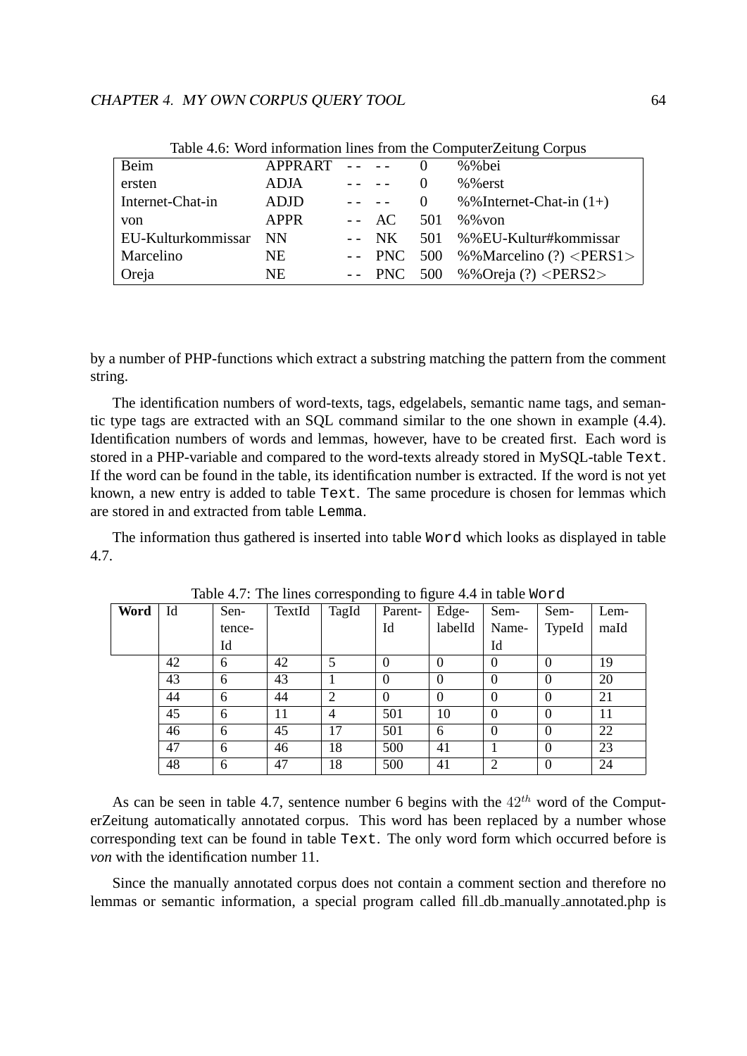Table 4.6: Word information lines from the ComputerZeitung Corpus

| | | | | | |
|---|---|---|---|---|---|
| Beim | APPRART | - - | - - | 0 | %%bei |
| ersten | ADJA | - - | - - | 0 | %%erst |
| Internet-Chat-in | ADJD | - - | - - | 0 | %%Internet-Chat-in (1+) |
| von | APPR | - - | AC | 501 | %%von |
| EU-Kulturkommissar | NN | - - | NK | 501 | %%EU-Kultur#kommissar |
| Marcelino | NE | - - | PNC | 500 | %%Marcelino (?) <PERS1> |
| Oreja | NE | - - | PNC | 500 | %%Oreja (?) <PERS2> |

by a number of PHP-functions which extract a substring matching the pattern from the comment string.

The identification numbers of word-texts, tags, edgelabels, semantic name tags, and semantic type tags are extracted with an SQL command similar to the one shown in example (4.4). Identification numbers of words and lemmas, however, have to be created first. Each word is stored in a PHP-variable and compared to the word-texts already stored in MySQL-table `Text`. If the word can be found in the table, its identification number is extracted. If the word is not yet known, a new entry is added to table `Text`. The same procedure is chosen for lemmas which are stored in and extracted from table `Lemma`.

The information thus gathered is inserted into table `Word` which looks as displayed in table 4.7.

Table 4.7: The lines corresponding to figure 4.4 in table `Word`

| **Word** | Id | Sentence-Id | TextId | TagId | Parent-Id | Edge-labelId | Sem-Name-Id | Sem-TypeId | Lem-maId |
|---|---|---|---|---|---|---|---|---|---|
| | 42 | 6 | 42 | 5 | 0 | 0 | 0 | 0 | 19 |
| | 43 | 6 | 43 | 1 | 0 | 0 | 0 | 0 | 20 |
| | 44 | 6 | 44 | 2 | 0 | 0 | 0 | 0 | 21 |
| | 45 | 6 | 11 | 4 | 501 | 10 | 0 | 0 | 11 |
| | 46 | 6 | 45 | 17 | 501 | 6 | 0 | 0 | 22 |
| | 47 | 6 | 46 | 18 | 500 | 41 | 1 | 0 | 23 |
| | 48 | 6 | 47 | 18 | 500 | 41 | 2 | 0 | 24 |

As can be seen in table 4.7, sentence number 6 begins with the $42^{th}$ word of the ComputerZeitung automatically annotated corpus. This word has been replaced by a number whose corresponding text can be found in table `Text`. The only word form which occurred before is *von* with the identification number 11.

Since the manually annotated corpus does not contain a comment section and therefore no lemmas or semantic information, a special program called fill_db_manually_annotated.php is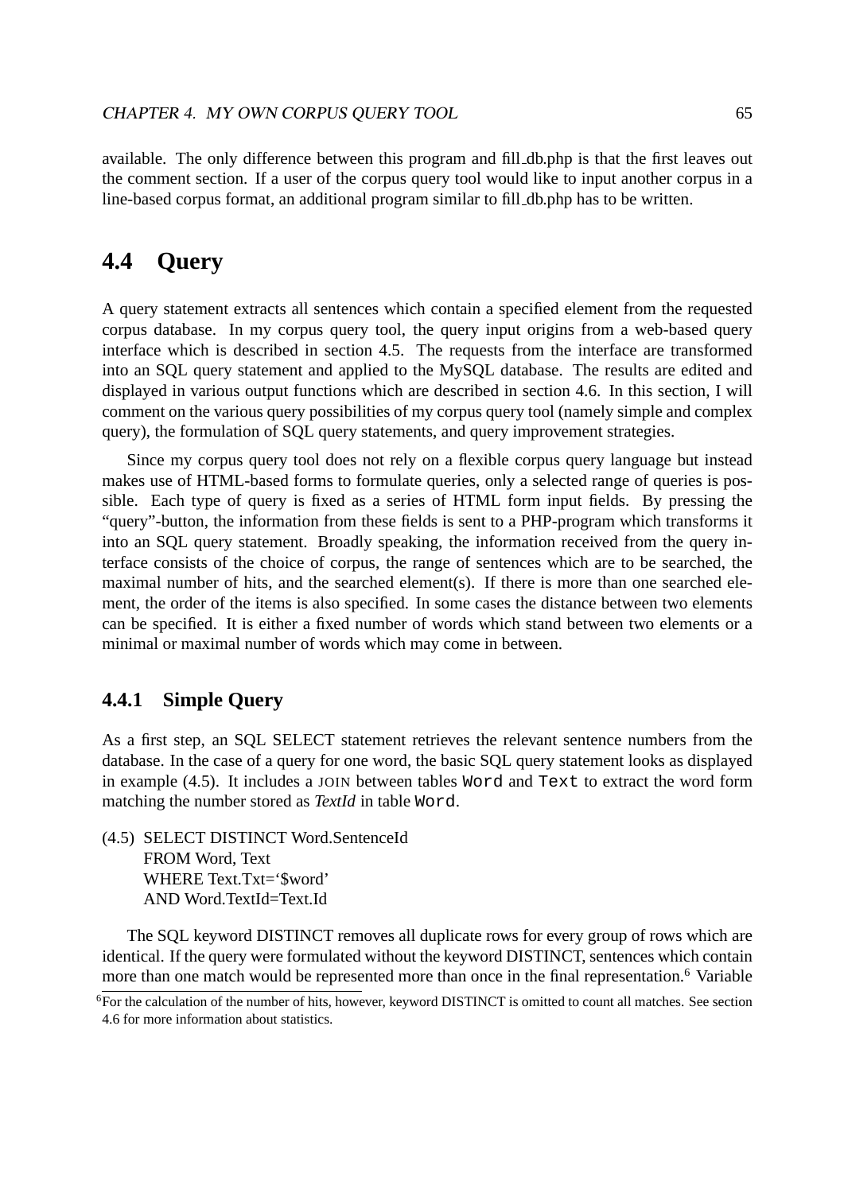available. The only difference between this program and fill_db.php is that the first leaves out the comment section. If a user of the corpus query tool would like to input another corpus in a line-based corpus format, an additional program similar to fill_db.php has to be written.

## 4.4 Query

A query statement extracts all sentences which contain a specified element from the requested corpus database. In my corpus query tool, the query input origins from a web-based query interface which is described in section 4.5. The requests from the interface are transformed into an SQL query statement and applied to the MySQL database. The results are edited and displayed in various output functions which are described in section 4.6. In this section, I will comment on the various query possibilities of my corpus query tool (namely simple and complex query), the formulation of SQL query statements, and query improvement strategies.

Since my corpus query tool does not rely on a flexible corpus query language but instead makes use of HTML-based forms to formulate queries, only a selected range of queries is possible. Each type of query is fixed as a series of HTML form input fields. By pressing the "query"-button, the information from these fields is sent to a PHP-program which transforms it into an SQL query statement. Broadly speaking, the information received from the query interface consists of the choice of corpus, the range of sentences which are to be searched, the maximal number of hits, and the searched element(s). If there is more than one searched element, the order of the items is also specified. In some cases the distance between two elements can be specified. It is either a fixed number of words which stand between two elements or a minimal or maximal number of words which may come in between.

### 4.4.1 Simple Query

As a first step, an SQL SELECT statement retrieves the relevant sentence numbers from the database. In the case of a query for one word, the basic SQL query statement looks as displayed in example (4.5). It includes a JOIN between tables `Word` and `Text` to extract the word form matching the number stored as *TextId* in table `Word`.

(4.5)
```
SELECT DISTINCT Word.SentenceId
FROM Word, Text
WHERE Text.Txt='$word'
AND Word.TextId=Text.Id
```

The SQL keyword DISTINCT removes all duplicate rows for every group of rows which are identical. If the query were formulated without the keyword DISTINCT, sentences which contain more than one match would be represented more than once in the final representation.[6] Variable

[6] For the calculation of the number of hits, however, keyword DISTINCT is omitted to count all matches. See section 4.6 for more information about statistics.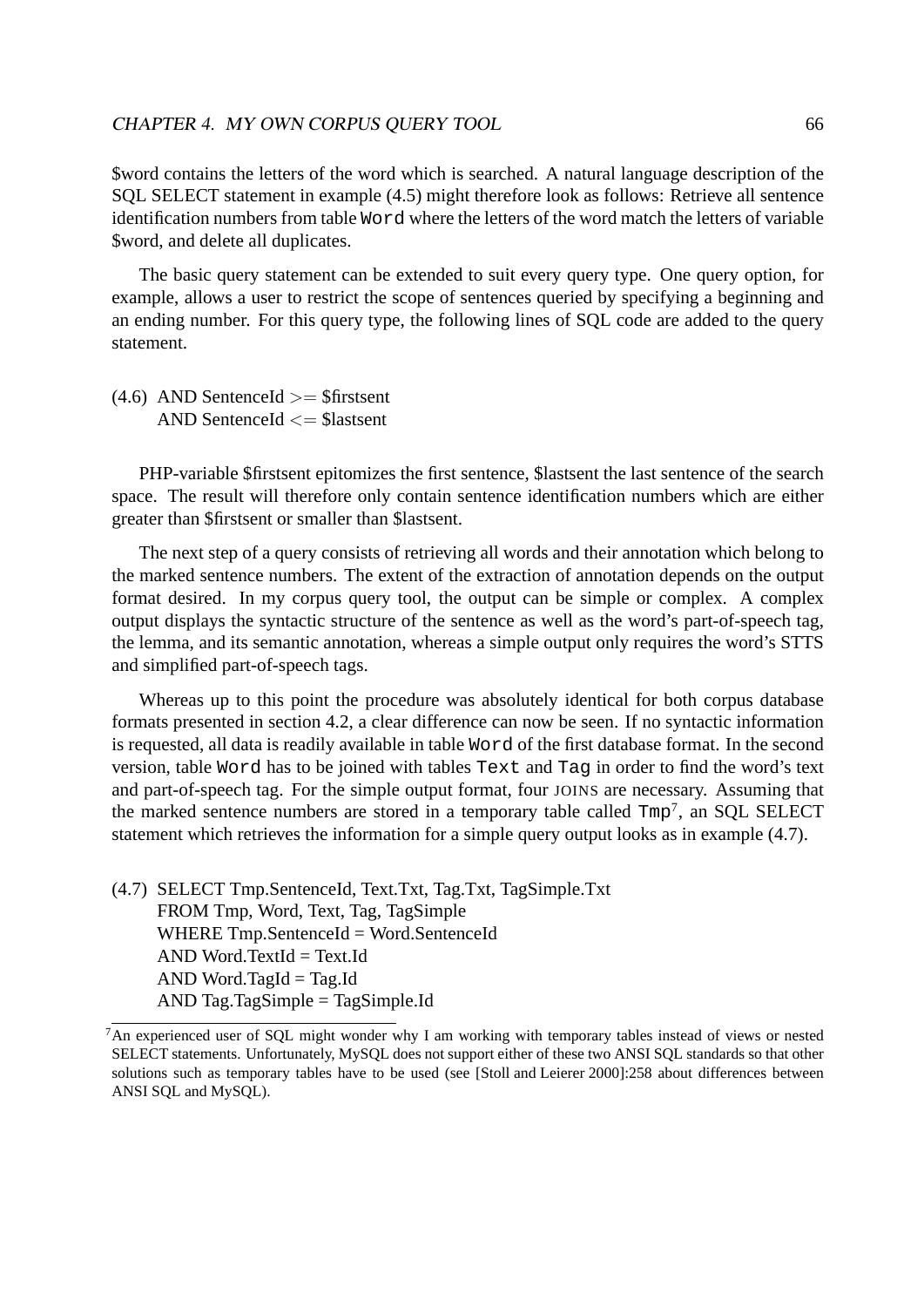$word contains the letters of the word which is searched. A natural language description of the SQL SELECT statement in example (4.5) might therefore look as follows: Retrieve all sentence identification numbers from table `Word` where the letters of the word match the letters of variable $word, and delete all duplicates.

The basic query statement can be extended to suit every query type. One query option, for example, allows a user to restrict the scope of sentences queried by specifying a beginning and an ending number. For this query type, the following lines of SQL code are added to the query statement.

```
(4.6) AND SentenceId >= $firstsent
      AND SentenceId <= $lastsent
```

PHP-variable $firstsent epitomizes the first sentence, $lastsent the last sentence of the search space. The result will therefore only contain sentence identification numbers which are either greater than $firstsent or smaller than $lastsent.

The next step of a query consists of retrieving all words and their annotation which belong to the marked sentence numbers. The extent of the extraction of annotation depends on the output format desired. In my corpus query tool, the output can be simple or complex. A complex output displays the syntactic structure of the sentence as well as the word's part-of-speech tag, the lemma, and its semantic annotation, whereas a simple output only requires the word's STTS and simplified part-of-speech tags.

Whereas up to this point the procedure was absolutely identical for both corpus database formats presented in section 4.2, a clear difference can now be seen. If no syntactic information is requested, all data is readily available in table `Word` of the first database format. In the second version, table `Word` has to be joined with tables `Text` and `Tag` in order to find the word's text and part-of-speech tag. For the simple output format, four JOINS are necessary. Assuming that the marked sentence numbers are stored in a temporary table called `Tmp`[7], an SQL SELECT statement which retrieves the information for a simple query output looks as in example (4.7).

```
(4.7) SELECT Tmp.SentenceId, Text.Txt, Tag.Txt, TagSimple.Txt
      FROM Tmp, Word, Text, Tag, TagSimple
      WHERE Tmp.SentenceId = Word.SentenceId
      AND Word.TextId = Text.Id
      AND Word.TagId = Tag.Id
      AND Tag.TagSimple = TagSimple.Id
```

[7] An experienced user of SQL might wonder why I am working with temporary tables instead of views or nested SELECT statements. Unfortunately, MySQL does not support either of these two ANSI SQL standards so that other solutions such as temporary tables have to be used (see [Stoll and Leierer 2000]:258 about differences between ANSI SQL and MySQL).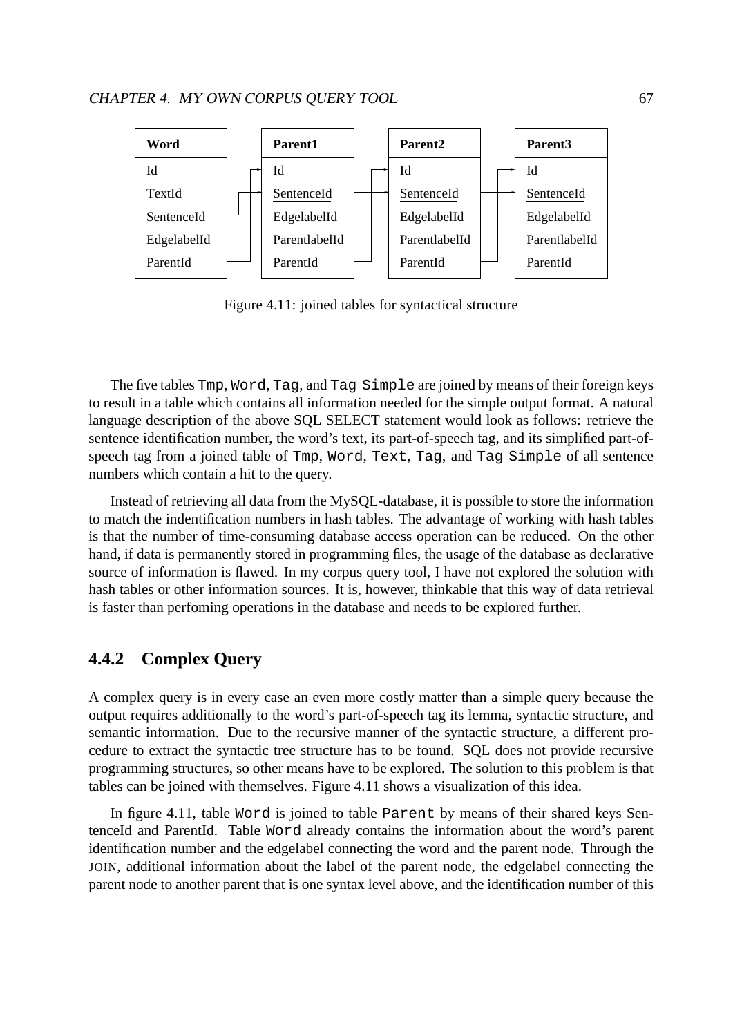| Word | Parent1 | Parent2 | Parent3 |
| --- | --- | --- | --- |
| Id | Id | Id | Id |
| TextId | SentenceId | SentenceId | SentenceId |
| SentenceId | EdgelabelId | EdgelabelId | EdgelabelId |
| EdgelabelId | ParentlabelId | ParentlabelId | ParentlabelId |
| ParentId | ParentId | ParentId | ParentId |

Figure 4.11: joined tables for syntactical structure

The five tables `Tmp`, `Word`, `Tag`, and `Tag_Simple` are joined by means of their foreign keys to result in a table which contains all information needed for the simple output format. A natural language description of the above SQL SELECT statement would look as follows: retrieve the sentence identification number, the word's text, its part-of-speech tag, and its simplified part-of-speech tag from a joined table of `Tmp`, `Word`, `Text`, `Tag`, and `Tag_Simple` of all sentence numbers which contain a hit to the query.

Instead of retrieving all data from the MySQL-database, it is possible to store the information to match the indentification numbers in hash tables. The advantage of working with hash tables is that the number of time-consuming database access operation can be reduced. On the other hand, if data is permanently stored in programming files, the usage of the database as declarative source of information is flawed. In my corpus query tool, I have not explored the solution with hash tables or other information sources. It is, however, thinkable that this way of data retrieval is faster than perfoming operations in the database and needs to be explored further.

### 4.4.2 Complex Query

A complex query is in every case an even more costly matter than a simple query because the output requires additionally to the word's part-of-speech tag its lemma, syntactic structure, and semantic information. Due to the recursive manner of the syntactic structure, a different procedure to extract the syntactic tree structure has to be found. SQL does not provide recursive programming structures, so other means have to be explored. The solution to this problem is that tables can be joined with themselves. Figure 4.11 shows a visualization of this idea.

In figure 4.11, table `Word` is joined to table `Parent` by means of their shared keys SentenceId and ParentId. Table `Word` already contains the information about the word's parent identification number and the edgelabel connecting the word and the parent node. Through the JOIN, additional information about the label of the parent node, the edgelabel connecting the parent node to another parent that is one syntax level above, and the identification number of this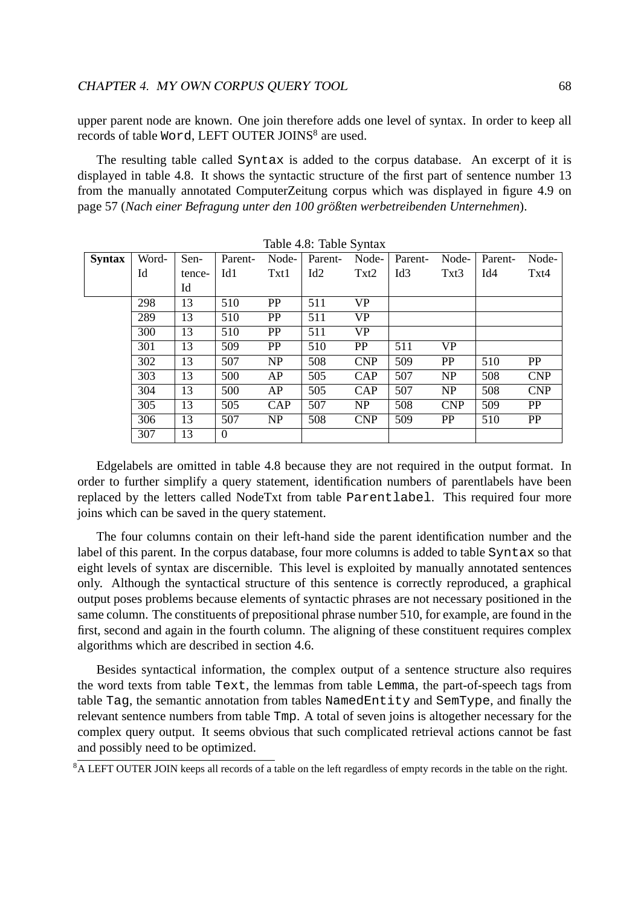upper parent node are known. One join therefore adds one level of syntax. In order to keep all records of table Word, LEFT OUTER JOINS[8] are used.

The resulting table called Syntax is added to the corpus database. An excerpt of it is displayed in table 4.8. It shows the syntactic structure of the first part of sentence number 13 from the manually annotated ComputerZeitung corpus which was displayed in figure 4.9 on page 57 (*Nach einer Befragung unter den 100 größten werbetreibenden Unternehmen*).

Table 4.8: Table Syntax

| **Syntax** | Word-Id | Sentence-Id | Parent-Id1 | Node-Txt1 | Parent-Id2 | Node-Txt2 | Parent-Id3 | Node-Txt3 | Parent-Id4 | Node-Txt4 |
|---|---|---|---|---|---|---|---|---|---|---|
| | 298 | 13 | 510 | PP | 511 | VP | | | | |
| | 289 | 13 | 510 | PP | 511 | VP | | | | |
| | 300 | 13 | 510 | PP | 511 | VP | | | | |
| | 301 | 13 | 509 | PP | 510 | PP | 511 | VP | | |
| | 302 | 13 | 507 | NP | 508 | CNP | 509 | PP | 510 | PP |
| | 303 | 13 | 500 | AP | 505 | CAP | 507 | NP | 508 | CNP |
| | 304 | 13 | 500 | AP | 505 | CAP | 507 | NP | 508 | CNP |
| | 305 | 13 | 505 | CAP | 507 | NP | 508 | CNP | 509 | PP |
| | 306 | 13 | 507 | NP | 508 | CNP | 509 | PP | 510 | PP |
| | 307 | 13 | 0 | | | | | | | |

Edgelabels are omitted in table 4.8 because they are not required in the output format. In order to further simplify a query statement, identification numbers of parentlabels have been replaced by the letters called NodeTxt from table Parentlabel. This required four more joins which can be saved in the query statement.

The four columns contain on their left-hand side the parent identification number and the label of this parent. In the corpus database, four more columns is added to table Syntax so that eight levels of syntax are discernible. This level is exploited by manually annotated sentences only. Although the syntactical structure of this sentence is correctly reproduced, a graphical output poses problems because elements of syntactic phrases are not necessary positioned in the same column. The constituents of prepositional phrase number 510, for example, are found in the first, second and again in the fourth column. The aligning of these constituent requires complex algorithms which are described in section 4.6.

Besides syntactical information, the complex output of a sentence structure also requires the word texts from table Text, the lemmas from table Lemma, the part-of-speech tags from table Tag, the semantic annotation from tables NamedEntity and SemType, and finally the relevant sentence numbers from table Tmp. A total of seven joins is altogether necessary for the complex query output. It seems obvious that such complicated retrieval actions cannot be fast and possibly need to be optimized.

[8] A LEFT OUTER JOIN keeps all records of a table on the left regardless of empty records in the table on the right.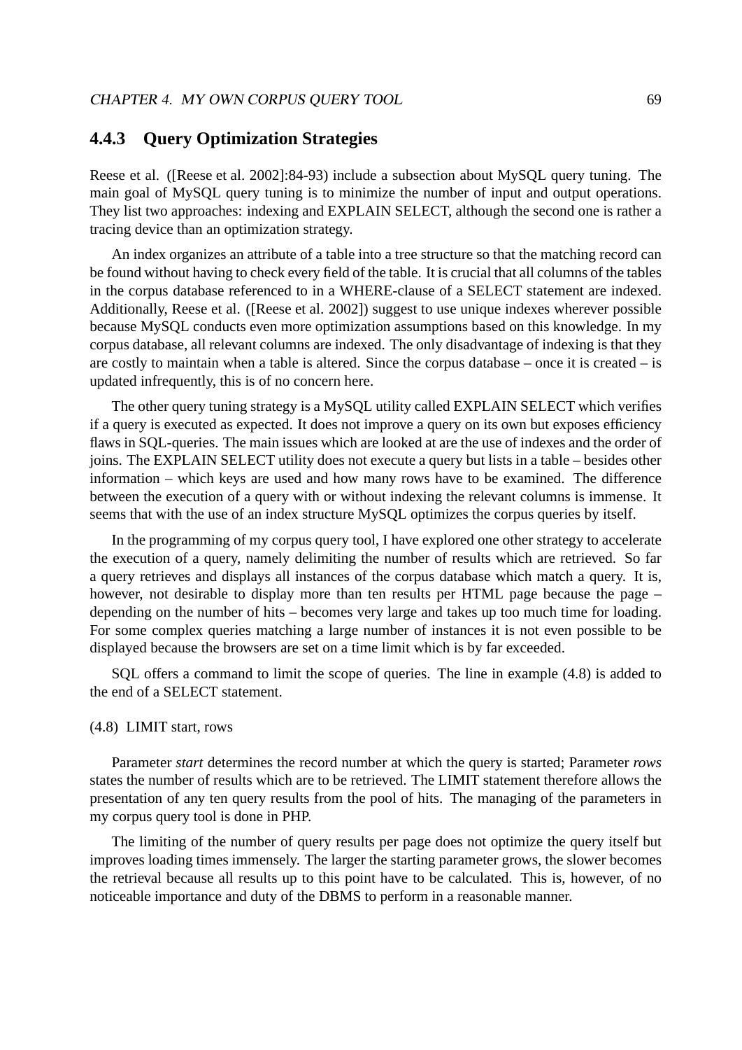### 4.4.3 Query Optimization Strategies

Reese et al. ([Reese et al. 2002]:84-93) include a subsection about MySQL query tuning. The main goal of MySQL query tuning is to minimize the number of input and output operations. They list two approaches: indexing and EXPLAIN SELECT, although the second one is rather a tracing device than an optimization strategy.

An index organizes an attribute of a table into a tree structure so that the matching record can be found without having to check every field of the table. It is crucial that all columns of the tables in the corpus database referenced to in a WHERE-clause of a SELECT statement are indexed. Additionally, Reese et al. ([Reese et al. 2002]) suggest to use unique indexes wherever possible because MySQL conducts even more optimization assumptions based on this knowledge. In my corpus database, all relevant columns are indexed. The only disadvantage of indexing is that they are costly to maintain when a table is altered. Since the corpus database – once it is created – is updated infrequently, this is of no concern here.

The other query tuning strategy is a MySQL utility called EXPLAIN SELECT which verifies if a query is executed as expected. It does not improve a query on its own but exposes efficiency flaws in SQL-queries. The main issues which are looked at are the use of indexes and the order of joins. The EXPLAIN SELECT utility does not execute a query but lists in a table – besides other information – which keys are used and how many rows have to be examined. The difference between the execution of a query with or without indexing the relevant columns is immense. It seems that with the use of an index structure MySQL optimizes the corpus queries by itself.

In the programming of my corpus query tool, I have explored one other strategy to accelerate the execution of a query, namely delimiting the number of results which are retrieved. So far a query retrieves and displays all instances of the corpus database which match a query. It is, however, not desirable to display more than ten results per HTML page because the page – depending on the number of hits – becomes very large and takes up too much time for loading. For some complex queries matching a large number of instances it is not even possible to be displayed because the browsers are set on a time limit which is by far exceeded.

SQL offers a command to limit the scope of queries. The line in example (4.8) is added to the end of a SELECT statement.

(4.8) LIMIT start, rows

Parameter *start* determines the record number at which the query is started; Parameter *rows* states the number of results which are to be retrieved. The LIMIT statement therefore allows the presentation of any ten query results from the pool of hits. The managing of the parameters in my corpus query tool is done in PHP.

The limiting of the number of query results per page does not optimize the query itself but improves loading times immensely. The larger the starting parameter grows, the slower becomes the retrieval because all results up to this point have to be calculated. This is, however, of no noticeable importance and duty of the DBMS to perform in a reasonable manner.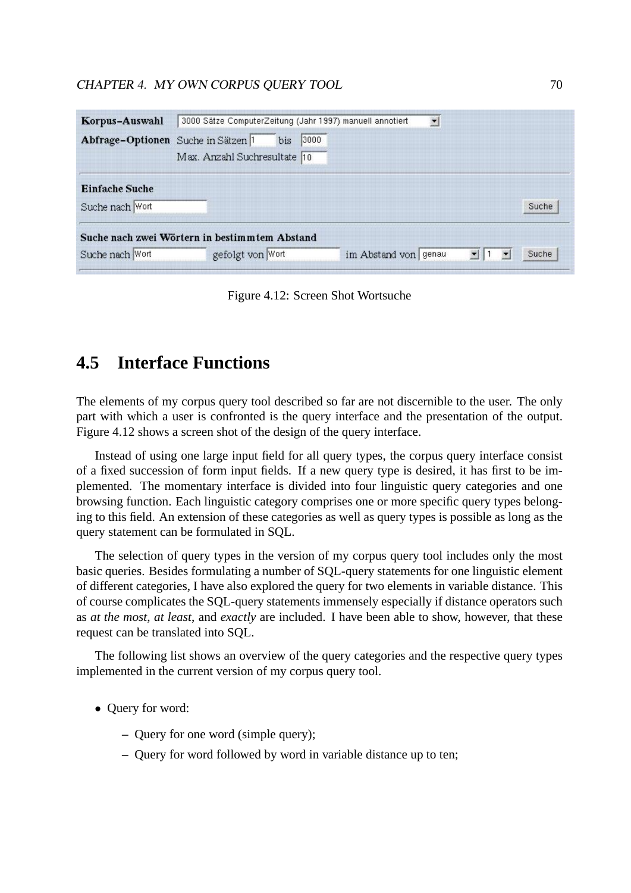Figure 4.12: Screen Shot Wortsuche

## 4.5 Interface Functions

The elements of my corpus query tool described so far are not discernible to the user. The only part with which a user is confronted is the query interface and the presentation of the output. Figure 4.12 shows a screen shot of the design of the query interface.

Instead of using one large input field for all query types, the corpus query interface consist of a fixed succession of form input fields. If a new query type is desired, it has first to be implemented. The momentary interface is divided into four linguistic query categories and one browsing function. Each linguistic category comprises one or more specific query types belonging to this field. An extension of these categories as well as query types is possible as long as the query statement can be formulated in SQL.

The selection of query types in the version of my corpus query tool includes only the most basic queries. Besides formulating a number of SQL-query statements for one linguistic element of different categories, I have also explored the query for two elements in variable distance. This of course complicates the SQL-query statements immensely especially if distance operators such as *at the most*, *at least*, and *exactly* are included. I have been able to show, however, that these request can be translated into SQL.

The following list shows an overview of the query categories and the respective query types implemented in the current version of my corpus query tool.

- Query for word:
  - Query for one word (simple query);
  - Query for word followed by word in variable distance up to ten;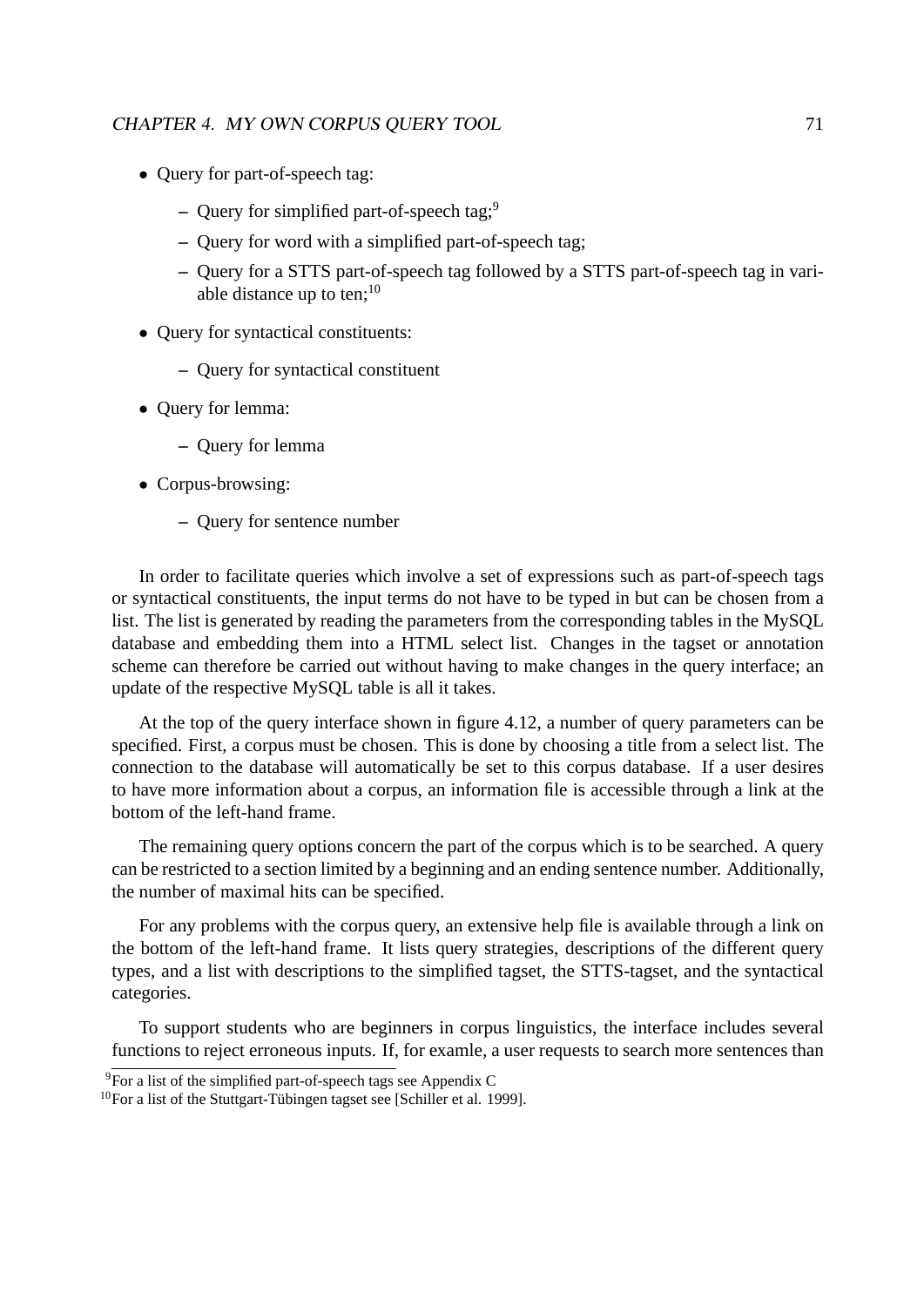- Query for part-of-speech tag:
  - Query for simplified part-of-speech tag;[9]
  - Query for word with a simplified part-of-speech tag;
  - Query for a STTS part-of-speech tag followed by a STTS part-of-speech tag in variable distance up to ten;[10]
- Query for syntactical constituents:
  - Query for syntactical constituent
- Query for lemma:
  - Query for lemma
- Corpus-browsing:
  - Query for sentence number

In order to facilitate queries which involve a set of expressions such as part-of-speech tags or syntactical constituents, the input terms do not have to be typed in but can be chosen from a list. The list is generated by reading the parameters from the corresponding tables in the MySQL database and embedding them into a HTML select list. Changes in the tagset or annotation scheme can therefore be carried out without having to make changes in the query interface; an update of the respective MySQL table is all it takes.

At the top of the query interface shown in figure 4.12, a number of query parameters can be specified. First, a corpus must be chosen. This is done by choosing a title from a select list. The connection to the database will automatically be set to this corpus database. If a user desires to have more information about a corpus, an information file is accessible through a link at the bottom of the left-hand frame.

The remaining query options concern the part of the corpus which is to be searched. A query can be restricted to a section limited by a beginning and an ending sentence number. Additionally, the number of maximal hits can be specified.

For any problems with the corpus query, an extensive help file is available through a link on the bottom of the left-hand frame. It lists query strategies, descriptions of the different query types, and a list with descriptions to the simplified tagset, the STTS-tagset, and the syntactical categories.

To support students who are beginners in corpus linguistics, the interface includes several functions to reject erroneous inputs. If, for examle, a user requests to search more sentences than

---

[9] For a list of the simplified part-of-speech tags see Appendix C

[10] For a list of the Stuttgart-Tübingen tagset see [Schiller et al. 1999].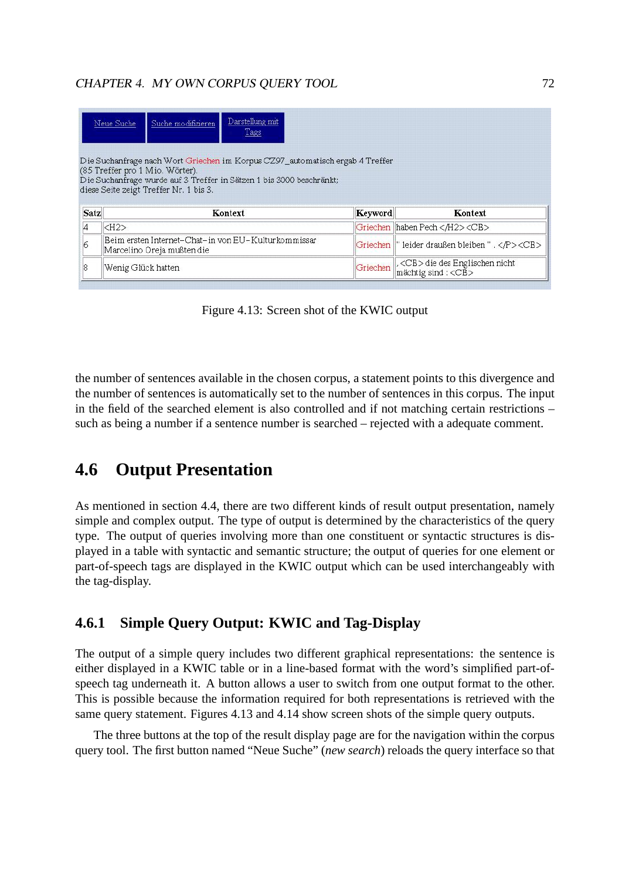Neue Suche | Suche modifizieren | Darstellung mit Tags

Die Suchanfrage nach Wort Griechen im Korpus CZ97_automatisch ergab 4 Treffer
(85 Treffer pro 1 Mio. Wörter).
Die Suchanfrage wurde auf 3 Treffer in Sätzen 1 bis 3000 beschränkt;
diese Seite zeigt Treffer Nr. 1 bis 3.

| Satz | Kontext | Keyword | Kontext |
|---|---|---|---|
| 4 | <H2> | Griechen | haben Pech </H2> <CB> |
| 6 | Beim ersten Internet-Chat-in von EU-Kulturkommissar Marcelino Oreja mußten die | Griechen | " leider draußen bleiben " . </P> <CB> |
| 8 | Wenig Glück hatten | Griechen | , <CB> die des Englischen nicht mächtig sind : <CB> |

Figure 4.13: Screen shot of the KWIC output

the number of sentences available in the chosen corpus, a statement points to this divergence and the number of sentences is automatically set to the number of sentences in this corpus. The input in the field of the searched element is also controlled and if not matching certain restrictions – such as being a number if a sentence number is searched – rejected with a adequate comment.

## 4.6 Output Presentation

As mentioned in section 4.4, there are two different kinds of result output presentation, namely simple and complex output. The type of output is determined by the characteristics of the query type. The output of queries involving more than one constituent or syntactic structures is displayed in a table with syntactic and semantic structure; the output of queries for one element or part-of-speech tags are displayed in the KWIC output which can be used interchangeably with the tag-display.

### 4.6.1 Simple Query Output: KWIC and Tag-Display

The output of a simple query includes two different graphical representations: the sentence is either displayed in a KWIC table or in a line-based format with the word's simplified part-of-speech tag underneath it. A button allows a user to switch from one output format to the other. This is possible because the information required for both representations is retrieved with the same query statement. Figures 4.13 and 4.14 show screen shots of the simple query outputs.

The three buttons at the top of the result display page are for the navigation within the corpus query tool. The first button named "Neue Suche" (*new search*) reloads the query interface so that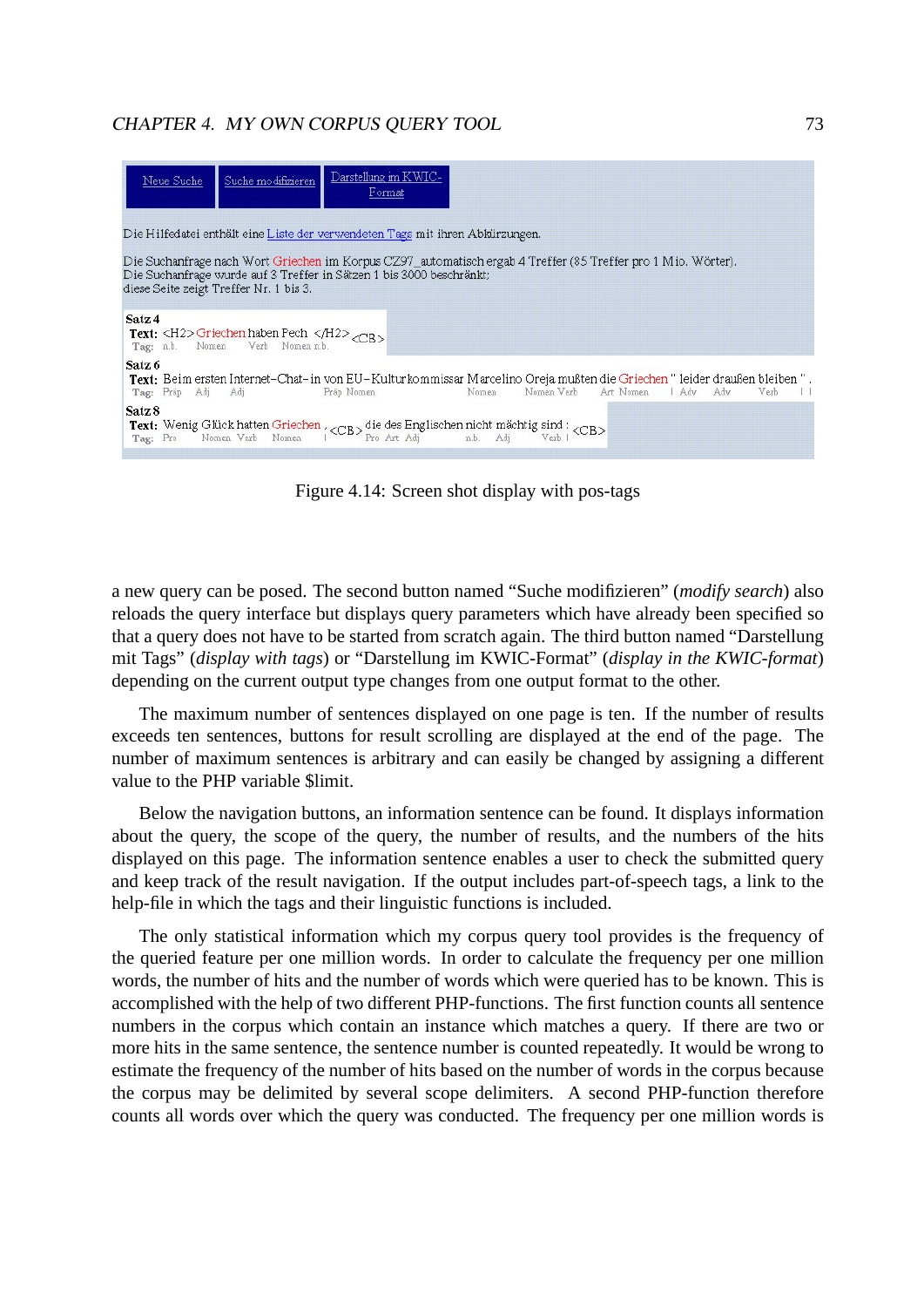Figure 4.14: Screen shot display with pos-tags

a new query can be posed. The second button named “Suche modifizieren” (*modify search*) also reloads the query interface but displays query parameters which have already been specified so that a query does not have to be started from scratch again. The third button named “Darstellung mit Tags” (*display with tags*) or “Darstellung im KWIC-Format” (*display in the KWIC-format*) depending on the current output type changes from one output format to the other.

The maximum number of sentences displayed on one page is ten. If the number of results exceeds ten sentences, buttons for result scrolling are displayed at the end of the page. The number of maximum sentences is arbitrary and can easily be changed by assigning a different value to the PHP variable $limit.

Below the navigation buttons, an information sentence can be found. It displays information about the query, the scope of the query, the number of results, and the numbers of the hits displayed on this page. The information sentence enables a user to check the submitted query and keep track of the result navigation. If the output includes part-of-speech tags, a link to the help-file in which the tags and their linguistic functions is included.

The only statistical information which my corpus query tool provides is the frequency of the queried feature per one million words. In order to calculate the frequency per one million words, the number of hits and the number of words which were queried has to be known. This is accomplished with the help of two different PHP-functions. The first function counts all sentence numbers in the corpus which contain an instance which matches a query. If there are two or more hits in the same sentence, the sentence number is counted repeatedly. It would be wrong to estimate the frequency of the number of hits based on the number of words in the corpus because the corpus may be delimited by several scope delimiters. A second PHP-function therefore counts all words over which the query was conducted. The frequency per one million words is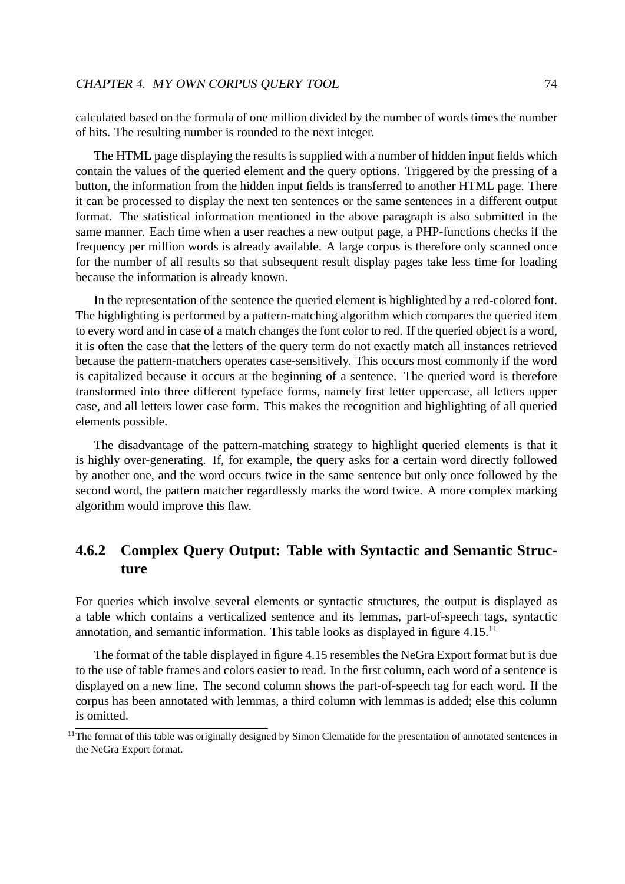calculated based on the formula of one million divided by the number of words times the number of hits. The resulting number is rounded to the next integer.

The HTML page displaying the results is supplied with a number of hidden input fields which contain the values of the queried element and the query options. Triggered by the pressing of a button, the information from the hidden input fields is transferred to another HTML page. There it can be processed to display the next ten sentences or the same sentences in a different output format. The statistical information mentioned in the above paragraph is also submitted in the same manner. Each time when a user reaches a new output page, a PHP-functions checks if the frequency per million words is already available. A large corpus is therefore only scanned once for the number of all results so that subsequent result display pages take less time for loading because the information is already known.

In the representation of the sentence the queried element is highlighted by a red-colored font. The highlighting is performed by a pattern-matching algorithm which compares the queried item to every word and in case of a match changes the font color to red. If the queried object is a word, it is often the case that the letters of the query term do not exactly match all instances retrieved because the pattern-matchers operates case-sensitively. This occurs most commonly if the word is capitalized because it occurs at the beginning of a sentence. The queried word is therefore transformed into three different typeface forms, namely first letter uppercase, all letters upper case, and all letters lower case form. This makes the recognition and highlighting of all queried elements possible.

The disadvantage of the pattern-matching strategy to highlight queried elements is that it is highly over-generating. If, for example, the query asks for a certain word directly followed by another one, and the word occurs twice in the same sentence but only once followed by the second word, the pattern matcher regardlessly marks the word twice. A more complex marking algorithm would improve this flaw.

### 4.6.2 Complex Query Output: Table with Syntactic and Semantic Structure

For queries which involve several elements or syntactic structures, the output is displayed as a table which contains a verticalized sentence and its lemmas, part-of-speech tags, syntactic annotation, and semantic information. This table looks as displayed in figure 4.15.[11]

The format of the table displayed in figure 4.15 resembles the NeGra Export format but is due to the use of table frames and colors easier to read. In the first column, each word of a sentence is displayed on a new line. The second column shows the part-of-speech tag for each word. If the corpus has been annotated with lemmas, a third column with lemmas is added; else this column is omitted.

[11] The format of this table was originally designed by Simon Clematide for the presentation of annotated sentences in the NeGra Export format.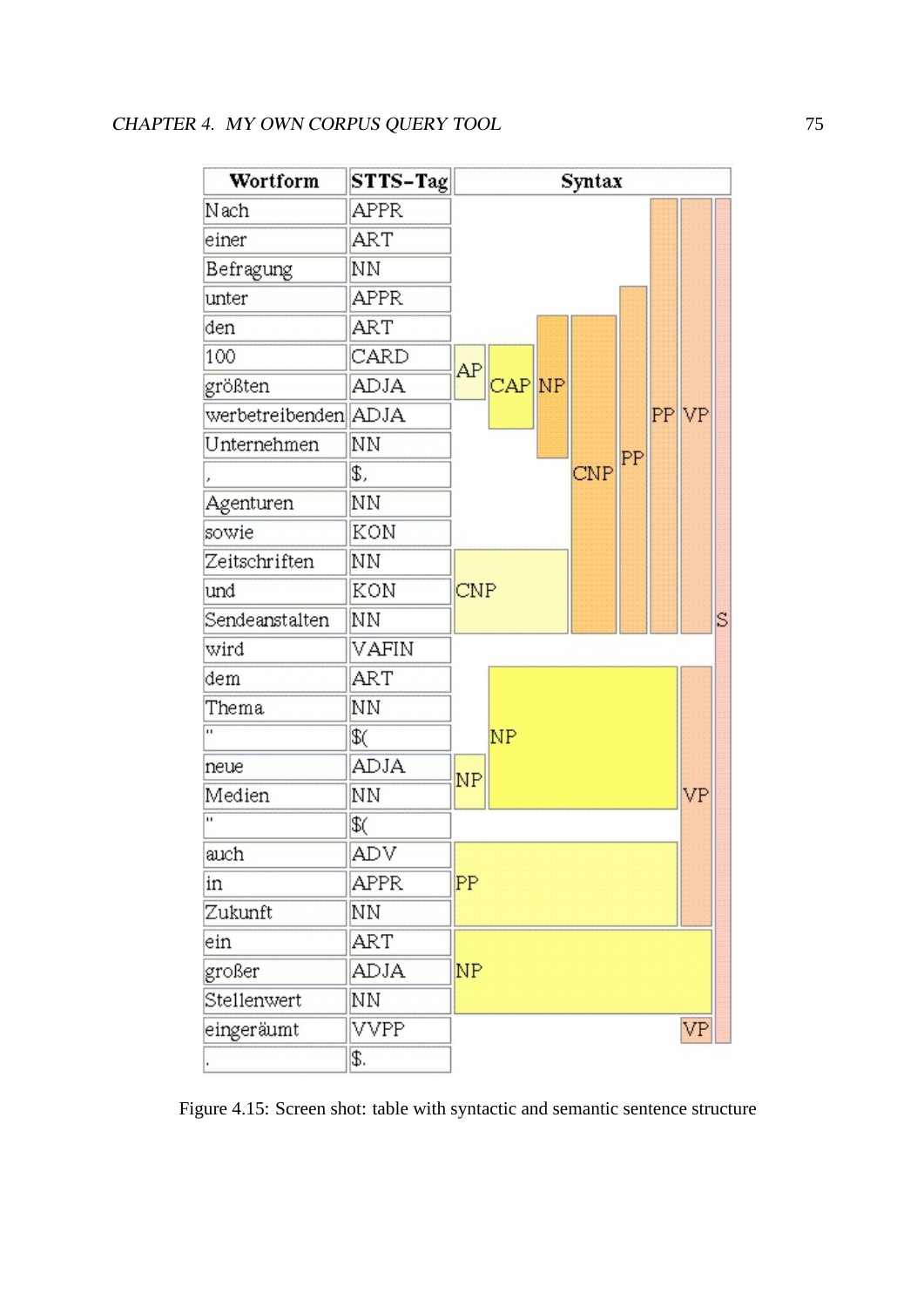| Wortform | STTS-Tag | Syntax |
|---|---|---|
| Nach | APPR | |
| einer | ART | |
| Befragung | NN | |
| unter | APPR | |
| den | ART | |
| 100 | CARD | |
| größten | ADJA | |
| werbetreibenden | ADJA | |
| Unternehmen | NN | |
| , | $, | |
| Agenturen | NN | |
| sowie | KON | |
| Zeitschriften | NN | |
| und | KON | |
| Sendeanstalten | NN | |
| wird | VAFIN | |
| dem | ART | |
| Thema | NN | |
| " | $( | |
| neue | ADJA | |
| Medien | NN | |
| " | $( | |
| auch | ADV | |
| in | APPR | |
| Zukunft | NN | |
| ein | ART | |
| großer | ADJA | |
| Stellenwert | NN | |
| eingeräumt | VVPP | |
| . | $. | |

Figure 4.15: Screen shot: table with syntactic and semantic sentence structure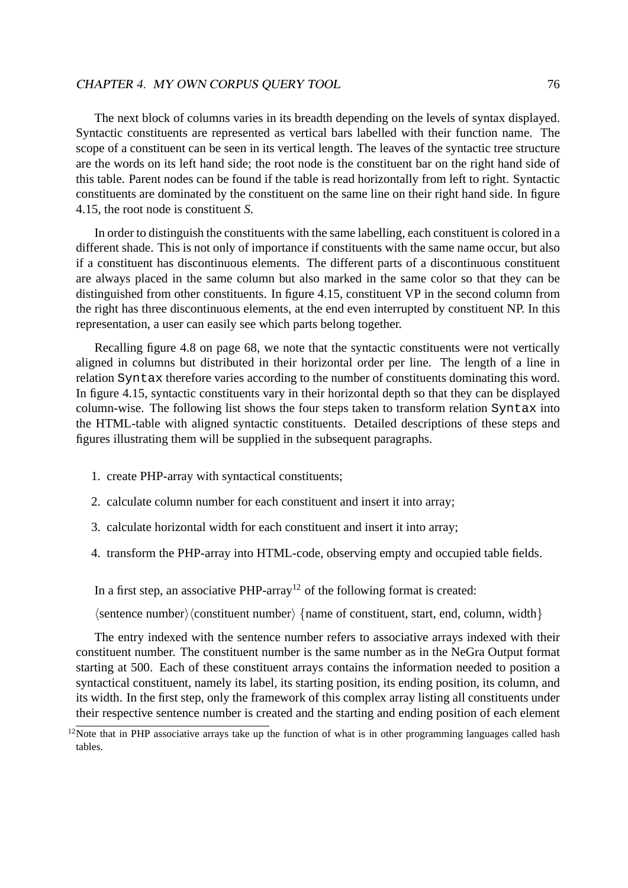The next block of columns varies in its breadth depending on the levels of syntax displayed. Syntactic constituents are represented as vertical bars labelled with their function name. The scope of a constituent can be seen in its vertical length. The leaves of the syntactic tree structure are the words on its left hand side; the root node is the constituent bar on the right hand side of this table. Parent nodes can be found if the table is read horizontally from left to right. Syntactic constituents are dominated by the constituent on the same line on their right hand side. In figure 4.15, the root node is constituent *S*.

In order to distinguish the constituents with the same labelling, each constituent is colored in a different shade. This is not only of importance if constituents with the same name occur, but also if a constituent has discontinuous elements. The different parts of a discontinuous constituent are always placed in the same column but also marked in the same color so that they can be distinguished from other constituents. In figure 4.15, constituent VP in the second column from the right has three discontinuous elements, at the end even interrupted by constituent NP. In this representation, a user can easily see which parts belong together.

Recalling figure 4.8 on page 68, we note that the syntactic constituents were not vertically aligned in columns but distributed in their horizontal order per line. The length of a line in relation `Syntax` therefore varies according to the number of constituents dominating this word. In figure 4.15, syntactic constituents vary in their horizontal depth so that they can be displayed column-wise. The following list shows the four steps taken to transform relation `Syntax` into the HTML-table with aligned syntactic constituents. Detailed descriptions of these steps and figures illustrating them will be supplied in the subsequent paragraphs.

1. create PHP-array with syntactical constituents;
2. calculate column number for each constituent and insert it into array;
3. calculate horizontal width for each constituent and insert it into array;
4. transform the PHP-array into HTML-code, observing empty and occupied table fields.

In a first step, an associative PHP-array[12] of the following format is created:

⟨sentence number⟩⟨constituent number⟩ {name of constituent, start, end, column, width}

The entry indexed with the sentence number refers to associative arrays indexed with their constituent number. The constituent number is the same number as in the NeGra Output format starting at 500. Each of these constituent arrays contains the information needed to position a syntactical constituent, namely its label, its starting position, its ending position, its column, and its width. In the first step, only the framework of this complex array listing all constituents under their respective sentence number is created and the starting and ending position of each element

[12] Note that in PHP associative arrays take up the function of what is in other programming languages called hash tables.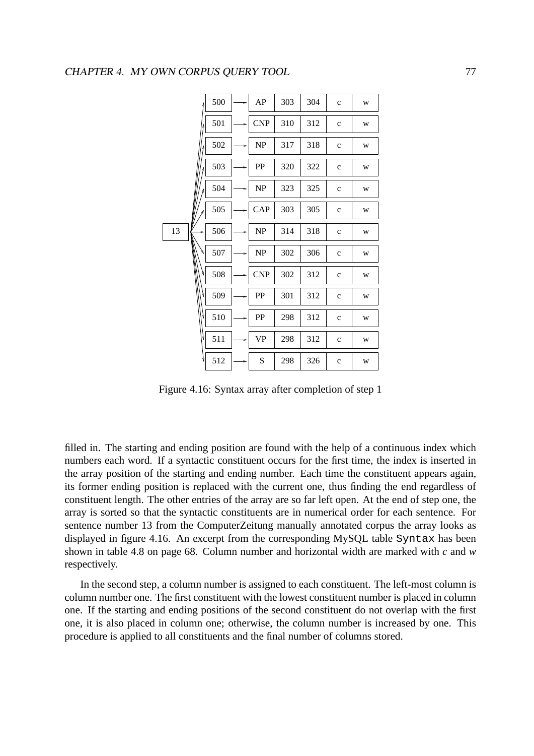| | | | | | | |
|---|---|---|---|---|---|---|
| 13 | 500 | AP | 303 | 304 | c | w |
| | 501 | CNP | 310 | 312 | c | w |
| | 502 | NP | 317 | 318 | c | w |
| | 503 | PP | 320 | 322 | c | w |
| | 504 | NP | 323 | 325 | c | w |
| | 505 | CAP | 303 | 305 | c | w |
| | 506 | NP | 314 | 318 | c | w |
| | 507 | NP | 302 | 306 | c | w |
| | 508 | CNP | 302 | 312 | c | w |
| | 509 | PP | 301 | 312 | c | w |
| | 510 | PP | 298 | 312 | c | w |
| | 511 | VP | 298 | 312 | c | w |
| | 512 | S | 298 | 326 | c | w |

Figure 4.16: Syntax array after completion of step 1

filled in. The starting and ending position are found with the help of a continuous index which numbers each word. If a syntactic constituent occurs for the first time, the index is inserted in the array position of the starting and ending number. Each time the constituent appears again, its former ending position is replaced with the current one, thus finding the end regardless of constituent length. The other entries of the array are so far left open. At the end of step one, the array is sorted so that the syntactic constituents are in numerical order for each sentence. For sentence number 13 from the ComputerZeitung manually annotated corpus the array looks as displayed in figure 4.16. An excerpt from the corresponding MySQL table `Syntax` has been shown in table 4.8 on page 68. Column number and horizontal width are marked with *c* and *w* respectively.

In the second step, a column number is assigned to each constituent. The left-most column is column number one. The first constituent with the lowest constituent number is placed in column one. If the starting and ending positions of the second constituent do not overlap with the first one, it is also placed in column one; otherwise, the column number is increased by one. This procedure is applied to all constituents and the final number of columns stored.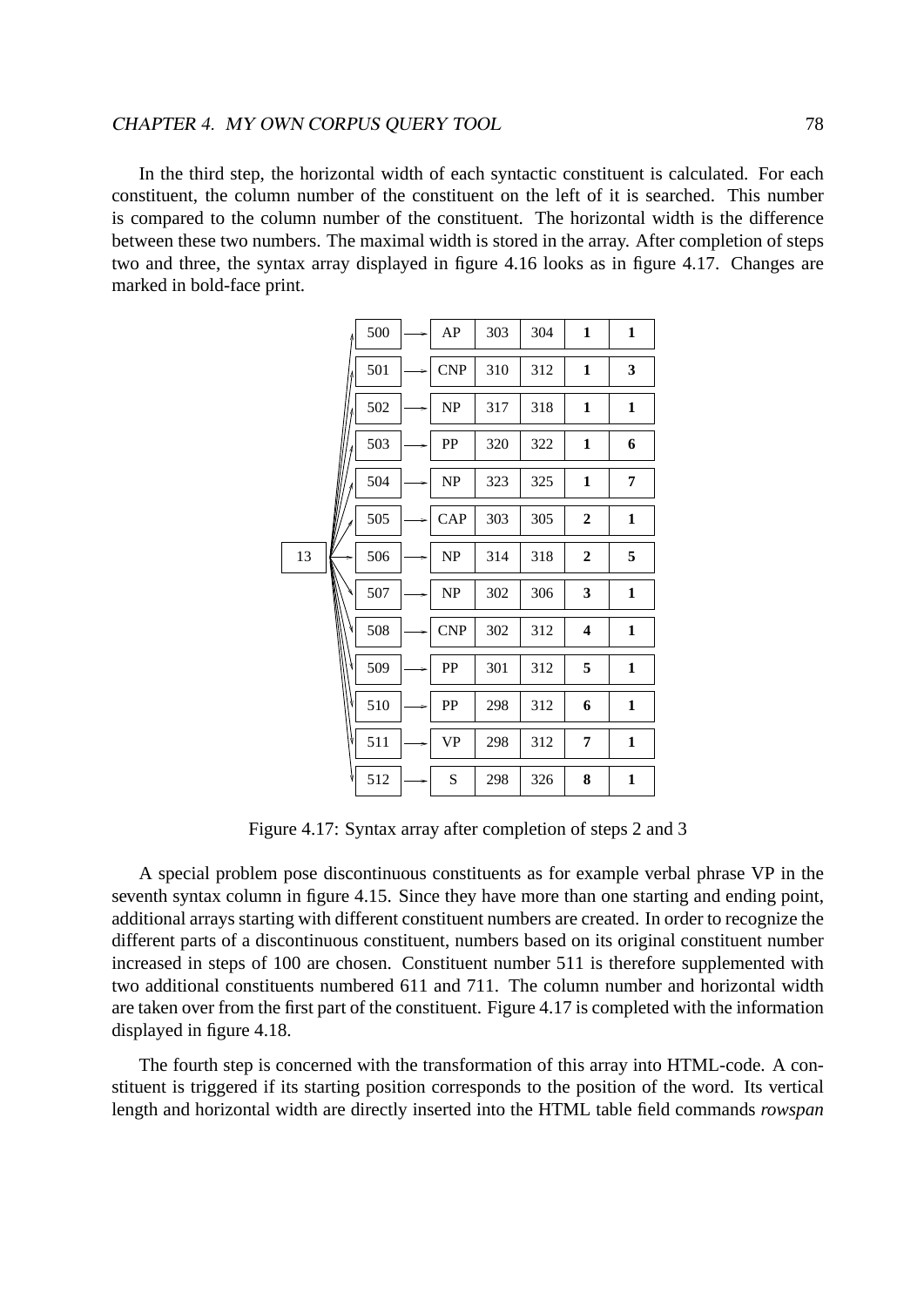In the third step, the horizontal width of each syntactic constituent is calculated. For each constituent, the column number of the constituent on the left of it is searched. This number is compared to the column number of the constituent. The horizontal width is the difference between these two numbers. The maximal width is stored in the array. After completion of steps two and three, the syntax array displayed in figure 4.16 looks as in figure 4.17. Changes are marked in bold-face print.

| Pointer | Constituent | Category | Start | End | Column | Width |
|---|---|---|---|---|---|---|
| 13 | 500 | AP | 303 | 304 | **1** | **1** |
| | 501 | CNP | 310 | 312 | **1** | **3** |
| | 502 | NP | 317 | 318 | **1** | **1** |
| | 503 | PP | 320 | 322 | **1** | **6** |
| | 504 | NP | 323 | 325 | **1** | **7** |
| | 505 | CAP | 303 | 305 | **2** | **1** |
| | 506 | NP | 314 | 318 | **2** | **5** |
| | 507 | NP | 302 | 306 | **3** | **1** |
| | 508 | CNP | 302 | 312 | **4** | **1** |
| | 509 | PP | 301 | 312 | **5** | **1** |
| | 510 | PP | 298 | 312 | **6** | **1** |
| | 511 | VP | 298 | 312 | **7** | **1** |
| | 512 | S | 298 | 326 | **8** | **1** |

Figure 4.17: Syntax array after completion of steps 2 and 3

A special problem pose discontinuous constituents as for example verbal phrase VP in the seventh syntax column in figure 4.15. Since they have more than one starting and ending point, additional arrays starting with different constituent numbers are created. In order to recognize the different parts of a discontinuous constituent, numbers based on its original constituent number increased in steps of 100 are chosen. Constituent number 511 is therefore supplemented with two additional constituents numbered 611 and 711. The column number and horizontal width are taken over from the first part of the constituent. Figure 4.17 is completed with the information displayed in figure 4.18.

The fourth step is concerned with the transformation of this array into HTML-code. A constituent is triggered if its starting position corresponds to the position of the word. Its vertical length and horizontal width are directly inserted into the HTML table field commands *rowspan*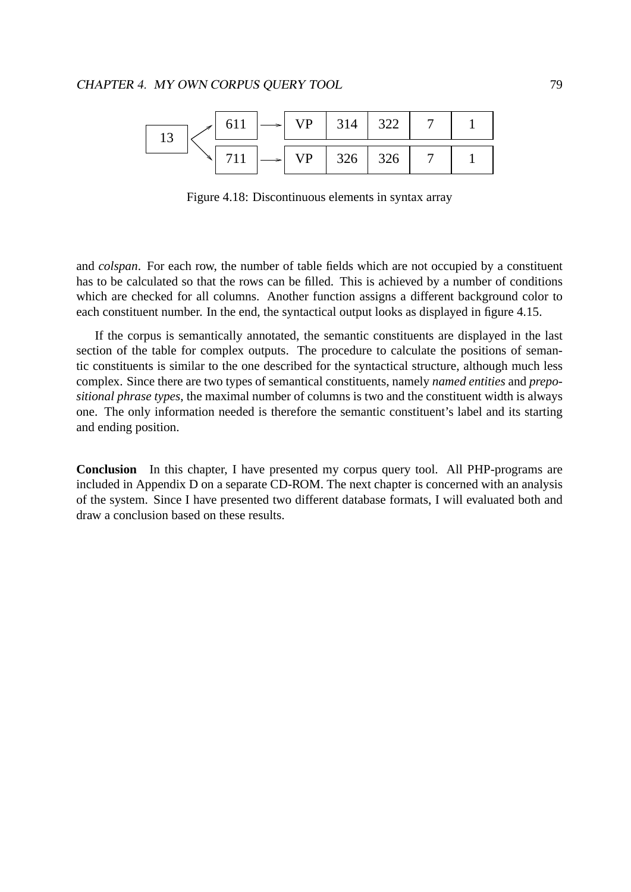| 13 | → | 611 | → | VP | 314 | 322 | 7 | 1 |
|---|---|---|---|---|---|---|---|---|
| | → | 711 | → | VP | 326 | 326 | 7 | 1 |

Figure 4.18: Discontinuous elements in syntax array

and *colspan*. For each row, the number of table fields which are not occupied by a constituent has to be calculated so that the rows can be filled. This is achieved by a number of conditions which are checked for all columns. Another function assigns a different background color to each constituent number. In the end, the syntactical output looks as displayed in figure 4.15.

If the corpus is semantically annotated, the semantic constituents are displayed in the last section of the table for complex outputs. The procedure to calculate the positions of semantic constituents is similar to the one described for the syntactical structure, although much less complex. Since there are two types of semantical constituents, namely *named entities* and *prepositional phrase types*, the maximal number of columns is two and the constituent width is always one. The only information needed is therefore the semantic constituent's label and its starting and ending position.

**Conclusion** In this chapter, I have presented my corpus query tool. All PHP-programs are included in Appendix D on a separate CD-ROM. The next chapter is concerned with an analysis of the system. Since I have presented two different database formats, I will evaluated both and draw a conclusion based on these results.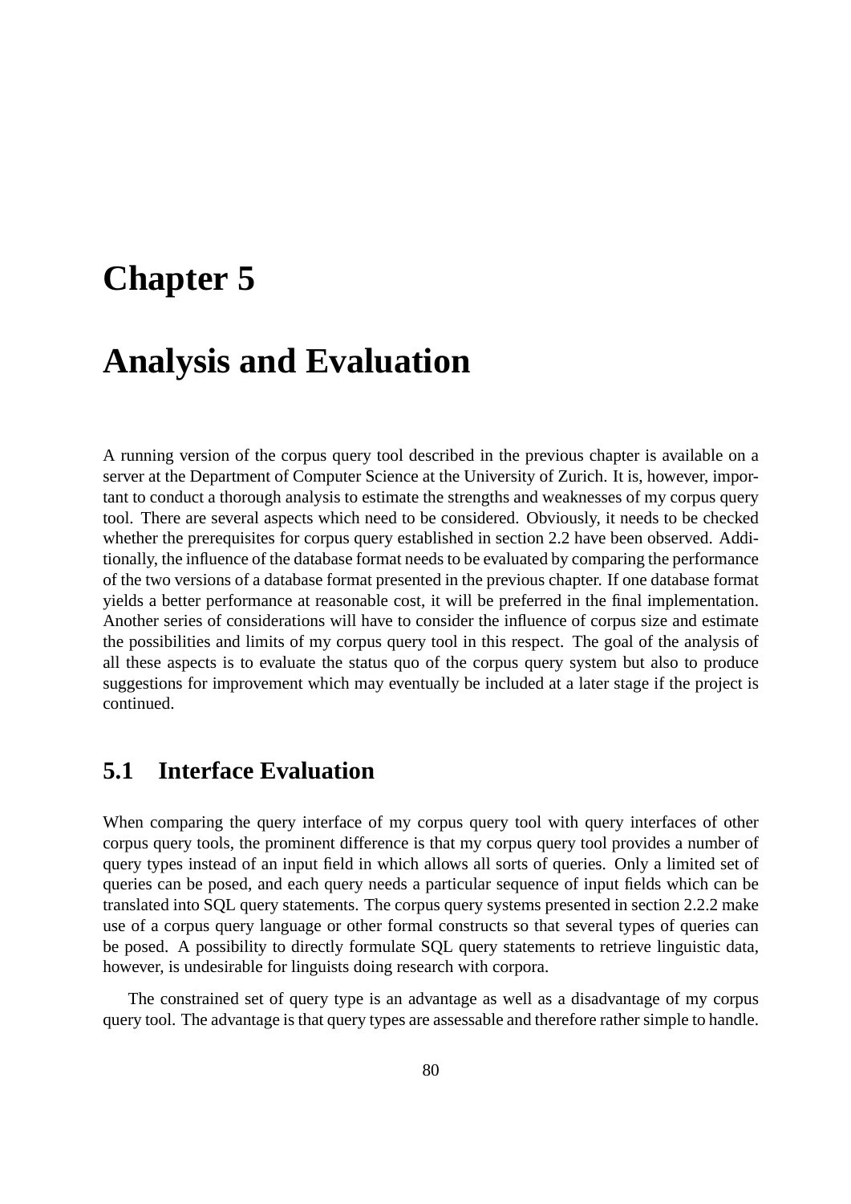# Chapter 5

# Analysis and Evaluation

A running version of the corpus query tool described in the previous chapter is available on a server at the Department of Computer Science at the University of Zurich. It is, however, important to conduct a thorough analysis to estimate the strengths and weaknesses of my corpus query tool. There are several aspects which need to be considered. Obviously, it needs to be checked whether the prerequisites for corpus query established in section 2.2 have been observed. Additionally, the influence of the database format needs to be evaluated by comparing the performance of the two versions of a database format presented in the previous chapter. If one database format yields a better performance at reasonable cost, it will be preferred in the final implementation. Another series of considerations will have to consider the influence of corpus size and estimate the possibilities and limits of my corpus query tool in this respect. The goal of the analysis of all these aspects is to evaluate the status quo of the corpus query system but also to produce suggestions for improvement which may eventually be included at a later stage if the project is continued.

## 5.1 Interface Evaluation

When comparing the query interface of my corpus query tool with query interfaces of other corpus query tools, the prominent difference is that my corpus query tool provides a number of query types instead of an input field in which allows all sorts of queries. Only a limited set of queries can be posed, and each query needs a particular sequence of input fields which can be translated into SQL query statements. The corpus query systems presented in section 2.2.2 make use of a corpus query language or other formal constructs so that several types of queries can be posed. A possibility to directly formulate SQL query statements to retrieve linguistic data, however, is undesirable for linguists doing research with corpora.

The constrained set of query type is an advantage as well as a disadvantage of my corpus query tool. The advantage is that query types are assessable and therefore rather simple to handle.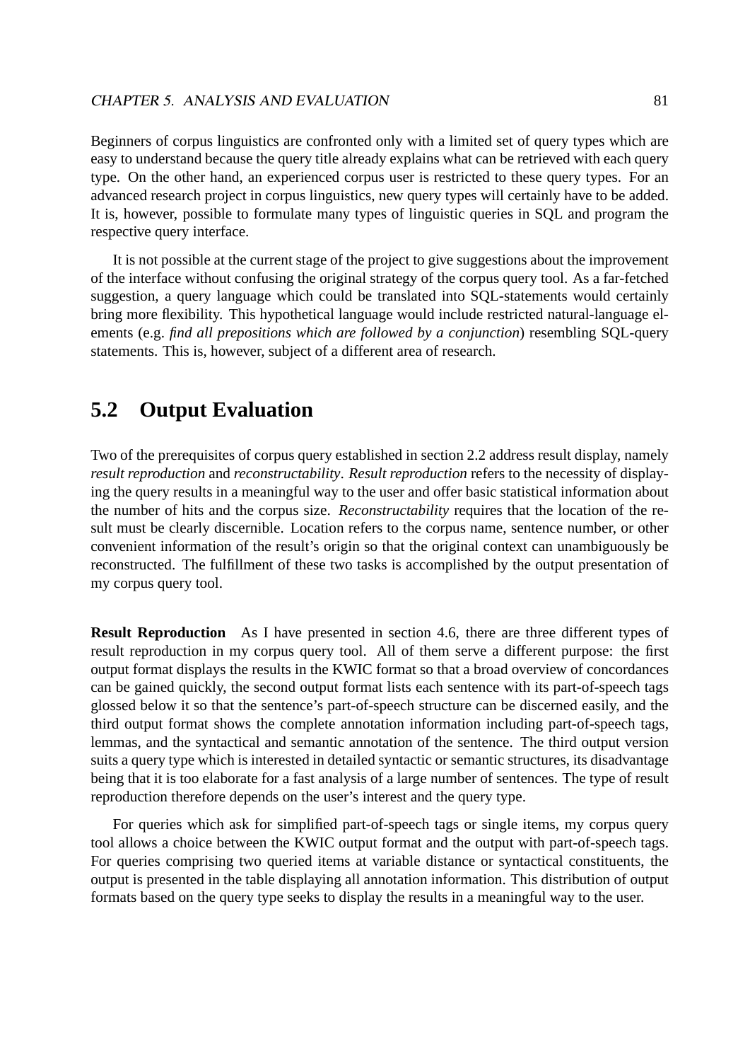Beginners of corpus linguistics are confronted only with a limited set of query types which are easy to understand because the query title already explains what can be retrieved with each query type. On the other hand, an experienced corpus user is restricted to these query types. For an advanced research project in corpus linguistics, new query types will certainly have to be added. It is, however, possible to formulate many types of linguistic queries in SQL and program the respective query interface.

It is not possible at the current stage of the project to give suggestions about the improvement of the interface without confusing the original strategy of the corpus query tool. As a far-fetched suggestion, a query language which could be translated into SQL-statements would certainly bring more flexibility. This hypothetical language would include restricted natural-language elements (e.g. *find all prepositions which are followed by a conjunction*) resembling SQL-query statements. This is, however, subject of a different area of research.

## 5.2 Output Evaluation

Two of the prerequisites of corpus query established in section 2.2 address result display, namely *result reproduction* and *reconstructability*. *Result reproduction* refers to the necessity of displaying the query results in a meaningful way to the user and offer basic statistical information about the number of hits and the corpus size. *Reconstructability* requires that the location of the result must be clearly discernible. Location refers to the corpus name, sentence number, or other convenient information of the result's origin so that the original context can unambiguously be reconstructed. The fulfillment of these two tasks is accomplished by the output presentation of my corpus query tool.

**Result Reproduction** As I have presented in section 4.6, there are three different types of result reproduction in my corpus query tool. All of them serve a different purpose: the first output format displays the results in the KWIC format so that a broad overview of concordances can be gained quickly, the second output format lists each sentence with its part-of-speech tags glossed below it so that the sentence's part-of-speech structure can be discerned easily, and the third output format shows the complete annotation information including part-of-speech tags, lemmas, and the syntactical and semantic annotation of the sentence. The third output version suits a query type which is interested in detailed syntactic or semantic structures, its disadvantage being that it is too elaborate for a fast analysis of a large number of sentences. The type of result reproduction therefore depends on the user's interest and the query type.

For queries which ask for simplified part-of-speech tags or single items, my corpus query tool allows a choice between the KWIC output format and the output with part-of-speech tags. For queries comprising two queried items at variable distance or syntactical constituents, the output is presented in the table displaying all annotation information. This distribution of output formats based on the query type seeks to display the results in a meaningful way to the user.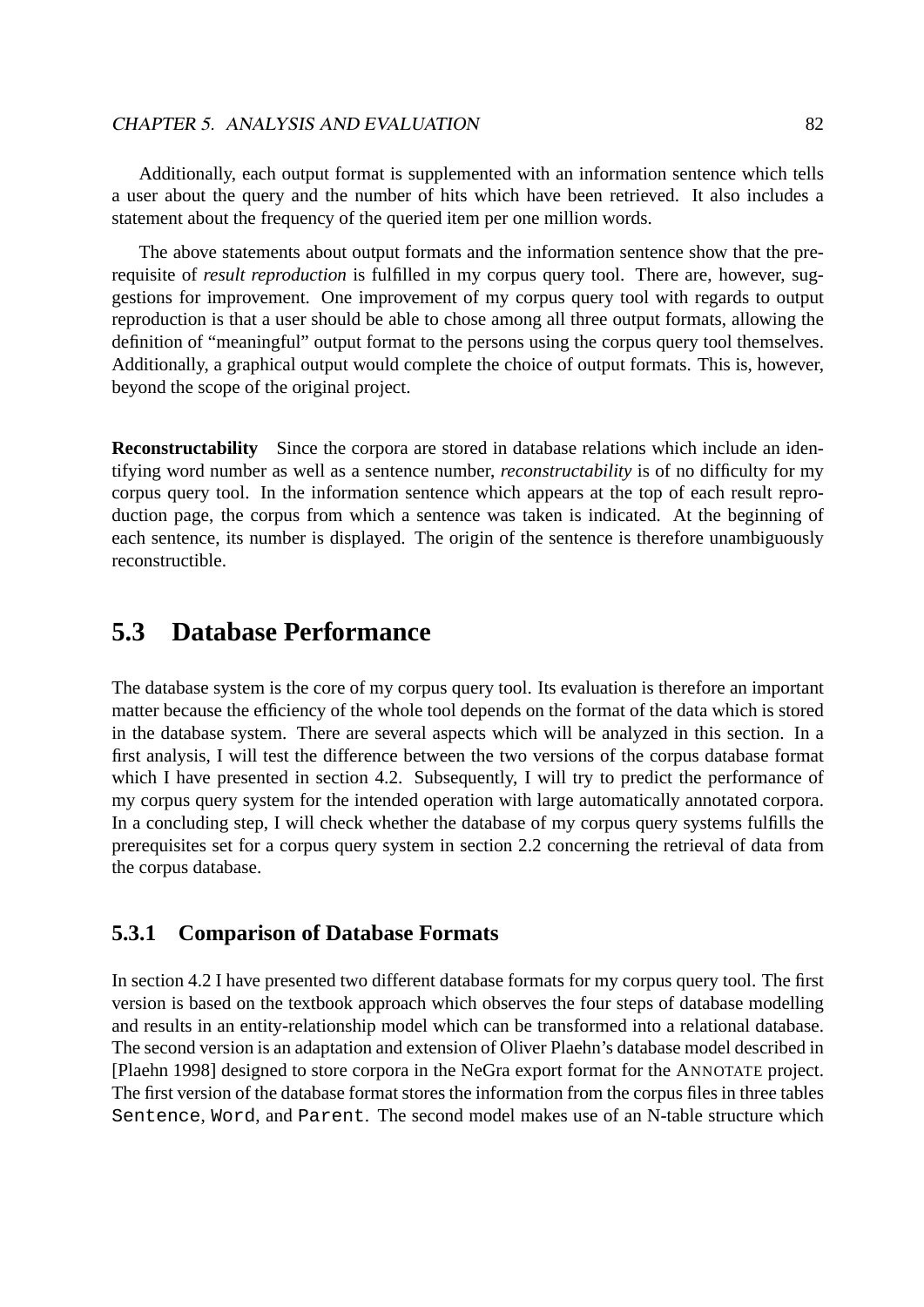Additionally, each output format is supplemented with an information sentence which tells a user about the query and the number of hits which have been retrieved. It also includes a statement about the frequency of the queried item per one million words.

The above statements about output formats and the information sentence show that the prerequisite of *result reproduction* is fulfilled in my corpus query tool. There are, however, suggestions for improvement. One improvement of my corpus query tool with regards to output reproduction is that a user should be able to chose among all three output formats, allowing the definition of "meaningful" output format to the persons using the corpus query tool themselves. Additionally, a graphical output would complete the choice of output formats. This is, however, beyond the scope of the original project.

**Reconstructability** Since the corpora are stored in database relations which include an identifying word number as well as a sentence number, *reconstructability* is of no difficulty for my corpus query tool. In the information sentence which appears at the top of each result reproduction page, the corpus from which a sentence was taken is indicated. At the beginning of each sentence, its number is displayed. The origin of the sentence is therefore unambiguously reconstructible.

## 5.3 Database Performance

The database system is the core of my corpus query tool. Its evaluation is therefore an important matter because the efficiency of the whole tool depends on the format of the data which is stored in the database system. There are several aspects which will be analyzed in this section. In a first analysis, I will test the difference between the two versions of the corpus database format which I have presented in section 4.2. Subsequently, I will try to predict the performance of my corpus query system for the intended operation with large automatically annotated corpora. In a concluding step, I will check whether the database of my corpus query systems fulfills the prerequisites set for a corpus query system in section 2.2 concerning the retrieval of data from the corpus database.

### 5.3.1 Comparison of Database Formats

In section 4.2 I have presented two different database formats for my corpus query tool. The first version is based on the textbook approach which observes the four steps of database modelling and results in an entity-relationship model which can be transformed into a relational database. The second version is an adaptation and extension of Oliver Plaehn's database model described in [Plaehn 1998] designed to store corpora in the NeGra export format for the ANNOTATE project. The first version of the database format stores the information from the corpus files in three tables `Sentence`, `Word`, and `Parent`. The second model makes use of an N-table structure which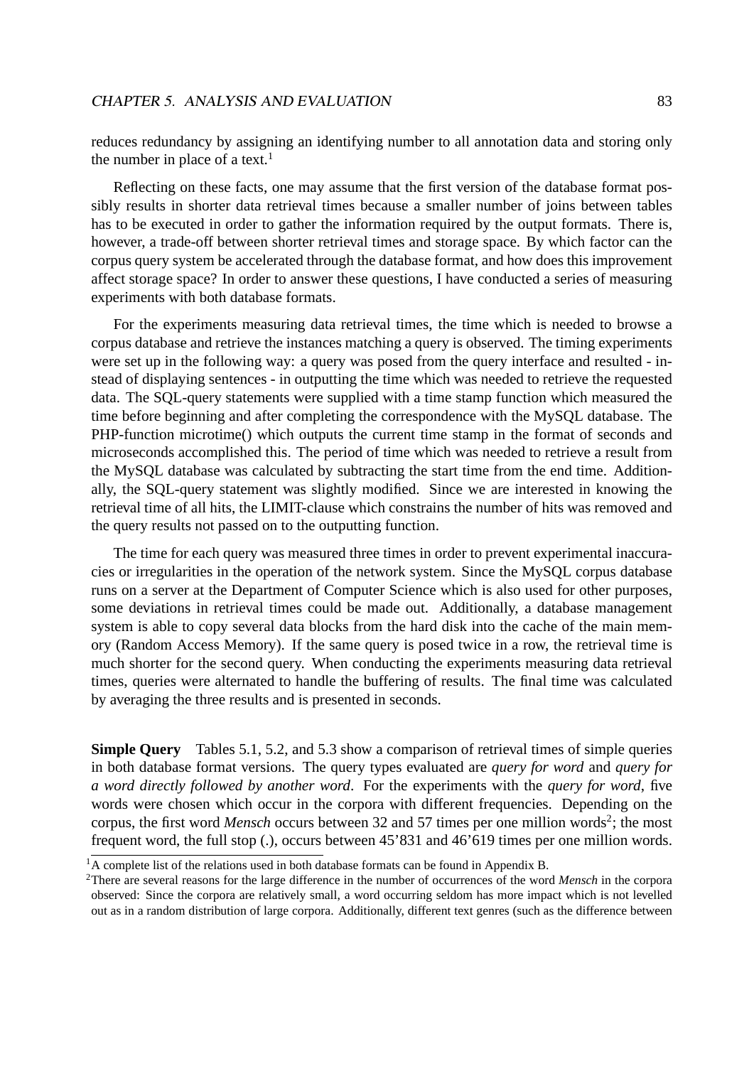reduces redundancy by assigning an identifying number to all annotation data and storing only the number in place of a text.[1]

Reflecting on these facts, one may assume that the first version of the database format possibly results in shorter data retrieval times because a smaller number of joins between tables has to be executed in order to gather the information required by the output formats. There is, however, a trade-off between shorter retrieval times and storage space. By which factor can the corpus query system be accelerated through the database format, and how does this improvement affect storage space? In order to answer these questions, I have conducted a series of measuring experiments with both database formats.

For the experiments measuring data retrieval times, the time which is needed to browse a corpus database and retrieve the instances matching a query is observed. The timing experiments were set up in the following way: a query was posed from the query interface and resulted - instead of displaying sentences - in outputting the time which was needed to retrieve the requested data. The SQL-query statements were supplied with a time stamp function which measured the time before beginning and after completing the correspondence with the MySQL database. The PHP-function microtime() which outputs the current time stamp in the format of seconds and microseconds accomplished this. The period of time which was needed to retrieve a result from the MySQL database was calculated by subtracting the start time from the end time. Additionally, the SQL-query statement was slightly modified. Since we are interested in knowing the retrieval time of all hits, the LIMIT-clause which constrains the number of hits was removed and the query results not passed on to the outputting function.

The time for each query was measured three times in order to prevent experimental inaccuracies or irregularities in the operation of the network system. Since the MySQL corpus database runs on a server at the Department of Computer Science which is also used for other purposes, some deviations in retrieval times could be made out. Additionally, a database management system is able to copy several data blocks from the hard disk into the cache of the main memory (Random Access Memory). If the same query is posed twice in a row, the retrieval time is much shorter for the second query. When conducting the experiments measuring data retrieval times, queries were alternated to handle the buffering of results. The final time was calculated by averaging the three results and is presented in seconds.

**Simple Query** Tables 5.1, 5.2, and 5.3 show a comparison of retrieval times of simple queries in both database format versions. The query types evaluated are *query for word* and *query for a word directly followed by another word*. For the experiments with the *query for word*, five words were chosen which occur in the corpora with different frequencies. Depending on the corpus, the first word *Mensch* occurs between 32 and 57 times per one million words[2]; the most frequent word, the full stop (.), occurs between 45'831 and 46'619 times per one million words.

[1] A complete list of the relations used in both database formats can be found in Appendix B.

[2] There are several reasons for the large difference in the number of occurrences of the word *Mensch* in the corpora observed: Since the corpora are relatively small, a word occurring seldom has more impact which is not levelled out as in a random distribution of large corpora. Additionally, different text genres (such as the difference between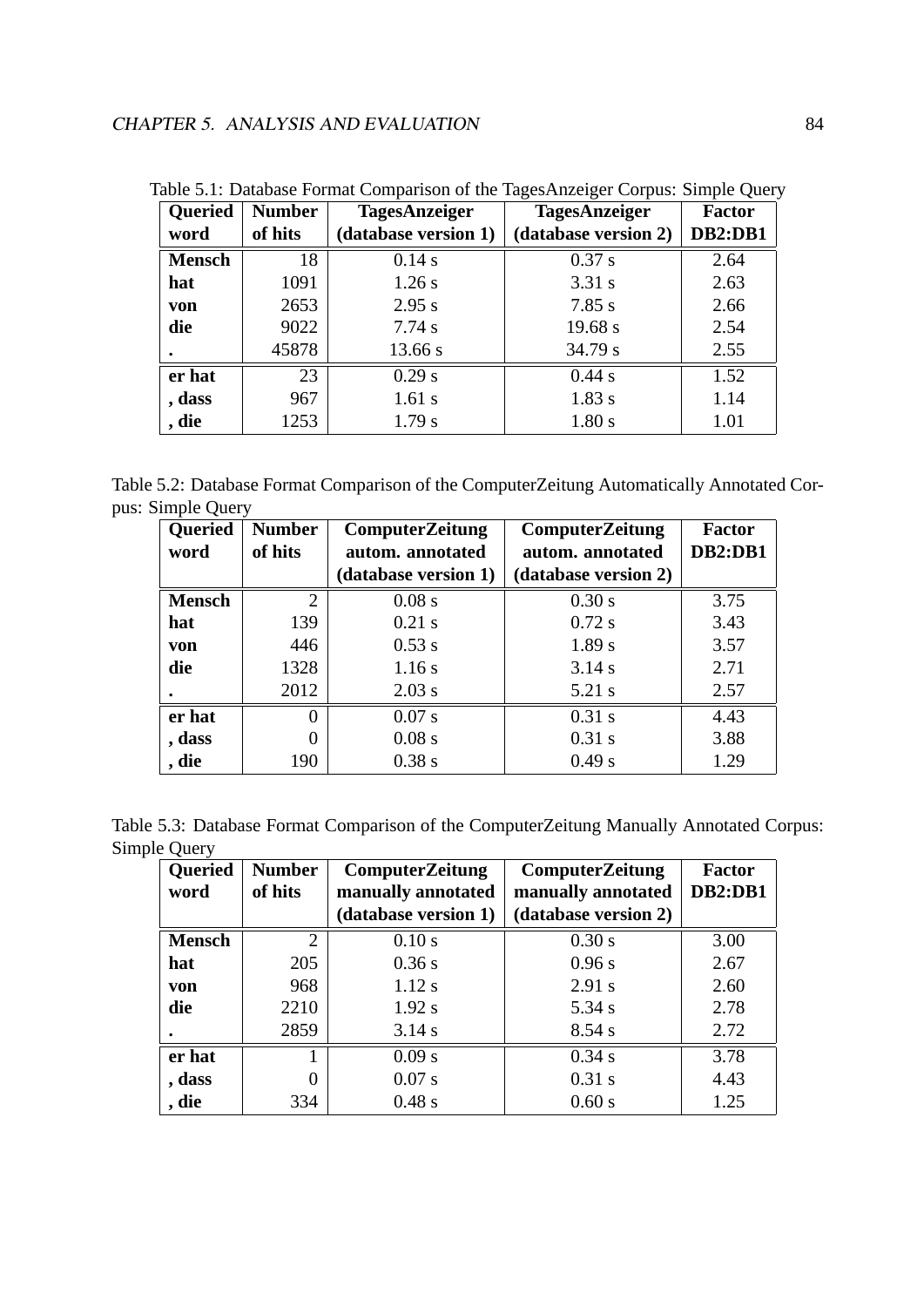Table 5.1: Database Format Comparison of the TagesAnzeiger Corpus: Simple Query

| Queried word | Number of hits | TagesAnzeiger (database version 1) | TagesAnzeiger (database version 2) | Factor DB2:DB1 |
|---|---|---|---|---|
| **Mensch** | 18 | 0.14 s | 0.37 s | 2.64 |
| **hat** | 1091 | 1.26 s | 3.31 s | 2.63 |
| **von** | 2653 | 2.95 s | 7.85 s | 2.66 |
| **die** | 9022 | 7.74 s | 19.68 s | 2.54 |
| **.** | 45878 | 13.66 s | 34.79 s | 2.55 |
| **er hat** | 23 | 0.29 s | 0.44 s | 1.52 |
| **, dass** | 967 | 1.61 s | 1.83 s | 1.14 |
| **, die** | 1253 | 1.79 s | 1.80 s | 1.01 |

Table 5.2: Database Format Comparison of the ComputerZeitung Automatically Annotated Corpus: Simple Query

| Queried word | Number of hits | ComputerZeitung autom. annotated (database version 1) | ComputerZeitung autom. annotated (database version 2) | Factor DB2:DB1 |
|---|---|---|---|---|
| **Mensch** | 2 | 0.08 s | 0.30 s | 3.75 |
| **hat** | 139 | 0.21 s | 0.72 s | 3.43 |
| **von** | 446 | 0.53 s | 1.89 s | 3.57 |
| **die** | 1328 | 1.16 s | 3.14 s | 2.71 |
| **.** | 2012 | 2.03 s | 5.21 s | 2.57 |
| **er hat** | 0 | 0.07 s | 0.31 s | 4.43 |
| **, dass** | 0 | 0.08 s | 0.31 s | 3.88 |
| **, die** | 190 | 0.38 s | 0.49 s | 1.29 |

Table 5.3: Database Format Comparison of the ComputerZeitung Manually Annotated Corpus: Simple Query

| Queried word | Number of hits | ComputerZeitung manually annotated (database version 1) | ComputerZeitung manually annotated (database version 2) | Factor DB2:DB1 |
|---|---|---|---|---|
| **Mensch** | 2 | 0.10 s | 0.30 s | 3.00 |
| **hat** | 205 | 0.36 s | 0.96 s | 2.67 |
| **von** | 968 | 1.12 s | 2.91 s | 2.60 |
| **die** | 2210 | 1.92 s | 5.34 s | 2.78 |
| **.** | 2859 | 3.14 s | 8.54 s | 2.72 |
| **er hat** | 1 | 0.09 s | 0.34 s | 3.78 |
| **, dass** | 0 | 0.07 s | 0.31 s | 4.43 |
| **, die** | 334 | 0.48 s | 0.60 s | 1.25 |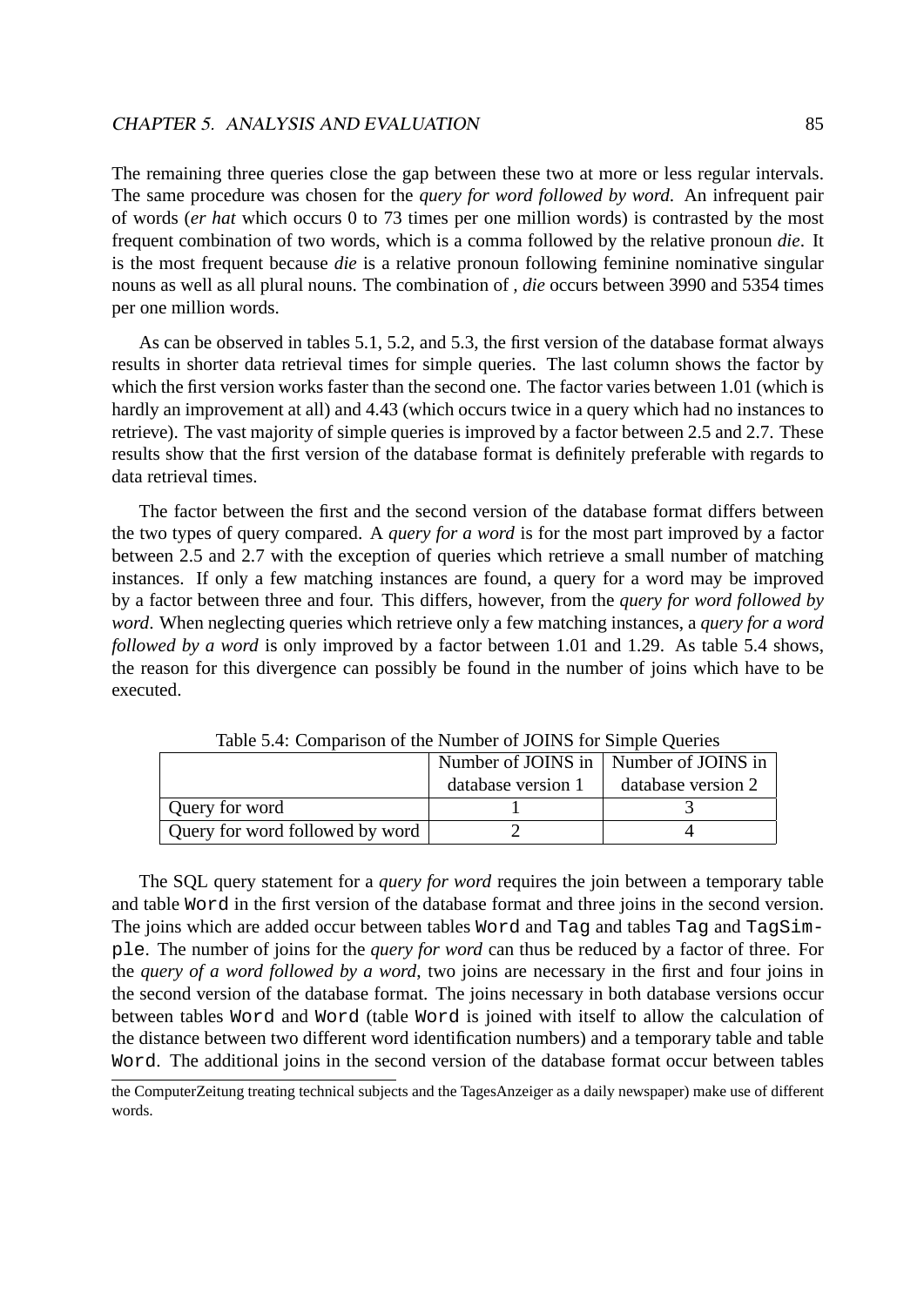The remaining three queries close the gap between these two at more or less regular intervals. The same procedure was chosen for the *query for word followed by word*. An infrequent pair of words (*er hat* which occurs 0 to 73 times per one million words) is contrasted by the most frequent combination of two words, which is a comma followed by the relative pronoun *die*. It is the most frequent because *die* is a relative pronoun following feminine nominative singular nouns as well as all plural nouns. The combination of *, die* occurs between 3990 and 5354 times per one million words.

As can be observed in tables 5.1, 5.2, and 5.3, the first version of the database format always results in shorter data retrieval times for simple queries. The last column shows the factor by which the first version works faster than the second one. The factor varies between 1.01 (which is hardly an improvement at all) and 4.43 (which occurs twice in a query which had no instances to retrieve). The vast majority of simple queries is improved by a factor between 2.5 and 2.7. These results show that the first version of the database format is definitely preferable with regards to data retrieval times.

The factor between the first and the second version of the database format differs between the two types of query compared. A *query for a word* is for the most part improved by a factor between 2.5 and 2.7 with the exception of queries which retrieve a small number of matching instances. If only a few matching instances are found, a query for a word may be improved by a factor between three and four. This differs, however, from the *query for word followed by word*. When neglecting queries which retrieve only a few matching instances, a *query for a word followed by a word* is only improved by a factor between 1.01 and 1.29. As table 5.4 shows, the reason for this divergence can possibly be found in the number of joins which have to be executed.

Table 5.4: Comparison of the Number of JOINS for Simple Queries

| | Number of JOINS in database version 1 | Number of JOINS in database version 2 |
|---|---|---|
| Query for word | 1 | 3 |
| Query for word followed by word | 2 | 4 |

The SQL query statement for a *query for word* requires the join between a temporary table and table `Word` in the first version of the database format and three joins in the second version. The joins which are added occur between tables `Word` and `Tag` and tables `Tag` and `TagSimple`. The number of joins for the *query for word* can thus be reduced by a factor of three. For the *query of a word followed by a word*, two joins are necessary in the first and four joins in the second version of the database format. The joins necessary in both database versions occur between tables `Word` and `Word` (table `Word` is joined with itself to allow the calculation of the distance between two different word identification numbers) and a temporary table and table `Word`. The additional joins in the second version of the database format occur between tables

the ComputerZeitung treating technical subjects and the TagesAnzeiger as a daily newspaper) make use of different words.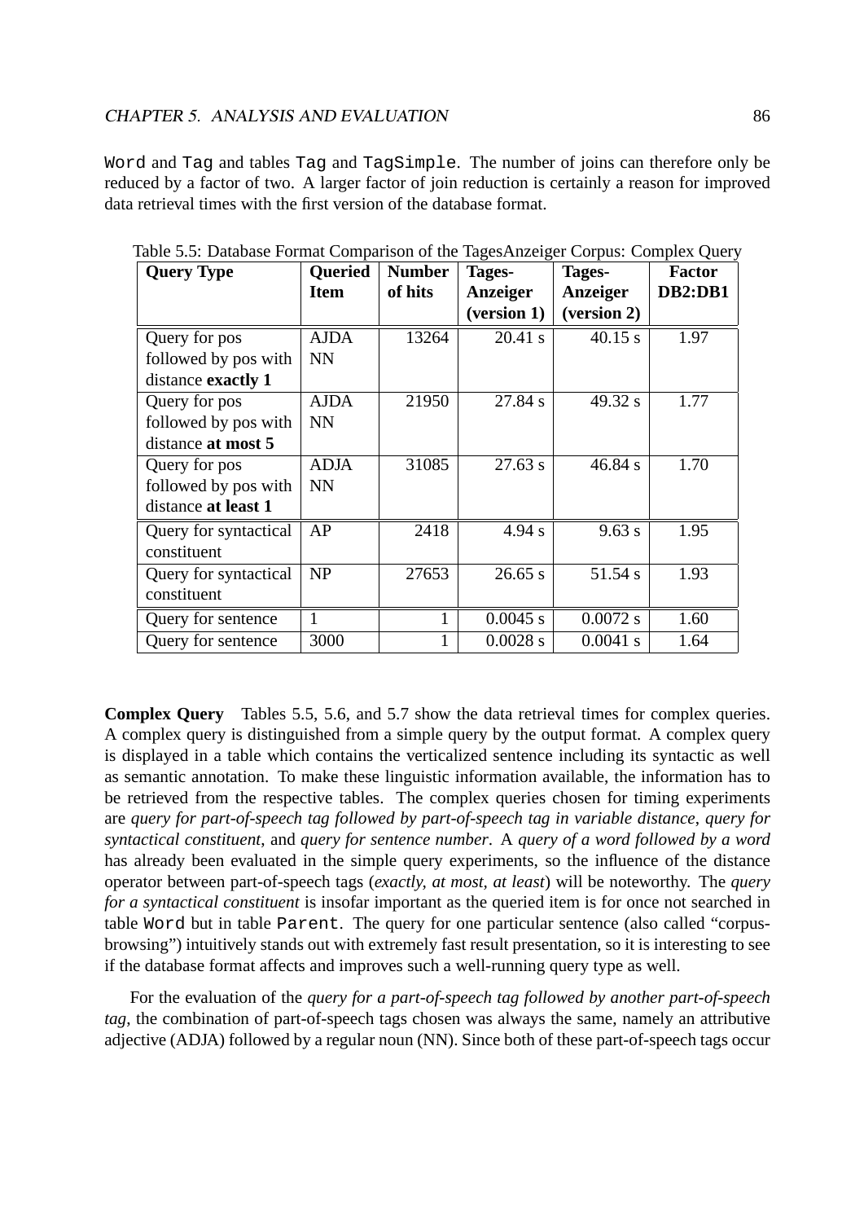Word and Tag and tables Tag and TagSimple. The number of joins can therefore only be reduced by a factor of two. A larger factor of join reduction is certainly a reason for improved data retrieval times with the first version of the database format.

Table 5.5: Database Format Comparison of the TagesAnzeiger Corpus: Complex Query

| **Query Type** | **Queried Item** | **Number of hits** | **Tages-Anzeiger (version 1)** | **Tages-Anzeiger (version 2)** | **Factor DB2:DB1** |
|---|---|---|---|---|---|
| Query for pos followed by pos with distance **exactly 1** | AJDA NN | 13264 | 20.41 s | 40.15 s | 1.97 |
| Query for pos followed by pos with distance **at most 5** | AJDA NN | 21950 | 27.84 s | 49.32 s | 1.77 |
| Query for pos followed by pos with distance **at least 1** | ADJA NN | 31085 | 27.63 s | 46.84 s | 1.70 |
| Query for syntactical constituent | AP | 2418 | 4.94 s | 9.63 s | 1.95 |
| Query for syntactical constituent | NP | 27653 | 26.65 s | 51.54 s | 1.93 |
| Query for sentence | 1 | 1 | 0.0045 s | 0.0072 s | 1.60 |
| Query for sentence | 3000 | 1 | 0.0028 s | 0.0041 s | 1.64 |

**Complex Query** Tables 5.5, 5.6, and 5.7 show the data retrieval times for complex queries. A complex query is distinguished from a simple query by the output format. A complex query is displayed in a table which contains the verticalized sentence including its syntactic as well as semantic annotation. To make these linguistic information available, the information has to be retrieved from the respective tables. The complex queries chosen for timing experiments are *query for part-of-speech tag followed by part-of-speech tag in variable distance*, *query for syntactical constituent*, and *query for sentence number*. A *query of a word followed by a word* has already been evaluated in the simple query experiments, so the influence of the distance operator between part-of-speech tags (*exactly, at most, at least*) will be noteworthy. The *query for a syntactical constituent* is insofar important as the queried item is for once not searched in table Word but in table Parent. The query for one particular sentence (also called "corpus-browsing") intuitively stands out with extremely fast result presentation, so it is interesting to see if the database format affects and improves such a well-running query type as well.

For the evaluation of the *query for a part-of-speech tag followed by another part-of-speech tag*, the combination of part-of-speech tags chosen was always the same, namely an attributive adjective (ADJA) followed by a regular noun (NN). Since both of these part-of-speech tags occur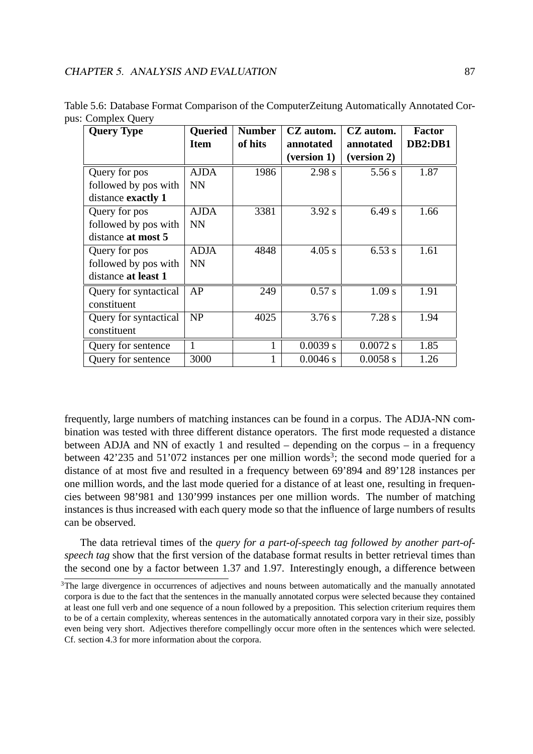Table 5.6: Database Format Comparison of the ComputerZeitung Automatically Annotated Corpus: Complex Query

| **Query Type** | **Queried Item** | **Number of hits** | **CZ autom. annotated (version 1)** | **CZ autom. annotated (version 2)** | **Factor DB2:DB1** |
|---|---|---|---|---|---|
| Query for pos followed by pos with distance **exactly 1** | AJDA NN | 1986 | 2.98 s | 5.56 s | 1.87 |
| Query for pos followed by pos with distance **at most 5** | AJDA NN | 3381 | 3.92 s | 6.49 s | 1.66 |
| Query for pos followed by pos with distance **at least 1** | ADJA NN | 4848 | 4.05 s | 6.53 s | 1.61 |
| Query for syntactical constituent | AP | 249 | 0.57 s | 1.09 s | 1.91 |
| Query for syntactical constituent | NP | 4025 | 3.76 s | 7.28 s | 1.94 |
| Query for sentence | 1 | 1 | 0.0039 s | 0.0072 s | 1.85 |
| Query for sentence | 3000 | 1 | 0.0046 s | 0.0058 s | 1.26 |

frequently, large numbers of matching instances can be found in a corpus. The ADJA-NN combination was tested with three different distance operators. The first mode requested a distance between ADJA and NN of exactly 1 and resulted – depending on the corpus – in a frequency between 42'235 and 51'072 instances per one million words[3]; the second mode queried for a distance of at most five and resulted in a frequency between 69'894 and 89'128 instances per one million words, and the last mode queried for a distance of at least one, resulting in frequencies between 98'981 and 130'999 instances per one million words. The number of matching instances is thus increased with each query mode so that the influence of large numbers of results can be observed.

The data retrieval times of the *query for a part-of-speech tag followed by another part-of-speech tag* show that the first version of the database format results in better retrieval times than the second one by a factor between 1.37 and 1.97. Interestingly enough, a difference between

[3] The large divergence in occurrences of adjectives and nouns between automatically and the manually annotated corpora is due to the fact that the sentences in the manually annotated corpus were selected because they contained at least one full verb and one sequence of a noun followed by a preposition. This selection criterium requires them to be of a certain complexity, whereas sentences in the automatically annotated corpora vary in their size, possibly even being very short. Adjectives therefore compellingly occur more often in the sentences which were selected. Cf. section 4.3 for more information about the corpora.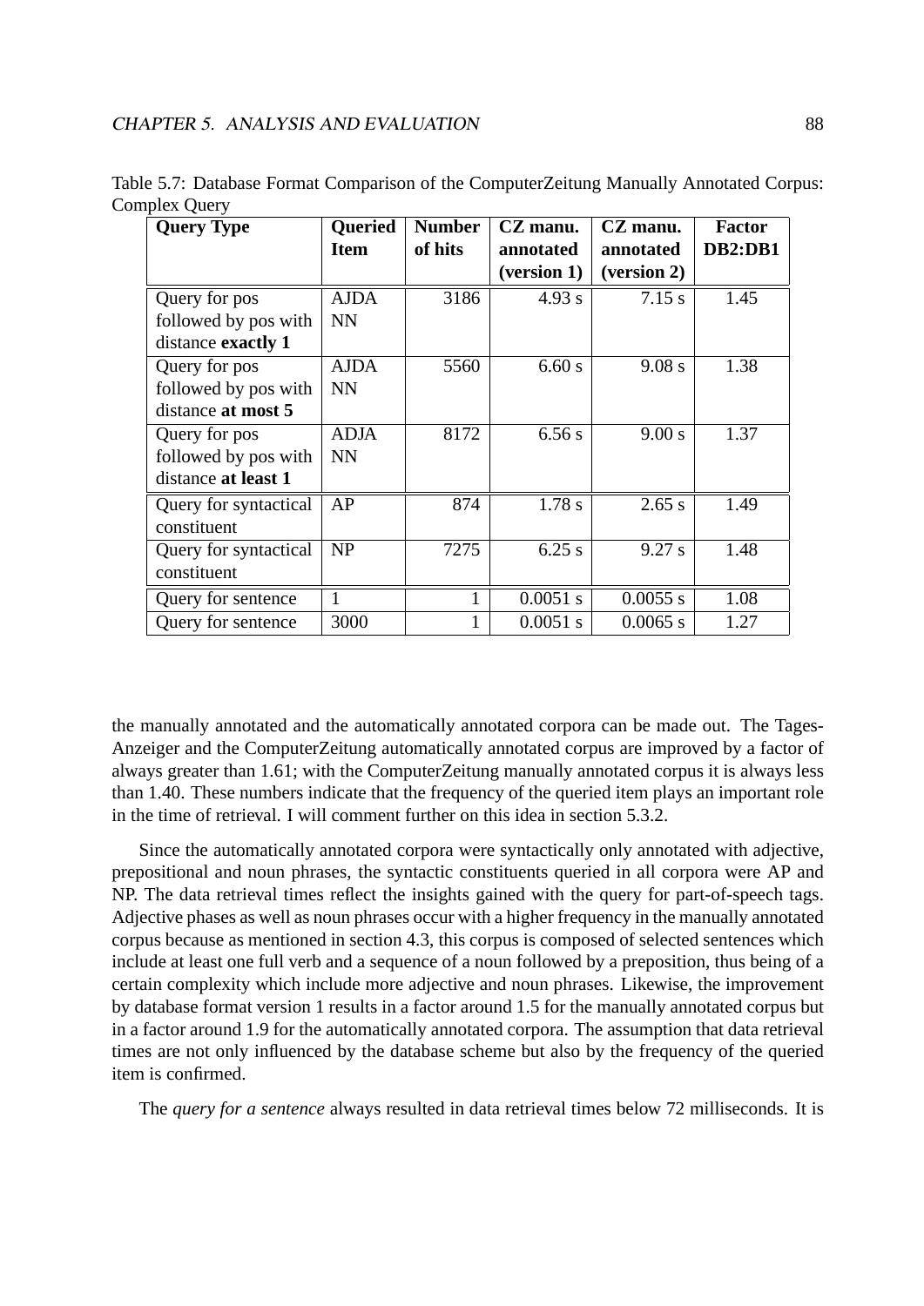Table 5.7: Database Format Comparison of the ComputerZeitung Manually Annotated Corpus: Complex Query

| Query Type | Queried Item | Number of hits | CZ manu. annotated (version 1) | CZ manu. annotated (version 2) | Factor DB2:DB1 |
|---|---|---|---|---|---|
| Query for pos followed by pos with distance **exactly 1** | AJDA NN | 3186 | 4.93 s | 7.15 s | 1.45 |
| Query for pos followed by pos with distance **at most 5** | AJDA NN | 5560 | 6.60 s | 9.08 s | 1.38 |
| Query for pos followed by pos with distance **at least 1** | ADJA NN | 8172 | 6.56 s | 9.00 s | 1.37 |
| Query for syntactical constituent | AP | 874 | 1.78 s | 2.65 s | 1.49 |
| Query for syntactical constituent | NP | 7275 | 6.25 s | 9.27 s | 1.48 |
| Query for sentence | 1 | 1 | 0.0051 s | 0.0055 s | 1.08 |
| Query for sentence | 3000 | 1 | 0.0051 s | 0.0065 s | 1.27 |

the manually annotated and the automatically annotated corpora can be made out. The Tages-Anzeiger and the ComputerZeitung automatically annotated corpus are improved by a factor of always greater than 1.61; with the ComputerZeitung manually annotated corpus it is always less than 1.40. These numbers indicate that the frequency of the queried item plays an important role in the time of retrieval. I will comment further on this idea in section 5.3.2.

Since the automatically annotated corpora were syntactically only annotated with adjective, prepositional and noun phrases, the syntactic constituents queried in all corpora were AP and NP. The data retrieval times reflect the insights gained with the query for part-of-speech tags. Adjective phases as well as noun phrases occur with a higher frequency in the manually annotated corpus because as mentioned in section 4.3, this corpus is composed of selected sentences which include at least one full verb and a sequence of a noun followed by a preposition, thus being of a certain complexity which include more adjective and noun phrases. Likewise, the improvement by database format version 1 results in a factor around 1.5 for the manually annotated corpus but in a factor around 1.9 for the automatically annotated corpora. The assumption that data retrieval times are not only influenced by the database scheme but also by the frequency of the queried item is confirmed.

The *query for a sentence* always resulted in data retrieval times below 72 milliseconds. It is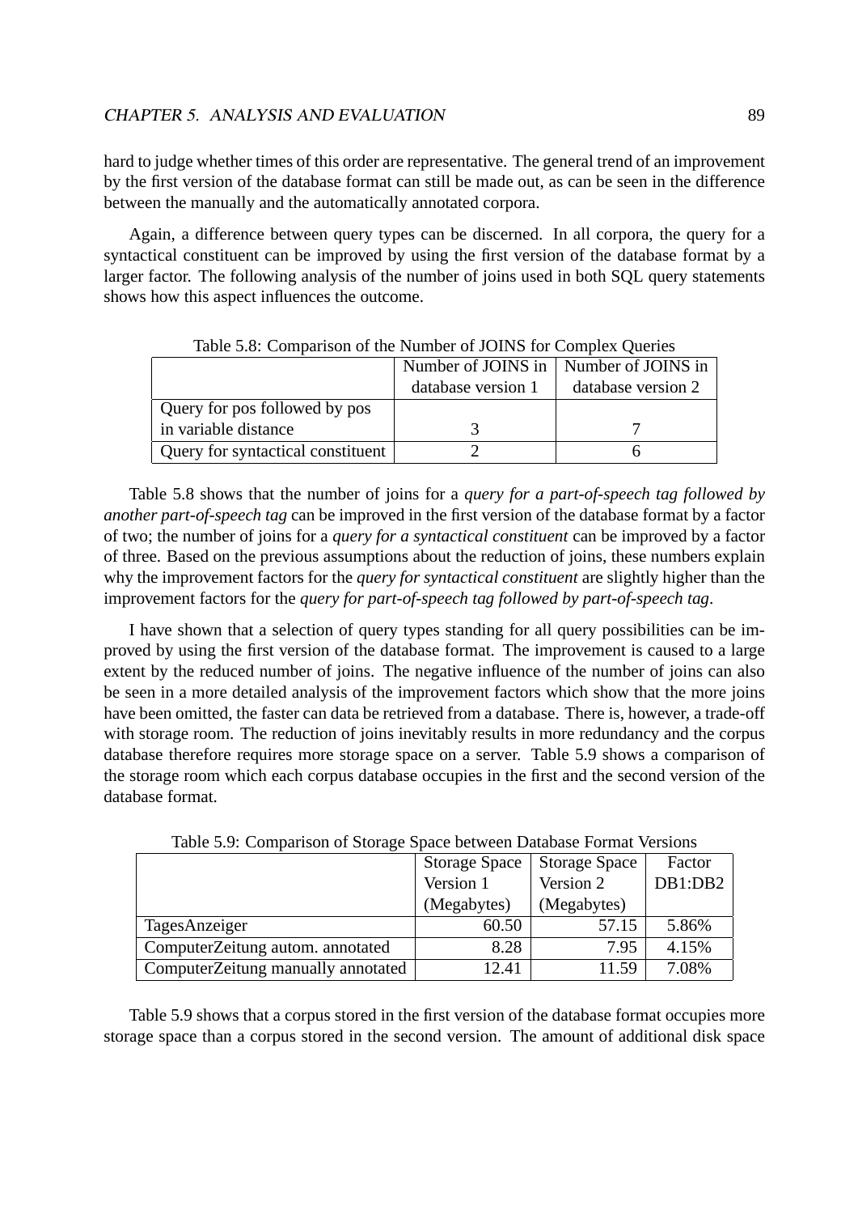hard to judge whether times of this order are representative. The general trend of an improvement by the first version of the database format can still be made out, as can be seen in the difference between the manually and the automatically annotated corpora.

Again, a difference between query types can be discerned. In all corpora, the query for a syntactical constituent can be improved by using the first version of the database format by a larger factor. The following analysis of the number of joins used in both SQL query statements shows how this aspect influences the outcome.

Table 5.8: Comparison of the Number of JOINS for Complex Queries

| | Number of JOINS in database version 1 | Number of JOINS in database version 2 |
|---|---|---|
| Query for pos followed by pos in variable distance | 3 | 7 |
| Query for syntactical constituent | 2 | 6 |

Table 5.8 shows that the number of joins for a *query for a part-of-speech tag followed by another part-of-speech tag* can be improved in the first version of the database format by a factor of two; the number of joins for a *query for a syntactical constituent* can be improved by a factor of three. Based on the previous assumptions about the reduction of joins, these numbers explain why the improvement factors for the *query for syntactical constituent* are slightly higher than the improvement factors for the *query for part-of-speech tag followed by part-of-speech tag*.

I have shown that a selection of query types standing for all query possibilities can be improved by using the first version of the database format. The improvement is caused to a large extent by the reduced number of joins. The negative influence of the number of joins can also be seen in a more detailed analysis of the improvement factors which show that the more joins have been omitted, the faster can data be retrieved from a database. There is, however, a trade-off with storage room. The reduction of joins inevitably results in more redundancy and the corpus database therefore requires more storage space on a server. Table 5.9 shows a comparison of the storage room which each corpus database occupies in the first and the second version of the database format.

Table 5.9: Comparison of Storage Space between Database Format Versions

| | Storage Space Version 1 (Megabytes) | Storage Space Version 2 (Megabytes) | Factor DB1:DB2 |
|---|---|---|---|
| TagesAnzeiger | 60.50 | 57.15 | 5.86% |
| ComputerZeitung autom. annotated | 8.28 | 7.95 | 4.15% |
| ComputerZeitung manually annotated | 12.41 | 11.59 | 7.08% |

Table 5.9 shows that a corpus stored in the first version of the database format occupies more storage space than a corpus stored in the second version. The amount of additional disk space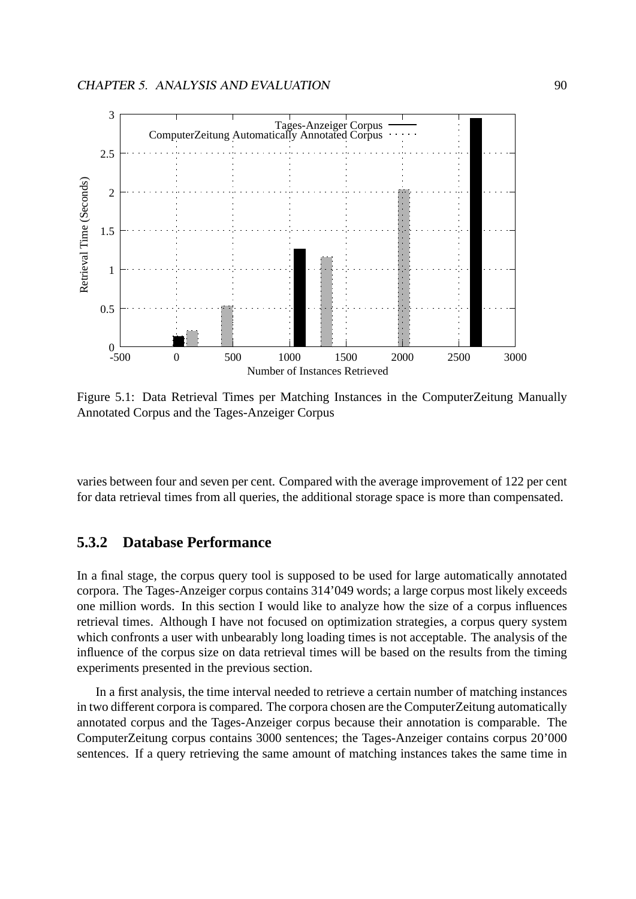Figure 5.1: Data Retrieval Times per Matching Instances in the ComputerZeitung Manually Annotated Corpus and the Tages-Anzeiger Corpus

varies between four and seven per cent. Compared with the average improvement of 122 per cent for data retrieval times from all queries, the additional storage space is more than compensated.

### 5.3.2 Database Performance

In a final stage, the corpus query tool is supposed to be used for large automatically annotated corpora. The Tages-Anzeiger corpus contains 314'049 words; a large corpus most likely exceeds one million words. In this section I would like to analyze how the size of a corpus influences retrieval times. Although I have not focused on optimization strategies, a corpus query system which confronts a user with unbearably long loading times is not acceptable. The analysis of the influence of the corpus size on data retrieval times will be based on the results from the timing experiments presented in the previous section.

In a first analysis, the time interval needed to retrieve a certain number of matching instances in two different corpora is compared. The corpora chosen are the ComputerZeitung automatically annotated corpus and the Tages-Anzeiger corpus because their annotation is comparable. The ComputerZeitung corpus contains 3000 sentences; the Tages-Anzeiger contains corpus 20'000 sentences. If a query retrieving the same amount of matching instances takes the same time in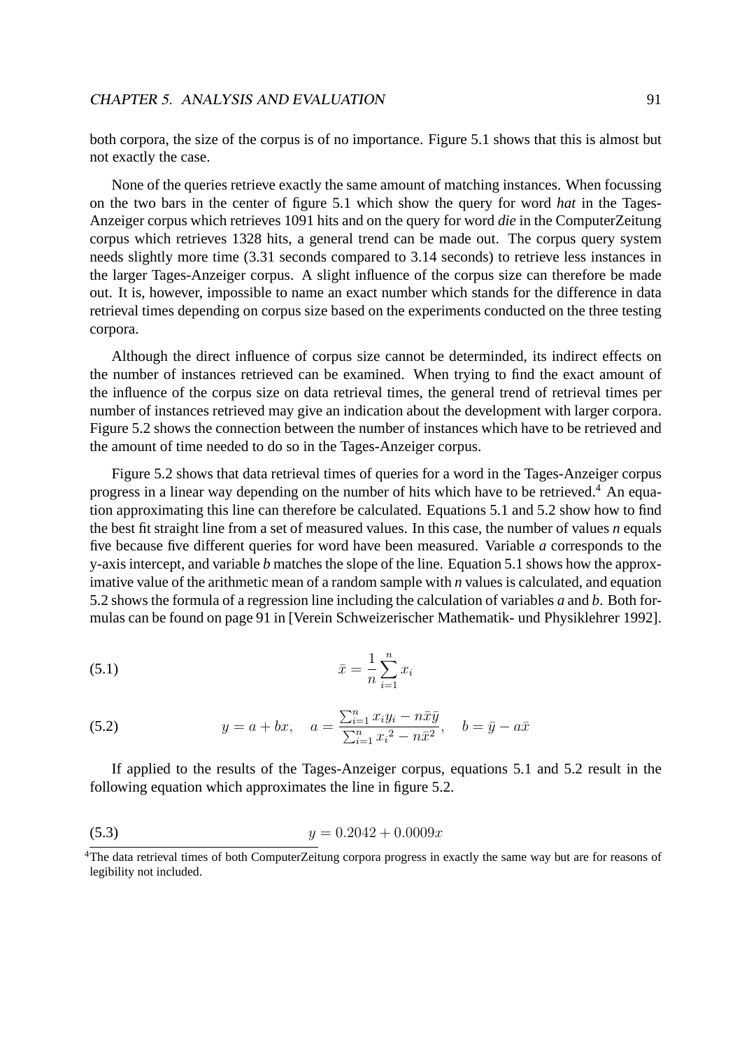both corpora, the size of the corpus is of no importance. Figure 5.1 shows that this is almost but not exactly the case.

None of the queries retrieve exactly the same amount of matching instances. When focussing on the two bars in the center of figure 5.1 which show the query for word *hat* in the Tages-Anzeiger corpus which retrieves 1091 hits and on the query for word *die* in the ComputerZeitung corpus which retrieves 1328 hits, a general trend can be made out. The corpus query system needs slightly more time (3.31 seconds compared to 3.14 seconds) to retrieve less instances in the larger Tages-Anzeiger corpus. A slight influence of the corpus size can therefore be made out. It is, however, impossible to name an exact number which stands for the difference in data retrieval times depending on corpus size based on the experiments conducted on the three testing corpora.

Although the direct influence of corpus size cannot be determinded, its indirect effects on the number of instances retrieved can be examined. When trying to find the exact amount of the influence of the corpus size on data retrieval times, the general trend of retrieval times per number of instances retrieved may give an indication about the development with larger corpora. Figure 5.2 shows the connection between the number of instances which have to be retrieved and the amount of time needed to do so in the Tages-Anzeiger corpus.

Figure 5.2 shows that data retrieval times of queries for a word in the Tages-Anzeiger corpus progress in a linear way depending on the number of hits which have to be retrieved.[4] An equation approximating this line can therefore be calculated. Equations 5.1 and 5.2 show how to find the best fit straight line from a set of measured values. In this case, the number of values *n* equals five because five different queries for word have been measured. Variable *a* corresponds to the y-axis intercept, and variable *b* matches the slope of the line. Equation 5.1 shows how the approximative value of the arithmetic mean of a random sample with *n* values is calculated, and equation 5.2 shows the formula of a regression line including the calculation of variables *a* and *b*. Both formulas can be found on page 91 in [Verein Schweizerischer Mathematik- und Physiklehrer 1992].

$$\bar{x} = \frac{1}{n}\sum_{i=1}^{n} x_i \tag{5.1}$$

$$y = a + bx, \quad a = \frac{\sum_{i=1}^{n} x_i y_i - n\bar{x}\bar{y}}{\sum_{i=1}^{n} {x_i}^2 - n\bar{x}^2}, \quad b = \bar{y} - a\bar{x} \tag{5.2}$$

If applied to the results of the Tages-Anzeiger corpus, equations 5.1 and 5.2 result in the following equation which approximates the line in figure 5.2.

$$y = 0.2042 + 0.0009x \tag{5.3}$$

[4] The data retrieval times of both ComputerZeitung corpora progress in exactly the same way but are for reasons of legibility not included.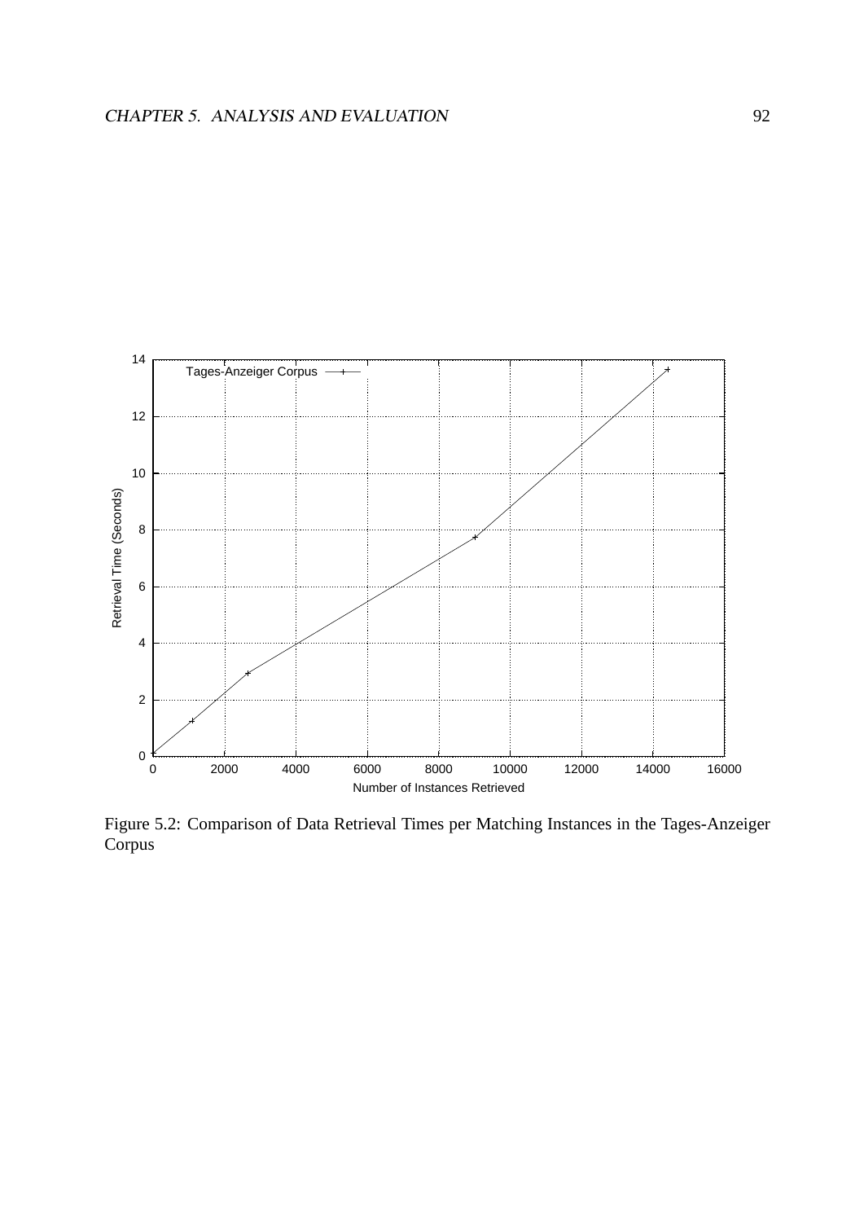Figure 5.2: Comparison of Data Retrieval Times per Matching Instances in the Tages-Anzeiger Corpus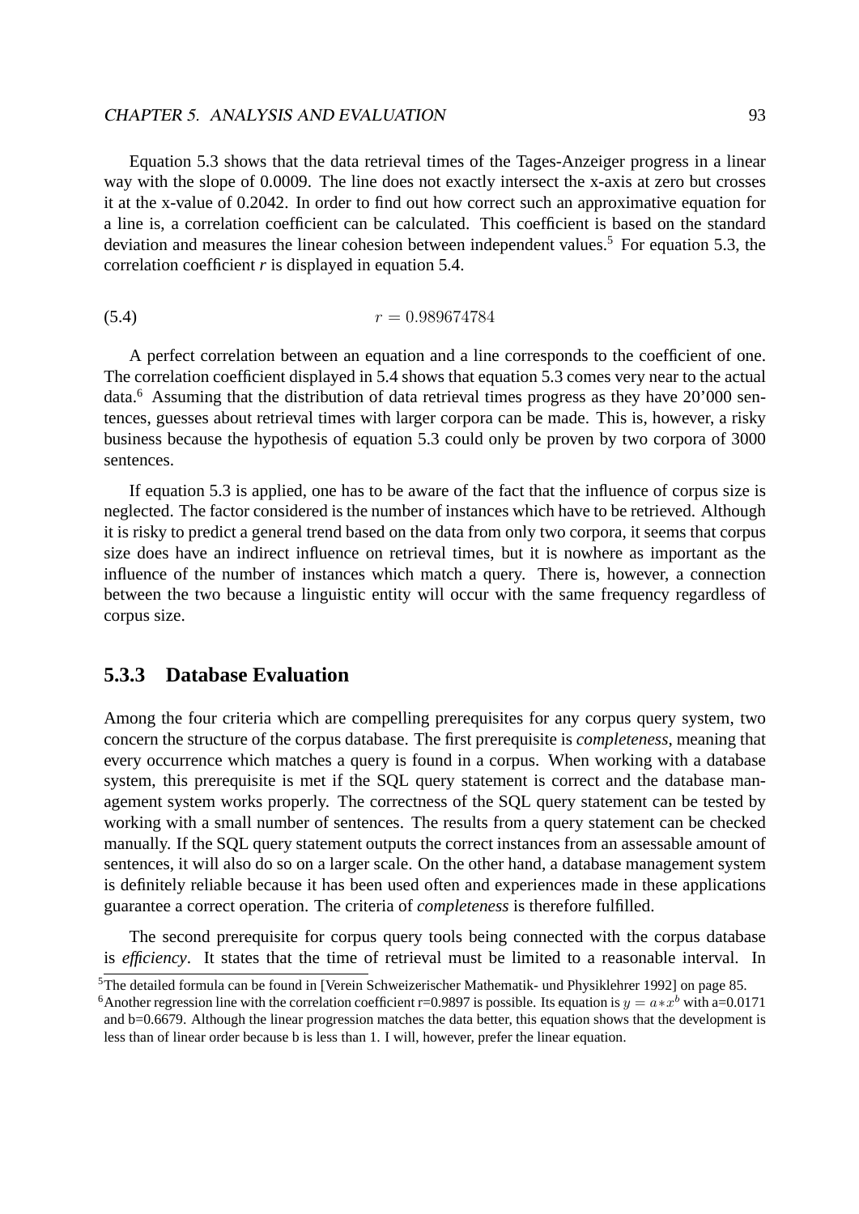Equation 5.3 shows that the data retrieval times of the Tages-Anzeiger progress in a linear way with the slope of 0.0009. The line does not exactly intersect the x-axis at zero but crosses it at the x-value of 0.2042. In order to find out how correct such an approximative equation for a line is, a correlation coefficient can be calculated. This coefficient is based on the standard deviation and measures the linear cohesion between independent values.[5] For equation 5.3, the correlation coefficient *r* is displayed in equation 5.4.

$$r = 0.989674784 \tag{5.4}$$

A perfect correlation between an equation and a line corresponds to the coefficient of one. The correlation coefficient displayed in 5.4 shows that equation 5.3 comes very near to the actual data.[6] Assuming that the distribution of data retrieval times progress as they have 20'000 sentences, guesses about retrieval times with larger corpora can be made. This is, however, a risky business because the hypothesis of equation 5.3 could only be proven by two corpora of 3000 sentences.

If equation 5.3 is applied, one has to be aware of the fact that the influence of corpus size is neglected. The factor considered is the number of instances which have to be retrieved. Although it is risky to predict a general trend based on the data from only two corpora, it seems that corpus size does have an indirect influence on retrieval times, but it is nowhere as important as the influence of the number of instances which match a query. There is, however, a connection between the two because a linguistic entity will occur with the same frequency regardless of corpus size.

### 5.3.3 Database Evaluation

Among the four criteria which are compelling prerequisites for any corpus query system, two concern the structure of the corpus database. The first prerequisite is *completeness*, meaning that every occurrence which matches a query is found in a corpus. When working with a database system, this prerequisite is met if the SQL query statement is correct and the database management system works properly. The correctness of the SQL query statement can be tested by working with a small number of sentences. The results from a query statement can be checked manually. If the SQL query statement outputs the correct instances from an assessable amount of sentences, it will also do so on a larger scale. On the other hand, a database management system is definitely reliable because it has been used often and experiences made in these applications guarantee a correct operation. The criteria of *completeness* is therefore fulfilled.

The second prerequisite for corpus query tools being connected with the corpus database is *efficiency*. It states that the time of retrieval must be limited to a reasonable interval. In

---

[5] The detailed formula can be found in [Verein Schweizerischer Mathematik- und Physiklehrer 1992] on page 85.

[6] Another regression line with the correlation coefficient r=0.9897 is possible. Its equation is $y = a * x^b$ with a=0.0171 and b=0.6679. Although the linear progression matches the data better, this equation shows that the development is less than of linear order because b is less than 1. I will, however, prefer the linear equation.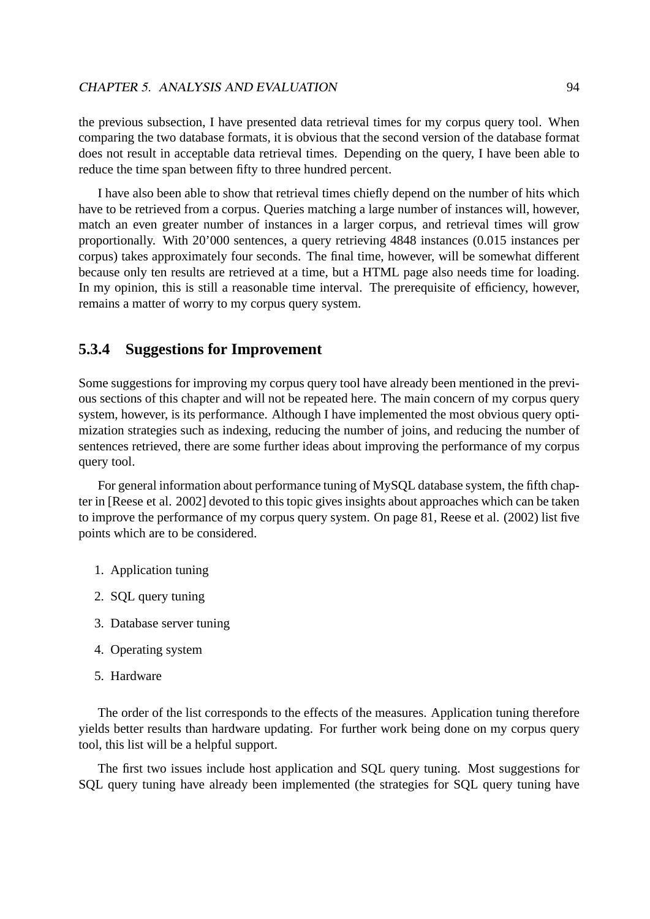the previous subsection, I have presented data retrieval times for my corpus query tool. When comparing the two database formats, it is obvious that the second version of the database format does not result in acceptable data retrieval times. Depending on the query, I have been able to reduce the time span between fifty to three hundred percent.

I have also been able to show that retrieval times chiefly depend on the number of hits which have to be retrieved from a corpus. Queries matching a large number of instances will, however, match an even greater number of instances in a larger corpus, and retrieval times will grow proportionally. With 20'000 sentences, a query retrieving 4848 instances (0.015 instances per corpus) takes approximately four seconds. The final time, however, will be somewhat different because only ten results are retrieved at a time, but a HTML page also needs time for loading. In my opinion, this is still a reasonable time interval. The prerequisite of efficiency, however, remains a matter of worry to my corpus query system.

### 5.3.4 Suggestions for Improvement

Some suggestions for improving my corpus query tool have already been mentioned in the previous sections of this chapter and will not be repeated here. The main concern of my corpus query system, however, is its performance. Although I have implemented the most obvious query optimization strategies such as indexing, reducing the number of joins, and reducing the number of sentences retrieved, there are some further ideas about improving the performance of my corpus query tool.

For general information about performance tuning of MySQL database system, the fifth chapter in [Reese et al. 2002] devoted to this topic gives insights about approaches which can be taken to improve the performance of my corpus query system. On page 81, Reese et al. (2002) list five points which are to be considered.

1. Application tuning
2. SQL query tuning
3. Database server tuning
4. Operating system
5. Hardware

The order of the list corresponds to the effects of the measures. Application tuning therefore yields better results than hardware updating. For further work being done on my corpus query tool, this list will be a helpful support.

The first two issues include host application and SQL query tuning. Most suggestions for SQL query tuning have already been implemented (the strategies for SQL query tuning have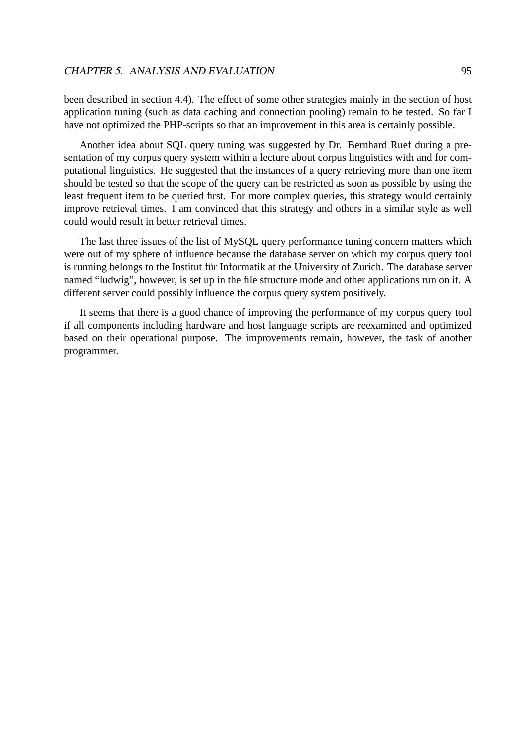been described in section 4.4). The effect of some other strategies mainly in the section of host application tuning (such as data caching and connection pooling) remain to be tested. So far I have not optimized the PHP-scripts so that an improvement in this area is certainly possible.

Another idea about SQL query tuning was suggested by Dr. Bernhard Ruef during a presentation of my corpus query system within a lecture about corpus linguistics with and for computational linguistics. He suggested that the instances of a query retrieving more than one item should be tested so that the scope of the query can be restricted as soon as possible by using the least frequent item to be queried first. For more complex queries, this strategy would certainly improve retrieval times. I am convinced that this strategy and others in a similar style as well could would result in better retrieval times.

The last three issues of the list of MySQL query performance tuning concern matters which were out of my sphere of influence because the database server on which my corpus query tool is running belongs to the Institut für Informatik at the University of Zurich. The database server named "ludwig", however, is set up in the file structure mode and other applications run on it. A different server could possibly influence the corpus query system positively.

It seems that there is a good chance of improving the performance of my corpus query tool if all components including hardware and host language scripts are reexamined and optimized based on their operational purpose. The improvements remain, however, the task of another programmer.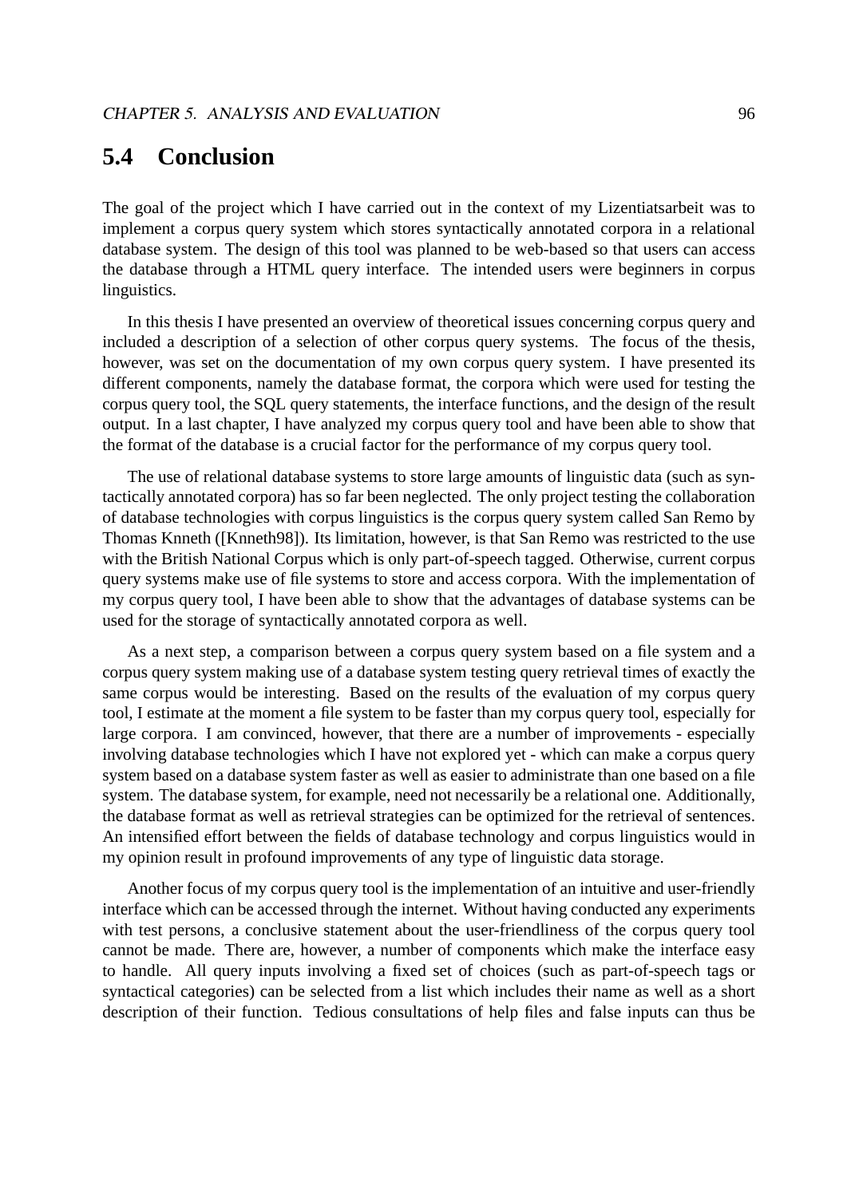## 5.4 Conclusion

The goal of the project which I have carried out in the context of my Lizentiatsarbeit was to implement a corpus query system which stores syntactically annotated corpora in a relational database system. The design of this tool was planned to be web-based so that users can access the database through a HTML query interface. The intended users were beginners in corpus linguistics.

In this thesis I have presented an overview of theoretical issues concerning corpus query and included a description of a selection of other corpus query systems. The focus of the thesis, however, was set on the documentation of my own corpus query system. I have presented its different components, namely the database format, the corpora which were used for testing the corpus query tool, the SQL query statements, the interface functions, and the design of the result output. In a last chapter, I have analyzed my corpus query tool and have been able to show that the format of the database is a crucial factor for the performance of my corpus query tool.

The use of relational database systems to store large amounts of linguistic data (such as syntactically annotated corpora) has so far been neglected. The only project testing the collaboration of database technologies with corpus linguistics is the corpus query system called San Remo by Thomas Knneth ([Knneth98]). Its limitation, however, is that San Remo was restricted to the use with the British National Corpus which is only part-of-speech tagged. Otherwise, current corpus query systems make use of file systems to store and access corpora. With the implementation of my corpus query tool, I have been able to show that the advantages of database systems can be used for the storage of syntactically annotated corpora as well.

As a next step, a comparison between a corpus query system based on a file system and a corpus query system making use of a database system testing query retrieval times of exactly the same corpus would be interesting. Based on the results of the evaluation of my corpus query tool, I estimate at the moment a file system to be faster than my corpus query tool, especially for large corpora. I am convinced, however, that there are a number of improvements - especially involving database technologies which I have not explored yet - which can make a corpus query system based on a database system faster as well as easier to administrate than one based on a file system. The database system, for example, need not necessarily be a relational one. Additionally, the database format as well as retrieval strategies can be optimized for the retrieval of sentences. An intensified effort between the fields of database technology and corpus linguistics would in my opinion result in profound improvements of any type of linguistic data storage.

Another focus of my corpus query tool is the implementation of an intuitive and user-friendly interface which can be accessed through the internet. Without having conducted any experiments with test persons, a conclusive statement about the user-friendliness of the corpus query tool cannot be made. There are, however, a number of components which make the interface easy to handle. All query inputs involving a fixed set of choices (such as part-of-speech tags or syntactical categories) can be selected from a list which includes their name as well as a short description of their function. Tedious consultations of help files and false inputs can thus be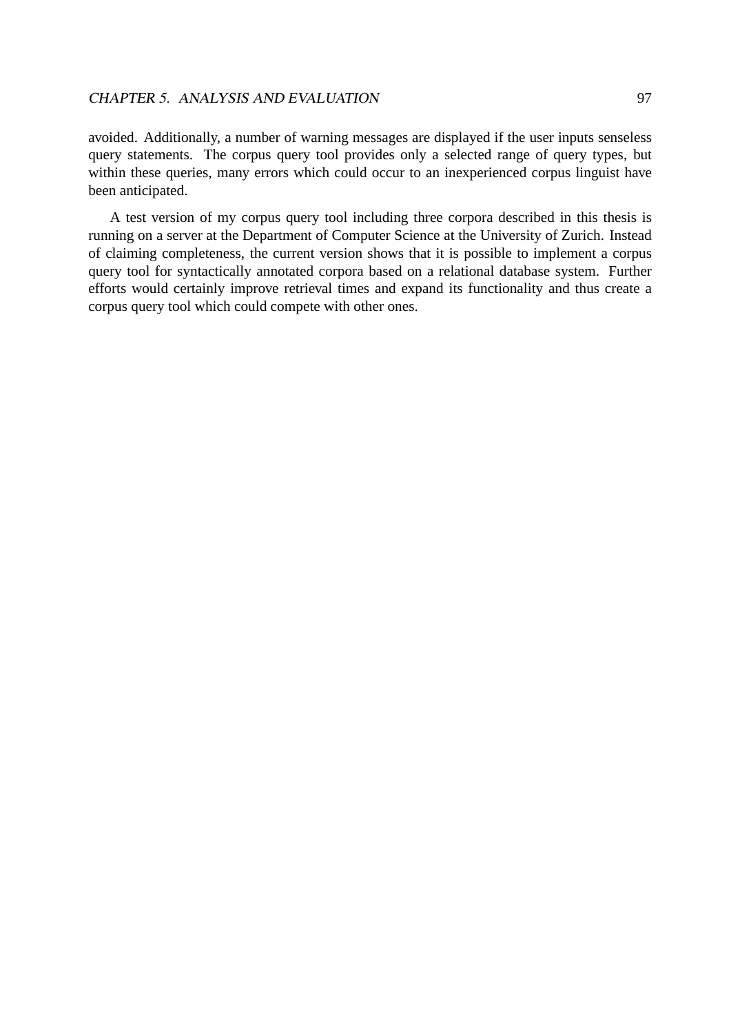avoided. Additionally, a number of warning messages are displayed if the user inputs senseless query statements. The corpus query tool provides only a selected range of query types, but within these queries, many errors which could occur to an inexperienced corpus linguist have been anticipated.

A test version of my corpus query tool including three corpora described in this thesis is running on a server at the Department of Computer Science at the University of Zurich. Instead of claiming completeness, the current version shows that it is possible to implement a corpus query tool for syntactically annotated corpora based on a relational database system. Further efforts would certainly improve retrieval times and expand its functionality and thus create a corpus query tool which could compete with other ones.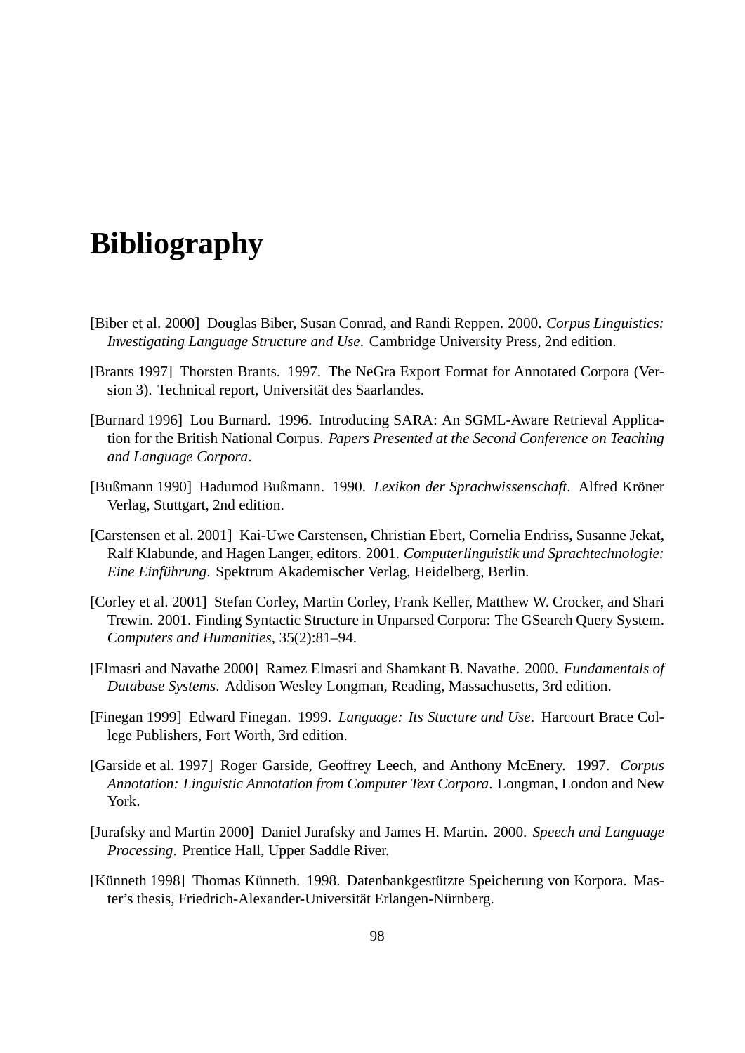# Bibliography

[Biber et al. 2000] Douglas Biber, Susan Conrad, and Randi Reppen. 2000. *Corpus Linguistics: Investigating Language Structure and Use*. Cambridge University Press, 2nd edition.

[Brants 1997] Thorsten Brants. 1997. The NeGra Export Format for Annotated Corpora (Version 3). Technical report, Universität des Saarlandes.

[Burnard 1996] Lou Burnard. 1996. Introducing SARA: An SGML-Aware Retrieval Application for the British National Corpus. *Papers Presented at the Second Conference on Teaching and Language Corpora*.

[Bußmann 1990] Hadumod Bußmann. 1990. *Lexikon der Sprachwissenschaft*. Alfred Kröner Verlag, Stuttgart, 2nd edition.

[Carstensen et al. 2001] Kai-Uwe Carstensen, Christian Ebert, Cornelia Endriss, Susanne Jekat, Ralf Klabunde, and Hagen Langer, editors. 2001. *Computerlinguistik und Sprachtechnologie: Eine Einführung*. Spektrum Akademischer Verlag, Heidelberg, Berlin.

[Corley et al. 2001] Stefan Corley, Martin Corley, Frank Keller, Matthew W. Crocker, and Shari Trewin. 2001. Finding Syntactic Structure in Unparsed Corpora: The GSearch Query System. *Computers and Humanities*, 35(2):81–94.

[Elmasri and Navathe 2000] Ramez Elmasri and Shamkant B. Navathe. 2000. *Fundamentals of Database Systems*. Addison Wesley Longman, Reading, Massachusetts, 3rd edition.

[Finegan 1999] Edward Finegan. 1999. *Language: Its Stucture and Use*. Harcourt Brace College Publishers, Fort Worth, 3rd edition.

[Garside et al. 1997] Roger Garside, Geoffrey Leech, and Anthony McEnery. 1997. *Corpus Annotation: Linguistic Annotation from Computer Text Corpora*. Longman, London and New York.

[Jurafsky and Martin 2000] Daniel Jurafsky and James H. Martin. 2000. *Speech and Language Processing*. Prentice Hall, Upper Saddle River.

[Künneth 1998] Thomas Künneth. 1998. Datenbankgestützte Speicherung von Korpora. Master's thesis, Friedrich-Alexander-Universität Erlangen-Nürnberg.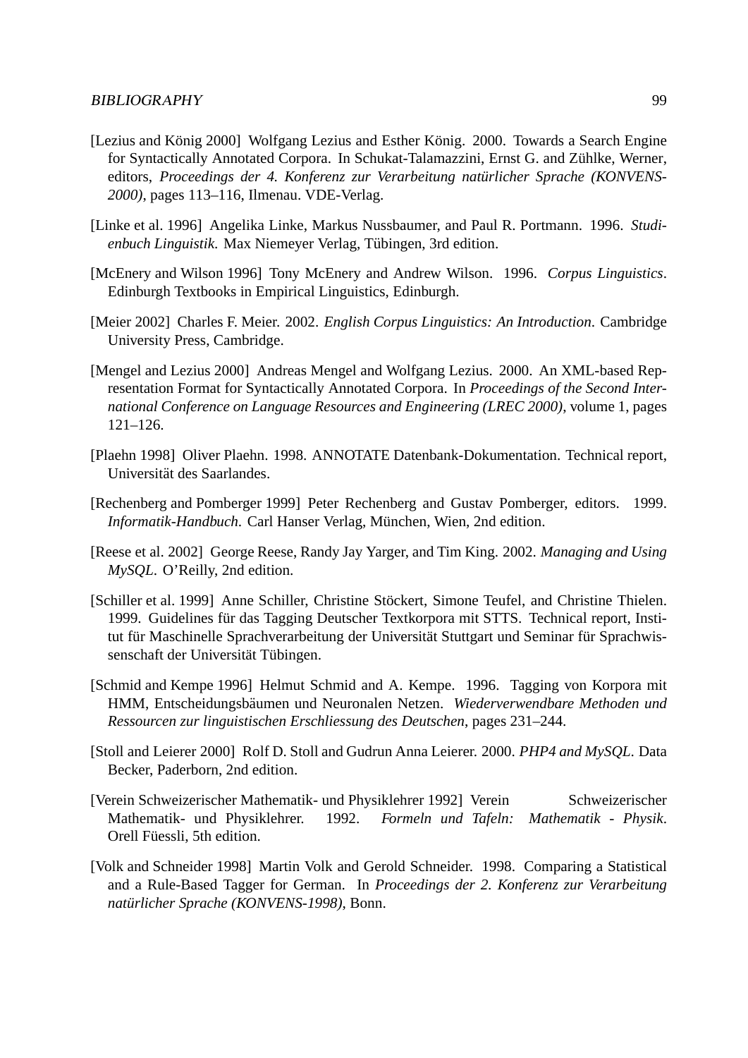[Lezius and König 2000] Wolfgang Lezius and Esther König. 2000. Towards a Search Engine for Syntactically Annotated Corpora. In Schukat-Talamazzini, Ernst G. and Zühlke, Werner, editors, *Proceedings der 4. Konferenz zur Verarbeitung natürlicher Sprache (KONVENS-2000)*, pages 113–116, Ilmenau. VDE-Verlag.

[Linke et al. 1996] Angelika Linke, Markus Nussbaumer, and Paul R. Portmann. 1996. *Studienbuch Linguistik*. Max Niemeyer Verlag, Tübingen, 3rd edition.

[McEnery and Wilson 1996] Tony McEnery and Andrew Wilson. 1996. *Corpus Linguistics*. Edinburgh Textbooks in Empirical Linguistics, Edinburgh.

[Meier 2002] Charles F. Meier. 2002. *English Corpus Linguistics: An Introduction*. Cambridge University Press, Cambridge.

[Mengel and Lezius 2000] Andreas Mengel and Wolfgang Lezius. 2000. An XML-based Representation Format for Syntactically Annotated Corpora. In *Proceedings of the Second International Conference on Language Resources and Engineering (LREC 2000)*, volume 1, pages 121–126.

[Plaehn 1998] Oliver Plaehn. 1998. ANNOTATE Datenbank-Dokumentation. Technical report, Universität des Saarlandes.

[Rechenberg and Pomberger 1999] Peter Rechenberg and Gustav Pomberger, editors. 1999. *Informatik-Handbuch*. Carl Hanser Verlag, München, Wien, 2nd edition.

[Reese et al. 2002] George Reese, Randy Jay Yarger, and Tim King. 2002. *Managing and Using MySQL*. O'Reilly, 2nd edition.

[Schiller et al. 1999] Anne Schiller, Christine Stöckert, Simone Teufel, and Christine Thielen. 1999. Guidelines für das Tagging Deutscher Textkorpora mit STTS. Technical report, Institut für Maschinelle Sprachverarbeitung der Universität Stuttgart und Seminar für Sprachwissenschaft der Universität Tübingen.

[Schmid and Kempe 1996] Helmut Schmid and A. Kempe. 1996. Tagging von Korpora mit HMM, Entscheidungsbäumen und Neuronalen Netzen. *Wiederverwendbare Methoden und Ressourcen zur linguistischen Erschliessung des Deutschen*, pages 231–244.

[Stoll and Leierer 2000] Rolf D. Stoll and Gudrun Anna Leierer. 2000. *PHP4 and MySQL*. Data Becker, Paderborn, 2nd edition.

[Verein Schweizerischer Mathematik- und Physiklehrer 1992] Verein Schweizerischer Mathematik- und Physiklehrer. 1992. *Formeln und Tafeln: Mathematik - Physik*. Orell Füessli, 5th edition.

[Volk and Schneider 1998] Martin Volk and Gerold Schneider. 1998. Comparing a Statistical and a Rule-Based Tagger for German. In *Proceedings der 2. Konferenz zur Verarbeitung natürlicher Sprache (KONVENS-1998)*, Bonn.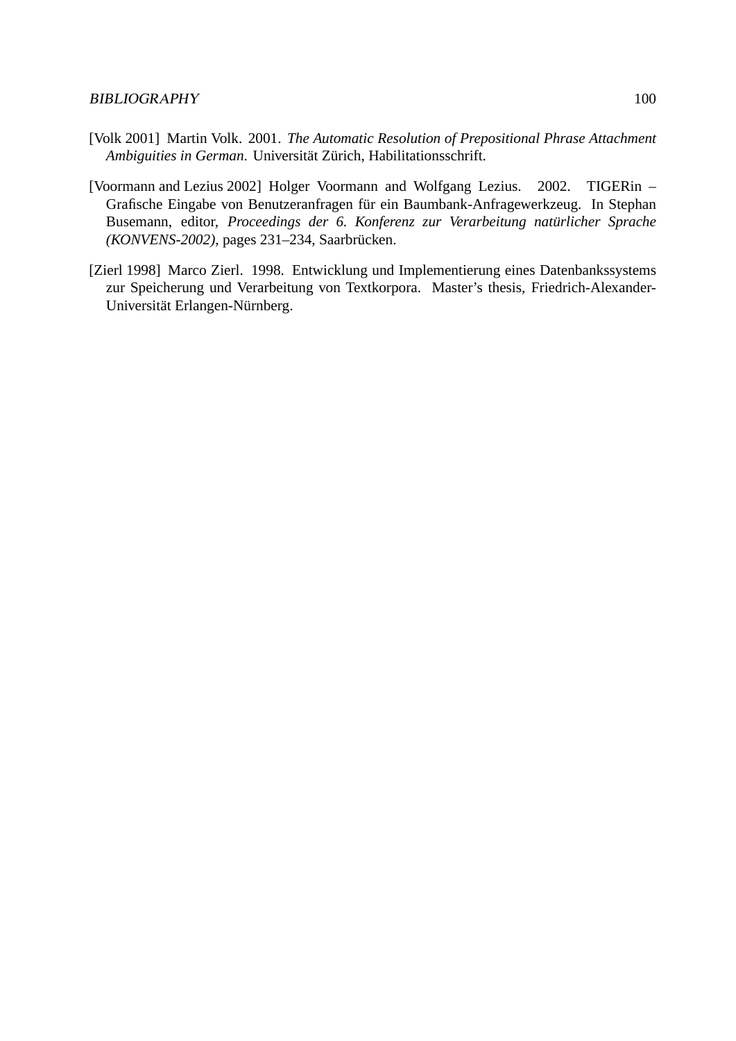[Volk 2001] Martin Volk. 2001. *The Automatic Resolution of Prepositional Phrase Attachment Ambiguities in German*. Universität Zürich, Habilitationsschrift.

[Voormann and Lezius 2002] Holger Voormann and Wolfgang Lezius. 2002. TIGERin – Grafische Eingabe von Benutzeranfragen für ein Baumbank-Anfragewerkzeug. In Stephan Busemann, editor, *Proceedings der 6. Konferenz zur Verarbeitung natürlicher Sprache (KONVENS-2002)*, pages 231–234, Saarbrücken.

[Zierl 1998] Marco Zierl. 1998. Entwicklung und Implementierung eines Datenbankssystems zur Speicherung und Verarbeitung von Textkorpora. Master's thesis, Friedrich-Alexander-Universität Erlangen-Nürnberg.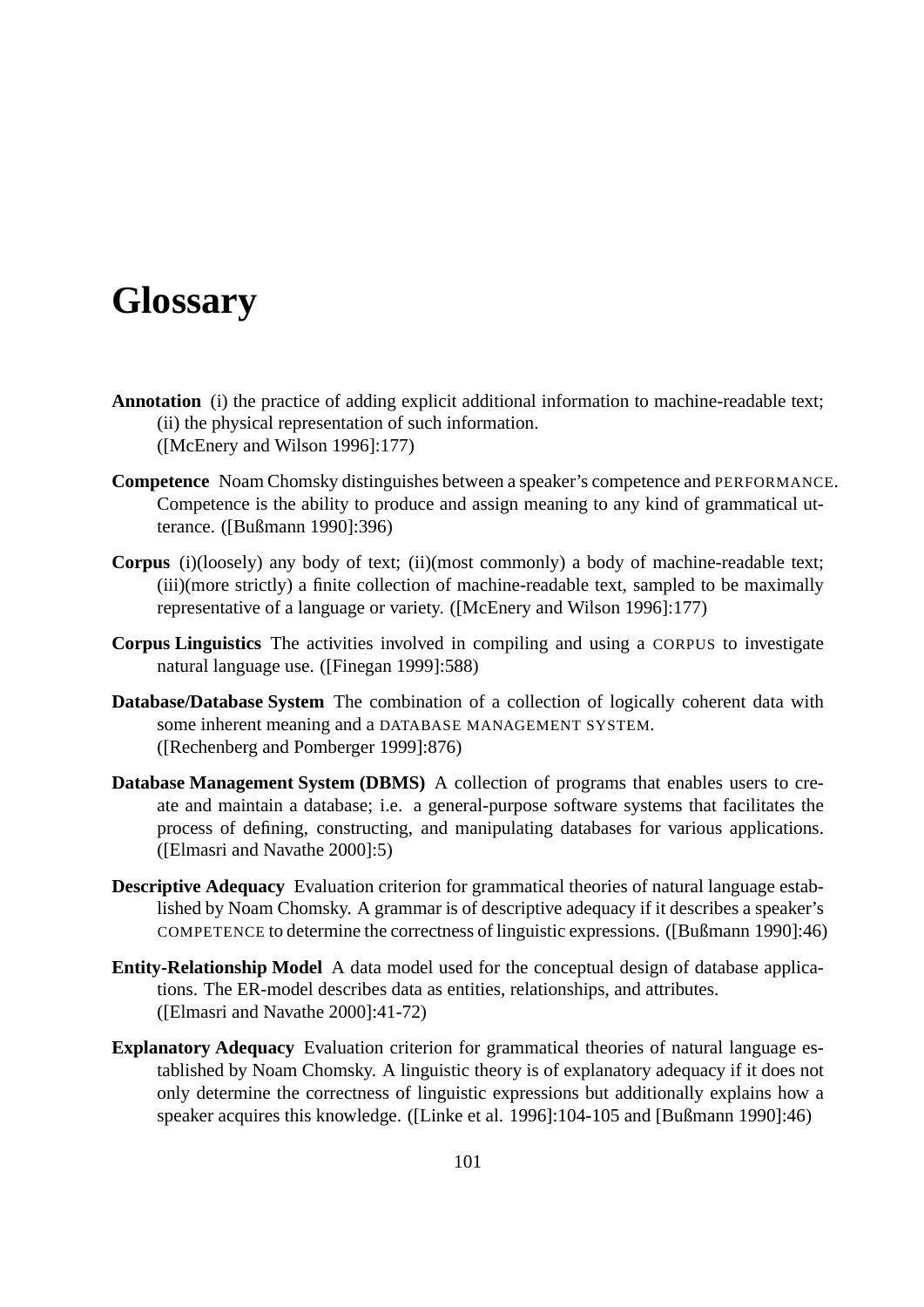# Glossary

**Annotation** (i) the practice of adding explicit additional information to machine-readable text; (ii) the physical representation of such information.
([McEnery and Wilson 1996]:177)

**Competence** Noam Chomsky distinguishes between a speaker's competence and PERFORMANCE. Competence is the ability to produce and assign meaning to any kind of grammatical utterance. ([Bußmann 1990]:396)

**Corpus** (i)(loosely) any body of text; (ii)(most commonly) a body of machine-readable text; (iii)(more strictly) a finite collection of machine-readable text, sampled to be maximally representative of a language or variety. ([McEnery and Wilson 1996]:177)

**Corpus Linguistics** The activities involved in compiling and using a CORPUS to investigate natural language use. ([Finegan 1999]:588)

**Database/Database System** The combination of a collection of logically coherent data with some inherent meaning and a DATABASE MANAGEMENT SYSTEM.
([Rechenberg and Pomberger 1999]:876)

**Database Management System (DBMS)** A collection of programs that enables users to create and maintain a database; i.e. a general-purpose software systems that facilitates the process of defining, constructing, and manipulating databases for various applications. ([Elmasri and Navathe 2000]:5)

**Descriptive Adequacy** Evaluation criterion for grammatical theories of natural language established by Noam Chomsky. A grammar is of descriptive adequacy if it describes a speaker's COMPETENCE to determine the correctness of linguistic expressions. ([Bußmann 1990]:46)

**Entity-Relationship Model** A data model used for the conceptual design of database applications. The ER-model describes data as entities, relationships, and attributes.
([Elmasri and Navathe 2000]:41-72)

**Explanatory Adequacy** Evaluation criterion for grammatical theories of natural language established by Noam Chomsky. A linguistic theory is of explanatory adequacy if it does not only determine the correctness of linguistic expressions but additionally explains how a speaker acquires this knowledge. ([Linke et al. 1996]:104-105 and [Bußmann 1990]:46)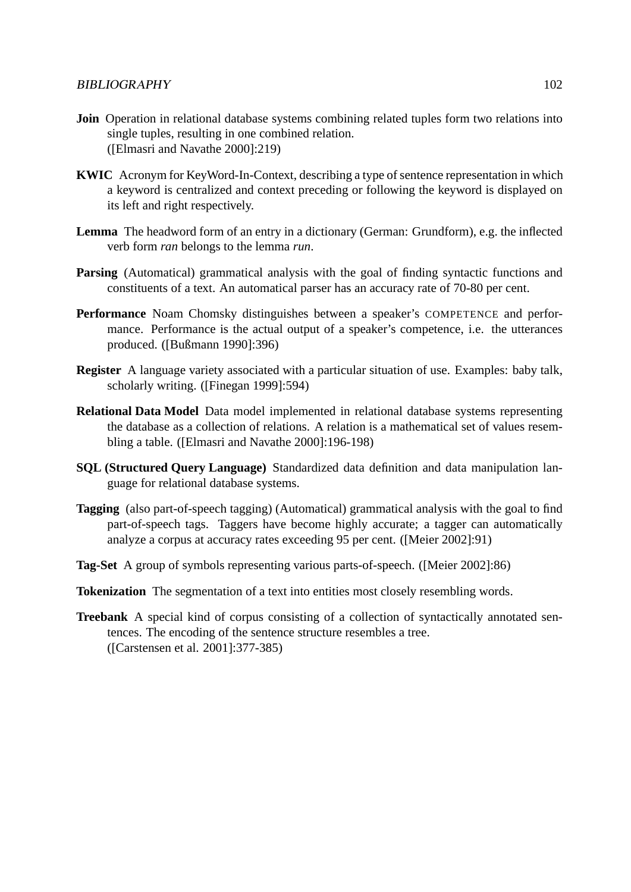**Join** Operation in relational database systems combining related tuples form two relations into single tuples, resulting in one combined relation.
([Elmasri and Navathe 2000]:219)

**KWIC** Acronym for KeyWord-In-Context, describing a type of sentence representation in which a keyword is centralized and context preceding or following the keyword is displayed on its left and right respectively.

**Lemma** The headword form of an entry in a dictionary (German: Grundform), e.g. the inflected verb form *ran* belongs to the lemma *run*.

**Parsing** (Automatical) grammatical analysis with the goal of finding syntactic functions and constituents of a text. An automatical parser has an accuracy rate of 70-80 per cent.

**Performance** Noam Chomsky distinguishes between a speaker's COMPETENCE and performance. Performance is the actual output of a speaker's competence, i.e. the utterances produced. ([Bußmann 1990]:396)

**Register** A language variety associated with a particular situation of use. Examples: baby talk, scholarly writing. ([Finegan 1999]:594)

**Relational Data Model** Data model implemented in relational database systems representing the database as a collection of relations. A relation is a mathematical set of values resembling a table. ([Elmasri and Navathe 2000]:196-198)

**SQL (Structured Query Language)** Standardized data definition and data manipulation language for relational database systems.

**Tagging** (also part-of-speech tagging) (Automatical) grammatical analysis with the goal to find part-of-speech tags. Taggers have become highly accurate; a tagger can automatically analyze a corpus at accuracy rates exceeding 95 per cent. ([Meier 2002]:91)

**Tag-Set** A group of symbols representing various parts-of-speech. ([Meier 2002]:86)

**Tokenization** The segmentation of a text into entities most closely resembling words.

**Treebank** A special kind of corpus consisting of a collection of syntactically annotated sentences. The encoding of the sentence structure resembles a tree.
([Carstensen et al. 2001]:377-385)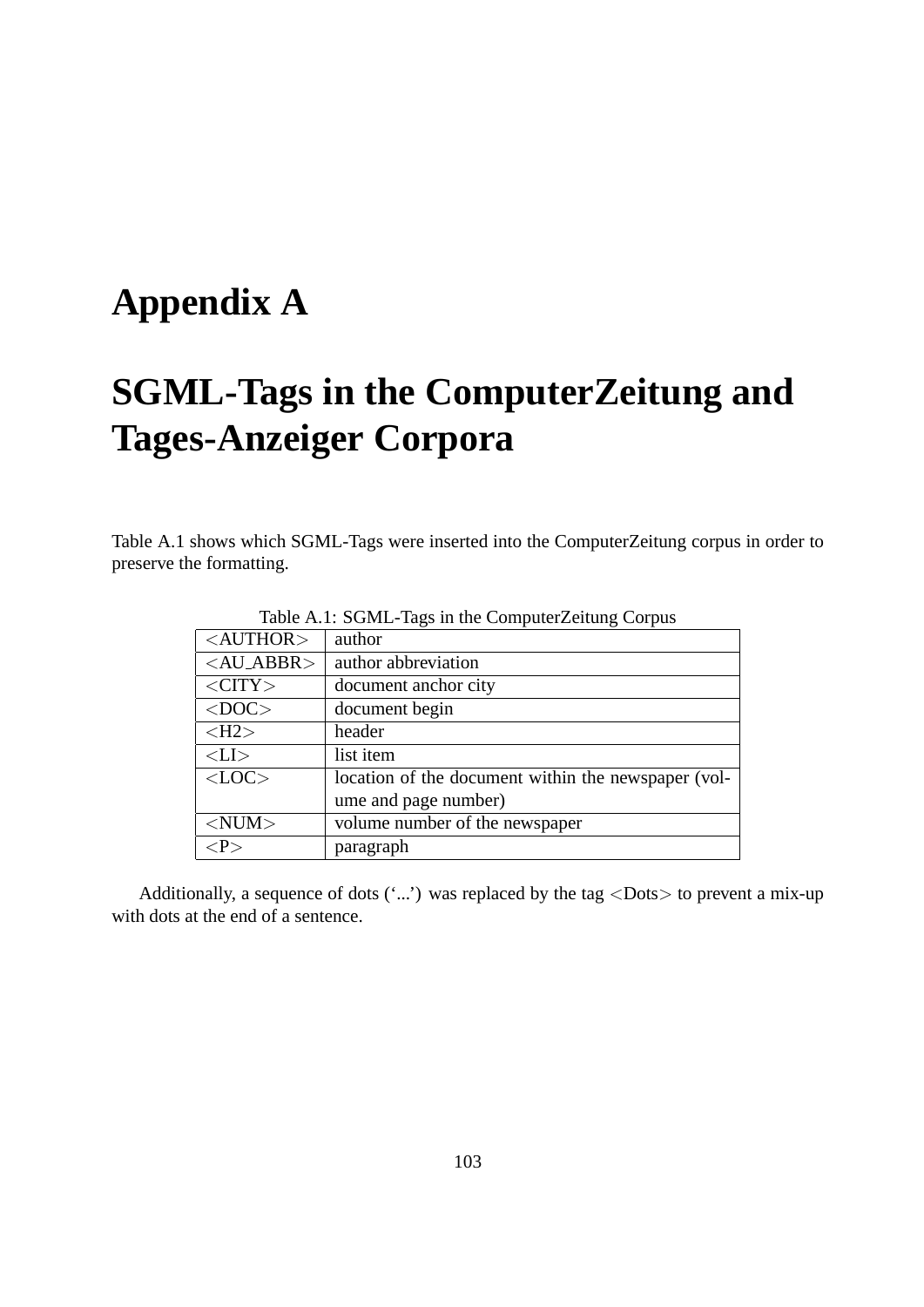# Appendix A

# SGML-Tags in the ComputerZeitung and Tages-Anzeiger Corpora

Table A.1 shows which SGML-Tags were inserted into the ComputerZeitung corpus in order to preserve the formatting.

Table A.1: SGML-Tags in the ComputerZeitung Corpus

| Tag | Description |
|---|---|
| <AUTHOR> | author |
| <AU_ABBR> | author abbreviation |
| <CITY> | document anchor city |
| <DOC> | document begin |
| <H2> | header |
| <LI> | list item |
| <LOC> | location of the document within the newspaper (volume and page number) |
| <NUM> | volume number of the newspaper |
| <P> | paragraph |

Additionally, a sequence of dots ('...') was replaced by the tag <Dots> to prevent a mix-up with dots at the end of a sentence.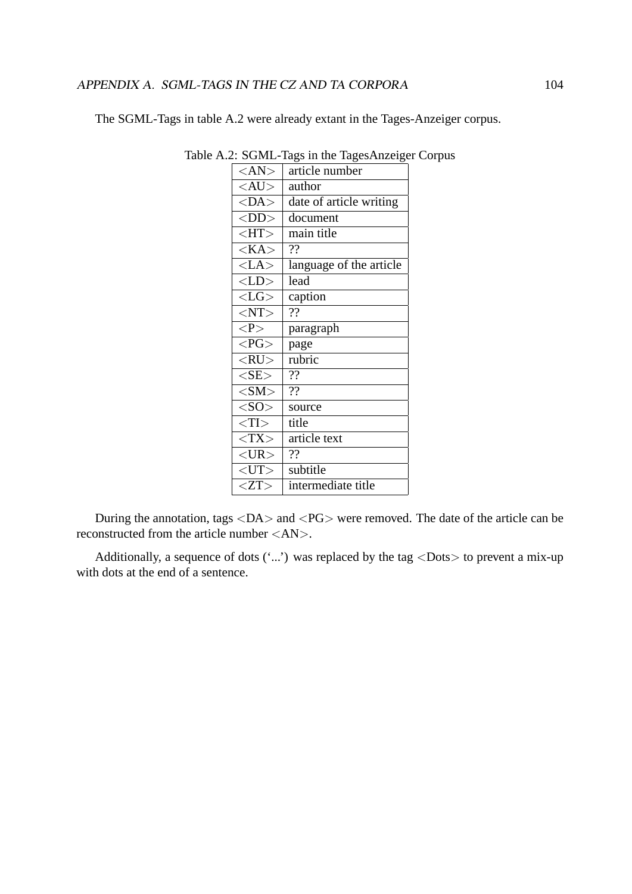The SGML-Tags in table A.2 were already extant in the Tages-Anzeiger corpus.

Table A.2: SGML-Tags in the TagesAnzeiger Corpus

| Tag | Description |
|---|---|
| <AN> | article number |
| <AU> | author |
| <DA> | date of article writing |
| <DD> | document |
| <HT> | main title |
| <KA> | ?? |
| <LA> | language of the article |
| <LD> | lead |
| <LG> | caption |
| <NT> | ?? |
| <P> | paragraph |
| <PG> | page |
| <RU> | rubric |
| <SE> | ?? |
| <SM> | ?? |
| <SO> | source |
| <TI> | title |
| <TX> | article text |
| <UR> | ?? |
| <UT> | subtitle |
| <ZT> | intermediate title |

During the annotation, tags <DA> and <PG> were removed. The date of the article can be reconstructed from the article number <AN>.

Additionally, a sequence of dots ('...') was replaced by the tag <Dots> to prevent a mix-up with dots at the end of a sentence.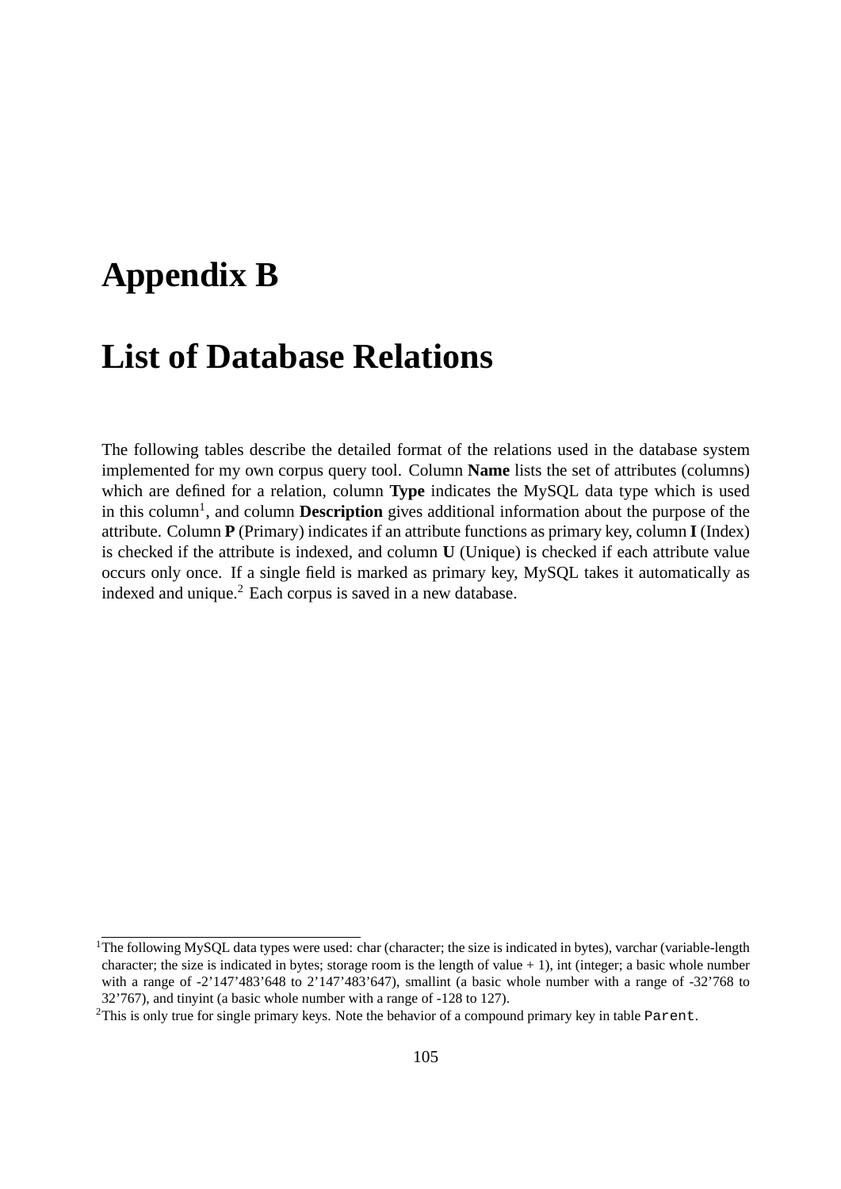# Appendix B

# List of Database Relations

The following tables describe the detailed format of the relations used in the database system implemented for my own corpus query tool. Column **Name** lists the set of attributes (columns) which are defined for a relation, column **Type** indicates the MySQL data type which is used in this column[1], and column **Description** gives additional information about the purpose of the attribute. Column **P** (Primary) indicates if an attribute functions as primary key, column **I** (Index) is checked if the attribute is indexed, and column **U** (Unique) is checked if each attribute value occurs only once. If a single field is marked as primary key, MySQL takes it automatically as indexed and unique.[2] Each corpus is saved in a new database.

---

[1] The following MySQL data types were used: char (character; the size is indicated in bytes), varchar (variable-length character; the size is indicated in bytes; storage room is the length of value + 1), int (integer; a basic whole number with a range of -2'147'483'648 to 2'147'483'647), smallint (a basic whole number with a range of -32'768 to 32'767), and tinyint (a basic whole number with a range of -128 to 127).

[2] This is only true for single primary keys. Note the behavior of a compound primary key in table `Parent`.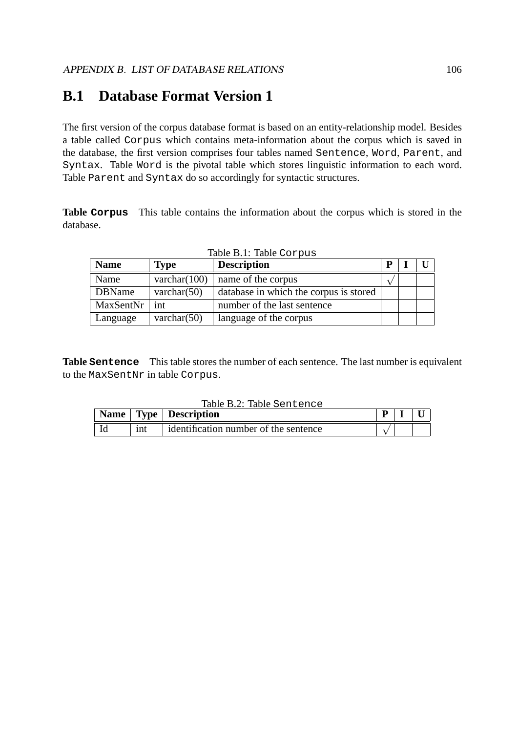## B.1 Database Format Version 1

The first version of the corpus database format is based on an entity-relationship model. Besides a table called `Corpus` which contains meta-information about the corpus which is saved in the database, the first version comprises four tables named `Sentence`, `Word`, `Parent`, and `Syntax`. Table `Word` is the pivotal table which stores linguistic information to each word. Table `Parent` and `Syntax` do so accordingly for syntactic structures.

**Table `Corpus`** This table contains the information about the corpus which is stored in the database.

Table B.1: Table `Corpus`

| Name | Type | Description | P | I | U |
|---|---|---|---|---|---|
| Name | varchar(100) | name of the corpus | √ | | |
| DBName | varchar(50) | database in which the corpus is stored | | | |
| MaxSentNr | int | number of the last sentence | | | |
| Language | varchar(50) | language of the corpus | | | |

**Table `Sentence`** This table stores the number of each sentence. The last number is equivalent to the `MaxSentNr` in table `Corpus`.

Table B.2: Table `Sentence`

| Name | Type | Description | P | I | U |
|---|---|---|---|---|---|
| Id | int | identification number of the sentence | √ | | |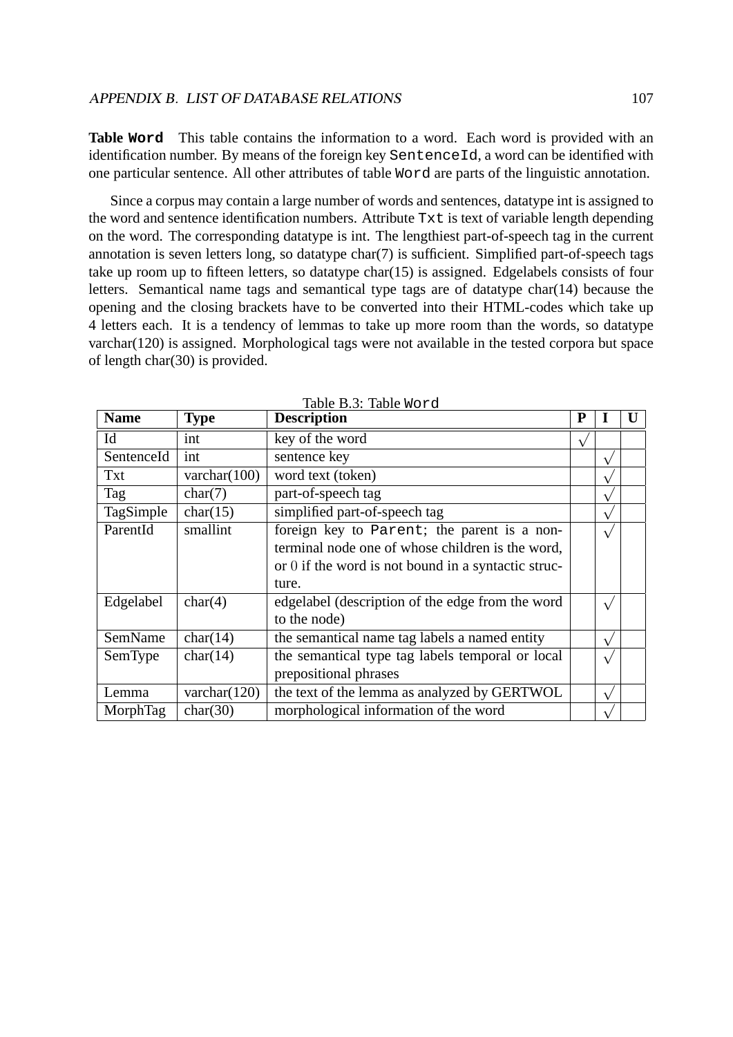**Table `Word`** This table contains the information to a word. Each word is provided with an identification number. By means of the foreign key `SentenceId`, a word can be identified with one particular sentence. All other attributes of table `Word` are parts of the linguistic annotation.

Since a corpus may contain a large number of words and sentences, datatype int is assigned to the word and sentence identification numbers. Attribute `Txt` is text of variable length depending on the word. The corresponding datatype is int. The lengthiest part-of-speech tag in the current annotation is seven letters long, so datatype char(7) is sufficient. Simplified part-of-speech tags take up room up to fifteen letters, so datatype char(15) is assigned. Edgelabels consists of four letters. Semantical name tags and semantical type tags are of datatype char(14) because the opening and the closing brackets have to be converted into their HTML-codes which take up 4 letters each. It is a tendency of lemmas to take up more room than the words, so datatype varchar(120) is assigned. Morphological tags were not available in the tested corpora but space of length char(30) is provided.

Table B.3: Table `Word`

| Name | Type | Description | P | I | U |
|---|---|---|---|---|---|
| Id | int | key of the word | √ | | |
| SentenceId | int | sentence key | | √ | |
| Txt | varchar(100) | word text (token) | | √ | |
| Tag | char(7) | part-of-speech tag | | √ | |
| TagSimple | char(15) | simplified part-of-speech tag | | √ | |
| ParentId | smallint | foreign key to `Parent`; the parent is a non-terminal node one of whose children is the word, or 0 if the word is not bound in a syntactic structure. | | √ | |
| Edgelabel | char(4) | edgelabel (description of the edge from the word to the node) | | √ | |
| SemName | char(14) | the semantical name tag labels a named entity | | √ | |
| SemType | char(14) | the semantical type tag labels temporal or local prepositional phrases | | √ | |
| Lemma | varchar(120) | the text of the lemma as analyzed by GERTWOL | | √ | |
| MorphTag | char(30) | morphological information of the word | | √ | |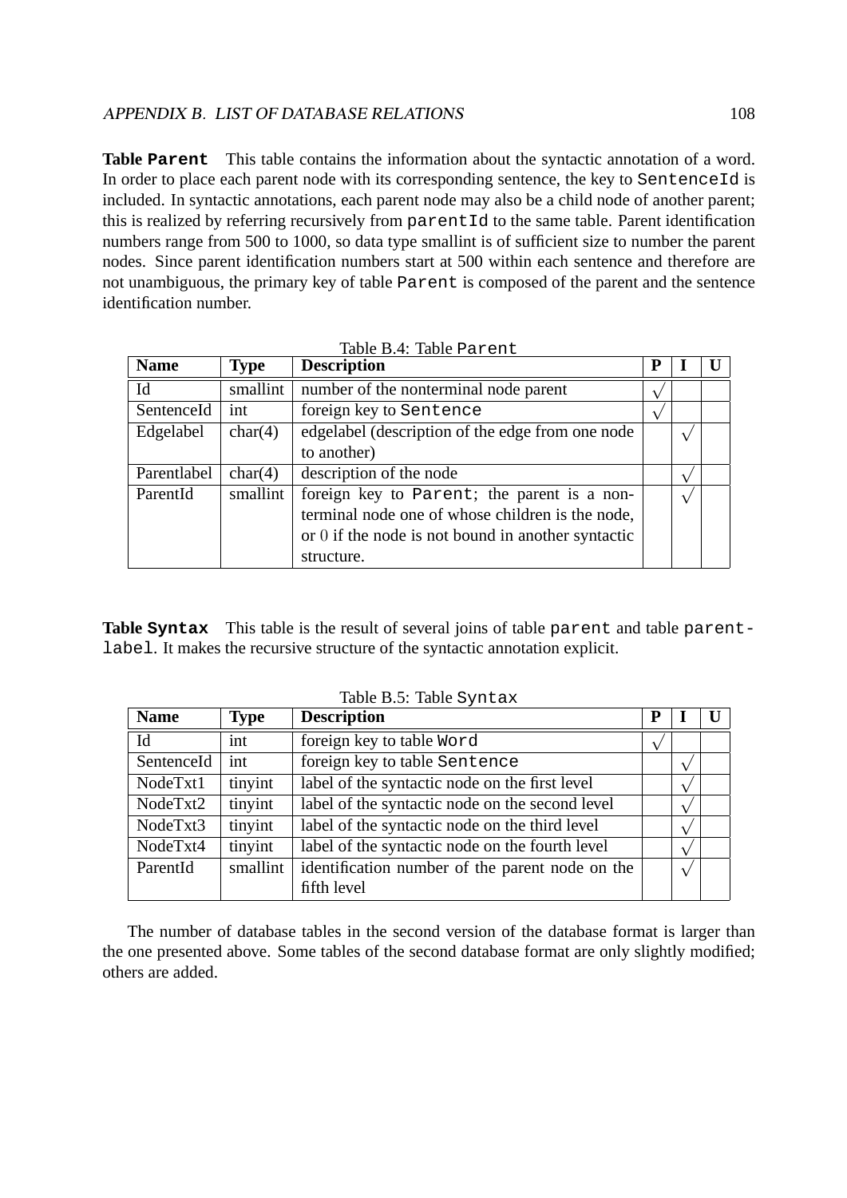**Table `Parent`** This table contains the information about the syntactic annotation of a word. In order to place each parent node with its corresponding sentence, the key to `SentenceId` is included. In syntactic annotations, each parent node may also be a child node of another parent; this is realized by referring recursively from `parentId` to the same table. Parent identification numbers range from 500 to 1000, so data type smallint is of sufficient size to number the parent nodes. Since parent identification numbers start at 500 within each sentence and therefore are not unambiguous, the primary key of table `Parent` is composed of the parent and the sentence identification number.

Table B.4: Table `Parent`

| Name | Type | Description | P | I | U |
|---|---|---|---|---|---|
| Id | smallint | number of the nonterminal node parent | √ | | |
| SentenceId | int | foreign key to `Sentence` | √ | | |
| Edgelabel | char(4) | edgelabel (description of the edge from one node to another) | | √ | |
| Parentlabel | char(4) | description of the node | | √ | |
| ParentId | smallint | foreign key to `Parent`; the parent is a non-terminal node one of whose children is the node, or 0 if the node is not bound in another syntactic structure. | | √ | |

**Table `Syntax`** This table is the result of several joins of table `parent` and table `parentlabel`. It makes the recursive structure of the syntactic annotation explicit.

Table B.5: Table `Syntax`

| Name | Type | Description | P | I | U |
|---|---|---|---|---|---|
| Id | int | foreign key to table `Word` | √ | | |
| SentenceId | int | foreign key to table `Sentence` | | √ | |
| NodeTxt1 | tinyint | label of the syntactic node on the first level | | √ | |
| NodeTxt2 | tinyint | label of the syntactic node on the second level | | √ | |
| NodeTxt3 | tinyint | label of the syntactic node on the third level | | √ | |
| NodeTxt4 | tinyint | label of the syntactic node on the fourth level | | √ | |
| ParentId | smallint | identification number of the parent node on the fifth level | | √ | |

The number of database tables in the second version of the database format is larger than the one presented above. Some tables of the second database format are only slightly modified; others are added.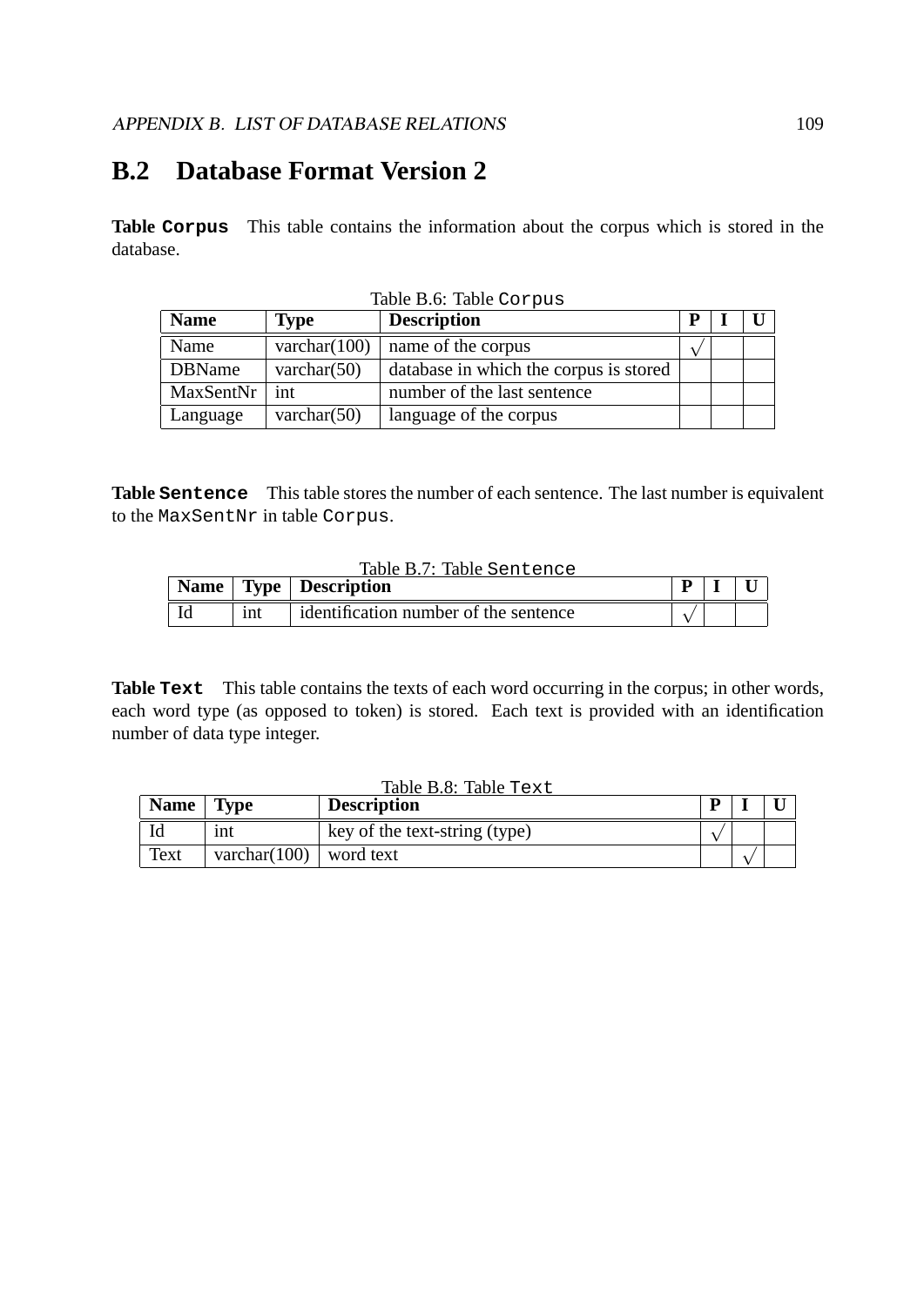## B.2 Database Format Version 2

**Table `Corpus`** This table contains the information about the corpus which is stored in the database.

Table B.6: Table `Corpus`

| Name | Type | Description | P | I | U |
|---|---|---|---|---|---|
| Name | varchar(100) | name of the corpus | √ | | |
| DBName | varchar(50) | database in which the corpus is stored | | | |
| MaxSentNr | int | number of the last sentence | | | |
| Language | varchar(50) | language of the corpus | | | |

**Table `Sentence`** This table stores the number of each sentence. The last number is equivalent to the `MaxSentNr` in table `Corpus`.

Table B.7: Table `Sentence`

| Name | Type | Description | P | I | U |
|---|---|---|---|---|---|
| Id | int | identification number of the sentence | √ | | |

**Table `Text`** This table contains the texts of each word occurring in the corpus; in other words, each word type (as opposed to token) is stored. Each text is provided with an identification number of data type integer.

Table B.8: Table `Text`

| Name | Type | Description | P | I | U |
|---|---|---|---|---|---|
| Id | int | key of the text-string (type) | √ | | |
| Text | varchar(100) | word text | | √ | |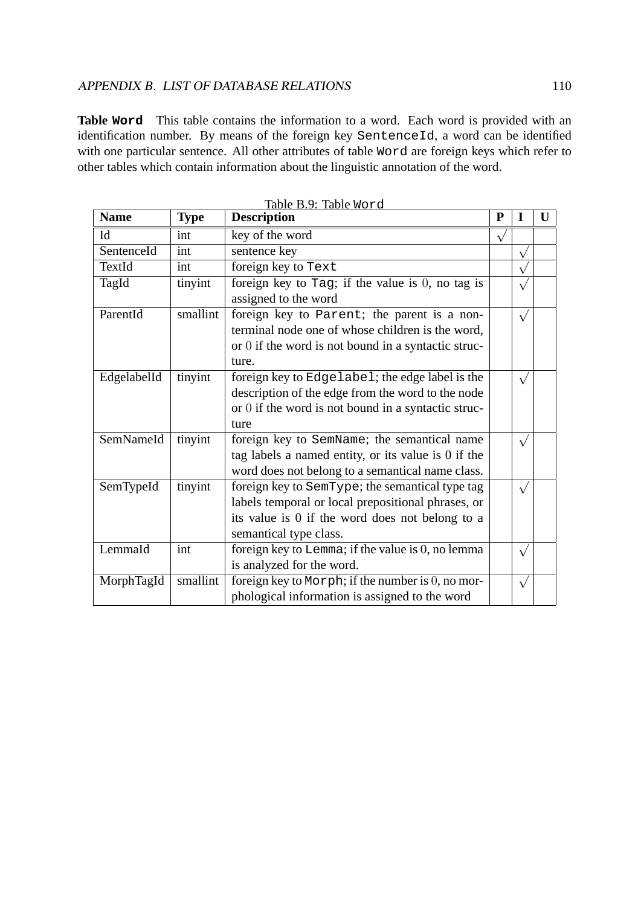**Table `Word`** This table contains the information to a word. Each word is provided with an identification number. By means of the foreign key `SentenceId`, a word can be identified with one particular sentence. All other attributes of table `Word` are foreign keys which refer to other tables which contain information about the linguistic annotation of the word.

Table B.9: Table `Word`

| Name | Type | Description | P | I | U |
|---|---|---|---|---|---|
| Id | int | key of the word | √ | | |
| SentenceId | int | sentence key | | √ | |
| TextId | int | foreign key to `Text` | | √ | |
| TagId | tinyint | foreign key to `Tag`; if the value is 0, no tag is assigned to the word | | √ | |
| ParentId | smallint | foreign key to `Parent`; the parent is a non-terminal node one of whose children is the word, or 0 if the word is not bound in a syntactic structure. | | √ | |
| EdgelabelId | tinyint | foreign key to `Edgelabel`; the edge label is the description of the edge from the word to the node or 0 if the word is not bound in a syntactic structure | | √ | |
| SemNameId | tinyint | foreign key to `SemName`; the semantical name tag labels a named entity, or its value is 0 if the word does not belong to a semantical name class. | | √ | |
| SemTypeId | tinyint | foreign key to `SemType`; the semantical type tag labels temporal or local prepositional phrases, or its value is 0 if the word does not belong to a semantical type class. | | √ | |
| LemmaId | int | foreign key to `Lemma`; if the value is 0, no lemma is analyzed for the word. | | √ | |
| MorphTagId | smallint | foreign key to `Morph`; if the number is 0, no morphological information is assigned to the word | | √ | |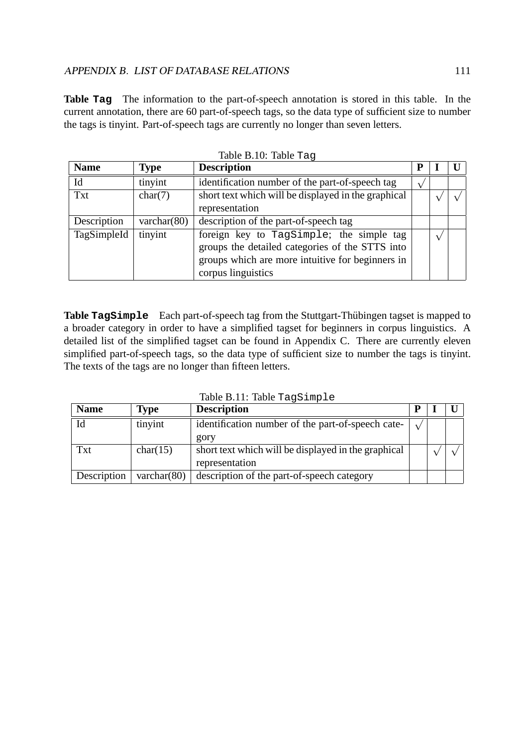**Table `Tag`** The information to the part-of-speech annotation is stored in this table. In the current annotation, there are 60 part-of-speech tags, so the data type of sufficient size to number the tags is tinyint. Part-of-speech tags are currently no longer than seven letters.

Table B.10: Table `Tag`

| Name | Type | Description | P | I | U |
|---|---|---|---|---|---|
| Id | tinyint | identification number of the part-of-speech tag | √ | | |
| Txt | char(7) | short text which will be displayed in the graphical representation | | √ | √ |
| Description | varchar(80) | description of the part-of-speech tag | | | |
| TagSimpleId | tinyint | foreign key to `TagSimple`; the simple tag groups the detailed categories of the STTS into groups which are more intuitive for beginners in corpus linguistics | | √ | |

**Table `TagSimple`** Each part-of-speech tag from the Stuttgart-Thübingen tagset is mapped to a broader category in order to have a simplified tagset for beginners in corpus linguistics. A detailed list of the simplified tagset can be found in Appendix C. There are currently eleven simplified part-of-speech tags, so the data type of sufficient size to number the tags is tinyint. The texts of the tags are no longer than fifteen letters.

Table B.11: Table `TagSimple`

| Name | Type | Description | P | I | U |
|---|---|---|---|---|---|
| Id | tinyint | identification number of the part-of-speech category | √ | | |
| Txt | char(15) | short text which will be displayed in the graphical representation | | √ | √ |
| Description | varchar(80) | description of the part-of-speech category | | | |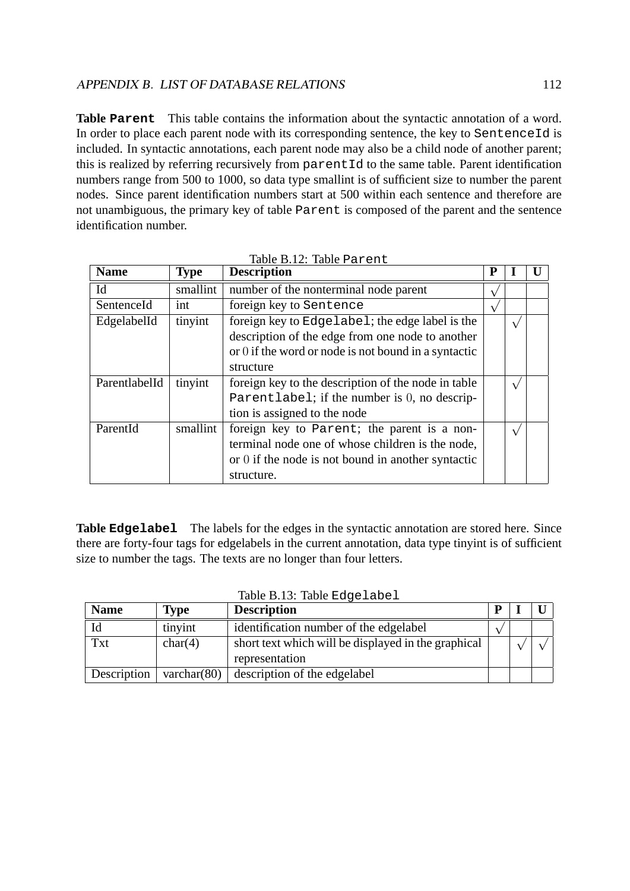**Table `Parent`** This table contains the information about the syntactic annotation of a word. In order to place each parent node with its corresponding sentence, the key to `SentenceId` is included. In syntactic annotations, each parent node may also be a child node of another parent; this is realized by referring recursively from `parentId` to the same table. Parent identification numbers range from 500 to 1000, so data type smallint is of sufficient size to number the parent nodes. Since parent identification numbers start at 500 within each sentence and therefore are not unambiguous, the primary key of table `Parent` is composed of the parent and the sentence identification number.

Table B.12: Table `Parent`

| Name | Type | Description | P | I | U |
|---|---|---|---|---|---|
| Id | smallint | number of the nonterminal node parent | √ | | |
| SentenceId | int | foreign key to `Sentence` | √ | | |
| EdgelabelId | tinyint | foreign key to `Edgelabel`; the edge label is the description of the edge from one node to another or 0 if the word or node is not bound in a syntactic structure | | √ | |
| ParentlabelId | tinyint | foreign key to the description of the node in table `Parentlabel`; if the number is 0, no description is assigned to the node | | √ | |
| ParentId | smallint | foreign key to `Parent`; the parent is a nonterminal node one of whose children is the node, or 0 if the node is not bound in another syntactic structure. | | √ | |

**Table `Edgelabel`** The labels for the edges in the syntactic annotation are stored here. Since there are forty-four tags for edgelabels in the current annotation, data type tinyint is of sufficient size to number the tags. The texts are no longer than four letters.

Table B.13: Table `Edgelabel`

| Name | Type | Description | P | I | U |
|---|---|---|---|---|---|
| Id | tinyint | identification number of the edgelabel | √ | | |
| Txt | char(4) | short text which will be displayed in the graphical representation | | √ | √ |
| Description | varchar(80) | description of the edgelabel | | | |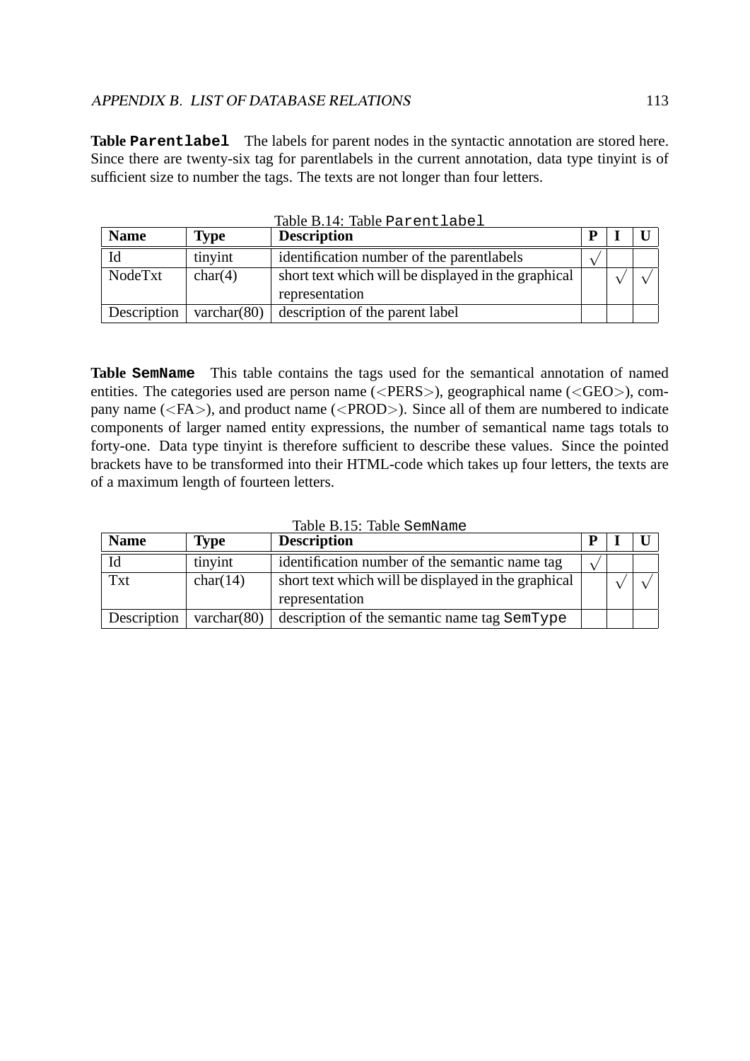**Table `Parentlabel`** The labels for parent nodes in the syntactic annotation are stored here. Since there are twenty-six tag for parentlabels in the current annotation, data type tinyint is of sufficient size to number the tags. The texts are not longer than four letters.

Table B.14: Table `Parentlabel`

| Name | Type | Description | P | I | U |
|---|---|---|---|---|---|
| Id | tinyint | identification number of the parentlabels | √ | | |
| NodeTxt | char(4) | short text which will be displayed in the graphical representation | | √ | √ |
| Description | varchar(80) | description of the parent label | | | |

**Table `SemName`** This table contains the tags used for the semantical annotation of named entities. The categories used are person name (<PERS>), geographical name (<GEO>), company name (<FA>), and product name (<PROD>). Since all of them are numbered to indicate components of larger named entity expressions, the number of semantical name tags totals to forty-one. Data type tinyint is therefore sufficient to describe these values. Since the pointed brackets have to be transformed into their HTML-code which takes up four letters, the texts are of a maximum length of fourteen letters.

Table B.15: Table `SemName`

| Name | Type | Description | P | I | U |
|---|---|---|---|---|---|
| Id | tinyint | identification number of the semantic name tag | √ | | |
| Txt | char(14) | short text which will be displayed in the graphical representation | | √ | √ |
| Description | varchar(80) | description of the semantic name tag `SemType` | | | |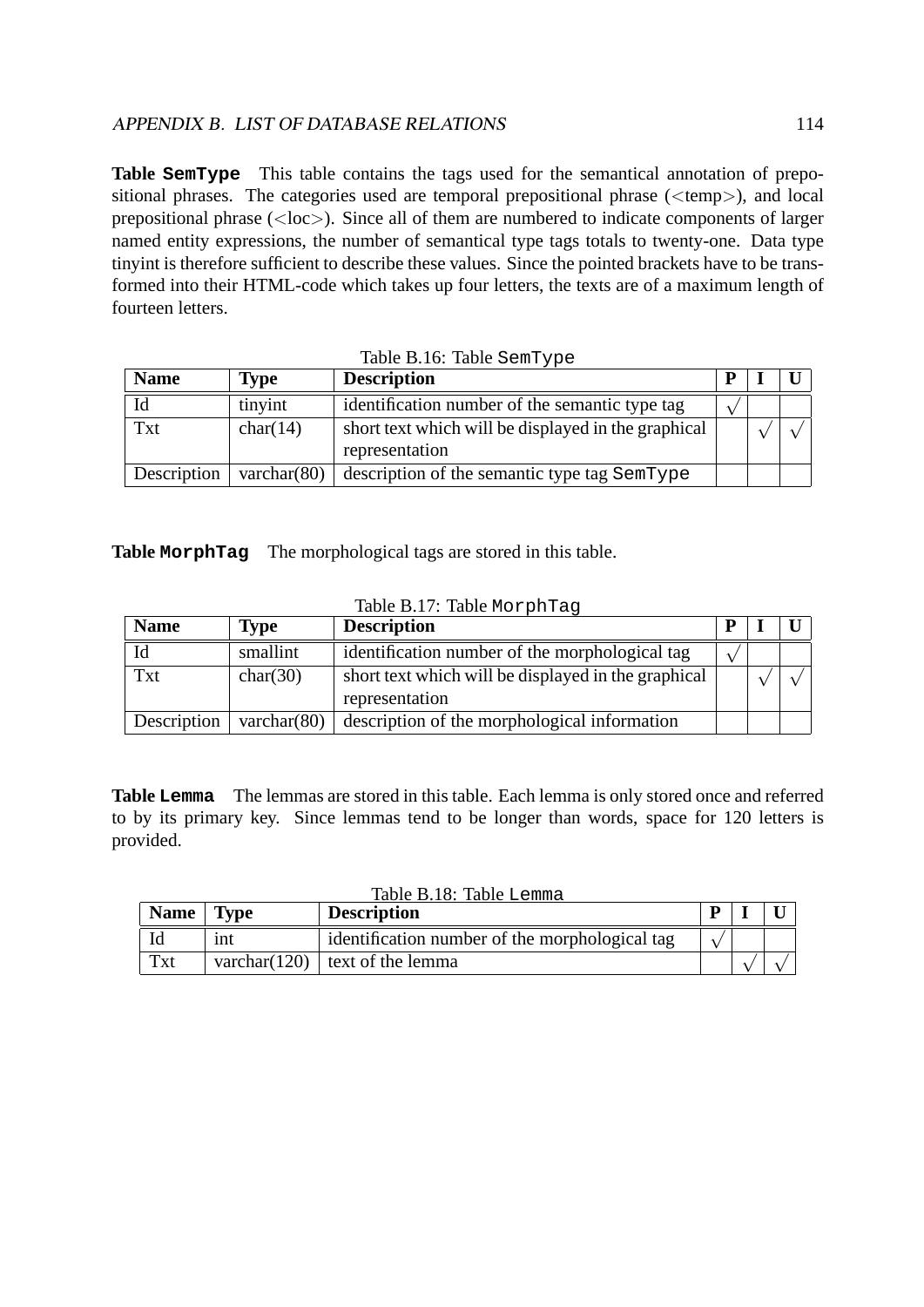**Table `SemType`** This table contains the tags used for the semantical annotation of prepositional phrases. The categories used are temporal prepositional phrase (<temp>), and local prepositional phrase (<loc>). Since all of them are numbered to indicate components of larger named entity expressions, the number of semantical type tags totals to twenty-one. Data type tinyint is therefore sufficient to describe these values. Since the pointed brackets have to be transformed into their HTML-code which takes up four letters, the texts are of a maximum length of fourteen letters.

Table B.16: Table `SemType`

| **Name** | **Type** | **Description** | **P** | **I** | **U** |
|---|---|---|---|---|---|
| Id | tinyint | identification number of the semantic type tag | √ | | |
| Txt | char(14) | short text which will be displayed in the graphical representation | | √ | √ |
| Description | varchar(80) | description of the semantic type tag `SemType` | | | |

**Table `MorphTag`** The morphological tags are stored in this table.

Table B.17: Table `MorphTag`

| **Name** | **Type** | **Description** | **P** | **I** | **U** |
|---|---|---|---|---|---|
| Id | smallint | identification number of the morphological tag | √ | | |
| Txt | char(30) | short text which will be displayed in the graphical representation | | √ | √ |
| Description | varchar(80) | description of the morphological information | | | |

**Table `Lemma`** The lemmas are stored in this table. Each lemma is only stored once and referred to by its primary key. Since lemmas tend to be longer than words, space for 120 letters is provided.

Table B.18: Table `Lemma`

| **Name** | **Type** | **Description** | **P** | **I** | **U** |
|---|---|---|---|---|---|
| Id | int | identification number of the morphological tag | √ | | |
| Txt | varchar(120) | text of the lemma | | √ | √ |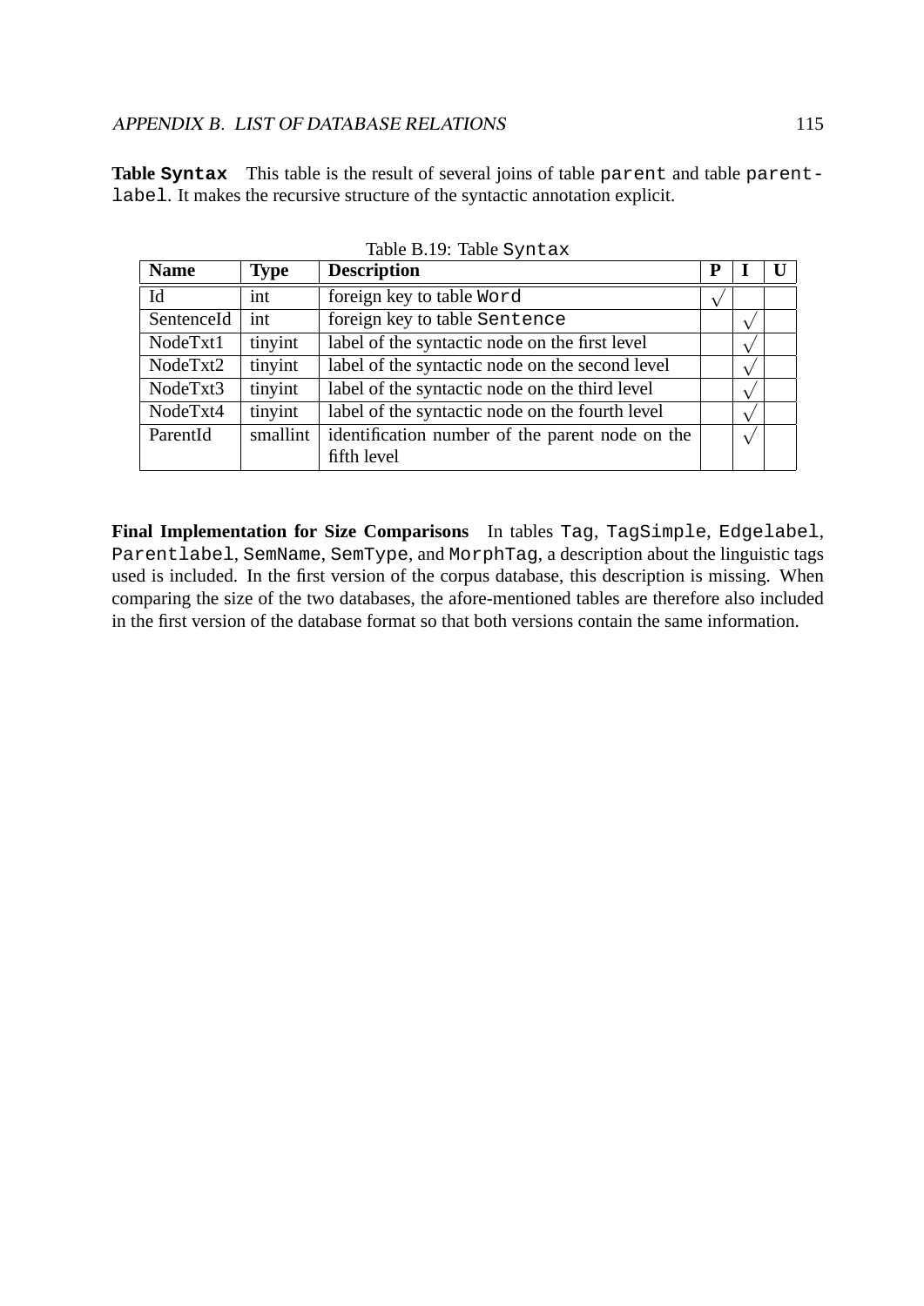**Table `Syntax`** This table is the result of several joins of table `parent` and table `parentlabel`. It makes the recursive structure of the syntactic annotation explicit.

Table B.19: Table `Syntax`

| Name | Type | Description | P | I | U |
|---|---|---|---|---|---|
| Id | int | foreign key to table `Word` | √ | | |
| SentenceId | int | foreign key to table `Sentence` | | √ | |
| NodeTxt1 | tinyint | label of the syntactic node on the first level | | √ | |
| NodeTxt2 | tinyint | label of the syntactic node on the second level | | √ | |
| NodeTxt3 | tinyint | label of the syntactic node on the third level | | √ | |
| NodeTxt4 | tinyint | label of the syntactic node on the fourth level | | √ | |
| ParentId | smallint | identification number of the parent node on the fifth level | | √ | |

**Final Implementation for Size Comparisons** In tables `Tag`, `TagSimple`, `Edgelabel`, `Parentlabel`, `SemName`, `SemType`, and `MorphTag`, a description about the linguistic tags used is included. In the first version of the corpus database, this description is missing. When comparing the size of the two databases, the afore-mentioned tables are therefore also included in the first version of the database format so that both versions contain the same information.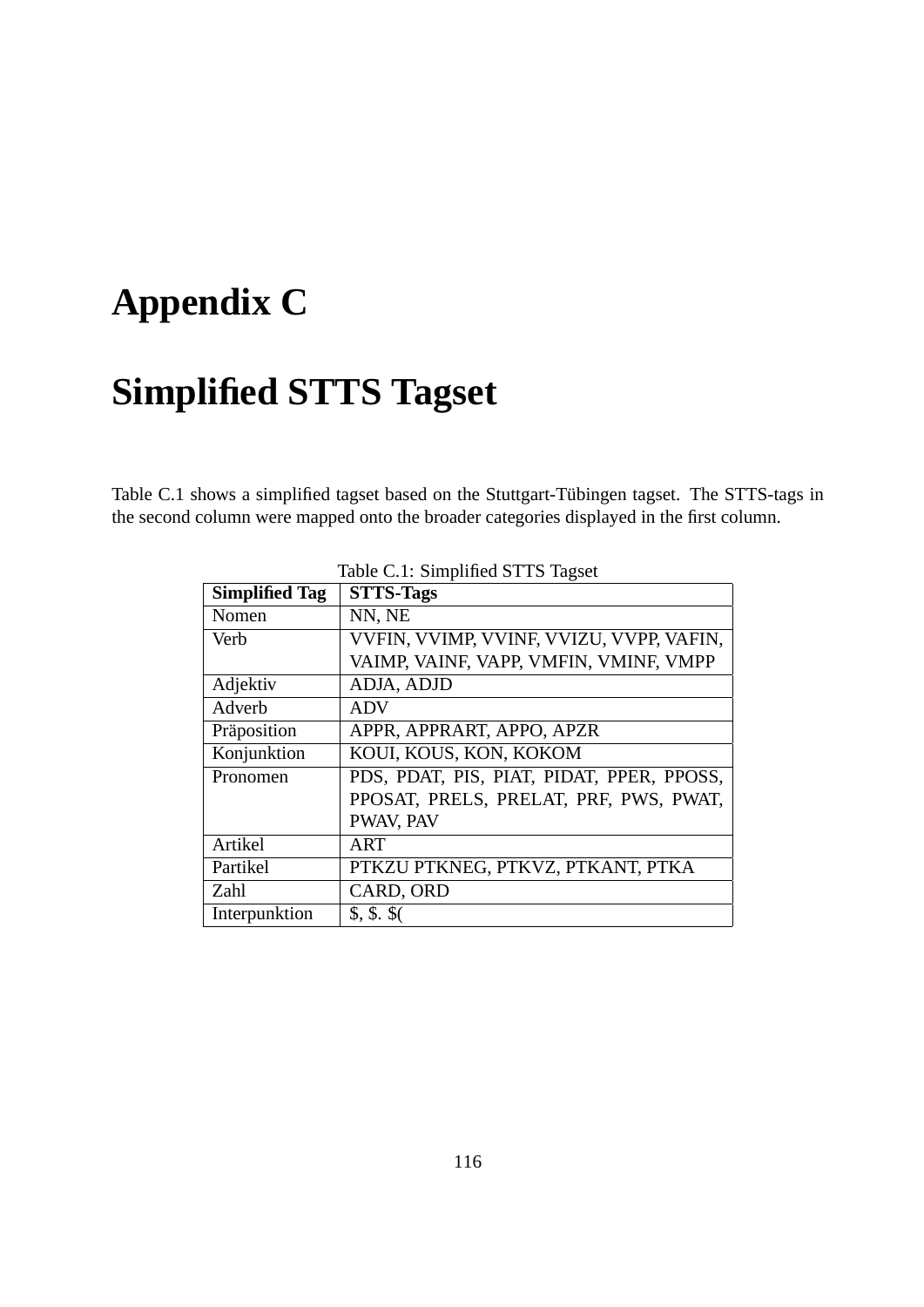# Appendix C

# Simplified STTS Tagset

Table C.1 shows a simplified tagset based on the Stuttgart-Tübingen tagset. The STTS-tags in the second column were mapped onto the broader categories displayed in the first column.

Table C.1: Simplified STTS Tagset

| **Simplified Tag** | **STTS-Tags** |
|---|---|
| Nomen | NN, NE |
| Verb | VVFIN, VVIMP, VVINF, VVIZU, VVPP, VAFIN, VAIMP, VAINF, VAPP, VMFIN, VMINF, VMPP |
| Adjektiv | ADJA, ADJD |
| Adverb | ADV |
| Präposition | APPR, APPRART, APPO, APZR |
| Konjunktion | KOUI, KOUS, KON, KOKOM |
| Pronomen | PDS, PDAT, PIS, PIAT, PIDAT, PPER, PPOSS, PPOSAT, PRELS, PRELAT, PRF, PWS, PWAT, PWAV, PAV |
| Artikel | ART |
| Partikel | PTKZU PTKNEG, PTKVZ, PTKANT, PTKA |
| Zahl | CARD, ORD |
| Interpunktion | $, $. $( |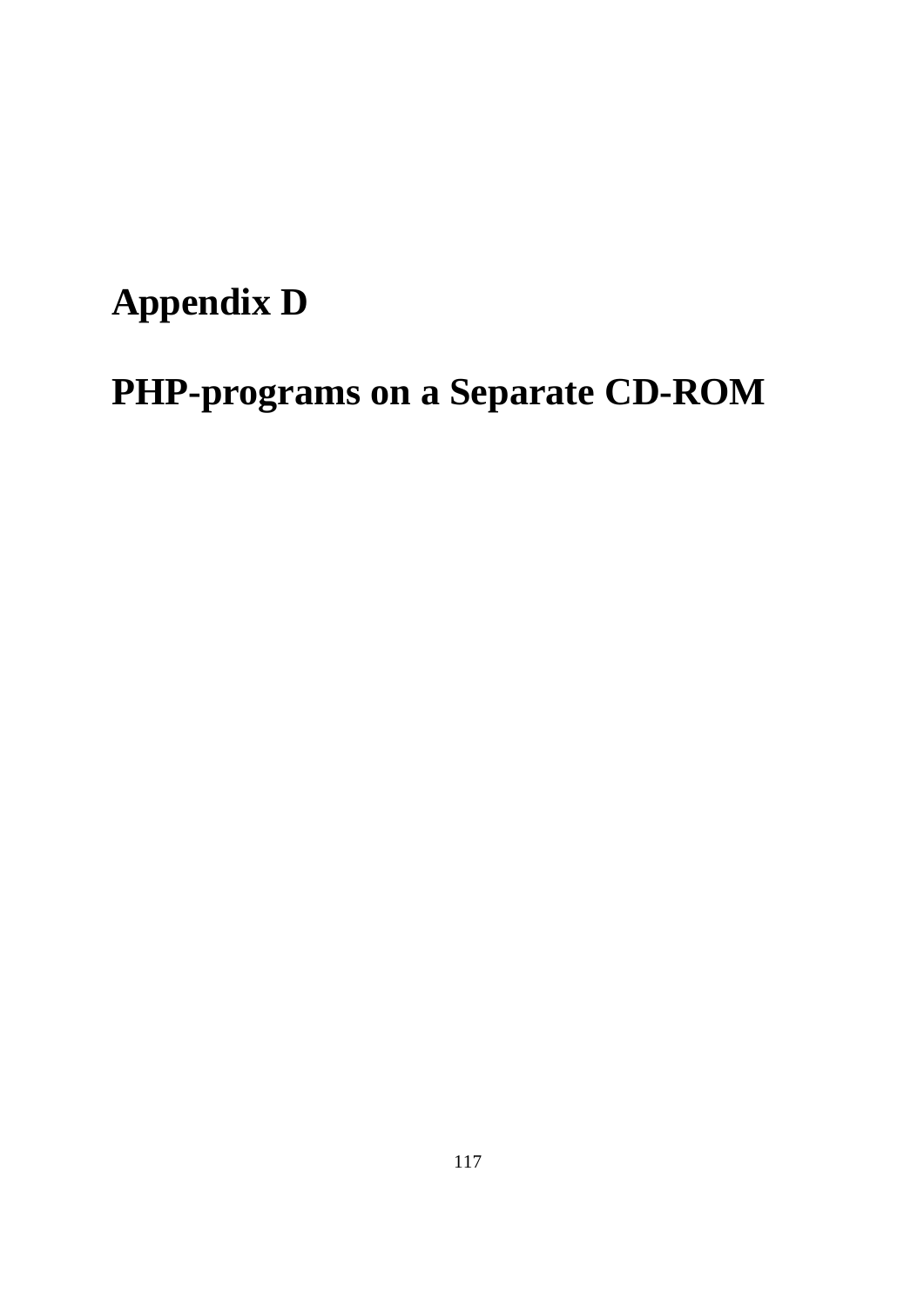# Appendix D

# PHP-programs on a Separate CD-ROM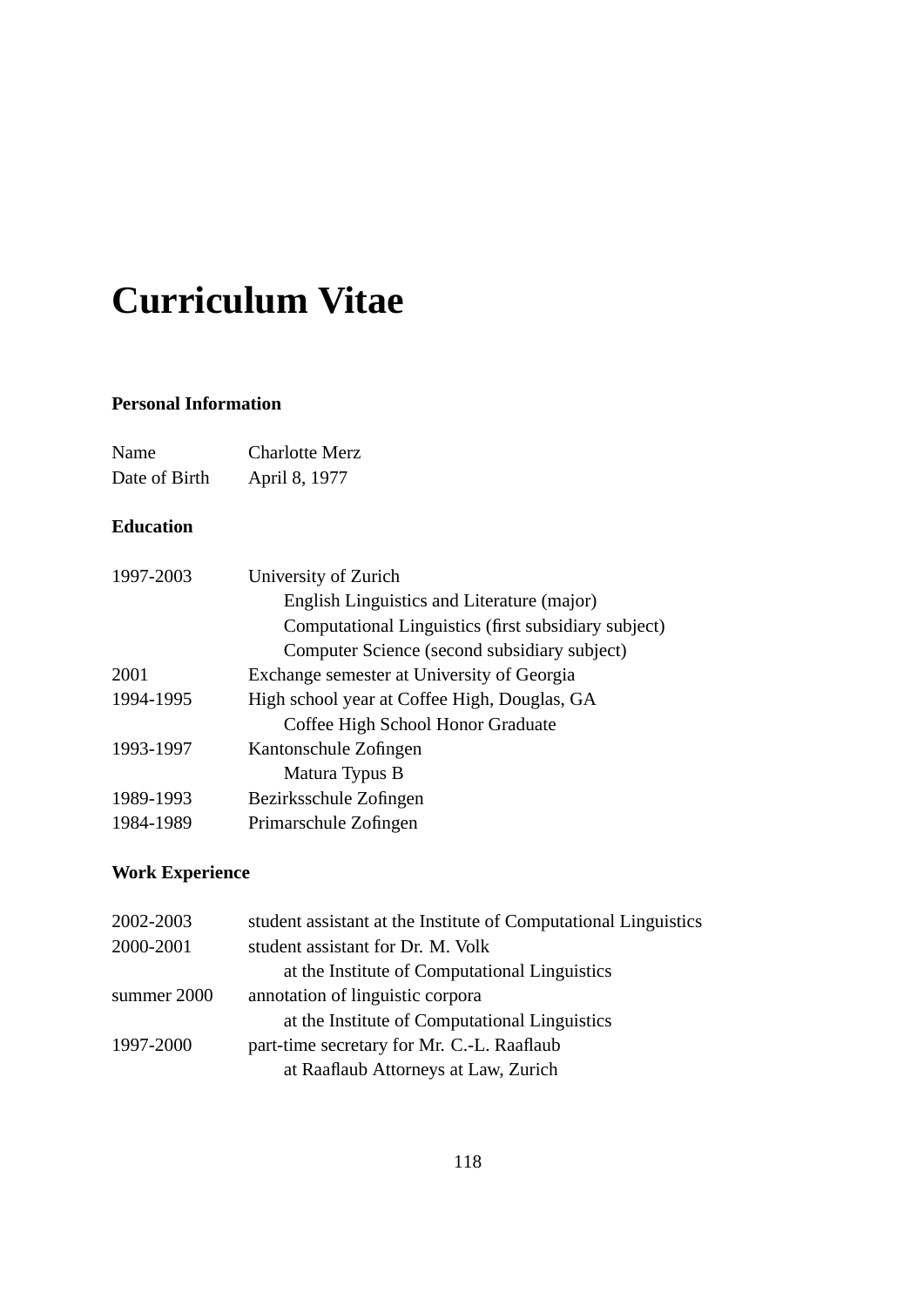# Curriculum Vitae

### Personal Information

| | |
|---|---|
| Name | Charlotte Merz |
| Date of Birth | April 8, 1977 |

### Education

| | |
|---|---|
| 1997-2003 | University of Zurich |
| | English Linguistics and Literature (major) |
| | Computational Linguistics (first subsidiary subject) |
| | Computer Science (second subsidiary subject) |
| 2001 | Exchange semester at University of Georgia |
| 1994-1995 | High school year at Coffee High, Douglas, GA |
| | Coffee High School Honor Graduate |
| 1993-1997 | Kantonschule Zofingen |
| | Matura Typus B |
| 1989-1993 | Bezirksschule Zofingen |
| 1984-1989 | Primarschule Zofingen |

### Work Experience

| | |
|---|---|
| 2002-2003 | student assistant at the Institute of Computational Linguistics |
| 2000-2001 | student assistant for Dr. M. Volk |
| | at the Institute of Computational Linguistics |
| summer 2000 | annotation of linguistic corpora |
| | at the Institute of Computational Linguistics |
| 1997-2000 | part-time secretary for Mr. C.-L. Raaflaub |
| | at Raaflaub Attorneys at Law, Zurich |